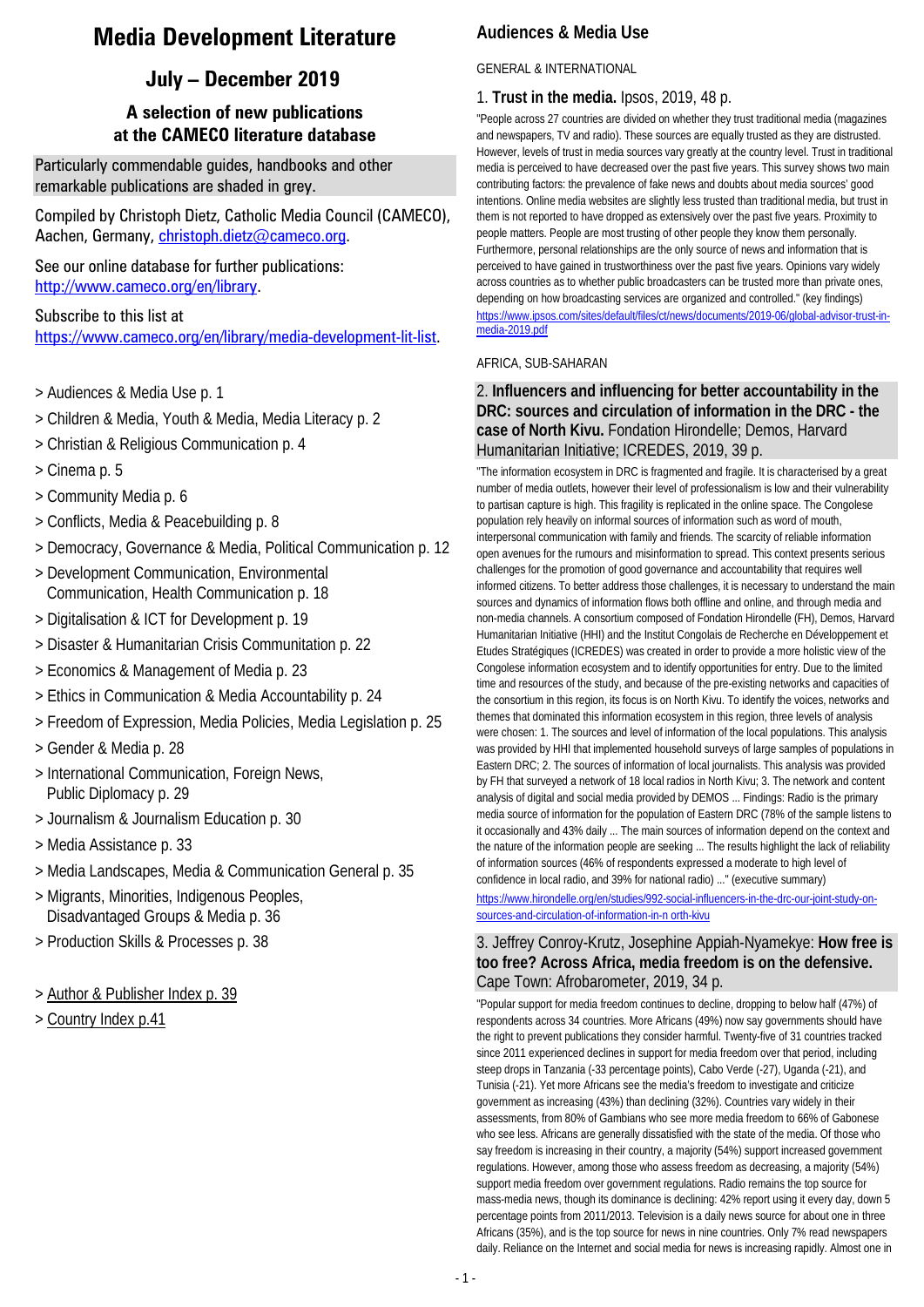# Media Development Literature

## July – December 2019

### A selection of new publications at the CAMECO literature database

Particularly commendable guides, handbooks and other remarkable publications are shaded in grey.

Compiled by Christoph Dietz, Catholic Media Council (CAMECO), Aachen, Germany, christoph.dietz@cameco.org.

See our online database for further publications: http://www.cameco.org/en/library.

Subscribe to this list at https://www.cameco.org/en/library/media-development-lit-list.

> Audiences & Media Use p. 1
> Children & Media, Youth & Media, Media Literacy p. 2
> Christian & Religious Communication p. 4
> Cinema p. 5
> Community Media p. 6
> Conflicts, Media & Peacebuilding p. 8
> Democracy, Governance & Media, Political Communication p. 12
> Development Communication, Environmental Communication, Health Communication p. 18
> Digitalisation & ICT for Development p. 19
> Disaster & Humanitarian Crisis Communitation p. 22
> Economics & Management of Media p. 23
> Ethics in Communication & Media Accountability p. 24
> Freedom of Expression, Media Policies, Media Legislation p. 25
> Gender & Media p. 28
> International Communication, Foreign News, Public Diplomacy p. 29
> Journalism & Journalism Education p. 30
> Media Assistance p. 33
> Media Landscapes, Media & Communication General p. 35
> Migrants, Minorities, Indigenous Peoples, Disadvantaged Groups & Media p. 36
> Production Skills & Processes p. 38

> Author & Publisher Index p. 39
> Country Index p.41

## Audiences & Media Use

GENERAL & INTERNATIONAL

1. **Trust in the media.** Ipsos, 2019, 48 p.

"People across 27 countries are divided on whether they trust traditional media (magazines and newspapers, TV and radio). These sources are equally trusted as they are distrusted. However, levels of trust in media sources vary greatly at the country level. Trust in traditional media is perceived to have decreased over the past five years. This survey shows two main contributing factors: the prevalence of fake news and doubts about media sources' good intentions. Online media websites are slightly less trusted than traditional media, but trust in them is not reported to have dropped as extensively over the past five years. Proximity to people matters. People are most trusting of other people they know them personally. Furthermore, personal relationships are the only source of news and information that is perceived to have gained in trustworthiness over the past five years. Opinions vary widely across countries as to whether public broadcasters can be trusted more than private ones, depending on how broadcasting services are organized and controlled." (key findings)
https://www.ipsos.com/sites/default/files/ct/news/documents/2019-06/global-advisor-trust-in-media-2019.pdf

AFRICA, SUB-SAHARAN

2. **Influencers and influencing for better accountability in the DRC: sources and circulation of information in the DRC - the case of North Kivu.** Fondation Hirondelle; Demos, Harvard Humanitarian Initiative; ICREDES, 2019, 39 p.

"The information ecosystem in DRC is fragmented and fragile. It is characterised by a great number of media outlets, however their level of professionalism is low and their vulnerability to partisan capture is high. This fragility is replicated in the online space. The Congolese population rely heavily on informal sources of information such as word of mouth, interpersonal communication with family and friends. The scarcity of reliable information open avenues for the rumours and misinformation to spread. This context presents serious challenges for the promotion of good governance and accountability that requires well informed citizens. To better address those challenges, it is necessary to understand the main sources and dynamics of information flows both offline and online, and through media and non-media channels. A consortium composed of Fondation Hirondelle (FH), Demos, Harvard Humanitarian Initiative (HHI) and the Institut Congolais de Recherche en Développement et Etudes Stratégiques (ICREDES) was created in order to provide a more holistic view of the Congolese information ecosystem and to identify opportunities for entry. Due to the limited time and resources of the study, and because of the pre-existing networks and capacities of the consortium in this region, its focus is on North Kivu. To identify the voices, networks and themes that dominated this information ecosystem in this region, three levels of analysis were chosen: 1. The sources and level of information of the local populations. This analysis was provided by HHI that implemented household surveys of large samples of populations in Eastern DRC; 2. The sources of information of local journalists. This analysis was provided by FH that surveyed a network of 18 local radios in North Kivu; 3. The network and content analysis of digital and social media provided by DEMOS ... Findings: Radio is the primary media source of information for the population of Eastern DRC (78% of the sample listens to it occasionally and 43% daily ... The main sources of information depend on the context and the nature of the information people are seeking ... The results highlight the lack of reliability of information sources (46% of respondents expressed a moderate to high level of confidence in local radio, and 39% for national radio) ..." (executive summary)
https://www.hirondelle.org/en/studies/992-social-influencers-in-the-drc-our-joint-study-on-sources-and-circulation-of-information-in-n orth-kivu

3. Jeffrey Conroy-Krutz, Josephine Appiah-Nyamekye: **How free is too free? Across Africa, media freedom is on the defensive.** Cape Town: Afrobarometer, 2019, 34 p.

"Popular support for media freedom continues to decline, dropping to below half (47%) of respondents across 34 countries. More Africans (49%) now say governments should have the right to prevent publications they consider harmful. Twenty-five of 31 countries tracked since 2011 experienced declines in support for media freedom over that period, including steep drops in Tanzania (-33 percentage points), Cabo Verde (-27), Uganda (-21), and Tunisia (-21). Yet more Africans see the media's freedom to investigate and criticize government as increasing (43%) than declining (32%). Countries vary widely in their assessments, from 80% of Gambians who see more media freedom to 66% of Gabonese who see less. Africans are generally dissatisfied with the state of the media. Of those who say freedom is increasing in their country, a majority (54%) support increased government regulations. However, among those who assess freedom as decreasing, a majority (54%) support media freedom over government regulations. Radio remains the top source for mass-media news, though its dominance is declining: 42% report using it every day, down 5 percentage points from 2011/2013. Television is a daily news source for about one in three Africans (35%), and is the top source for news in nine countries. Only 7% read newspapers daily. Reliance on the Internet and social media for news is increasing rapidly. Almost one in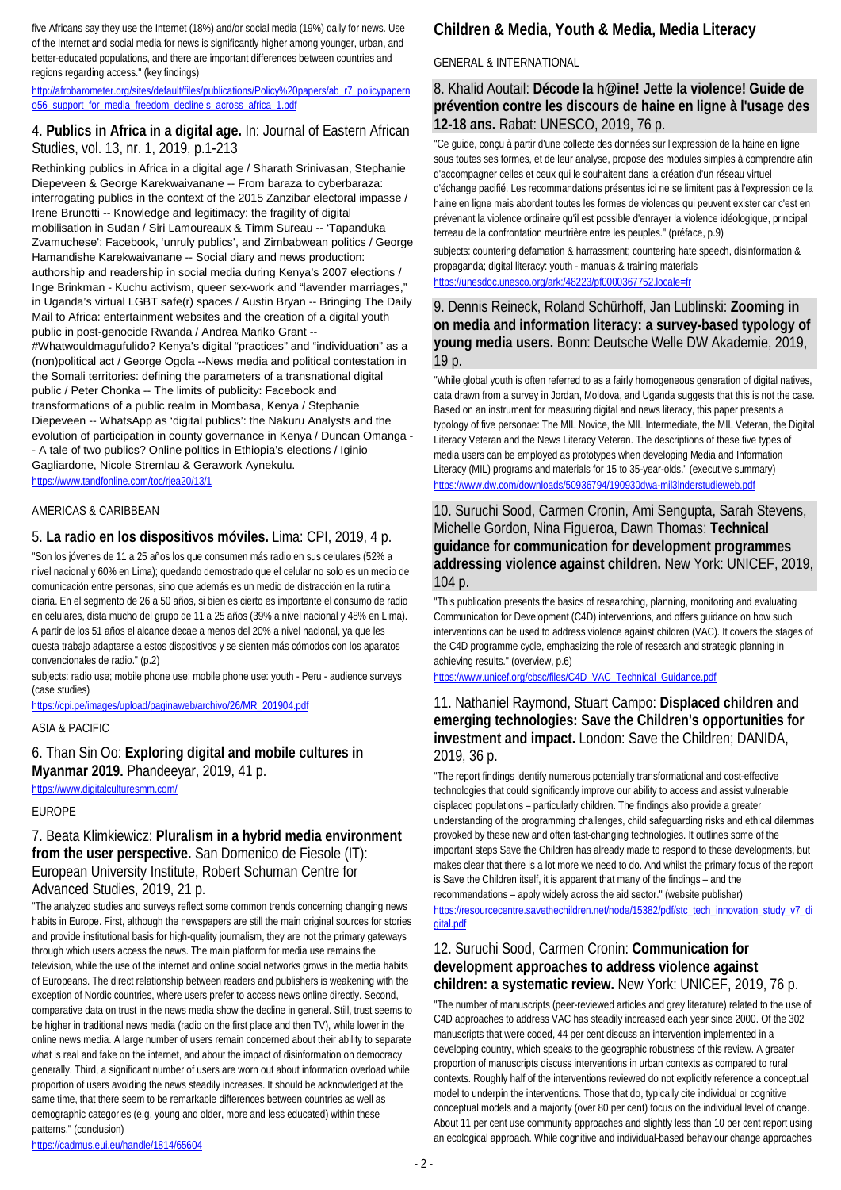five Africans say they use the Internet (18%) and/or social media (19%) daily for news. Use of the Internet and social media for news is significantly higher among younger, urban, and better-educated populations, and there are important differences between countries and regions regarding access." (key findings)

http://afrobarometer.org/sites/default/files/publications/Policy%20papers/ab_r7_policypapern o56_support_for_media_freedom_decline s_across_africa_1.pdf

## 4. **Publics in Africa in a digital age.** In: Journal of Eastern African Studies, vol. 13, nr. 1, 2019, p.1-213

Rethinking publics in Africa in a digital age / Sharath Srinivasan, Stephanie Diepeveen & George Karekwaivanane -- From baraza to cyberbaraza: interrogating publics in the context of the 2015 Zanzibar electoral impasse / Irene Brunotti -- Knowledge and legitimacy: the fragility of digital mobilisation in Sudan / Siri Lamoureaux & Timm Sureau -- 'Tapanduka Zvamuchese': Facebook, 'unruly publics', and Zimbabwean politics / George Hamandishe Karekwaivanane -- Social diary and news production: authorship and readership in social media during Kenya's 2007 elections / Inge Brinkman - Kuchu activism, queer sex-work and "lavender marriages," in Uganda's virtual LGBT safe(r) spaces / Austin Bryan -- Bringing The Daily Mail to Africa: entertainment websites and the creation of a digital youth public in post-genocide Rwanda / Andrea Mariko Grant -- #Whatwouldmagufulido? Kenya's digital "practices" and "individuation" as a (non)political act / George Ogola --News media and political contestation in the Somali territories: defining the parameters of a transnational digital public / Peter Chonka -- The limits of publicity: Facebook and transformations of a public realm in Mombasa, Kenya / Stephanie Diepeveen -- WhatsApp as 'digital publics': the Nakuru Analysts and the evolution of participation in county governance in Kenya / Duncan Omanga -- A tale of two publics? Online politics in Ethiopia's elections / Iginio Gagliardone, Nicole Stremlau & Gerawork Aynekulu.

https://www.tandfonline.com/toc/rjea20/13/1

AMERICAS & CARIBBEAN

## 5. **La radio en los dispositivos móviles.** Lima: CPI, 2019, 4 p.

"Son los jóvenes de 11 a 25 años los que consumen más radio en sus celulares (52% a nivel nacional y 60% en Lima); quedando demostrado que el celular no solo es un medio de comunicación entre personas, sino que además es un medio de distracción en la rutina diaria. En el segmento de 26 a 50 años, si bien es cierto es importante el consumo de radio en celulares, dista mucho del grupo de 11 a 25 años (39% a nivel nacional y 48% en Lima). A partir de los 51 años el alcance decae a menos del 20% a nivel nacional, ya que les cuesta trabajo adaptarse a estos dispositivos y se sienten más cómodos con los aparatos convencionales de radio." (p.2)

subjects: radio use; mobile phone use; mobile phone use: youth - Peru - audience surveys (case studies)

https://cpi.pe/images/upload/paginaweb/archivo/26/MR_201904.pdf

ASIA & PACIFIC

## 6. Than Sin Oo: **Exploring digital and mobile cultures in Myanmar 2019.** Phandeeyar, 2019, 41 p.

https://www.digitalculturesmm.com/

EUROPE

## 7. Beata Klimkiewicz: **Pluralism in a hybrid media environment from the user perspective.** San Domenico de Fiesole (IT): European University Institute, Robert Schuman Centre for Advanced Studies, 2019, 21 p.

"The analyzed studies and surveys reflect some common trends concerning changing news habits in Europe. First, although the newspapers are still the main original sources for stories and provide institutional basis for high-quality journalism, they are not the primary gateways through which users access the news. The main platform for media use remains the television, while the use of the internet and online social networks grows in the media habits of Europeans. The direct relationship between readers and publishers is weakening with the exception of Nordic countries, where users prefer to access news online directly. Second, comparative data on trust in the news media show the decline in general. Still, trust seems to be higher in traditional news media (radio on the first place and then TV), while lower in the online news media. A large number of users remain concerned about their ability to separate what is real and fake on the internet, and about the impact of disinformation on democracy generally. Third, a significant number of users are worn out about information overload while proportion of users avoiding the news steadily increases. It should be acknowledged at the same time, that there seem to be remarkable differences between countries as well as demographic categories (e.g. young and older, more and less educated) within these patterns." (conclusion)

https://cadmus.eui.eu/handle/1814/65604

# Children & Media, Youth & Media, Media Literacy

GENERAL & INTERNATIONAL

## 8. Khalid Aoutail: **Décode la h@ine! Jette la violence! Guide de prévention contre les discours de haine en ligne à l'usage des 12-18 ans.** Rabat: UNESCO, 2019, 76 p.

"Ce guide, conçu à partir d'une collecte des données sur l'expression de la haine en ligne sous toutes ses formes, et de leur analyse, propose des modules simples à comprendre afin d'accompagner celles et ceux qui le souhaitent dans la création d'un réseau virtuel d'échange pacifié. Les recommandations présentes ici ne se limitent pas à l'expression de la haine en ligne mais abordent toutes les formes de violences qui peuvent exister car c'est en prévenant la violence ordinaire qu'il est possible d'enrayer la violence idéologique, principal terreau de la confrontation meurtrière entre les peuples." (préface, p.9)

subjects: countering defamation & harrassment; countering hate speech, disinformation & propaganda; digital literacy: youth - manuals & training materials

https://unesdoc.unesco.org/ark:/48223/pf0000367752.locale=fr

## 9. Dennis Reineck, Roland Schürhoff, Jan Lublinski: **Zooming in on media and information literacy: a survey-based typology of young media users.** Bonn: Deutsche Welle DW Akademie, 2019, 19 p.

"While global youth is often referred to as a fairly homogeneous generation of digital natives, data drawn from a survey in Jordan, Moldova, and Uganda suggests that this is not the case. Based on an instrument for measuring digital and news literacy, this paper presents a typology of five personae: The MIL Novice, the MIL Intermediate, the MIL Veteran, the Digital Literacy Veteran and the News Literacy Veteran. The descriptions of these five types of media users can be employed as prototypes when developing Media and Information Literacy (MIL) programs and materials for 15 to 35-year-olds." (executive summary)

https://www.dw.com/downloads/50936794/190930dwa-mil3lnderstudieweb.pdf

## 10. Suruchi Sood, Carmen Cronin, Ami Sengupta, Sarah Stevens, Michelle Gordon, Nina Figueroa, Dawn Thomas: **Technical guidance for communication for development programmes addressing violence against children.** New York: UNICEF, 2019, 104 p.

"This publication presents the basics of researching, planning, monitoring and evaluating Communication for Development (C4D) interventions, and offers guidance on how such interventions can be used to address violence against children (VAC). It covers the stages of the C4D programme cycle, emphasizing the role of research and strategic planning in achieving results." (overview, p.6)

https://www.unicef.org/cbsc/files/C4D_VAC_Technical_Guidance.pdf

## 11. Nathaniel Raymond, Stuart Campo: **Displaced children and emerging technologies: Save the Children's opportunities for investment and impact.** London: Save the Children; DANIDA, 2019, 36 p.

"The report findings identify numerous potentially transformational and cost-effective technologies that could significantly improve our ability to access and assist vulnerable displaced populations – particularly children. The findings also provide a greater understanding of the programming challenges, child safeguarding risks and ethical dilemmas provoked by these new and often fast-changing technologies. It outlines some of the important steps Save the Children has already made to respond to these developments, but makes clear that there is a lot more we need to do. And whilst the primary focus of the report is Save the Children itself, it is apparent that many of the findings – and the recommendations – apply widely across the aid sector." (website publisher)

https://resourcecentre.savethechildren.net/node/15382/pdf/stc_tech_innovation_study_v7_digital.pdf

## 12. Suruchi Sood, Carmen Cronin: **Communication for development approaches to address violence against children: a systematic review.** New York: UNICEF, 2019, 76 p.

"The number of manuscripts (peer-reviewed articles and grey literature) related to the use of C4D approaches to address VAC has steadily increased each year since 2000. Of the 302 manuscripts that were coded, 44 per cent discuss an intervention implemented in a developing country, which speaks to the geographic robustness of this review. A greater proportion of manuscripts discuss interventions in urban contexts as compared to rural contexts. Roughly half of the interventions reviewed do not explicitly reference a conceptual model to underpin the interventions. Those that do, typically cite individual or cognitive conceptual models and a majority (over 80 per cent) focus on the individual level of change. About 11 per cent use community approaches and slightly less than 10 per cent report using an ecological approach. While cognitive and individual-based behaviour change approaches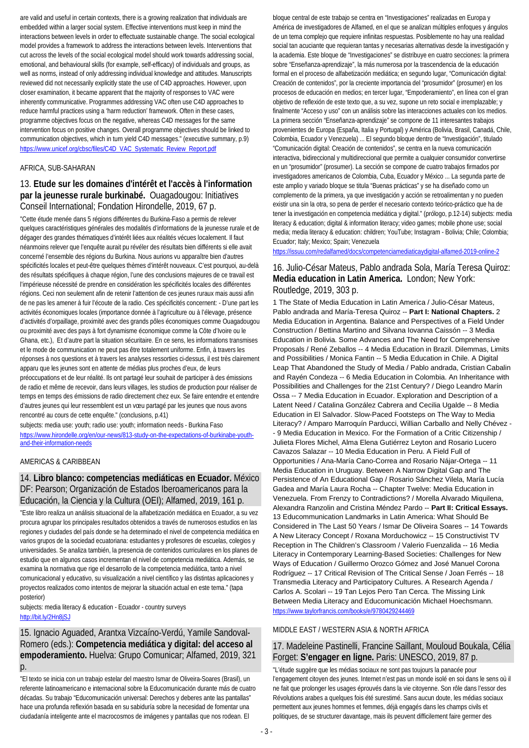are valid and useful in certain contexts, there is a growing realization that individuals are embedded within a larger social system. Effective interventions must keep in mind the interactions between levels in order to effectuate sustainable change. The social ecological model provides a framework to address the interactions between levels. Interventions that cut across the levels of the social ecological model should work towards addressing social, emotional, and behavioural skills (for example, self-efficacy) of individuals and groups, as well as norms, instead of only addressing individual knowledge and attitudes. Manuscripts reviewed did not necessarily explicitly state the use of C4D approaches. However, upon closer examination, it became apparent that the majority of responses to VAC were inherently communicative. Programmes addressing VAC often use C4D approaches to reduce harmful practices using a 'harm reduction' framework. Often in these cases, programme objectives focus on the negative, whereas C4D messages for the same intervention focus on positive changes. Overall programme objectives should be linked to communication objectives, which in turn yield C4D messages." (executive summary, p.9)
https://www.unicef.org/cbsc/files/C4D_VAC_Systematic_Review_Report.pdf

## AFRICA, SUB-SAHARAN

### 13. **Etude sur les domaines d'intérêt et l'accès à l'information par la jeunesse rurale burkinabé.** Ouagadougou: Initiatives Conseil International; Fondation Hirondelle, 2019, 67 p.

"Cette étude menée dans 5 régions différentes du Burkina-Faso a permis de relever quelques caractéristiques générales des modalités d'informations de la jeunesse rurale et de dégager des grandes thématiques d'intérêt liées aux réalités vécues localement. Il faut néanmoins relever que l'enquête aurait pu révéler des résultats bien différents si elle avait concerné l'ensemble des régions du Burkina. Nous aurions vu apparaître bien d'autres spécificités locales et peut-être quelques thèmes d'intérêt nouveaux. C'est pourquoi, au-delà des résultats spécifiques à chaque région, l'une des conclusions majeures de ce travail est l'impérieuse nécessité de prendre en considération les spécificités locales des différentes régions. Ceci non seulement afin de retenir l'attention de ces jeunes ruraux mais aussi afin de ne pas les amener à fuir l'écoute de la radio. Ces spécificités concernent: - D'une part les activités économiques locales (importance donnée à l'agriculture ou à l'élevage, présence d'activités d'orpaillage, proximité avec des grands pôles économiques comme Ouagadougou ou proximité avec des pays à fort dynamisme économique comme la Côte d'Ivoire ou le Ghana, etc.), Et d'autre part la situation sécuritaire. En ce sens, les informations transmises et le mode de communication ne peut pas être totalement uniforme. Enfin, à travers les réponses à nos questions et à travers les analyses ressorties ci-dessus, il est très clairement apparu que les jeunes sont en attente de médias plus proches d'eux, de leurs préoccupations et de leur réalité. Ils ont partagé leur souhait de participer à des émissions de radio et même de recevoir, dans leurs villages, les studios de production pour réaliser de temps en temps des émissions de radio directement chez eux. Se faire entendre et entendre d'autres jeunes qui leur ressemblent est un vœu partagé par les jeunes que nous avons rencontré au cours de cette enquête." (conclusions, p.41)

subjects: media use: youth; radio use: youth; information needs - Burkina Faso
https://www.hirondelle.org/en/our-news/813-study-on-the-expectations-of-burkinabe-youth-and-their-information-needs

## AMERICAS & CARIBBEAN

### 14. **Libro blanco: competencias mediáticas en Ecuador.** México DF: Pearson; Organización de Estados Iberoamericanos para la Educación, la Ciencia y la Cultura (OEI); Alfamed, 2019, 161 p.

"Este libro realiza un análisis situacional de la alfabetización mediática en Ecuador, a su vez procura agrupar los principales resultados obtenidos a través de numerosos estudios en las regiones y ciudades del país donde se ha determinado el nivel de competencia mediática en varios grupos de la sociedad ecuatoriana: estudiantes y profesores de escuelas, colegios y universidades. Se analiza también, la presencia de contenidos curriculares en los planes de estudio que en algunos casos incrementan el nivel de competencia mediática. Además, se examina la normativa que rige el desarrollo de la competencia mediática, tanto a nivel comunicacional y educativo, su visualización a nivel científico y las distintas aplicaciones y proyectos realizados como intentos de mejorar la situación actual en este tema." (tapa posterior)

subjects: media literacy & education - Ecuador - country surveys
http://bit.ly/2Hn8jSJ

### 15. Ignacio Aguaded, Arantxa Vizcaíno-Verdú, Yamile Sandoval-Romero (eds.): **Competencia mediática y digital: del acceso al empoderamiento.** Huelva: Grupo Comunicar; Alfamed, 2019, 321 p.

"El texto se inicia con un trabajo estelar del maestro Ismar de Oliveira-Soares (Brasil), un referente latinoamericano e internacional sobre la Educomunicación durante más de cuatro décadas. Su trabajo "Educomunicación universal: Derechos y deberes ante las pantallas" hace una profunda reflexión basada en su sabiduría sobre la necesidad de fomentar una ciudadanía inteligente ante el macrocosmos de imágenes y pantallas que nos rodean. El bloque central de este trabajo se centra en "Investigaciones" realizadas en Europa y América de investigadores de Alfamed, en el que se analizan múltiples enfoques y ángulos de un tema complejo que requiere infinitas respuestas. Posiblemente no hay una realidad social tan acuciante que requieran tantas y necesarias alternativas desde la investigación y la academia. Este bloque de "Investigaciones" se distribuye en cuatro secciones: la primera sobre "Enseñanza-aprendizaje", la más numerosa por la trascendencia de la educación formal en el proceso de alfabetización mediática; en segundo lugar, "Comunicación digital: Creación de contenidos", por la creciente importancia del "prosumidor" (prosumer) en los procesos de educación en medios; en tercer lugar, "Empoderamiento", en línea con el gran objetivo de reflexión de este texto que, a su vez, supone un reto social e irremplazable; y finalmente "Acceso y uso" con un análisis sobre las interacciones actuales con los medios. La primera sección "Enseñanza-aprendizaje" se compone de 11 interesantes trabajos provenientes de Europa (España, Italia y Portugal) y América (Bolivia, Brasil, Canadá, Chile, Colombia, Ecuador y Venezuela) ... El segundo bloque dentro de "Investigación", titulado "Comunicación digital: Creación de contenidos", se centra en la nueva comunicación interactiva, bidireccional y multidireccional que permite a cualquier consumidor convertirse en un "prosumidor" (prosumer). La sección se compone de cuatro trabajos firmados por investigadores americanos de Colombia, Cuba, Ecuador y México ... La segunda parte de este amplio y variado bloque se titula "Buenas prácticas" y se ha diseñado como un complemento de la primera, ya que investigación y acción se retroalimentan y no pueden existir una sin la otra, so pena de perder el necesario contexto teórico-práctico que ha de tener la investigación en competencia mediática y digital." (prólogo, p.12-14) subjects: media literacy & education; digital & information literacy; video games; mobile phone use; social media; media literacy & education: children; YouTube; Instagram - Bolivia; Chile; Colombia; Ecuador; Italy; Mexico; Spain; Venezuela
https://issuu.com/redalfamed/docs/competenciamediaticaydigital-alfamed-2019-online-2

### 16. Julio-César Mateus, Pablo andrada Sola, María Teresa Quiroz: **Media education in Latin America.** London; New York: Routledge, 2019, 303 p.

1 The State of Media Education in Latin America / Julio-César Mateus, Pablo andrada and María-Teresa Quiroz -- **Part I: National Chapters.** 2 Media Education in Argentina. Balance and Perspectives of a Field Under Construction / Bettina Martino and Silvana Iovanna Caissón -- 3 Media Education in Bolivia. Some Advances and The Need for Comprehensive Proposals / René Zeballos -- 4 Media Education in Brazil. Dilemmas, Limits and Possibilities / Monica Fantin -- 5 Media Education in Chile. A Digital Leap That Abandoned the Study of Media / Pablo andrada, Cristian Cabalin and Rayén Condeza -- 6 Media Education in Colombia. An Inheritance with Possibilities and Challenges for the 21st Century? / Diego Leandro Marín Ossa -- 7 Media Education in Ecuador. Exploration and Description of a Latent Need / Catalina González Cabrera and Cecilia Ugalde -- 8 Media Education in El Salvador. Slow-Paced Footsteps on The Way to Media Literacy? / Amparo Marroquín Parducci, Willian Carballo and Nelly Chévez -- 9 Media Education in Mexico. For the Formation of a Critic Citizenship / Julieta Flores Michel, Alma Elena Gutiérrez Leyton and Rosario Lucero Cavazos Salazar -- 10 Media Education in Peru. A Field Full of Opportunities / Ana-María Cano-Correa and Rosario Nájar-Ortega -- 11 Media Education in Uruguay. Between A Narrow Digital Gap and The Persistence of An Educational Gap / Rosario Sánchez Vilela, María Lucía Gadea and María Laura Rocha -- Chapter Twelve: Media Education in Venezuela. From Frenzy to Contradictions? / Morella Alvarado Miquilena, Alexandra Ranzolin and Cristina Méndez Pardo -- **Part II: Critical Essays.** 13 Educommunication Landmarks in Latin America: What Should Be Considered in The Last 50 Years / Ismar De Oliveira Soares -- 14 Towards A New Literacy Concept / Roxana Morduchowicz -- 15 Constructivist TV Reception in The Children's Classroom / Valerio Fuenzalida -- 16 Media Literacy in Contemporary Learning-Based Societies: Challenges for New Ways of Education / Guillermo Orozco Gómez and José Manuel Corona Rodríguez -- 17 Critical Revision of The Critical Sense / Joan Ferrés -- 18 Transmedia Literacy and Participatory Cultures. A Research Agenda / Carlos A. Scolari -- 19 Tan Lejos Pero Tan Cerca. The Missing Link Between Media Literacy and Educomunicación Michael Hoechsmann.
https://www.taylorfrancis.com/books/e/9780429244469

## MIDDLE EAST / WESTERN ASIA & NORTH AFRICA

### 17. Madeleine Pastinelli, Francine Saillant, Mouloud Boukala, Célia Forget: **S'engager en ligne.** Paris: UNESCO, 2019, 87 p.

"L'étude suggère que les médias sociaux ne sont pas toujours la panacée pour l'engagement citoyen des jeunes. Internet n'est pas un monde isolé en soi dans le sens où il ne fait que prolonger les usages éprouvés dans la vie citoyenne. Son rôle dans l'essor des Révolutions arabes a quelques fois été surestimé. Sans aucun doute, les médias sociaux permettent aux jeunes hommes et femmes, déjà engagés dans les champs civils et politiques, de se structurer davantage, mais ils peuvent difficilement faire germer des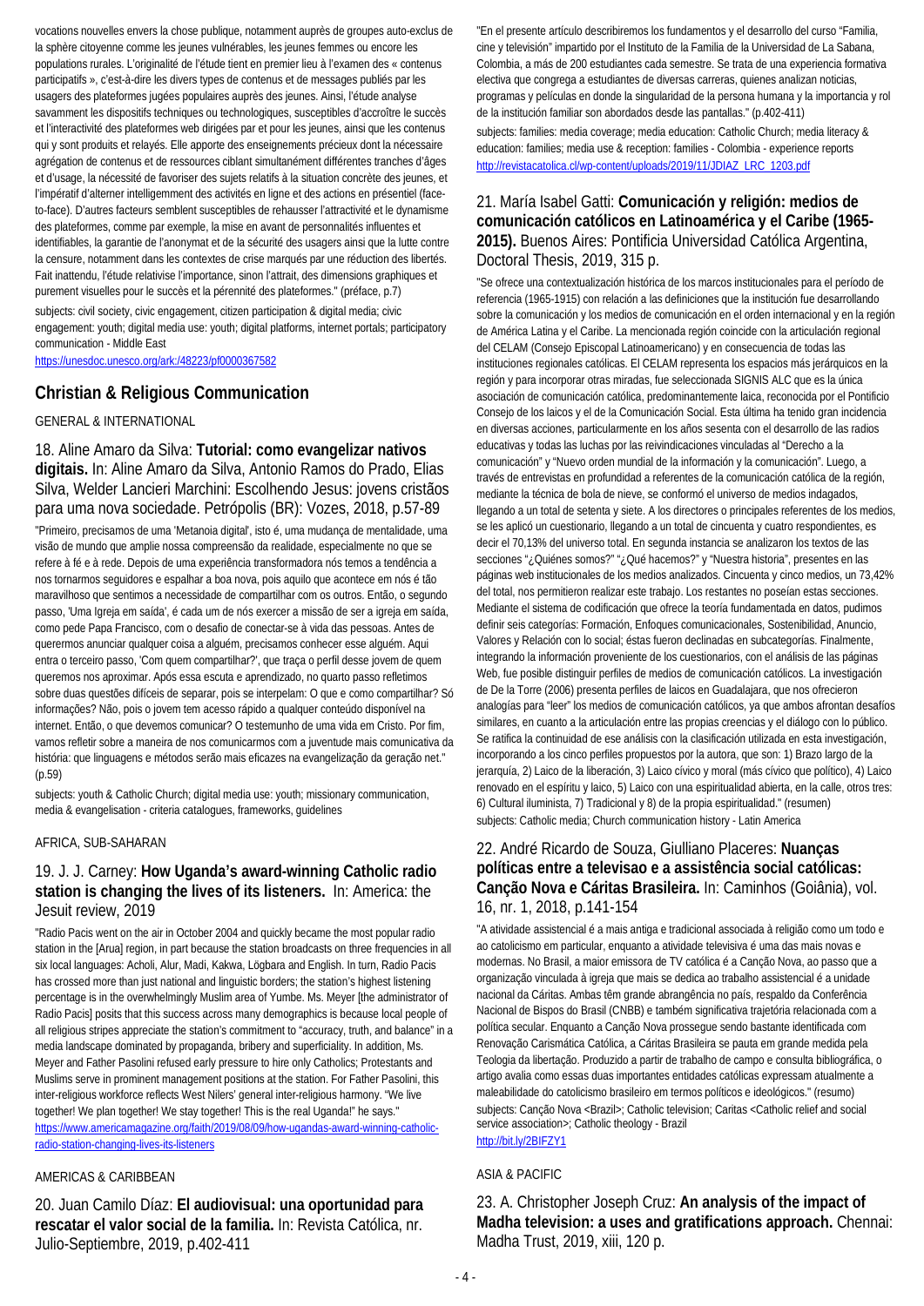vocations nouvelles envers la chose publique, notamment auprès de groupes auto-exclus de la sphère citoyenne comme les jeunes vulnérables, les jeunes femmes ou encore les populations rurales. L'originalité de l'étude tient en premier lieu à l'examen des « contenus participatifs », c'est-à-dire les divers types de contenus et de messages publiés par les usagers des plateformes jugées populaires auprès des jeunes. Ainsi, l'étude analyse savamment les dispositifs techniques ou technologiques, susceptibles d'accroître le succès et l'interactivité des plateformes web dirigées par et pour les jeunes, ainsi que les contenus qui y sont produits et relayés. Elle apporte des enseignements précieux dont la nécessaire agrégation de contenus et de ressources ciblant simultanément différentes tranches d'âges et d'usage, la nécessité de favoriser des sujets relatifs à la situation concrète des jeunes, et l'impératif d'alterner intelligemment des activités en ligne et des actions en présentiel (face-to-face). D'autres facteurs semblent susceptibles de rehausser l'attractivité et le dynamisme des plateformes, comme par exemple, la mise en avant de personnalités influentes et identifiables, la garantie de l'anonymat et de la sécurité des usagers ainsi que la lutte contre la censure, notamment dans les contextes de crise marqués par une réduction des libertés. Fait inattendu, l'étude relativise l'importance, sinon l'attrait, des dimensions graphiques et purement visuelles pour le succès et la pérennité des plateformes." (préface, p.7)

subjects: civil society, civic engagement, citizen participation & digital media; civic engagement: youth; digital media use: youth; digital platforms, internet portals; participatory communication - Middle East

https://unesdoc.unesco.org/ark:/48223/pf0000367582

## Christian & Religious Communication

GENERAL & INTERNATIONAL

### 18. Aline Amaro da Silva: **Tutorial: como evangelizar nativos digitais.** In: Aline Amaro da Silva, Antonio Ramos do Prado, Elias Silva, Welder Lancieri Marchini: Escolhendo Jesus: jovens cristãos para uma nova sociedade. Petrópolis (BR): Vozes, 2018, p.57-89

"Primeiro, precisamos de uma 'Metanoia digital', isto é, uma mudança de mentalidade, uma visão de mundo que amplie nossa compreensão da realidade, especialmente no que se refere à fé e à rede. Depois de uma experiência transformadora nós temos a tendência a nos tornarmos seguidores e espalhar a boa nova, pois aquilo que acontece em nós é tão maravilhoso que sentimos a necessidade de compartilhar com os outros. Então, o segundo passo, 'Uma Igreja em saída', é cada um de nós exercer a missão de ser a igreja em saída, como pede Papa Francisco, com o desafio de conectar-se à vida das pessoas. Antes de querermos anunciar qualquer coisa a alguém, precisamos conhecer esse alguém. Aqui entra o terceiro passo, 'Com quem compartilhar?', que traça o perfil desse jovem de quem queremos nos aproximar. Após essa escuta e aprendizado, no quarto passo refletimos sobre duas questões difíceis de separar, pois se interpelam: O que e como compartilhar? Só informações? Não, pois o jovem tem acesso rápido a qualquer conteúdo disponível na internet. Então, o que devemos comunicar? O testemunho de uma vida em Cristo. Por fim, vamos refletir sobre a maneira de nos comunicarmos com a juventude mais comunicativa da história: que linguagens e métodos serão mais eficazes na evangelização da geração net." (p.59)

subjects: youth & Catholic Church; digital media use: youth; missionary communication, media & evangelisation - criteria catalogues, frameworks, guidelines

AFRICA, SUB-SAHARAN

### 19. J. J. Carney: **How Uganda's award-winning Catholic radio station is changing the lives of its listeners.** In: America: the Jesuit review, 2019

"Radio Pacis went on the air in October 2004 and quickly became the most popular radio station in the [Arua] region, in part because the station broadcasts on three frequencies in all six local languages: Acholi, Alur, Madi, Kakwa, Lögbara and English. In turn, Radio Pacis has crossed more than just national and linguistic borders; the station's highest listening percentage is in the overwhelmingly Muslim area of Yumbe. Ms. Meyer [the administrator of Radio Pacis] posits that this success across many demographics is because local people of all religious stripes appreciate the station's commitment to "accuracy, truth, and balance" in a media landscape dominated by propaganda, bribery and superficiality. In addition, Ms. Meyer and Father Pasolini refused early pressure to hire only Catholics; Protestants and Muslims serve in prominent management positions at the station. For Father Pasolini, this inter-religious workforce reflects West Nilers' general inter-religious harmony. "We live together! We plan together! We stay together! This is the real Uganda!" he says."

https://www.americamagazine.org/faith/2019/08/09/how-ugandas-award-winning-catholic-radio-station-changing-lives-its-listeners

AMERICAS & CARIBBEAN

### 20. Juan Camilo Díaz: **El audiovisual: una oportunidad para rescatar el valor social de la familia.** In: Revista Católica, nr. Julio-Septiembre, 2019, p.402-411

"En el presente artículo describiremos los fundamentos y el desarrollo del curso "Familia, cine y televisión" impartido por el Instituto de la Familia de la Universidad de La Sabana, Colombia, a más de 200 estudiantes cada semestre. Se trata de una experiencia formativa electiva que congrega a estudiantes de diversas carreras, quienes analizan noticias, programas y películas en donde la singularidad de la persona humana y la importancia y rol de la institución familiar son abordados desde las pantallas." (p.402-411)

subjects: families: media coverage; media education: Catholic Church; media literacy & education: families; media use & reception: families - Colombia - experience reports

http://revistacatolica.cl/wp-content/uploads/2019/11/JDIAZ_LRC_1203.pdf

### 21. María Isabel Gatti: **Comunicación y religión: medios de comunicación católicos en Latinoamérica y el Caribe (1965-2015).** Buenos Aires: Pontificia Universidad Católica Argentina, Doctoral Thesis, 2019, 315 p.

"Se ofrece una contextualización histórica de los marcos institucionales para el período de referencia (1965-1915) con relación a las definiciones que la institución fue desarrollando sobre la comunicación y los medios de comunicación en el orden internacional y en la región de América Latina y el Caribe. La mencionada región coincide con la articulación regional del CELAM (Consejo Episcopal Latinoamericano) y en consecuencia de todas las instituciones regionales católicas. El CELAM representa los espacios más jerárquicos en la región y para incorporar otras miradas, fue seleccionada SIGNIS ALC que es la única asociación de comunicación católica, predominantemente laica, reconocida por el Pontificio Consejo de los laicos y el de la Comunicación Social. Esta última ha tenido gran incidencia en diversas acciones, particularmente en los años sesenta con el desarrollo de las radios educativas y todas las luchas por las reivindicaciones vinculadas al "Derecho a la comunicación" y "Nuevo orden mundial de la información y la comunicación". Luego, a través de entrevistas en profundidad a referentes de la comunicación católica de la región, mediante la técnica de bola de nieve, se conformó el universo de medios indagados, llegando a un total de setenta y siete. A los directores o principales referentes de los medios, se les aplicó un cuestionario, llegando a un total de cincuenta y cuatro respondientes, es decir el 70,13% del universo total. En segunda instancia se analizaron los textos de las secciones "¿Quiénes somos?" "¿Qué hacemos?" y "Nuestra historia", presentes en las páginas web institucionales de los medios analizados. Cincuenta y cinco medios, un 73,42% del total, nos permitieron realizar este trabajo. Los restantes no poseían estas secciones. Mediante el sistema de codificación que ofrece la teoría fundamentada en datos, pudimos definir seis categorías: Formación, Enfoques comunicacionales, Sostenibilidad, Anuncio, Valores y Relación con lo social; éstas fueron declinadas en subcategorías. Finalmente, integrando la información proveniente de los cuestionarios, con el análisis de las páginas Web, fue posible distinguir perfiles de medios de comunicación católicos. La investigación de De la Torre (2006) presenta perfiles de laicos en Guadalajara, que nos ofrecieron analogías para "leer" los medios de comunicación católicos, ya que ambos afrontan desafíos similares, en cuanto a la articulación entre las propias creencias y el diálogo con lo público. Se ratifica la continuidad de ese análisis con la clasificación utilizada en esta investigación, incorporando a los cinco perfiles propuestos por la autora, que son: 1) Brazo largo de la jerarquía, 2) Laico de la liberación, 3) Laico cívico y moral (más cívico que político), 4) Laico renovado en el espíritu y laico, 5) Laico con una espiritualidad abierta, en la calle, otros tres: 6) Cultural iluminista, 7) Tradicional y 8) de la propia espiritualidad." (resumen)

subjects: Catholic media; Church communication history - Latin America

### 22. André Ricardo de Souza, Giulliano Placeres: **Nuanças políticas entre a televisao e a assistência social católicas: Canção Nova e Cáritas Brasileira.** In: Caminhos (Goiânia), vol. 16, nr. 1, 2018, p.141-154

"A atividade assistencial é a mais antiga e tradicional associada à religião como um todo e ao catolicismo em particular, enquanto a atividade televisiva é uma das mais novas e modernas. No Brasil, a maior emissora de TV católica é a Canção Nova, ao passo que a organização vinculada à igreja que mais se dedica ao trabalho assistencial é a unidade nacional da Cáritas. Ambas têm grande abrangência no país, respaldo da Conferência Nacional de Bispos do Brasil (CNBB) e também significativa trajetória relacionada com a política secular. Enquanto a Canção Nova prossegue sendo bastante identificada com Renovação Carismática Católica, a Cáritas Brasileira se pauta em grande medida pela Teologia da libertação. Produzido a partir de trabalho de campo e consulta bibliográfica, o artigo avalia como essas duas importantes entidades católicas expressam atualmente a maleabilidade do catolicismo brasileiro em termos políticos e ideológicos." (resumo)

subjects: Canção Nova <Brazil>; Catholic television; Caritas <Catholic relief and social service association>; Catholic theology - Brazil

http://bit.ly/2BIFZY1

ASIA & PACIFIC

### 23. A. Christopher Joseph Cruz: **An analysis of the impact of Madha television: a uses and gratifications approach.** Chennai: Madha Trust, 2019, xiii, 120 p.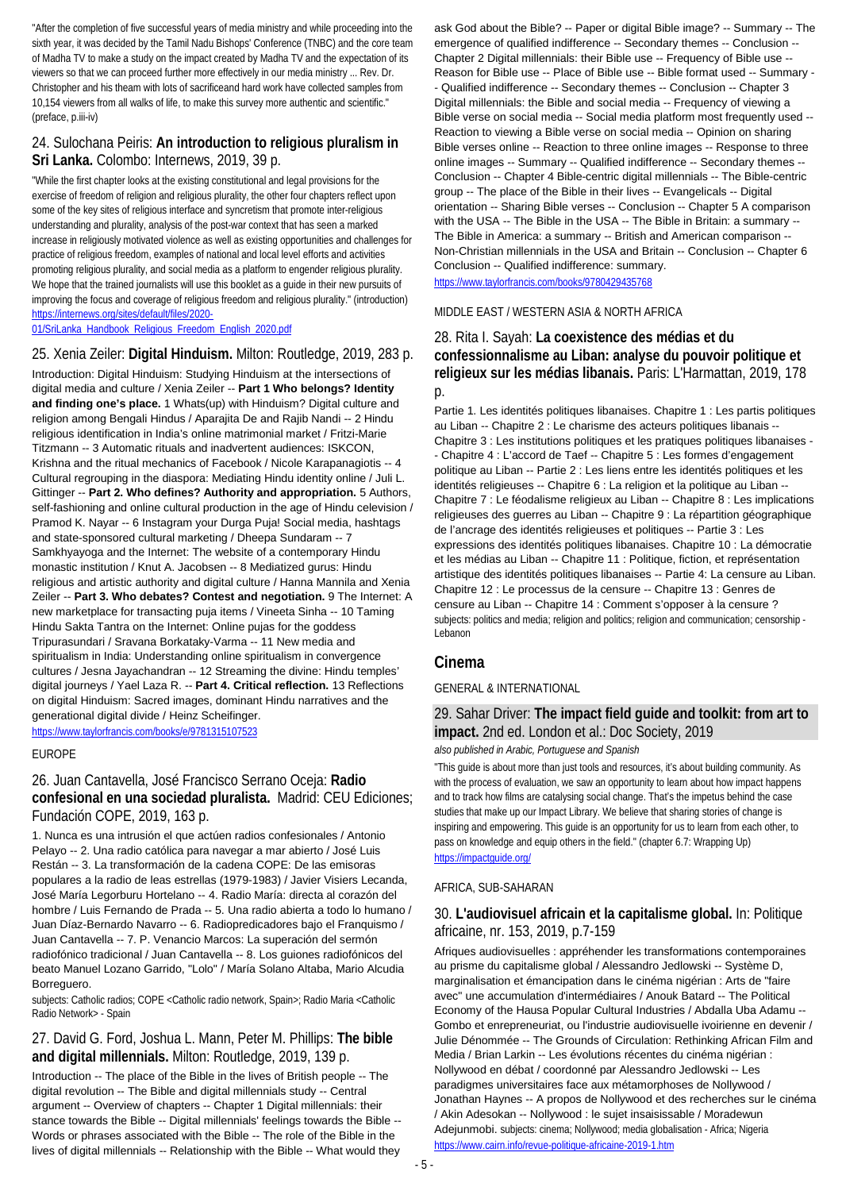"After the completion of five successful years of media ministry and while proceeding into the sixth year, it was decided by the Tamil Nadu Bishops' Conference (TNBC) and the core team of Madha TV to make a study on the impact created by Madha TV and the expectation of its viewers so that we can proceed further more effectively in our media ministry ... Rev. Dr. Christopher and his theam with lots of sacrificeand hard work have collected samples from 10,154 viewers from all walks of life, to make this survey more authentic and scientific." (preface, p.iii-iv)

### 24. Sulochana Peiris: **An introduction to religious pluralism in Sri Lanka.** Colombo: Internews, 2019, 39 p.

"While the first chapter looks at the existing constitutional and legal provisions for the exercise of freedom of religion and religious plurality, the other four chapters reflect upon some of the key sites of religious interface and syncretism that promote inter-religious understanding and plurality, analysis of the post-war context that has seen a marked increase in religiously motivated violence as well as existing opportunities and challenges for practice of religious freedom, examples of national and local level efforts and activities promoting religious plurality, and social media as a platform to engender religious plurality. We hope that the trained journalists will use this booklet as a guide in their new pursuits of improving the focus and coverage of religious freedom and religious plurality." (introduction) https://internews.org/sites/default/files/2020-01/SriLanka_Handbook_Religious_Freedom_English_2020.pdf

### 25. Xenia Zeiler: **Digital Hinduism.** Milton: Routledge, 2019, 283 p.

Introduction: Digital Hinduism: Studying Hinduism at the intersections of digital media and culture / Xenia Zeiler -- **Part 1 Who belongs? Identity and finding one's place.** 1 Whats(up) with Hinduism? Digital culture and religion among Bengali Hindus / Aparajita De and Rajib Nandi -- 2 Hindu religious identification in India's online matrimonial market / Fritzi-Marie Titzmann -- 3 Automatic rituals and inadvertent audiences: ISKCON, Krishna and the ritual mechanics of Facebook / Nicole Karapanagiotis -- 4 Cultural regrouping in the diaspora: Mediating Hindu identity online / Juli L. Gittinger -- **Part 2. Who defines? Authority and appropriation.** 5 Authors, self-fashioning and online cultural production in the age of Hindu celevision / Pramod K. Nayar -- 6 Instagram your Durga Puja! Social media, hashtags and state-sponsored cultural marketing / Dheepa Sundaram -- 7 Samkhyayoga and the Internet: The website of a contemporary Hindu monastic institution / Knut A. Jacobsen -- 8 Mediatized gurus: Hindu religious and artistic authority and digital culture / Hanna Mannila and Xenia Zeiler -- **Part 3. Who debates? Contest and negotiation.** 9 The Internet: A new marketplace for transacting puja items / Vineeta Sinha -- 10 Taming Hindu Sakta Tantra on the Internet: Online pujas for the goddess Tripurasundari / Sravana Borkataky-Varma -- 11 New media and spiritualism in India: Understanding online spiritualism in convergence cultures / Jesna Jayachandran -- 12 Streaming the divine: Hindu temples' digital journeys / Yael Laza R. -- **Part 4. Critical reflection.** 13 Reflections on digital Hinduism: Sacred images, dominant Hindu narratives and the generational digital divide / Heinz Scheifinger.
https://www.taylorfrancis.com/books/e/9781315107523

#### EUROPE

### 26. Juan Cantavella, José Francisco Serrano Oceja: **Radio confesional en una sociedad pluralista.** Madrid: CEU Ediciones; Fundación COPE, 2019, 163 p.

1. Nunca es una intrusión el que actúen radios confesionales / Antonio Pelayo -- 2. Una radio católica para navegar a mar abierto / José Luis Restán -- 3. La transformación de la cadena COPE: De las emisoras populares a la radio de leas estrellas (1979-1983) / Javier Visiers Lecanda, José María Legorburu Hortelano -- 4. Radio María: directa al corazón del hombre / Luis Fernando de Prada -- 5. Una radio abierta a todo lo humano / Juan Díaz-Bernardo Navarro -- 6. Radiopredicadores bajo el Franquismo / Juan Cantavella -- 7. P. Venancio Marcos: La superación del sermón radiofónico tradicional / Juan Cantavella -- 8. Los guiones radiofónicos del beato Manuel Lozano Garrido, "Lolo" / María Solano Altaba, Mario Alcudia Borreguero.
subjects: Catholic radios; COPE <Catholic radio network, Spain>; Radio Maria <Catholic Radio Network> - Spain

### 27. David G. Ford, Joshua L. Mann, Peter M. Phillips: **The bible and digital millennials.** Milton: Routledge, 2019, 139 p.

Introduction -- The place of the Bible in the lives of British people -- The digital revolution -- The Bible and digital millennials study -- Central argument -- Overview of chapters -- Chapter 1 Digital millennials: their stance towards the Bible -- Digital millennials' feelings towards the Bible -- Words or phrases associated with the Bible -- The role of the Bible in the lives of digital millennials -- Relationship with the Bible -- What would they ask God about the Bible? -- Paper or digital Bible image? -- Summary -- The emergence of qualified indifference -- Secondary themes -- Conclusion -- Chapter 2 Digital millennials: their Bible use -- Frequency of Bible use -- Reason for Bible use -- Place of Bible use -- Bible format used -- Summary -- Qualified indifference -- Secondary themes -- Conclusion -- Chapter 3 Digital millennials: the Bible and social media -- Frequency of viewing a Bible verse on social media -- Social media platform most frequently used -- Reaction to viewing a Bible verse on social media -- Opinion on sharing Bible verses online -- Reaction to three online images -- Response to three online images -- Summary -- Qualified indifference -- Secondary themes -- Conclusion -- Chapter 4 Bible-centric digital millennials -- The Bible-centric group -- The place of the Bible in their lives -- Evangelicals -- Digital orientation -- Sharing Bible verses -- Conclusion -- Chapter 5 A comparison with the USA -- The Bible in the USA -- The Bible in Britain: a summary -- The Bible in America: a summary -- British and American comparison -- Non-Christian millennials in the USA and Britain -- Conclusion -- Chapter 6 Conclusion -- Qualified indifference: summary.
https://www.taylorfrancis.com/books/9780429435768

#### MIDDLE EAST / WESTERN ASIA & NORTH AFRICA

### 28. Rita I. Sayah: **La coexistence des médias et du confessionnalisme au Liban: analyse du pouvoir politique et religieux sur les médias libanais.** Paris: L'Harmattan, 2019, 178 p.

Partie 1. Les identités politiques libanaises. Chapitre 1 : Les partis politiques au Liban -- Chapitre 2 : Le charisme des acteurs politiques libanais -- Chapitre 3 : Les institutions politiques et les pratiques politiques libanaises -- Chapitre 4 : L'accord de Taef -- Chapitre 5 : Les formes d'engagement politique au Liban -- Partie 2 : Les liens entre les identités politiques et les identités religieuses -- Chapitre 6 : La religion et la politique au Liban -- Chapitre 7 : Le féodalisme religieux au Liban -- Chapitre 8 : Les implications religieuses des guerres au Liban -- Chapitre 9 : La répartition géographique de l'ancrage des identités religieuses et politiques -- Partie 3 : Les expressions des identités politiques libanaises. Chapitre 10 : La démocratie et les médias au Liban -- Chapitre 11 : Politique, fiction, et représentation artistique des identités politiques libanaises -- Partie 4: La censure au Liban. Chapitre 12 : Le processus de la censure -- Chapitre 13 : Genres de censure au Liban -- Chapitre 14 : Comment s'opposer à la censure ?
subjects: politics and media; religion and politics; religion and communication; censorship - Lebanon

## Cinema

#### GENERAL & INTERNATIONAL

### 29. Sahar Driver: **The impact field guide and toolkit: from art to impact.** 2nd ed. London et al.: Doc Society, 2019

*also published in Arabic, Portuguese and Spanish*

"This guide is about more than just tools and resources, it's about building community. As with the process of evaluation, we saw an opportunity to learn about how impact happens and to track how films are catalysing social change. That's the impetus behind the case studies that make up our Impact Library. We believe that sharing stories of change is inspiring and empowering. This guide is an opportunity for us to learn from each other, to pass on knowledge and equip others in the field." (chapter 6.7: Wrapping Up)
https://impactguide.org/

#### AFRICA, SUB-SAHARAN

### 30. **L'audiovisuel africain et la capitalisme global.** In: Politique africaine, nr. 153, 2019, p.7-159

Afriques audiovisuelles : appréhender les transformations contemporaines au prisme du capitalisme global / Alessandro Jedlowski -- Système D, marginalisation et émancipation dans le cinéma nigérian : Arts de "faire avec" une accumulation d'intermédiaires / Anouk Batard -- The Political Economy of the Hausa Popular Cultural Industries / Abdalla Uba Adamu -- Gombo et enrepreneuriat, ou l'industrie audiovisuelle ivoirienne en devenir / Julie Dénommée -- The Grounds of Circulation: Rethinking African Film and Media / Brian Larkin -- Les évolutions récentes du cinéma nigérian : Nollywood en débat / coordonné par Alessandro Jedlowski -- Les paradigmes universitaires face aux métamorphoses de Nollywood / Jonathan Haynes -- A propos de Nollywood et des recherches sur le cinéma / Akin Adesokan -- Nollywood : le sujet insaisissable / Moradewun Adejunmobi. subjects: cinema; Nollywood; media globalisation - Africa; Nigeria
https://www.cairn.info/revue-politique-africaine-2019-1.htm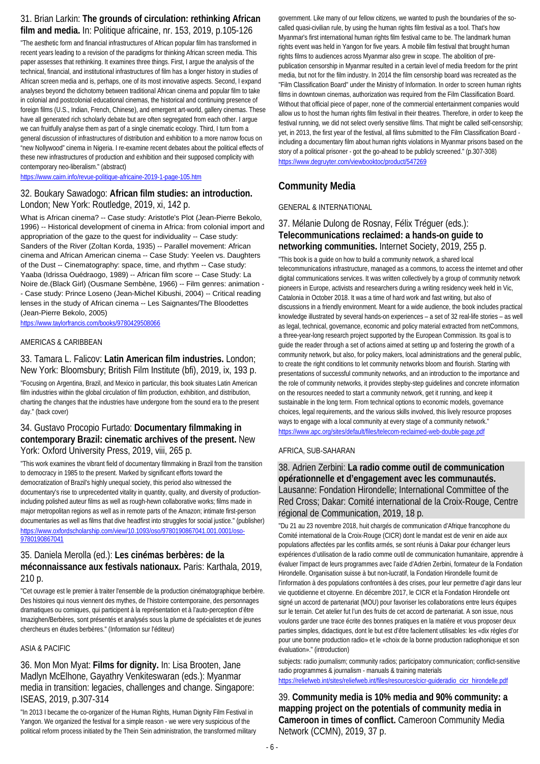31. Brian Larkin: **The grounds of circulation: rethinking African film and media.** In: Politique africaine, nr. 153, 2019, p.105-126

"The aesthetic form and financial infrastructures of African popular film has transformed in recent years leading to a revision of the paradigms for thinking African screen media. This paper assesses that rethinking. It examines three things. First, I argue the analysis of the technical, financial, and institutional infrastructures of film has a longer history in studies of African screen media and is, perhaps, one of its most innovative aspects. Second, I expand analyses beyond the dichotomy between traditional African cinema and popular film to take in colonial and postcolonial educational cinemas, the historical and continuing presence of foreign films (U.S., Indian, French, Chinese), and emergent art-world, gallery cinemas. These have all generated rich scholarly debate but are often segregated from each other. I argue we can fruitfully analyse them as part of a single cinematic ecology. Third, I turn from a general discussion of infrastructures of distribution and exhibition to a more narrow focus on "new Nollywood" cinema in Nigeria. I re-examine recent debates about the political effects of these new infrastructures of production and exhibition and their supposed complicity with contemporary neo-liberalism." (abstract)

https://www.cairn.info/revue-politique-africaine-2019-1-page-105.htm

32. Boukary Sawadogo: **African film studies: an introduction.** London; New York: Routledge, 2019, xi, 142 p.

What is African cinema? -- Case study: Aristotle's Plot (Jean-Pierre Bekolo, 1996) -- Historical development of cinema in Africa: from colonial import and appropriation of the gaze to the quest for individuality -- Case study: Sanders of the River (Zoltan Korda, 1935) -- Parallel movement: African cinema and African American cinema -- Case Study: Yeelen vs. Daughters of the Dust -- Cinematography: space, time, and rhythm -- Case study: Yaaba (Idrissa Ouédraogo, 1989) -- African film score -- Case Study: La Noire de.(Black Girl) (Ousmane Sembène, 1966) -- Film genres: animation -- Case study: Prince Loseno (Jean-Michel Kibushi, 2004) -- Critical reading lenses in the study of African cinema -- Les Saignantes/The Bloodettes (Jean-Pierre Bekolo, 2005)

https://www.taylorfrancis.com/books/9780429508066

AMERICAS & CARIBBEAN

33. Tamara L. Falicov: **Latin American film industries.** London; New York: Bloomsbury; British Film Institute (bfi), 2019, ix, 193 p.

"Focusing on Argentina, Brazil, and Mexico in particular, this book situates Latin American film industries within the global circulation of film production, exhibition, and distribution, charting the changes that the industries have undergone from the sound era to the present day." (back cover)

34. Gustavo Procopio Furtado: **Documentary filmmaking in contemporary Brazil: cinematic archives of the present.** New York: Oxford University Press, 2019, viii, 265 p.

"This work examines the vibrant field of documentary filmmaking in Brazil from the transition to democracy in 1985 to the present. Marked by significant efforts toward the democratization of Brazil's highly unequal society, this period also witnessed the documentary's rise to unprecedented vitality in quantity, quality, and diversity of production-including polished auteur films as well as rough-hewn collaborative works; films made in major metropolitan regions as well as in remote parts of the Amazon; intimate first-person documentaries as well as films that dive headfirst into struggles for social justice." (publisher)

https://www.oxfordscholarship.com/view/10.1093/oso/9780190867041.001.0001/oso-9780190867041

35. Daniela Merolla (ed.): **Les cinémas berbères: de la méconnaissance aux festivals nationaux.** Paris: Karthala, 2019, 210 p.

"Cet ouvrage est le premier à traiter l'ensemble de la production cinématographique berbère. Des histoires qui nous viennent des mythes, de l'histoire contemporaine, des personnages dramatiques ou comiques, qui participent à la représentation et à l'auto-perception d'être Imazighen/Berbères, sont présentés et analysés sous la plume de spécialistes et de jeunes chercheurs en études berbères." (Information sur l'éditeur)

ASIA & PACIFIC

36. Mon Mon Myat: **Films for dignity.** In: Lisa Brooten, Jane Madlyn McElhone, Gayathry Venkiteswaran (eds.): Myanmar media in transition: legacies, challenges and change. Singapore: ISEAS, 2019, p.307-314

"In 2013 I became the co-organizer of the Human Rights, Human Dignity Film Festival in Yangon. We organized the festival for a simple reason - we were very suspicious of the political reform process initiated by the Thein Sein administration, the transformed military government. Like many of our fellow citizens, we wanted to push the boundaries of the so-called quasi-civilian rule, by using the human rights film festival as a tool. That's how Myanmar's first international human rights film festival came to be. The landmark human rights event was held in Yangon for five years. A mobile film festival that brought human rights films to audiences across Myanmar also grew in scope. The abolition of pre-publication censorship in Myanmar resulted in a certain level of media freedom for the print media, but not for the film industry. In 2014 the film censorship board was recreated as the "Film Classification Board" under the Ministry of Information. In order to screen human rights films in downtown cinemas, authorization was required from the Film Classification Board. Without that official piece of paper, none of the commercial entertainment companies would allow us to host the human rights film festival in their theatres. Therefore, in order to keep the festival running, we did not select overly sensitive films. That might be called self-censorship; yet, in 2013, the first year of the festival, all films submitted to the Film Classification Board - including a documentary film about human rights violations in Myanmar prisons based on the story of a political prisoner - got the go-ahead to be publicly screened." (p.307-308)

https://www.degruyter.com/viewbooktoc/product/547269

## Community Media

GENERAL & INTERNATIONAL

37. Mélanie Dulong de Rosnay, Félix Tréguer (eds.): **Telecommunications reclaimed: a hands-on guide to networking communities.** Internet Society, 2019, 255 p.

"This book is a guide on how to build a community network, a shared local telecommunications infrastructure, managed as a commons, to access the internet and other digital communications services. It was written collectively by a group of community network pioneers in Europe, activists and researchers during a writing residency week held in Vic, Catalonia in October 2018. It was a time of hard work and fast writing, but also of discussions in a friendly environment. Meant for a wide audience, the book includes practical knowledge illustrated by several hands-on experiences – a set of 32 real-life stories – as well as legal, technical, governance, economic and policy material extracted from netCommons, a three-year-long research project supported by the European Commission. Its goal is to guide the reader through a set of actions aimed at setting up and fostering the growth of a community network, but also, for policy makers, local administrations and the general public, to create the right conditions to let community networks bloom and flourish. Starting with presentations of successful community networks, and an introduction to the importance and the role of community networks, it provides stepby-step guidelines and concrete information on the resources needed to start a community network, get it running, and keep it sustainable in the long term. From technical options to economic models, governance choices, legal requirements, and the various skills involved, this lively resource proposes ways to engage with a local community at every stage of a community network."

https://www.apc.org/sites/default/files/telecom-reclaimed-web-double-page.pdf

AFRICA, SUB-SAHARAN

38. Adrien Zerbini: **La radio comme outil de communication opérationnelle et d'engagement avec les communautés.** Lausanne: Fondation Hirondelle; International Committee of the Red Cross; Dakar: Comité international de la Croix-Rouge, Centre régional de Communication, 2019, 18 p.

"Du 21 au 23 novembre 2018, huit chargés de communication d'Afrique francophone du Comité international de la Croix-Rouge (CICR) dont le mandat est de venir en aide aux populations affectées par les conflits armés, se sont réunis à Dakar pour échanger leurs expériences d'utilisation de la radio comme outil de communication humanitaire, apprendre à évaluer l'impact de leurs programmes avec l'aide d'Adrien Zerbini, formateur de la Fondation Hirondelle. Organisation suisse à but non-lucratif, la Fondation Hirondelle fournit de l'information à des populations confrontées à des crises, pour leur permettre d'agir dans leur vie quotidienne et citoyenne. En décembre 2017, le CICR et la Fondation Hirondelle ont signé un accord de partenariat (MOU) pour favoriser les collaborations entre leurs équipes sur le terrain. Cet atelier fut l'un des fruits de cet accord de partenariat. A son issue, nous voulons garder une trace écrite des bonnes pratiques en la matière et vous proposer deux parties simples, didactiques, dont le but est d'être facilement utilisables: les «dix règles d'or pour une bonne production radio» et le «choix de la bonne production radiophonique et son évaluation»." (introduction)

subjects: radio journalism; community radios; participatory communication; conflict-sensitive radio programmes & journalism - manuals & training materials

https://reliefweb.int/sites/reliefweb.int/files/resources/cicr-guideradio_cicr_hirondelle.pdf

39. **Community media is 10% media and 90% community: a mapping project on the potentials of community media in Cameroon in times of conflict.** Cameroon Community Media Network (CCMN), 2019, 37 p.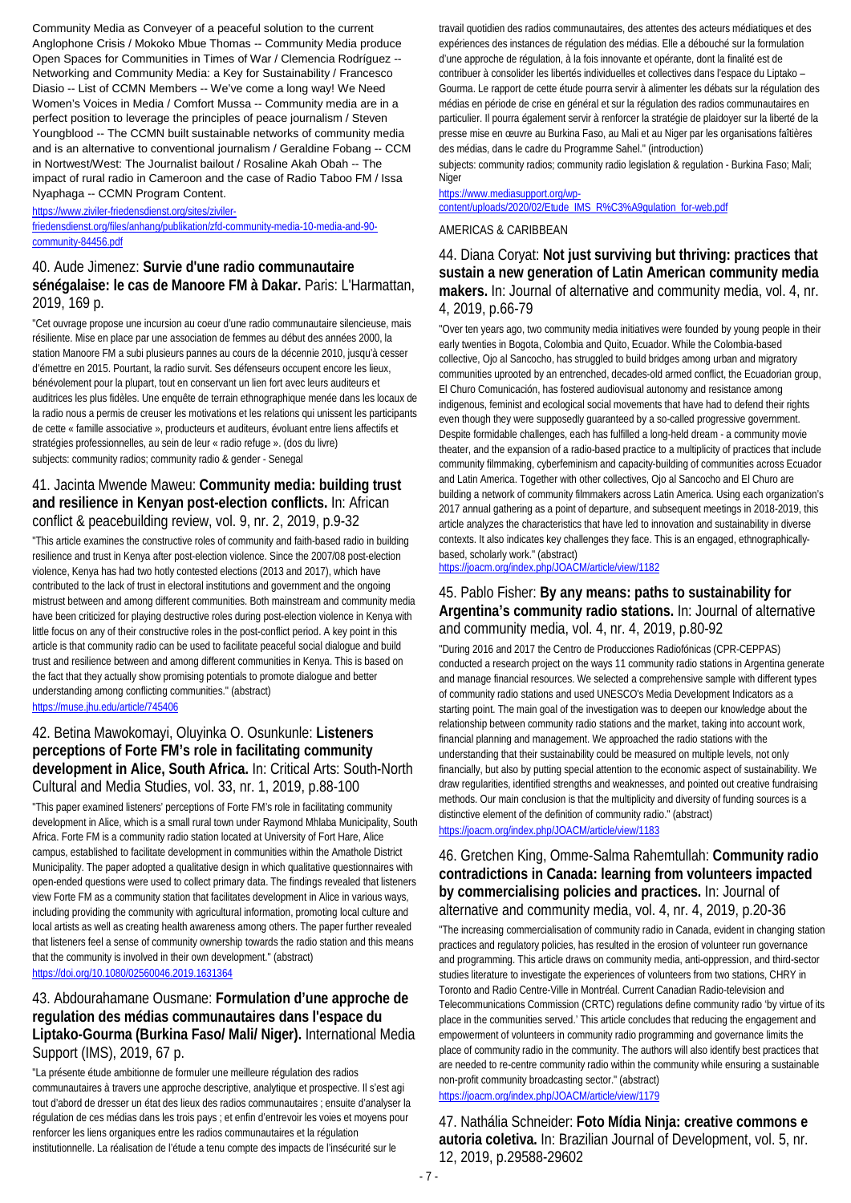Community Media as Conveyer of a peaceful solution to the current Anglophone Crisis / Mokoko Mbue Thomas -- Community Media produce Open Spaces for Communities in Times of War / Clemencia Rodríguez -- Networking and Community Media: a Key for Sustainability / Francesco Diasio -- List of CCMN Members -- We've come a long way! We Need Women's Voices in Media / Comfort Mussa -- Community media are in a perfect position to leverage the principles of peace journalism / Steven Youngblood -- The CCMN built sustainable networks of community media and is an alternative to conventional journalism / Geraldine Fobang -- CCM in Nortwest/West: The Journalist bailout / Rosaline Akah Obah -- The impact of rural radio in Cameroon and the case of Radio Taboo FM / Issa Nyaphaga -- CCMN Program Content.

https://www.ziviler-friedensdienst.org/sites/ziviler-friedensdienst.org/files/anhang/publikation/zfd-community-media-10-media-and-90-community-84456.pdf

## 40. Aude Jimenez: **Survie d'une radio communautaire sénégalaise: le cas de Manoore FM à Dakar.** Paris: L'Harmattan, 2019, 169 p.

"Cet ouvrage propose une incursion au coeur d'une radio communautaire silencieuse, mais résiliente. Mise en place par une association de femmes au début des années 2000, la station Manoore FM a subi plusieurs pannes au cours de la décennie 2010, jusqu'à cesser d'émettre en 2015. Pourtant, la radio survit. Ses défenseurs occupent encore les lieux, bénévolement pour la plupart, tout en conservant un lien fort avec leurs auditeurs et auditrices les plus fidèles. Une enquête de terrain ethnographique menée dans les locaux de la radio nous a permis de creuser les motivations et les relations qui unissent les participants de cette « famille associative », producteurs et auditeurs, évoluant entre liens affectifs et stratégies professionnelles, au sein de leur « radio refuge ». (dos du livre)

subjects: community radios; community radio & gender - Senegal

## 41. Jacinta Mwende Maweu: **Community media: building trust and resilience in Kenyan post-election conflicts.** In: African conflict & peacebuilding review, vol. 9, nr. 2, 2019, p.9-32

"This article examines the constructive roles of community and faith-based radio in building resilience and trust in Kenya after post-election violence. Since the 2007/08 post-election violence, Kenya has had two hotly contested elections (2013 and 2017), which have contributed to the lack of trust in electoral institutions and government and the ongoing mistrust between and among different communities. Both mainstream and community media have been criticized for playing destructive roles during post-election violence in Kenya with little focus on any of their constructive roles in the post-conflict period. A key point in this article is that community radio can be used to facilitate peaceful social dialogue and build trust and resilience between and among different communities in Kenya. This is based on the fact that they actually show promising potentials to promote dialogue and better understanding among conflicting communities." (abstract)

https://muse.jhu.edu/article/745406

## 42. Betina Mawokomayi, Oluyinka O. Osunkunle: **Listeners perceptions of Forte FM's role in facilitating community development in Alice, South Africa.** In: Critical Arts: South-North Cultural and Media Studies, vol. 33, nr. 1, 2019, p.88-100

"This paper examined listeners' perceptions of Forte FM's role in facilitating community development in Alice, which is a small rural town under Raymond Mhlaba Municipality, South Africa. Forte FM is a community radio station located at University of Fort Hare, Alice campus, established to facilitate development in communities within the Amathole District Municipality. The paper adopted a qualitative design in which qualitative questionnaires with open-ended questions were used to collect primary data. The findings revealed that listeners view Forte FM as a community station that facilitates development in Alice in various ways, including providing the community with agricultural information, promoting local culture and local artists as well as creating health awareness among others. The paper further revealed that listeners feel a sense of community ownership towards the radio station and this means that the community is involved in their own development." (abstract)

https://doi.org/10.1080/02560046.2019.1631364

## 43. Abdourahamane Ousmane: **Formulation d'une approche de regulation des médias communautaires dans l'espace du Liptako-Gourma (Burkina Faso/ Mali/ Niger).** International Media Support (IMS), 2019, 67 p.

"La présente étude ambitionne de formuler une meilleure régulation des radios communautaires à travers une approche descriptive, analytique et prospective. Il s'est agi tout d'abord de dresser un état des lieux des radios communautaires ; ensuite d'analyser la régulation de ces médias dans les trois pays ; et enfin d'entrevoir les voies et moyens pour renforcer les liens organiques entre les radios communautaires et la régulation institutionnelle. La réalisation de l'étude a tenu compte des impacts de l'insécurité sur le travail quotidien des radios communautaires, des attentes des acteurs médiatiques et des expériences des instances de régulation des médias. Elle a débouché sur la formulation d'une approche de régulation, à la fois innovante et opérante, dont la finalité est de contribuer à consolider les libertés individuelles et collectives dans l'espace du Liptako – Gourma. Le rapport de cette étude pourra servir à alimenter les débats sur la régulation des médias en période de crise en général et sur la régulation des radios communautaires en particulier. Il pourra également servir à renforcer la stratégie de plaidoyer sur la liberté de la presse mise en œuvre au Burkina Faso, au Mali et au Niger par les organisations faîtières des médias, dans le cadre du Programme Sahel." (introduction)

subjects: community radios; community radio legislation & regulation - Burkina Faso; Mali; Niger

https://www.mediasupport.org/wp-content/uploads/2020/02/Etude_IMS_R%C3%A9gulation_for-web.pdf

AMERICAS & CARIBBEAN

## 44. Diana Coryat: **Not just surviving but thriving: practices that sustain a new generation of Latin American community media makers.** In: Journal of alternative and community media, vol. 4, nr. 4, 2019, p.66-79

"Over ten years ago, two community media initiatives were founded by young people in their early twenties in Bogota, Colombia and Quito, Ecuador. While the Colombia-based collective, Ojo al Sancocho, has struggled to build bridges among urban and migratory communities uprooted by an entrenched, decades-old armed conflict, the Ecuadorian group, El Churo Comunicación, has fostered audiovisual autonomy and resistance among indigenous, feminist and ecological social movements that have had to defend their rights even though they were supposedly guaranteed by a so-called progressive government. Despite formidable challenges, each has fulfilled a long-held dream - a community movie theater, and the expansion of a radio-based practice to a multiplicity of practices that include community filmmaking, cyberfeminism and capacity-building of communities across Ecuador and Latin America. Together with other collectives, Ojo al Sancocho and El Churo are building a network of community filmmakers across Latin America. Using each organization's 2017 annual gathering as a point of departure, and subsequent meetings in 2018-2019, this article analyzes the characteristics that have led to innovation and sustainability in diverse contexts. It also indicates key challenges they face. This is an engaged, ethnographically-based, scholarly work." (abstract)

https://joacm.org/index.php/JOACM/article/view/1182

## 45. Pablo Fisher: **By any means: paths to sustainability for Argentina's community radio stations.** In: Journal of alternative and community media, vol. 4, nr. 4, 2019, p.80-92

"During 2016 and 2017 the Centro de Producciones Radiofónicas (CPR-CEPPAS) conducted a research project on the ways 11 community radio stations in Argentina generate and manage financial resources. We selected a comprehensive sample with different types of community radio stations and used UNESCO's Media Development Indicators as a starting point. The main goal of the investigation was to deepen our knowledge about the relationship between community radio stations and the market, taking into account work, financial planning and management. We approached the radio stations with the understanding that their sustainability could be measured on multiple levels, not only financially, but also by putting special attention to the economic aspect of sustainability. We draw regularities, identified strengths and weaknesses, and pointed out creative fundraising methods. Our main conclusion is that the multiplicity and diversity of funding sources is a distinctive element of the definition of community radio." (abstract)

https://joacm.org/index.php/JOACM/article/view/1183

## 46. Gretchen King, Omme-Salma Rahemtullah: **Community radio contradictions in Canada: learning from volunteers impacted by commercialising policies and practices.** In: Journal of alternative and community media, vol. 4, nr. 4, 2019, p.20-36

"The increasing commercialisation of community radio in Canada, evident in changing station practices and regulatory policies, has resulted in the erosion of volunteer run governance and programming. This article draws on community media, anti-oppression, and third-sector studies literature to investigate the experiences of volunteers from two stations, CHRY in Toronto and Radio Centre-Ville in Montréal. Current Canadian Radio-television and Telecommunications Commission (CRTC) regulations define community radio 'by virtue of its place in the community served.' This article concludes that reducing the engagement and empowerment of volunteers in community radio programming and governance limits the place of community radio in the community. The authors will also identify best practices that are needed to re-centre community radio within the community while ensuring a sustainable non-profit community broadcasting sector." (abstract)

https://joacm.org/index.php/JOACM/article/view/1179

## 47. Nathália Schneider: **Foto Mídia Ninja: creative commons e autoria coletiva.** In: Brazilian Journal of Development, vol. 5, nr. 12, 2019, p.29588-29602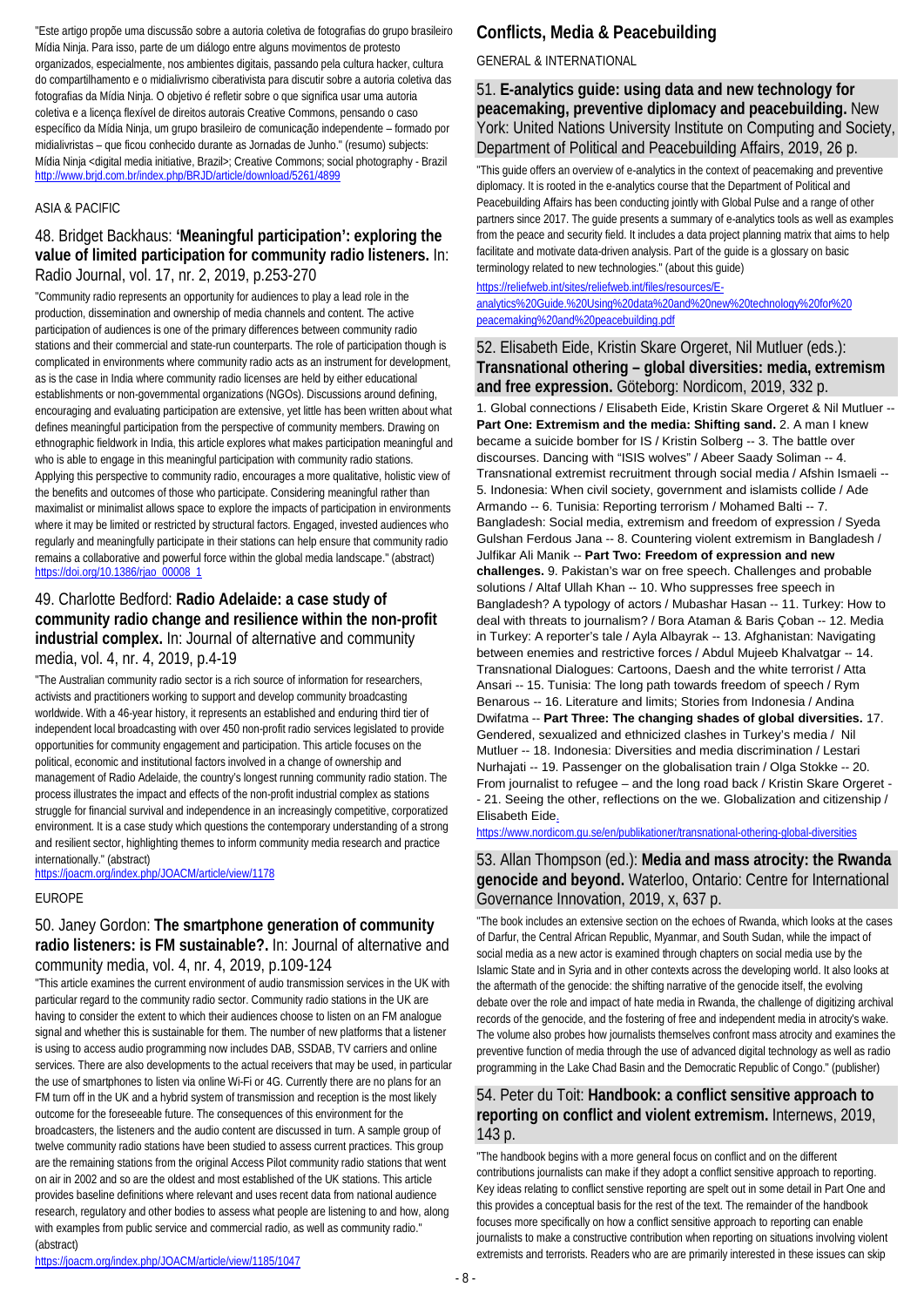"Este artigo propõe uma discussão sobre a autoria coletiva de fotografias do grupo brasileiro Mídia Ninja. Para isso, parte de um diálogo entre alguns movimentos de protesto organizados, especialmente, nos ambientes digitais, passando pela cultura hacker, cultura do compartilhamento e o midialivrismo ciberativista para discutir sobre a autoria coletiva das fotografias da Mídia Ninja. O objetivo é refletir sobre o que significa usar uma autoria coletiva e a licença flexível de direitos autorais Creative Commons, pensando o caso específico da Mídia Ninja, um grupo brasileiro de comunicação independente – formado por midialivristas – que ficou conhecido durante as Jornadas de Junho." (resumo) subjects: Mídia Ninja <digital media initiative, Brazil>; Creative Commons; social photography - Brazil
http://www.brjd.com.br/index.php/BRJD/article/download/5261/4899

ASIA & PACIFIC

## 48. Bridget Backhaus: **'Meaningful participation': exploring the value of limited participation for community radio listeners.** In: Radio Journal, vol. 17, nr. 2, 2019, p.253-270

"Community radio represents an opportunity for audiences to play a lead role in the production, dissemination and ownership of media channels and content. The active participation of audiences is one of the primary differences between community radio stations and their commercial and state-run counterparts. The role of participation though is complicated in environments where community radio acts as an instrument for development, as is the case in India where community radio licenses are held by either educational establishments or non-governmental organizations (NGOs). Discussions around defining, encouraging and evaluating participation are extensive, yet little has been written about what defines meaningful participation from the perspective of community members. Drawing on ethnographic fieldwork in India, this article explores what makes participation meaningful and who is able to engage in this meaningful participation with community radio stations. Applying this perspective to community radio, encourages a more qualitative, holistic view of the benefits and outcomes of those who participate. Considering meaningful rather than maximalist or minimalist allows space to explore the impacts of participation in environments where it may be limited or restricted by structural factors. Engaged, invested audiences who regularly and meaningfully participate in their stations can help ensure that community radio remains a collaborative and powerful force within the global media landscape." (abstract)
https://doi.org/10.1386/rjao_00008_1

## 49. Charlotte Bedford: **Radio Adelaide: a case study of community radio change and resilience within the non-profit industrial complex.** In: Journal of alternative and community media, vol. 4, nr. 4, 2019, p.4-19

"The Australian community radio sector is a rich source of information for researchers, activists and practitioners working to support and develop community broadcasting worldwide. With a 46-year history, it represents an established and enduring third tier of independent local broadcasting with over 450 non-profit radio services legislated to provide opportunities for community engagement and participation. This article focuses on the political, economic and institutional factors involved in a change of ownership and management of Radio Adelaide, the country's longest running community radio station. The process illustrates the impact and effects of the non-profit industrial complex as stations struggle for financial survival and independence in an increasingly competitive, corporatized environment. It is a case study which questions the contemporary understanding of a strong and resilient sector, highlighting themes to inform community media research and practice internationally." (abstract)
https://joacm.org/index.php/JOACM/article/view/1178

EUROPE

## 50. Janey Gordon: **The smartphone generation of community radio listeners: is FM sustainable?.** In: Journal of alternative and community media, vol. 4, nr. 4, 2019, p.109-124

"This article examines the current environment of audio transmission services in the UK with particular regard to the community radio sector. Community radio stations in the UK are having to consider the extent to which their audiences choose to listen on an FM analogue signal and whether this is sustainable for them. The number of new platforms that a listener is using to access audio programming now includes DAB, SSDAB, TV carriers and online services. There are also developments to the actual receivers that may be used, in particular the use of smartphones to listen via online Wi-Fi or 4G. Currently there are no plans for an FM turn off in the UK and a hybrid system of transmission and reception is the most likely outcome for the foreseeable future. The consequences of this environment for the broadcasters, the listeners and the audio content are discussed in turn. A sample group of twelve community radio stations have been studied to assess current practices. This group are the remaining stations from the original Access Pilot community radio stations that went on air in 2002 and so are the oldest and most established of the UK stations. This article provides baseline definitions where relevant and uses recent data from national audience research, regulatory and other bodies to assess what people are listening to and how, along with examples from public service and commercial radio, as well as community radio." (abstract)
https://joacm.org/index.php/JOACM/article/view/1185/1047

# Conflicts, Media & Peacebuilding

GENERAL & INTERNATIONAL

## 51. **E-analytics guide: using data and new technology for peacemaking, preventive diplomacy and peacebuilding.** New York: United Nations University Institute on Computing and Society, Department of Political and Peacebuilding Affairs, 2019, 26 p.

"This guide offers an overview of e-analytics in the context of peacemaking and preventive diplomacy. It is rooted in the e-analytics course that the Department of Political and Peacebuilding Affairs has been conducting jointly with Global Pulse and a range of other partners since 2017. The guide presents a summary of e-analytics tools as well as examples from the peace and security field. It includes a data project planning matrix that aims to help facilitate and motivate data-driven analysis. Part of the guide is a glossary on basic terminology related to new technologies." (about this guide)
https://reliefweb.int/sites/reliefweb.int/files/resources/E-analytics%20Guide.%20Using%20data%20and%20new%20technology%20for%20peacemaking%20and%20peacebuilding.pdf

## 52. Elisabeth Eide, Kristin Skare Orgeret, Nil Mutluer (eds.): **Transnational othering – global diversities: media, extremism and free expression.** Göteborg: Nordicom, 2019, 332 p.

1. Global connections / Elisabeth Eide, Kristin Skare Orgeret & Nil Mutluer -- **Part One: Extremism and the media: Shifting sand.** 2. A man I knew became a suicide bomber for IS / Kristin Solberg -- 3. The battle over discourses. Dancing with "ISIS wolves" / Abeer Saady Soliman -- 4. Transnational extremist recruitment through social media / Afshin Ismaeli -- 5. Indonesia: When civil society, government and islamists collide / Ade Armando -- 6. Tunisia: Reporting terrorism / Mohamed Balti -- 7. Bangladesh: Social media, extremism and freedom of expression / Syeda Gulshan Ferdous Jana -- 8. Countering violent extremism in Bangladesh / Julfikar Ali Manik -- **Part Two: Freedom of expression and new challenges.** 9. Pakistan's war on free speech. Challenges and probable solutions / Altaf Ullah Khan -- 10. Who suppresses free speech in Bangladesh? A typology of actors / Mubashar Hasan -- 11. Turkey: How to deal with threats to journalism? / Bora Ataman & Baris Çoban -- 12. Media in Turkey: A reporter's tale / Ayla Albayrak -- 13. Afghanistan: Navigating between enemies and restrictive forces / Abdul Mujeeb Khalvatgar -- 14. Transnational Dialogues: Cartoons, Daesh and the white terrorist / Atta Ansari -- 15. Tunisia: The long path towards freedom of speech / Rym Benarous -- 16. Literature and limits; Stories from Indonesia / Andina Dwifatma -- **Part Three: The changing shades of global diversities.** 17. Gendered, sexualized and ethnicized clashes in Turkey's media / Nil Mutluer -- 18. Indonesia: Diversities and media discrimination / Lestari Nurhajati -- 19. Passenger on the globalisation train / Olga Stokke -- 20. From journalist to refugee – and the long road back / Kristin Skare Orgeret -- 21. Seeing the other, reflections on the we. Globalization and citizenship / Elisabeth Eide.
https://www.nordicom.gu.se/en/publikationer/transnational-othering-global-diversities

## 53. Allan Thompson (ed.): **Media and mass atrocity: the Rwanda genocide and beyond.** Waterloo, Ontario: Centre for International Governance Innovation, 2019, x, 637 p.

"The book includes an extensive section on the echoes of Rwanda, which looks at the cases of Darfur, the Central African Republic, Myanmar, and South Sudan, while the impact of social media as a new actor is examined through chapters on social media use by the Islamic State and in Syria and in other contexts across the developing world. It also looks at the aftermath of the genocide: the shifting narrative of the genocide itself, the evolving debate over the role and impact of hate media in Rwanda, the challenge of digitizing archival records of the genocide, and the fostering of free and independent media in atrocity's wake. The volume also probes how journalists themselves confront mass atrocity and examines the preventive function of media through the use of advanced digital technology as well as radio programming in the Lake Chad Basin and the Democratic Republic of Congo." (publisher)

## 54. Peter du Toit: **Handbook: a conflict sensitive approach to reporting on conflict and violent extremism.** Internews, 2019, 143 p.

"The handbook begins with a more general focus on conflict and on the different contributions journalists can make if they adopt a conflict sensitive approach to reporting. Key ideas relating to conflict senstive reporting are spelt out in some detail in Part One and this provides a conceptual basis for the rest of the text. The remainder of the handbook focuses more specifically on how a conflict sensitive approach to reporting can enable journalists to make a constructive contribution when reporting on situations involving violent extremists and terrorists. Readers who are are primarily interested in these issues can skip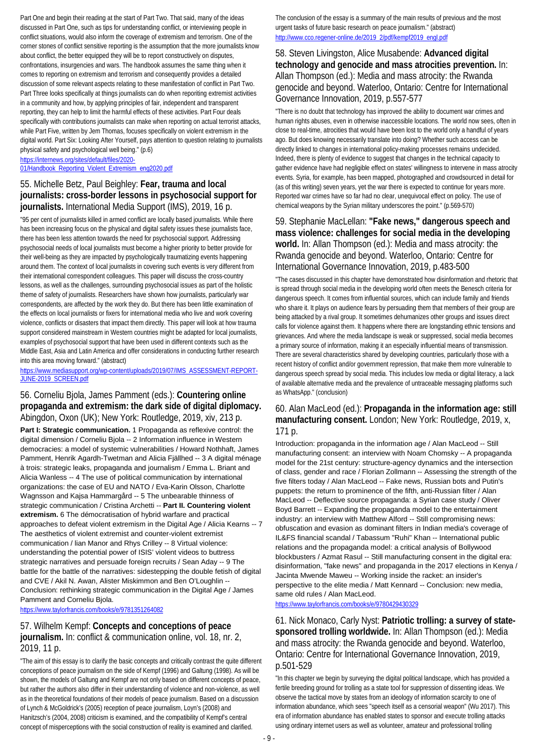Part One and begin their reading at the start of Part Two. That said, many of the ideas discussed in Part One, such as tips for understanding conflict, or interviewing people in conflict situations, would also inform the coverage of extremism and terrorism. One of the corner stones of conflict sensitive reporting is the assumption that the more journalists know about conflict, the better equipped they will be to report constructively on disputes, confrontations, insurgencies and wars. The handbook assumes the same thing when it comes to reporting on extremism and terrorism and consequently provides a detailed discussion of some relevant aspects relating to these manifestation of conflict in Part Two. Part Three looks specifically at things journalists can do when reporting extremist activities in a community and how, by applying principles of fair, independent and transparent reporting, they can help to limit the harmful effects of these activities. Part Four deals specifically with contributions journalists can make when reporting on actual terrorist attacks, while Part Five, written by Jem Thomas, focuses specifically on violent extremism in the digital world. Part Six: Looking After Yourself, pays attention to question relating to journalists physical safety and psychological well being." (p.6)

https://internews.org/sites/default/files/2020-01/Handbook_Reporting_Violent_Extremism_eng2020.pdf

## 55. Michelle Betz, Paul Beighley: **Fear, trauma and local journalists: cross-border lessons in psychosocial support for journalists.** International Media Support (IMS), 2019, 16 p.

"95 per cent of journalists killed in armed conflict are locally based journalists. While there has been increasing focus on the physical and digital safety issues these journalists face, there has been less attention towards the need for psychosocial support. Addressing psychosocial needs of local journalists must become a higher priority to better provide for their well-being as they are impacted by psychologically traumatizing events happening around them. The context of local journalists in covering such events is very different from their international correspondent colleagues. This paper will discuss the cross-country lessons, as well as the challenges, surrounding psychosocial issues as part of the holistic theme of safety of journalists. Researchers have shown how journalists, particularly war correspondents, are affected by the work they do. But there has been little examination of the effects on local journalists or fixers for international media who live and work covering violence, conflicts or disasters that impact them directly. This paper will look at how trauma support considered mainstream in Western countries might be adapted for local journalists, examples of psychosocial support that have been used in different contexts such as the Middle East, Asia and Latin America and offer considerations in conducting further research into this area moving forward." (abstract)

https://www.mediasupport.org/wp-content/uploads/2019/07/IMS_ASSESSMENT-REPORT-JUNE-2019_SCREEN.pdf

## 56. Corneliu Bjola, James Pamment (eds.): **Countering online propaganda and extremism: the dark side of digital diplomacy.** Abingdon, Oxon (UK); New York: Routledge, 2019, xiv, 213 p.

**Part I: Strategic communication.** 1 Propaganda as reflexive control: the digital dimension / Corneliu Bjola -- 2 Information influence in Western democracies: a model of systemic vulnerabilities / Howard Nothhaft, James Pamment, Henrik Agardh-Twetman and Alicia Fjällhed -- 3 A digital ménage à trois: strategic leaks, propaganda and journalism / Emma L. Briant and Alicia Wanless -- 4 The use of political communication by international organizations: the case of EU and NATO / Eva-Karin Olsson, Charlotte Wagnsson and Kajsa Hammargård -- 5 The unbearable thinness of strategic communication / Cristina Archetti -- **Part II. Countering violent extremism.** 6 The démocratisation of hybrid warfare and practical approaches to defeat violent extremism in the Digital Age / Alicia Kearns -- 7 The aesthetics of violent extremist and counter-violent extremist communication / Ilan Manor and Rhys Crilley -- 8 Virtual violence: understanding the potential power of ISIS' violent videos to buttress strategic narratives and persuade foreign recruits / Sean Aday -- 9 The battle for the battle of the narratives: sidestepping the double fetish of digital and CVE / Akil N. Awan, Alister Miskimmon and Ben O'Loughlin -- Conclusion: rethinking strategic communication in the Digital Age / James Pamment and Corneliu Bjola.

https://www.taylorfrancis.com/books/e/9781351264082

## 57. Wilhelm Kempf: **Concepts and conceptions of peace journalism.** In: conflict & communication online, vol. 18, nr. 2, 2019, 11 p.

"The aim of this essay is to clarify the basic concepts and critically contrast the quite different conceptions of peace journalism on the side of Kempf (1996) and Galtung (1998). As will be shown, the models of Galtung and Kempf are not only based on different concepts of peace, but rather the authors also differ in their understanding of violence and non-violence, as well as in the theoretical foundations of their models of peace journalism. Based on a discussion of Lynch & McGoldrick's (2005) reception of peace journalism, Loyn's (2008) and Hanitzsch's (2004, 2008) criticism is examined, and the compatibility of Kempf's central concept of misperceptions with the social construction of reality is examined and clarified. The conclusion of the essay is a summary of the main results of previous and the most urgent tasks of future basic research on peace journalism." (abstract)

http://www.cco.regener-online.de/2019_2/pdf/kempf2019_engl.pdf

## 58. Steven Livingston, Alice Musabende: **Advanced digital technology and genocide and mass atrocities prevention.** In: Allan Thompson (ed.): Media and mass atrocity: the Rwanda genocide and beyond. Waterloo, Ontario: Centre for International Governance Innovation, 2019, p.557-577

"There is no doubt that technology has improved the ability to document war crimes and human rights abuses, even in otherwise inaccessible locations. The world now sees, often in close to real-time, atrocities that would have been lost to the world only a handful of years ago. But does knowing necessarily translate into doing? Whether such access can be directly linked to changes in international policy-making processes remains undecided. Indeed, there is plenty of evidence to suggest that changes in the technical capacity to gather evidence have had negligible effect on states' willingness to intervene in mass atrocity events. Syria, for example, has been mapped, photographed and crowdsourced in detail for (as of this writing) seven years, yet the war there is expected to continue for years more. Reported war crimes have so far had no clear, unequivocal effect on policy. The use of chemical weapons by the Syrian military underscores the point." (p.569-570)

## 59. Stephanie MacLellan: **"Fake news," dangerous speech and mass violence: challenges for social media in the developing world.** In: Allan Thompson (ed.): Media and mass atrocity: the Rwanda genocide and beyond. Waterloo, Ontario: Centre for International Governance Innovation, 2019, p.483-500

"The cases discussed in this chapter have demonstrated how disinformation and rhetoric that is spread through social media in the developing world often meets the Benesch criteria for dangerous speech. It comes from influential sources, which can include family and friends who share it. It plays on audience fears by persuading them that members of their group are being attacked by a rival group. It sometimes dehumanizes other groups and issues direct calls for violence against them. It happens where there are longstanding ethnic tensions and grievances. And where the media landscape is weak or suppressed, social media becomes a primary source of information, making it an especially influential means of transmission. There are several characteristics shared by developing countries, particularly those with a recent history of conflict and/or government repression, that make them more vulnerable to dangerous speech spread by social media. This includes low media or digital literacy, a lack of available alternative media and the prevalence of untraceable messaging platforms such as WhatsApp." (conclusion)

## 60. Alan MacLeod (ed.): **Propaganda in the information age: still manufacturing consent.** London; New York: Routledge, 2019, x, 171 p.

Introduction: propaganda in the information age / Alan MacLeod -- Still manufacturing consent: an interview with Noam Chomsky -- A propaganda model for the 21st century: structure-agency dynamics and the intersection of class, gender and race / Florian Zollmann -- Assessing the strength of the five filters today / Alan MacLeod -- Fake news, Russian bots and Putin's puppets: the return to prominence of the fifth, anti-Russian filter / Alan MacLeod -- Deflective source propaganda: a Syrian case study / Oliver Boyd Barrett -- Expanding the propaganda model to the entertainment industry: an interview with Matthew Alford -- Still compromising news: obfuscation and evasion as dominant filters in Indian media's coverage of IL&FS financial scandal / Tabassum "Ruhi" Khan -- International public relations and the propaganda model: a critical analysis of Bollywood blockbusters / Azmat Rasul -- Still manufacturing consent in the digital era: disinformation, "fake news" and propaganda in the 2017 elections in Kenya / Jacinta Mwende Maweu -- Working inside the racket: an insider's perspective to the elite media / Matt Kennard -- Conclusion: new media, same old rules / Alan MacLeod.

https://www.taylorfrancis.com/books/e/9780429430329

## 61. Nick Monaco, Carly Nyst: **Patriotic trolling: a survey of state-sponsored trolling worldwide.** In: Allan Thompson (ed.): Media and mass atrocity: the Rwanda genocide and beyond. Waterloo, Ontario: Centre for International Governance Innovation, 2019, p.501-529

"In this chapter we begin by surveying the digital political landscape, which has provided a fertile breeding ground for trolling as a state tool for suppression of dissenting ideas. We observe the tactical move by states from an ideology of information scarcity to one of information abundance, which sees "speech itself as a censorial weapon" (Wu 2017). This era of information abundance has enabled states to sponsor and execute trolling attacks using ordinary internet users as well as volunteer, amateur and professional trolling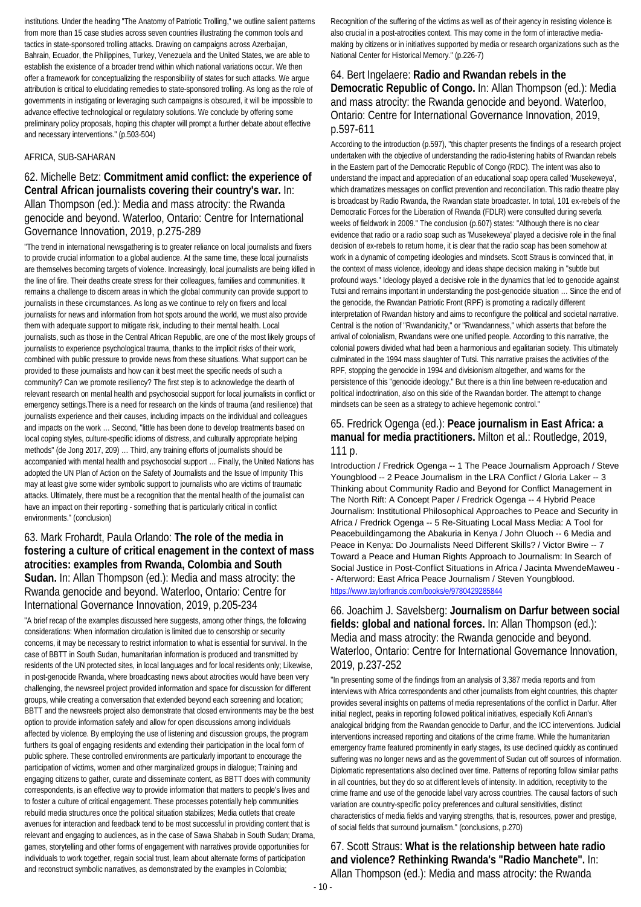institutions. Under the heading "The Anatomy of Patriotic Trolling," we outline salient patterns from more than 15 case studies across seven countries illustrating the common tools and tactics in state-sponsored trolling attacks. Drawing on campaigns across Azerbaijan, Bahrain, Ecuador, the Philippines, Turkey, Venezuela and the United States, we are able to establish the existence of a broader trend within which national variations occur. We then offer a framework for conceptualizing the responsibility of states for such attacks. We argue attribution is critical to elucidating remedies to state-sponsored trolling. As long as the role of governments in instigating or leveraging such campaigns is obscured, it will be impossible to advance effective technological or regulatory solutions. We conclude by offering some preliminary policy proposals, hoping this chapter will prompt a further debate about effective and necessary interventions." (p.503-504)

AFRICA, SUB-SAHARAN

## 62. Michelle Betz: **Commitment amid conflict: the experience of Central African journalists covering their country's war.** In: Allan Thompson (ed.): Media and mass atrocity: the Rwanda genocide and beyond. Waterloo, Ontario: Centre for International Governance Innovation, 2019, p.275-289

"The trend in international newsgathering is to greater reliance on local journalists and fixers to provide crucial information to a global audience. At the same time, these local journalists are themselves becoming targets of violence. Increasingly, local journalists are being killed in the line of fire. Their deaths create stress for their colleagues, families and communities. It remains a challenge to discern areas in which the global community can provide support to journalists in these circumstances. As long as we continue to rely on fixers and local journalists for news and information from hot spots around the world, we must also provide them with adequate support to mitigate risk, including to their mental health. Local journalists, such as those in the Central African Republic, are one of the most likely groups of journalists to experience psychological trauma, thanks to the implicit risks of their work, combined with public pressure to provide news from these situations. What support can be provided to these journalists and how can it best meet the specific needs of such a community? Can we promote resiliency? The first step is to acknowledge the dearth of relevant research on mental health and psychosocial support for local journalists in conflict or emergency settings.There is a need for research on the kinds of trauma (and resilience) that journalists experience and their causes, including impacts on the individual and colleagues and impacts on the work … Second, "little has been done to develop treatments based on local coping styles, culture-specific idioms of distress, and culturally appropriate helping methods" (de Jong 2017, 209) … Third, any training efforts of journalists should be accompanied with mental health and psychosocial support … Finally, the United Nations has adopted the UN Plan of Action on the Safety of Journalists and the Issue of Impunity This may at least give some wider symbolic support to journalists who are victims of traumatic attacks. Ultimately, there must be a recognition that the mental health of the journalist can have an impact on their reporting - something that is particularly critical in conflict environments." (conclusion)

## 63. Mark Frohardt, Paula Orlando: **The role of the media in fostering a culture of critical enagement in the context of mass atrocities: examples from Rwanda, Colombia and South Sudan.** In: Allan Thompson (ed.): Media and mass atrocity: the Rwanda genocide and beyond. Waterloo, Ontario: Centre for International Governance Innovation, 2019, p.205-234

"A brief recap of the examples discussed here suggests, among other things, the following considerations: When information circulation is limited due to censorship or security concerns, it may be necessary to restrict information to what is essential for survival. In the case of BBTT in South Sudan, humanitarian information is produced and transmitted by residents of the UN protected sites, in local languages and for local residents only; Likewise, in post-genocide Rwanda, where broadcasting news about atrocities would have been very challenging, the newsreel project provided information and space for discussion for different groups, while creating a conversation that extended beyond each screening and location; BBTT and the newsreels project also demonstrate that closed environments may be the best option to provide information safely and allow for open discussions among individuals affected by violence. By employing the use of listening and discussion groups, the program furthers its goal of engaging residents and extending their participation in the local form of public sphere. These controlled environments are particularly important to encourage the participation of victims, women and other marginalized groups in dialogue; Training and engaging citizens to gather, curate and disseminate content, as BBTT does with community correspondents, is an effective way to provide information that matters to people's lives and to foster a culture of critical engagement. These processes potentially help communities rebuild media structures once the political situation stabilizes; Media outlets that create avenues for interaction and feedback tend to be most successful in providing content that is relevant and engaging to audiences, as in the case of Sawa Shabab in South Sudan; Drama, games, storytelling and other forms of engagement with narratives provide opportunities for individuals to work together, regain social trust, learn about alternate forms of participation and reconstruct symbolic narratives, as demonstrated by the examples in Colombia; Recognition of the suffering of the victims as well as of their agency in resisting violence is also crucial in a post-atrocities context. This may come in the form of interactive media-making by citizens or in initiatives supported by media or research organizations such as the National Center for Historical Memory." (p.226-7)

## 64. Bert Ingelaere: **Radio and Rwandan rebels in the Democratic Republic of Congo.** In: Allan Thompson (ed.): Media and mass atrocity: the Rwanda genocide and beyond. Waterloo, Ontario: Centre for International Governance Innovation, 2019, p.597-611

According to the introduction (p.597), "this chapter presents the findings of a research project undertaken with the objective of understanding the radio-listening habits of Rwandan rebels in the Eastern part of the Democratic Republic of Congo (RDC). The intent was also to understand the impact and appreciation of an educational soap opera called 'Musekeweya', which dramatizes messages on conflict prevention and reconciliation. This radio theatre play is broadcast by Radio Rwanda, the Rwandan state broadcaster. In total, 101 ex-rebels of the Democratic Forces for the Liberation of Rwanda (FDLR) were consulted during severla weeks of fieldwork in 2009." The conclusion (p.607) states: "Although there is no clear evidence that radio or a radio soap such as 'Musekeweya' played a decisive role in the final decision of ex-rebels to return home, it is clear that the radio soap has been somehow at work in a dynamic of competing ideologies and mindsets. Scott Straus is convinced that, in the context of mass violence, ideology and ideas shape decision making in "subtle but profound ways." Ideology played a decisive role in the dynamics that led to genocide against Tutsi and remains important in understanding the post-genocide situation … Since the end of the genocide, the Rwandan Patriotic Front (RPF) is promoting a radically different interpretation of Rwandan history and aims to reconfigure the political and societal narrative. Central is the notion of "Rwandanicity," or "Rwandanness," which asserts that before the arrival of colonialism, Rwandans were one unified people. According to this narrative, the colonial powers divided what had been a harmonious and egalitarian society. This ultimately culminated in the 1994 mass slaughter of Tutsi. This narrative praises the activities of the RPF, stopping the genocide in 1994 and divisionism altogether, and warns for the persistence of this "genocide ideology." But there is a thin line between re-education and political indoctrination, also on this side of the Rwandan border. The attempt to change mindsets can be seen as a strategy to achieve hegemonic control."

## 65. Fredrick Ogenga (ed.): **Peace journalism in East Africa: a manual for media practitioners.** Milton et al.: Routledge, 2019, 111 p.

Introduction / Fredrick Ogenga -- 1 The Peace Journalism Approach / Steve Youngblood -- 2 Peace Journalism in the LRA Conflict / Gloria Laker -- 3 Thinking about Community Radio and Beyond for Conflict Management in The North Rift: A Concept Paper / Fredrick Ogenga -- 4 Hybrid Peace Journalism: Institutional Philosophical Approaches to Peace and Security in Africa / Fredrick Ogenga -- 5 Re-Situating Local Mass Media: A Tool for Peacebuildingamong the Abakuria in Kenya / John Oluoch -- 6 Media and Peace in Kenya: Do Journalists Need Different Skills? / Victor Bwire -- 7 Toward a Peace and Human Rights Approach to Journalism: In Search of Social Justice in Post-Conflict Situations in Africa / Jacinta MwendeMaweu -- Afterword: East Africa Peace Journalism / Steven Youngblood.
https://www.taylorfrancis.com/books/e/9780429285844

## 66. Joachim J. Savelsberg: **Journalism on Darfur between social fields: global and national forces.** In: Allan Thompson (ed.): Media and mass atrocity: the Rwanda genocide and beyond. Waterloo, Ontario: Centre for International Governance Innovation, 2019, p.237-252

"In presenting some of the findings from an analysis of 3,387 media reports and from interviews with Africa correspondents and other journalists from eight countries, this chapter provides several insights on patterns of media representations of the conflict in Darfur. After initial neglect, peaks in reporting followed political initiatives, especially Kofi Annan's analogical bridging from the Rwandan genocide to Darfur, and the ICC interventions. Judicial interventions increased reporting and citations of the crime frame. While the humanitarian emergency frame featured prominently in early stages, its use declined quickly as continued suffering was no longer news and as the government of Sudan cut off sources of information. Diplomatic representations also declined over time. Patterns of reporting follow similar paths in all countries, but they do so at different levels of intensity. In addition, receptivity to the crime frame and use of the genocide label vary across countries. The causal factors of such variation are country-specific policy preferences and cultural sensitivities, distinct characteristics of media fields and varying strengths, that is, resources, power and prestige, of social fields that surround journalism." (conclusions, p.270)

## 67. Scott Straus: **What is the relationship between hate radio and violence? Rethinking Rwanda's "Radio Manchete".** In: Allan Thompson (ed.): Media and mass atrocity: the Rwanda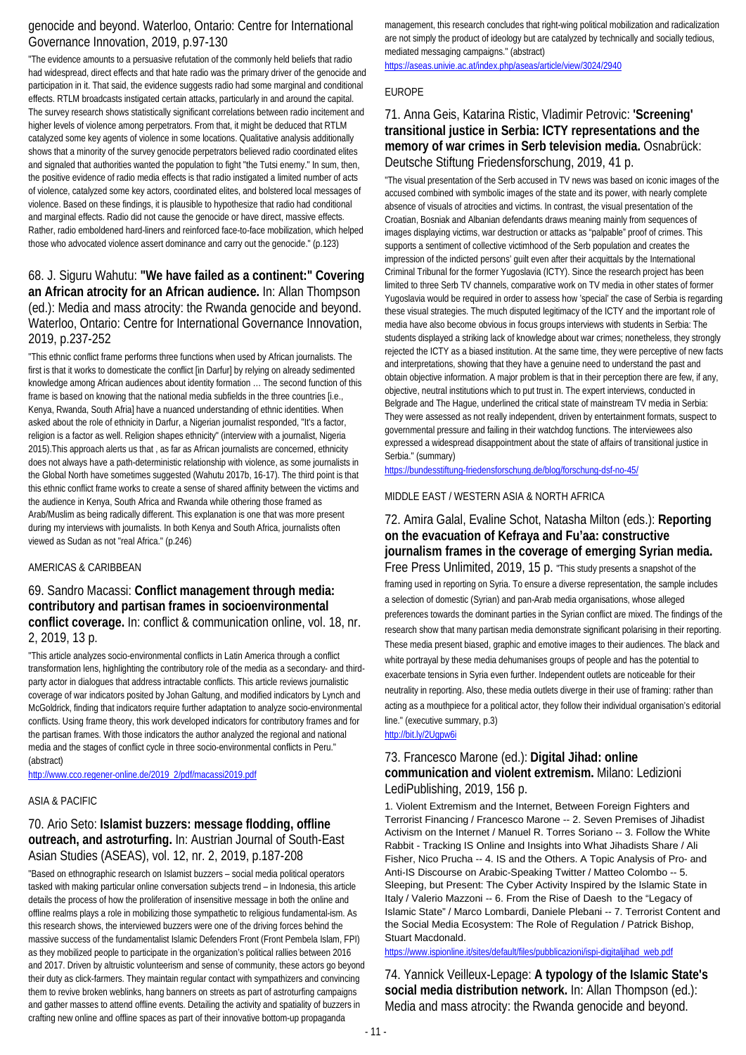genocide and beyond. Waterloo, Ontario: Centre for International Governance Innovation, 2019, p.97-130

"The evidence amounts to a persuasive refutation of the commonly held beliefs that radio had widespread, direct effects and that hate radio was the primary driver of the genocide and participation in it. That said, the evidence suggests radio had some marginal and conditional effects. RTLM broadcasts instigated certain attacks, particularly in and around the capital. The survey research shows statistically significant correlations between radio incitement and higher levels of violence among perpetrators. From that, it might be deduced that RTLM catalyzed some key agents of violence in some locations. Qualitative analysis additionally shows that a minority of the survey genocide perpetrators believed radio coordinated elites and signaled that authorities wanted the population to fight "the Tutsi enemy." In sum, then, the positive evidence of radio media effects is that radio instigated a limited number of acts of violence, catalyzed some key actors, coordinated elites, and bolstered local messages of violence. Based on these findings, it is plausible to hypothesize that radio had conditional and marginal effects. Radio did not cause the genocide or have direct, massive effects. Rather, radio emboldened hard-liners and reinforced face-to-face mobilization, which helped those who advocated violence assert dominance and carry out the genocide." (p.123)

## 68. J. Siguru Wahutu: **"We have failed as a continent:" Covering an African atrocity for an African audience.** In: Allan Thompson (ed.): Media and mass atrocity: the Rwanda genocide and beyond. Waterloo, Ontario: Centre for International Governance Innovation, 2019, p.237-252

"This ethnic conflict frame performs three functions when used by African journalists. The first is that it works to domesticate the conflict [in Darfur] by relying on already sedimented knowledge among African audiences about identity formation … The second function of this frame is based on knowing that the national media subfields in the three countries [i.e., Kenya, Rwanda, South Afria] have a nuanced understanding of ethnic identities. When asked about the role of ethnicity in Darfur, a Nigerian journalist responded, "It's a factor, religion is a factor as well. Religion shapes ethnicity" (interview with a journalist, Nigeria 2015).This approach alerts us that , as far as African journalists are concerned, ethnicity does not always have a path-deterministic relationship with violence, as some journalists in the Global North have sometimes suggested (Wahutu 2017b, 16-17). The third point is that this ethnic conflict frame works to create a sense of shared affinity between the victims and the audience in Kenya, South Africa and Rwanda while othering those framed as Arab/Muslim as being radically different. This explanation is one that was more present during my interviews with journalists. In both Kenya and South Africa, journalists often viewed as Sudan as not "real Africa." (p.246)

AMERICAS & CARIBBEAN

## 69. Sandro Macassi: **Conflict management through media: contributory and partisan frames in socioenvironmental conflict coverage.** In: conflict & communication online, vol. 18, nr. 2, 2019, 13 p.

"This article analyzes socio-environmental conflicts in Latin America through a conflict transformation lens, highlighting the contributory role of the media as a secondary- and third-party actor in dialogues that address intractable conflicts. This article reviews journalistic coverage of war indicators posited by Johan Galtung, and modified indicators by Lynch and McGoldrick, finding that indicators require further adaptation to analyze socio-environmental conflicts. Using frame theory, this work developed indicators for contributory frames and for the partisan frames. With those indicators the author analyzed the regional and national media and the stages of conflict cycle in three socio-environmental conflicts in Peru." (abstract)

http://www.cco.regener-online.de/2019_2/pdf/macassi2019.pdf

ASIA & PACIFIC

## 70. Ario Seto: **Islamist buzzers: message flooding, offline outreach, and astroturfing.** In: Austrian Journal of South-East Asian Studies (ASEAS), vol. 12, nr. 2, 2019, p.187-208

"Based on ethnographic research on Islamist buzzers – social media political operators tasked with making particular online conversation subjects trend – in Indonesia, this article details the process of how the proliferation of insensitive message in both the online and offline realms plays a role in mobilizing those sympathetic to religious fundamental-ism. As this research shows, the interviewed buzzers were one of the driving forces behind the massive success of the fundamentalist Islamic Defenders Front (Front Pembela Islam, FPI) as they mobilized people to participate in the organization's political rallies between 2016 and 2017. Driven by altruistic volunteerism and sense of community, these actors go beyond their duty as click-farmers. They maintain regular contact with sympathizers and convincing them to revive broken weblinks, hang banners on streets as part of astroturfing campaigns and gather masses to attend offline events. Detailing the activity and spatiality of buzzers in crafting new online and offline spaces as part of their innovative bottom-up propaganda management, this research concludes that right-wing political mobilization and radicalization are not simply the product of ideology but are catalyzed by technically and socially tedious, mediated messaging campaigns." (abstract)

https://aseas.univie.ac.at/index.php/aseas/article/view/3024/2940

EUROPE

## 71. Anna Geis, Katarina Ristic, Vladimir Petrovic: **'Screening' transitional justice in Serbia: ICTY representations and the memory of war crimes in Serb television media.** Osnabrück: Deutsche Stiftung Friedensforschung, 2019, 41 p.

"The visual presentation of the Serb accused in TV news was based on iconic images of the accused combined with symbolic images of the state and its power, with nearly complete absence of visuals of atrocities and victims. In contrast, the visual presentation of the Croatian, Bosniak and Albanian defendants draws meaning mainly from sequences of images displaying victims, war destruction or attacks as "palpable" proof of crimes. This supports a sentiment of collective victimhood of the Serb population and creates the impression of the indicted persons' guilt even after their acquittals by the International Criminal Tribunal for the former Yugoslavia (ICTY). Since the research project has been limited to three Serb TV channels, comparative work on TV media in other states of former Yugoslavia would be required in order to assess how 'special' the case of Serbia is regarding these visual strategies. The much disputed legitimacy of the ICTY and the important role of media have also become obvious in focus groups interviews with students in Serbia: The students displayed a striking lack of knowledge about war crimes; nonetheless, they strongly rejected the ICTY as a biased institution. At the same time, they were perceptive of new facts and interpretations, showing that they have a genuine need to understand the past and obtain objective information. A major problem is that in their perception there are few, if any, objective, neutral institutions which to put trust in. The expert interviews, conducted in Belgrade and The Hague, underlined the critical state of mainstream TV media in Serbia: They were assessed as not really independent, driven by entertainment formats, suspect to governmental pressure and failing in their watchdog functions. The interviewees also expressed a widespread disappointment about the state of affairs of transitional justice in Serbia." (summary)

https://bundesstiftung-friedensforschung.de/blog/forschung-dsf-no-45/

MIDDLE EAST / WESTERN ASIA & NORTH AFRICA

## 72. Amira Galal, Evaline Schot, Natasha Milton (eds.): **Reporting on the evacuation of Kefraya and Fu'aa: constructive journalism frames in the coverage of emerging Syrian media.** Free Press Unlimited, 2019, 15 p.

"This study presents a snapshot of the framing used in reporting on Syria. To ensure a diverse representation, the sample includes a selection of domestic (Syrian) and pan-Arab media organisations, whose alleged preferences towards the dominant parties in the Syrian conflict are mixed. The findings of the research show that many partisan media demonstrate significant polarising in their reporting. These media present biased, graphic and emotive images to their audiences. The black and white portrayal by these media dehumanises groups of people and has the potential to exacerbate tensions in Syria even further. Independent outlets are noticeable for their neutrality in reporting. Also, these media outlets diverge in their use of framing: rather than acting as a mouthpiece for a political actor, they follow their individual organisation's editorial line." (executive summary, p.3)

http://bit.ly/2Ugpw6i

## 73. Francesco Marone (ed.): **Digital Jihad: online communication and violent extremism.** Milano: Ledizioni LediPublishing, 2019, 156 p.

1. Violent Extremism and the Internet, Between Foreign Fighters and Terrorist Financing / Francesco Marone -- 2. Seven Premises of Jihadist Activism on the Internet / Manuel R. Torres Soriano -- 3. Follow the White Rabbit - Tracking IS Online and Insights into What Jihadists Share / Ali Fisher, Nico Prucha -- 4. IS and the Others. A Topic Analysis of Pro- and Anti-IS Discourse on Arabic-Speaking Twitter / Matteo Colombo -- 5. Sleeping, but Present: The Cyber Activity Inspired by the Islamic State in Italy / Valerio Mazzoni -- 6. From the Rise of Daesh to the "Legacy of Islamic State" / Marco Lombardi, Daniele Plebani -- 7. Terrorist Content and the Social Media Ecosystem: The Role of Regulation / Patrick Bishop, Stuart Macdonald.

https://www.ispionline.it/sites/default/files/pubblicazioni/ispi-digitaljihad_web.pdf

## 74. Yannick Veilleux-Lepage: **A typology of the Islamic State's social media distribution network.** In: Allan Thompson (ed.): Media and mass atrocity: the Rwanda genocide and beyond.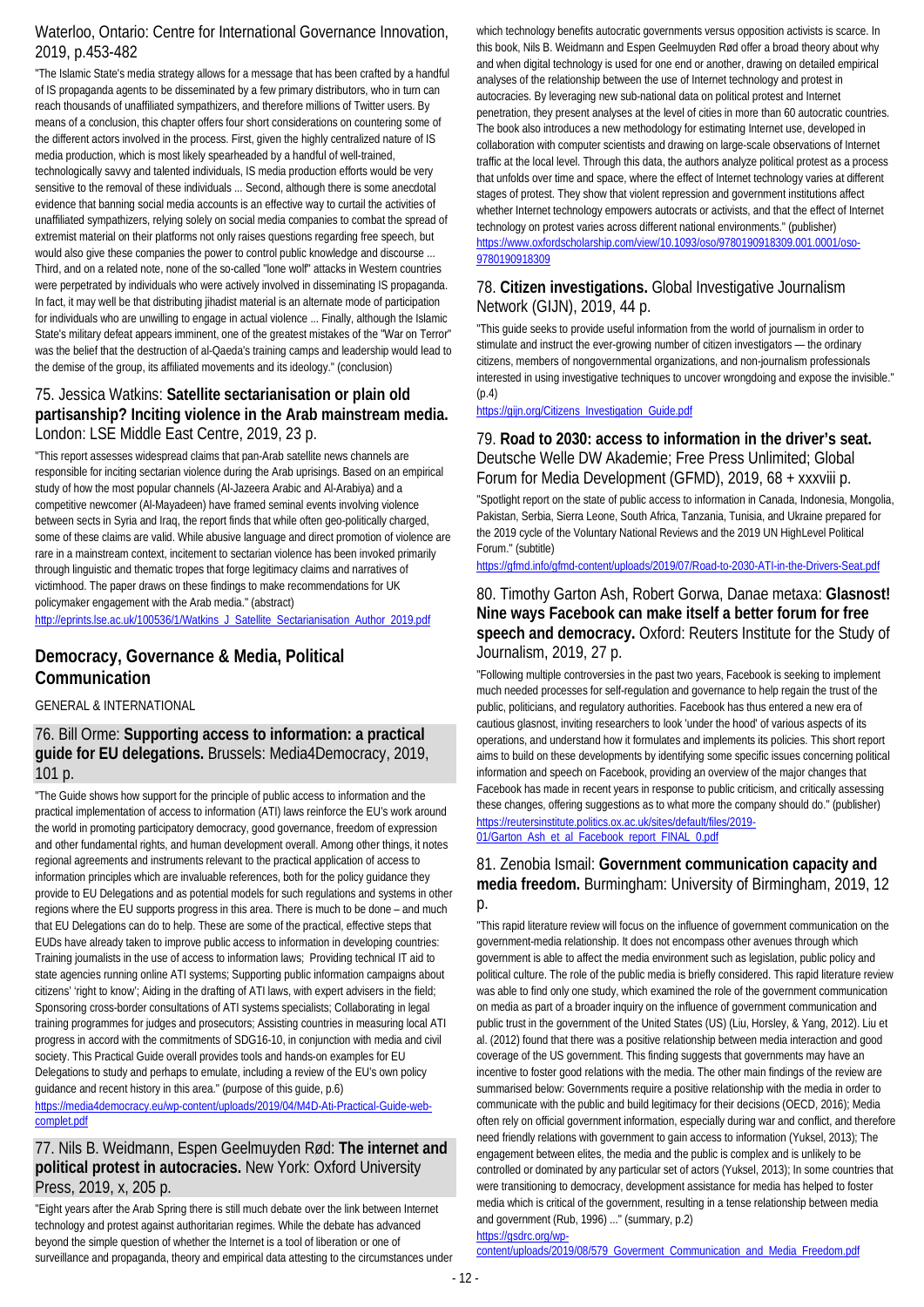Waterloo, Ontario: Centre for International Governance Innovation, 2019, p.453-482

"The Islamic State's media strategy allows for a message that has been crafted by a handful of IS propaganda agents to be disseminated by a few primary distributors, who in turn can reach thousands of unaffiliated sympathizers, and therefore millions of Twitter users. By means of a conclusion, this chapter offers four short considerations on countering some of the different actors involved in the process. First, given the highly centralized nature of IS media production, which is most likely spearheaded by a handful of well-trained, technologically savvy and talented individuals, IS media production efforts would be very sensitive to the removal of these individuals ... Second, although there is some anecdotal evidence that banning social media accounts is an effective way to curtail the activities of unaffiliated sympathizers, relying solely on social media companies to combat the spread of extremist material on their platforms not only raises questions regarding free speech, but would also give these companies the power to control public knowledge and discourse ... Third, and on a related note, none of the so-called "lone wolf" attacks in Western countries were perpetrated by individuals who were actively involved in disseminating IS propaganda. In fact, it may well be that distributing jihadist material is an alternate mode of participation for individuals who are unwilling to engage in actual violence ... Finally, although the Islamic State's military defeat appears imminent, one of the greatest mistakes of the "War on Terror" was the belief that the destruction of al-Qaeda's training camps and leadership would lead to the demise of the group, its affiliated movements and its ideology." (conclusion)

### 75. Jessica Watkins: **Satellite sectarianisation or plain old partisanship? Inciting violence in the Arab mainstream media.** London: LSE Middle East Centre, 2019, 23 p.

"This report assesses widespread claims that pan-Arab satellite news channels are responsible for inciting sectarian violence during the Arab uprisings. Based on an empirical study of how the most popular channels (Al-Jazeera Arabic and Al-Arabiya) and a competitive newcomer (Al-Mayadeen) have framed seminal events involving violence between sects in Syria and Iraq, the report finds that while often geo-politically charged, some of these claims are valid. While abusive language and direct promotion of violence are rare in a mainstream context, incitement to sectarian violence has been invoked primarily through linguistic and thematic tropes that forge legitimacy claims and narratives of victimhood. The paper draws on these findings to make recommendations for UK policymaker engagement with the Arab media." (abstract)

http://eprints.lse.ac.uk/100536/1/Watkins_J_Satellite_Sectarianisation_Author_2019.pdf

## Democracy, Governance & Media, Political Communication

GENERAL & INTERNATIONAL

### 76. Bill Orme: **Supporting access to information: a practical guide for EU delegations.** Brussels: Media4Democracy, 2019, 101 p.

"The Guide shows how support for the principle of public access to information and the practical implementation of access to information (ATI) laws reinforce the EU's work around the world in promoting participatory democracy, good governance, freedom of expression and other fundamental rights, and human development overall. Among other things, it notes regional agreements and instruments relevant to the practical application of access to information principles which are invaluable references, both for the policy guidance they provide to EU Delegations and as potential models for such regulations and systems in other regions where the EU supports progress in this area. There is much to be done – and much that EU Delegations can do to help. These are some of the practical, effective steps that EUDs have already taken to improve public access to information in developing countries: Training journalists in the use of access to information laws; Providing technical IT aid to state agencies running online ATI systems; Supporting public information campaigns about citizens' 'right to know'; Aiding in the drafting of ATI laws, with expert advisers in the field; Sponsoring cross-border consultations of ATI systems specialists; Collaborating in legal training programmes for judges and prosecutors; Assisting countries in measuring local ATI progress in accord with the commitments of SDG16-10, in conjunction with media and civil society. This Practical Guide overall provides tools and hands-on examples for EU Delegations to study and perhaps to emulate, including a review of the EU's own policy guidance and recent history in this area." (purpose of this guide, p.6)

https://media4democracy.eu/wp-content/uploads/2019/04/M4D-Ati-Practical-Guide-web-complet.pdf

### 77. Nils B. Weidmann, Espen Geelmuyden Rød: **The internet and political protest in autocracies.** New York: Oxford University Press, 2019, x, 205 p.

"Eight years after the Arab Spring there is still much debate over the link between Internet technology and protest against authoritarian regimes. While the debate has advanced beyond the simple question of whether the Internet is a tool of liberation or one of surveillance and propaganda, theory and empirical data attesting to the circumstances under which technology benefits autocratic governments versus opposition activists is scarce. In this book, Nils B. Weidmann and Espen Geelmuyden Rød offer a broad theory about why and when digital technology is used for one end or another, drawing on detailed empirical analyses of the relationship between the use of Internet technology and protest in autocracies. By leveraging new sub-national data on political protest and Internet penetration, they present analyses at the level of cities in more than 60 autocratic countries. The book also introduces a new methodology for estimating Internet use, developed in collaboration with computer scientists and drawing on large-scale observations of Internet traffic at the local level. Through this data, the authors analyze political protest as a process that unfolds over time and space, where the effect of Internet technology varies at different stages of protest. They show that violent repression and government institutions affect whether Internet technology empowers autocrats or activists, and that the effect of Internet technology on protest varies across different national environments." (publisher)

https://www.oxfordscholarship.com/view/10.1093/oso/9780190918309.001.0001/oso-9780190918309

### 78. **Citizen investigations.** Global Investigative Journalism Network (GIJN), 2019, 44 p.

"This guide seeks to provide useful information from the world of journalism in order to stimulate and instruct the ever-growing number of citizen investigators — the ordinary citizens, members of nongovernmental organizations, and non-journalism professionals interested in using investigative techniques to uncover wrongdoing and expose the invisible." (p.4)

https://gijn.org/Citizens_Investigation_Guide.pdf

### 79. **Road to 2030: access to information in the driver's seat.** Deutsche Welle DW Akademie; Free Press Unlimited; Global Forum for Media Development (GFMD), 2019, 68 + xxxviii p.

"Spotlight report on the state of public access to information in Canada, Indonesia, Mongolia, Pakistan, Serbia, Sierra Leone, South Africa, Tanzania, Tunisia, and Ukraine prepared for the 2019 cycle of the Voluntary National Reviews and the 2019 UN HighLevel Political Forum." (subtitle)

https://gfmd.info/gfmd-content/uploads/2019/07/Road-to-2030-ATI-in-the-Drivers-Seat.pdf

### 80. Timothy Garton Ash, Robert Gorwa, Danae metaxa: **Glasnost! Nine ways Facebook can make itself a better forum for free speech and democracy.** Oxford: Reuters Institute for the Study of Journalism, 2019, 27 p.

"Following multiple controversies in the past two years, Facebook is seeking to implement much needed processes for self-regulation and governance to help regain the trust of the public, politicians, and regulatory authorities. Facebook has thus entered a new era of cautious glasnost, inviting researchers to look 'under the hood' of various aspects of its operations, and understand how it formulates and implements its policies. This short report aims to build on these developments by identifying some specific issues concerning political information and speech on Facebook, providing an overview of the major changes that Facebook has made in recent years in response to public criticism, and critically assessing these changes, offering suggestions as to what more the company should do." (publisher)

https://reutersinstitute.politics.ox.ac.uk/sites/default/files/2019-01/Garton_Ash_et_al_Facebook_report_FINAL_0.pdf

### 81. Zenobia Ismail: **Government communication capacity and media freedom.** Burmingham: University of Birmingham, 2019, 12 p.

"This rapid literature review will focus on the influence of government communication on the government-media relationship. It does not encompass other avenues through which government is able to affect the media environment such as legislation, public policy and political culture. The role of the public media is briefly considered. This rapid literature review was able to find only one study, which examined the role of the government communication on media as part of a broader inquiry on the influence of government communication and public trust in the government of the United States (US) (Liu, Horsley, & Yang, 2012). Liu et al. (2012) found that there was a positive relationship between media interaction and good coverage of the US government. This finding suggests that governments may have an incentive to foster good relations with the media. The other main findings of the review are summarised below: Governments require a positive relationship with the media in order to communicate with the public and build legitimacy for their decisions (OECD, 2016); Media often rely on official government information, especially during war and conflict, and therefore need friendly relations with government to gain access to information (Yuksel, 2013); The engagement between elites, the media and the public is complex and is unlikely to be controlled or dominated by any particular set of actors (Yuksel, 2013); In some countries that were transitioning to democracy, development assistance for media has helped to foster media which is critical of the government, resulting in a tense relationship between media and government (Rub, 1996) ..." (summary, p.2)

https://gsdrc.org/wp-content/uploads/2019/08/579_Goverment_Communication_and_Media_Freedom.pdf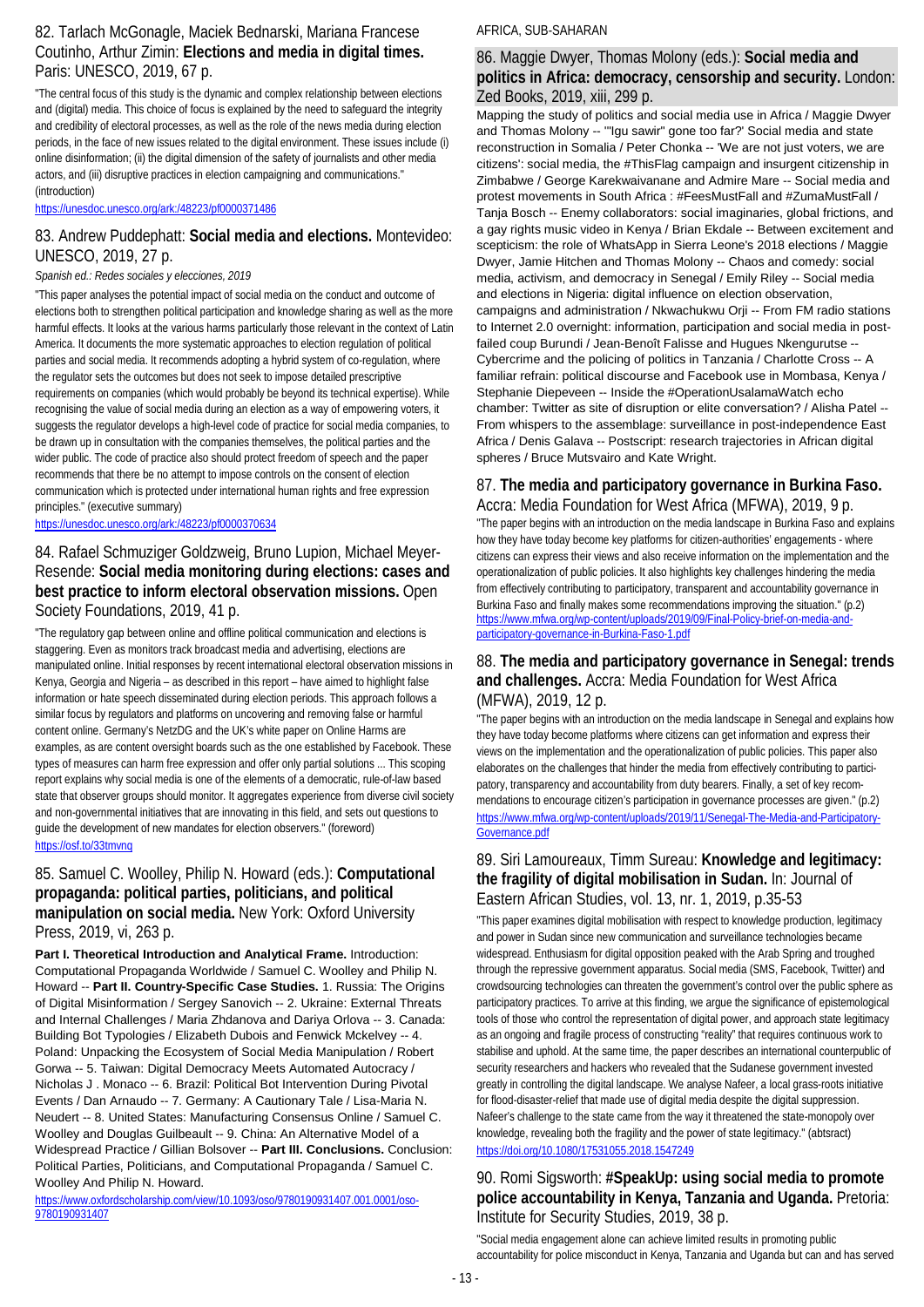## 82. Tarlach McGonagle, Maciek Bednarski, Mariana Francese Coutinho, Arthur Zimin: **Elections and media in digital times.** Paris: UNESCO, 2019, 67 p.

"The central focus of this study is the dynamic and complex relationship between elections and (digital) media. This choice of focus is explained by the need to safeguard the integrity and credibility of electoral processes, as well as the role of the news media during election periods, in the face of new issues related to the digital environment. These issues include (i) online disinformation; (ii) the digital dimension of the safety of journalists and other media actors, and (iii) disruptive practices in election campaigning and communications." (introduction)

https://unesdoc.unesco.org/ark:/48223/pf0000371486

## 83. Andrew Puddephatt: **Social media and elections.** Montevideo: UNESCO, 2019, 27 p.

*Spanish ed.: Redes sociales y elecciones, 2019*

"This paper analyses the potential impact of social media on the conduct and outcome of elections both to strengthen political participation and knowledge sharing as well as the more harmful effects. It looks at the various harms particularly those relevant in the context of Latin America. It documents the more systematic approaches to election regulation of political parties and social media. It recommends adopting a hybrid system of co-regulation, where the regulator sets the outcomes but does not seek to impose detailed prescriptive requirements on companies (which would probably be beyond its technical expertise). While recognising the value of social media during an election as a way of empowering voters, it suggests the regulator develops a high-level code of practice for social media companies, to be drawn up in consultation with the companies themselves, the political parties and the wider public. The code of practice also should protect freedom of speech and the paper recommends that there be no attempt to impose controls on the consent of election communication which is protected under international human rights and free expression principles." (executive summary)

https://unesdoc.unesco.org/ark:/48223/pf0000370634

## 84. Rafael Schmuziger Goldzweig, Bruno Lupion, Michael Meyer-Resende: **Social media monitoring during elections: cases and best practice to inform electoral observation missions.** Open Society Foundations, 2019, 41 p.

"The regulatory gap between online and offline political communication and elections is staggering. Even as monitors track broadcast media and advertising, elections are manipulated online. Initial responses by recent international electoral observation missions in Kenya, Georgia and Nigeria – as described in this report – have aimed to highlight false information or hate speech disseminated during election periods. This approach follows a similar focus by regulators and platforms on uncovering and removing false or harmful content online. Germany's NetzDG and the UK's white paper on Online Harms are examples, as are content oversight boards such as the one established by Facebook. These types of measures can harm free expression and offer only partial solutions ... This scoping report explains why social media is one of the elements of a democratic, rule-of-law based state that observer groups should monitor. It aggregates experience from diverse civil society and non-governmental initiatives that are innovating in this field, and sets out questions to guide the development of new mandates for election observers." (foreword)

https://osf.to/33tmvnq

## 85. Samuel C. Woolley, Philip N. Howard (eds.): **Computational propaganda: political parties, politicians, and political manipulation on social media.** New York: Oxford University Press, 2019, vi, 263 p.

**Part I. Theoretical Introduction and Analytical Frame.** Introduction: Computational Propaganda Worldwide / Samuel C. Woolley and Philip N. Howard -- **Part II. Country-Specific Case Studies.** 1. Russia: The Origins of Digital Misinformation / Sergey Sanovich -- 2. Ukraine: External Threats and Internal Challenges / Maria Zhdanova and Dariya Orlova -- 3. Canada: Building Bot Typologies / Elizabeth Dubois and Fenwick Mckelvey -- 4. Poland: Unpacking the Ecosystem of Social Media Manipulation / Robert Gorwa -- 5. Taiwan: Digital Democracy Meets Automated Autocracy / Nicholas J . Monaco -- 6. Brazil: Political Bot Intervention During Pivotal Events / Dan Arnaudo -- 7. Germany: A Cautionary Tale / Lisa-Maria N. Neudert -- 8. United States: Manufacturing Consensus Online / Samuel C. Woolley and Douglas Guilbeault -- 9. China: An Alternative Model of a Widespread Practice / Gillian Bolsover -- **Part III. Conclusions.** Conclusion: Political Parties, Politicians, and Computational Propaganda / Samuel C. Woolley And Philip N. Howard.

https://www.oxfordscholarship.com/view/10.1093/oso/9780190931407.001.0001/oso-9780190931407

AFRICA, SUB-SAHARAN

## 86. Maggie Dwyer, Thomas Molony (eds.): **Social media and politics in Africa: democracy, censorship and security.** London: Zed Books, 2019, xiii, 299 p.

Mapping the study of politics and social media use in Africa / Maggie Dwyer and Thomas Molony -- '"Igu sawir" gone too far?' Social media and state reconstruction in Somalia / Peter Chonka -- 'We are not just voters, we are citizens': social media, the #ThisFlag campaign and insurgent citizenship in Zimbabwe / George Karekwaivanane and Admire Mare -- Social media and protest movements in South Africa : #FeesMustFall and #ZumaMustFall / Tanja Bosch -- Enemy collaborators: social imaginaries, global frictions, and a gay rights music video in Kenya / Brian Ekdale -- Between excitement and scepticism: the role of WhatsApp in Sierra Leone's 2018 elections / Maggie Dwyer, Jamie Hitchen and Thomas Molony -- Chaos and comedy: social media, activism, and democracy in Senegal / Emily Riley -- Social media and elections in Nigeria: digital influence on election observation, campaigns and administration / Nkwachukwu Orji -- From FM radio stations to Internet 2.0 overnight: information, participation and social media in post-failed coup Burundi / Jean-Benoît Falisse and Hugues Nkengurutse -- Cybercrime and the policing of politics in Tanzania / Charlotte Cross -- A familiar refrain: political discourse and Facebook use in Mombasa, Kenya / Stephanie Diepeveen -- Inside the #OperationUsalamaWatch echo chamber: Twitter as site of disruption or elite conversation? / Alisha Patel -- From whispers to the assemblage: surveillance in post-independence East Africa / Denis Galava -- Postscript: research trajectories in African digital spheres / Bruce Mutsvairo and Kate Wright.

## 87. **The media and participatory governance in Burkina Faso.** Accra: Media Foundation for West Africa (MFWA), 2019, 9 p.

"The paper begins with an introduction on the media landscape in Burkina Faso and explains how they have today become key platforms for citizen-authorities' engagements - where citizens can express their views and also receive information on the implementation and the operationalization of public policies. It also highlights key challenges hindering the media from effectively contributing to participatory, transparent and accountability governance in Burkina Faso and finally makes some recommendations improving the situation." (p.2)

https://www.mfwa.org/wp-content/uploads/2019/09/Final-Policy-brief-on-media-and-participatory-governance-in-Burkina-Faso-1.pdf

## 88. **The media and participatory governance in Senegal: trends and challenges.** Accra: Media Foundation for West Africa (MFWA), 2019, 12 p.

"The paper begins with an introduction on the media landscape in Senegal and explains how they have today become platforms where citizens can get information and express their views on the implementation and the operationalization of public policies. This paper also elaborates on the challenges that hinder the media from effectively contributing to participatory, transparency and accountability from duty bearers. Finally, a set of key recommendations to encourage citizen's participation in governance processes are given." (p.2)

https://www.mfwa.org/wp-content/uploads/2019/11/Senegal-The-Media-and-Participatory-Governance.pdf

## 89. Siri Lamoureaux, Timm Sureau: **Knowledge and legitimacy: the fragility of digital mobilisation in Sudan.** In: Journal of Eastern African Studies, vol. 13, nr. 1, 2019, p.35-53

"This paper examines digital mobilisation with respect to knowledge production, legitimacy and power in Sudan since new communication and surveillance technologies became widespread. Enthusiasm for digital opposition peaked with the Arab Spring and troughed through the repressive government apparatus. Social media (SMS, Facebook, Twitter) and crowdsourcing technologies can threaten the government's control over the public sphere as participatory practices. To arrive at this finding, we argue the significance of epistemological tools of those who control the representation of digital power, and approach state legitimacy as an ongoing and fragile process of constructing "reality" that requires continuous work to stabilise and uphold. At the same time, the paper describes an international counterpublic of security researchers and hackers who revealed that the Sudanese government invested greatly in controlling the digital landscape. We analyse Nafeer, a local grass-roots initiative for flood-disaster-relief that made use of digital media despite the digital suppression. Nafeer's challenge to the state came from the way it threatened the state-monopoly over knowledge, revealing both the fragility and the power of state legitimacy." (abtsract)

https://doi.org/10.1080/17531055.2018.1547249

## 90. Romi Sigsworth: **#SpeakUp: using social media to promote police accountability in Kenya, Tanzania and Uganda.** Pretoria: Institute for Security Studies, 2019, 38 p.

"Social media engagement alone can achieve limited results in promoting public accountability for police misconduct in Kenya, Tanzania and Uganda but can and has served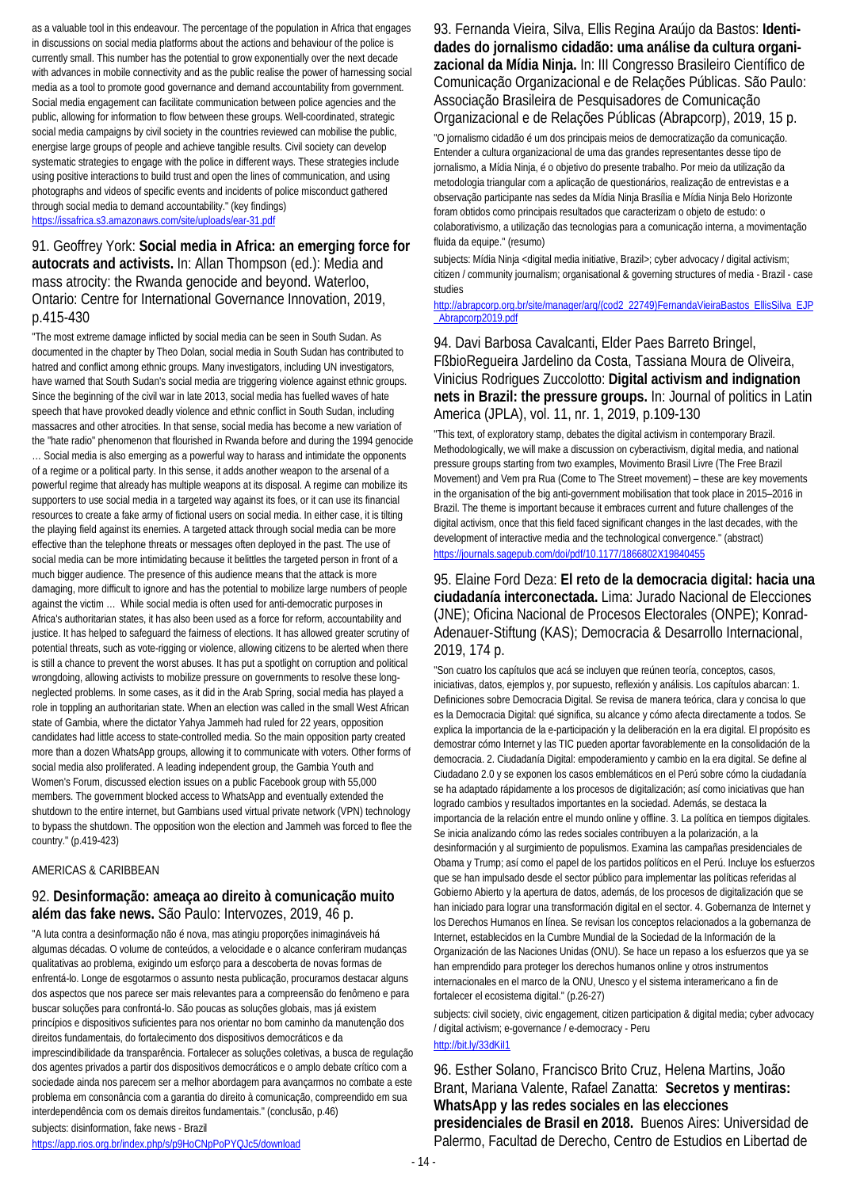as a valuable tool in this endeavour. The percentage of the population in Africa that engages in discussions on social media platforms about the actions and behaviour of the police is currently small. This number has the potential to grow exponentially over the next decade with advances in mobile connectivity and as the public realise the power of harnessing social media as a tool to promote good governance and demand accountability from government. Social media engagement can facilitate communication between police agencies and the public, allowing for information to flow between these groups. Well-coordinated, strategic social media campaigns by civil society in the countries reviewed can mobilise the public, energise large groups of people and achieve tangible results. Civil society can develop systematic strategies to engage with the police in different ways. These strategies include using positive interactions to build trust and open the lines of communication, and using photographs and videos of specific events and incidents of police misconduct gathered through social media to demand accountability." (key findings)
https://issafrica.s3.amazonaws.com/site/uploads/ear-31.pdf

## 91. Geoffrey York: **Social media in Africa: an emerging force for autocrats and activists.** In: Allan Thompson (ed.): Media and mass atrocity: the Rwanda genocide and beyond. Waterloo, Ontario: Centre for International Governance Innovation, 2019, p.415-430

"The most extreme damage inflicted by social media can be seen in South Sudan. As documented in the chapter by Theo Dolan, social media in South Sudan has contributed to hatred and conflict among ethnic groups. Many investigators, including UN investigators, have warned that South Sudan's social media are triggering violence against ethnic groups. Since the beginning of the civil war in late 2013, social media has fuelled waves of hate speech that have provoked deadly violence and ethnic conflict in South Sudan, including massacres and other atrocities. In that sense, social media has become a new variation of the "hate radio" phenomenon that flourished in Rwanda before and during the 1994 genocide … Social media is also emerging as a powerful way to harass and intimidate the opponents of a regime or a political party. In this sense, it adds another weapon to the arsenal of a powerful regime that already has multiple weapons at its disposal. A regime can mobilize its supporters to use social media in a targeted way against its foes, or it can use its financial resources to create a fake army of fictional users on social media. In either case, it is tilting the playing field against its enemies. A targeted attack through social media can be more effective than the telephone threats or messages often deployed in the past. The use of social media can be more intimidating because it belittles the targeted person in front of a much bigger audience. The presence of this audience means that the attack is more damaging, more difficult to ignore and has the potential to mobilize large numbers of people against the victim … While social media is often used for anti-democratic purposes in Africa's authoritarian states, it has also been used as a force for reform, accountability and justice. It has helped to safeguard the fairness of elections. It has allowed greater scrutiny of potential threats, such as vote-rigging or violence, allowing citizens to be alerted when there is still a chance to prevent the worst abuses. It has put a spotlight on corruption and political wrongdoing, allowing activists to mobilize pressure on governments to resolve these long-neglected problems. In some cases, as it did in the Arab Spring, social media has played a role in toppling an authoritarian state. When an election was called in the small West African state of Gambia, where the dictator Yahya Jammeh had ruled for 22 years, opposition candidates had little access to state-controlled media. So the main opposition party created more than a dozen WhatsApp groups, allowing it to communicate with voters. Other forms of social media also proliferated. A leading independent group, the Gambia Youth and Women's Forum, discussed election issues on a public Facebook group with 55,000 members. The government blocked access to WhatsApp and eventually extended the shutdown to the entire internet, but Gambians used virtual private network (VPN) technology to bypass the shutdown. The opposition won the election and Jammeh was forced to flee the country." (p.419-423)

AMERICAS & CARIBBEAN

## 92. **Desinformação: ameaça ao direito à comunicação muito além das fake news.** São Paulo: Intervozes, 2019, 46 p.

"A luta contra a desinformação não é nova, mas atingiu proporções inimagináveis há algumas décadas. O volume de conteúdos, a velocidade e o alcance conferiram mudanças qualitativas ao problema, exigindo um esforço para a descoberta de novas formas de enfrentá-lo. Longe de esgotarmos o assunto nesta publicação, procuramos destacar alguns dos aspectos que nos parece ser mais relevantes para a compreensão do fenômeno e para buscar soluções para confrontá-lo. São poucas as soluções globais, mas já existem princípios e dispositivos suficientes para nos orientar no bom caminho da manutenção dos direitos fundamentais, do fortalecimento dos dispositivos democráticos e da imprescindibilidade da transparência. Fortalecer as soluções coletivas, a busca de regulação dos agentes privados a partir dos dispositivos democráticos e o amplo debate crítico com a sociedade ainda nos parecem ser a melhor abordagem para avançarmos no combate a este problema em consonância com a garantia do direito à comunicação, compreendido em sua interdependência com os demais direitos fundamentais." (conclusão, p.46)

subjects: disinformation, fake news - Brazil

https://app.rios.org.br/index.php/s/p9HoCNpPoPYQJc5/download

## 93. Fernanda Vieira, Silva, Ellis Regina Araújo da Bastos: **Identidades do jornalismo cidadão: uma análise da cultura organizacional da Mídia Ninja.** In: III Congresso Brasileiro Científico de Comunicação Organizacional e de Relações Públicas. São Paulo: Associação Brasileira de Pesquisadores de Comunicação Organizacional e de Relações Públicas (Abrapcorp), 2019, 15 p.

"O jornalismo cidadão é um dos principais meios de democratização da comunicação. Entender a cultura organizacional de uma das grandes representantes desse tipo de jornalismo, a Mídia Ninja, é o objetivo do presente trabalho. Por meio da utilização da metodologia triangular com a aplicação de questionários, realização de entrevistas e a observação participante nas sedes da Mídia Ninja Brasília e Mídia Ninja Belo Horizonte foram obtidos como principais resultados que caracterizam o objeto de estudo: o colaborativismo, a utilização das tecnologias para a comunicação interna, a movimentação fluida da equipe." (resumo)

subjects: Mídia Ninja <digital media initiative, Brazil>; cyber advocacy / digital activism; citizen / community journalism; organisational & governing structures of media - Brazil - case studies

http://abrapcorp.org.br/site/manager/arq/(cod2_22749)FernandaVieiraBastos_EllisSilva_EJP_Abrapcorp2019.pdf

## 94. Davi Barbosa Cavalcanti, Elder Paes Barreto Bringel, FßbioRegueira Jardelino da Costa, Tassiana Moura de Oliveira, Vinicius Rodrigues Zuccolotto: **Digital activism and indignation nets in Brazil: the pressure groups.** In: Journal of politics in Latin America (JPLA), vol. 11, nr. 1, 2019, p.109-130

"This text, of exploratory stamp, debates the digital activism in contemporary Brazil. Methodologically, we will make a discussion on cyberactivism, digital media, and national pressure groups starting from two examples, Movimento Brasil Livre (The Free Brazil Movement) and Vem pra Rua (Come to The Street movement) – these are key movements in the organisation of the big anti-government mobilisation that took place in 2015–2016 in Brazil. The theme is important because it embraces current and future challenges of the digital activism, once that this field faced significant changes in the last decades, with the development of interactive media and the technological convergence." (abstract)

https://journals.sagepub.com/doi/pdf/10.1177/1866802X19840455

## 95. Elaine Ford Deza: **El reto de la democracia digital: hacia una ciudadanía interconectada.** Lima: Jurado Nacional de Elecciones (JNE); Oficina Nacional de Procesos Electorales (ONPE); Konrad-Adenauer-Stiftung (KAS); Democracia & Desarrollo Internacional, 2019, 174 p.

"Son cuatro los capítulos que acá se incluyen que reúnen teoría, conceptos, casos, iniciativas, datos, ejemplos y, por supuesto, reflexión y análisis. Los capítulos abarcan: 1. Definiciones sobre Democracia Digital. Se revisa de manera teórica, clara y concisa lo que es la Democracia Digital: qué significa, su alcance y cómo afecta directamente a todos. Se explica la importancia de la e-participación y la deliberación en la era digital. El propósito es demostrar cómo Internet y las TIC pueden aportar favorablemente en la consolidación de la democracia. 2. Ciudadanía Digital: empoderamiento y cambio en la era digital. Se define al Ciudadano 2.0 y se exponen los casos emblemáticos en el Perú sobre cómo la ciudadanía se ha adaptado rápidamente a los procesos de digitalización; así como iniciativas que han logrado cambios y resultados importantes en la sociedad. Además, se destaca la importancia de la relación entre el mundo online y offline. 3. La política en tiempos digitales. Se inicia analizando cómo las redes sociales contribuyen a la polarización, a la desinformación y al surgimiento de populismos. Examina las campañas presidenciales de Obama y Trump; así como el papel de los partidos políticos en el Perú. Incluye los esfuerzos que se han impulsado desde el sector público para implementar las políticas referidas al Gobierno Abierto y la apertura de datos, además, de los procesos de digitalización que se han iniciado para lograr una transformación digital en el sector. 4. Gobernanza de Internet y los Derechos Humanos en línea. Se revisan los conceptos relacionados a la gobernanza de Internet, establecidos en la Cumbre Mundial de la Sociedad de la Información de la Organización de las Naciones Unidas (ONU). Se hace un repaso a los esfuerzos que ya se han emprendido para proteger los derechos humanos online y otros instrumentos internacionales en el marco de la ONU, Unesco y el sistema interamericano a fin de fortalecer el ecosistema digital." (p.26-27)

subjects: civil society, civic engagement, citizen participation & digital media; cyber advocacy / digital activism; e-governance / e-democracy - Peru

http://bit.ly/33dKiI1

## 96. Esther Solano, Francisco Brito Cruz, Helena Martins, João Brant, Mariana Valente, Rafael Zanatta: **Secretos y mentiras: WhatsApp y las redes sociales en las elecciones presidenciales de Brasil en 2018.** Buenos Aires: Universidad de Palermo, Facultad de Derecho, Centro de Estudios en Libertad de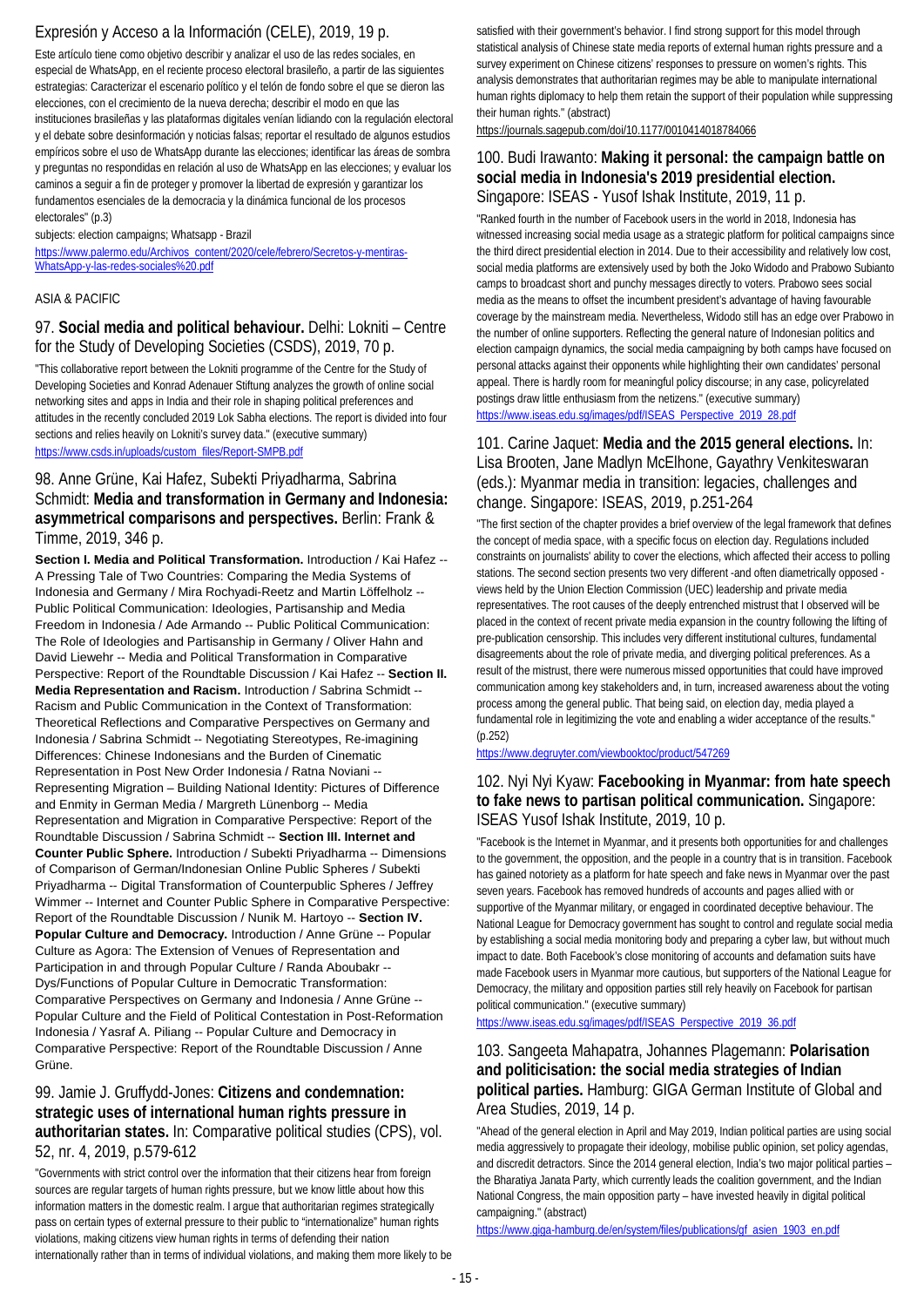Expresión y Acceso a la Información (CELE), 2019, 19 p.

Este artículo tiene como objetivo describir y analizar el uso de las redes sociales, en especial de WhatsApp, en el reciente proceso electoral brasileño, a partir de las siguientes estrategias: Caracterizar el escenario político y el telón de fondo sobre el que se dieron las elecciones, con el crecimiento de la nueva derecha; describir el modo en que las instituciones brasileñas y las plataformas digitales venían lidiando con la regulación electoral y el debate sobre desinformación y noticias falsas; reportar el resultado de algunos estudios empíricos sobre el uso de WhatsApp durante las elecciones; identificar las áreas de sombra y preguntas no respondidas en relación al uso de WhatsApp en las elecciones; y evaluar los caminos a seguir a fin de proteger y promover la libertad de expresión y garantizar los fundamentos esenciales de la democracia y la dinámica funcional de los procesos electorales" (p.3)

subjects: election campaigns; Whatsapp - Brazil

https://www.palermo.edu/Archivos_content/2020/cele/febrero/Secretos-y-mentiras-WhatsApp-y-las-redes-sociales%20.pdf

ASIA & PACIFIC

## 97. **Social media and political behaviour.** Delhi: Lokniti – Centre for the Study of Developing Societies (CSDS), 2019, 70 p.

"This collaborative report between the Lokniti programme of the Centre for the Study of Developing Societies and Konrad Adenauer Stiftung analyzes the growth of online social networking sites and apps in India and their role in shaping political preferences and attitudes in the recently concluded 2019 Lok Sabha elections. The report is divided into four sections and relies heavily on Lokniti's survey data." (executive summary)

https://www.csds.in/uploads/custom_files/Report-SMPB.pdf

## 98. Anne Grüne, Kai Hafez, Subekti Priyadharma, Sabrina Schmidt: **Media and transformation in Germany and Indonesia: asymmetrical comparisons and perspectives.** Berlin: Frank & Timme, 2019, 346 p.

**Section I. Media and Political Transformation.** Introduction / Kai Hafez -- A Pressing Tale of Two Countries: Comparing the Media Systems of Indonesia and Germany / Mira Rochyadi-Reetz and Martin Löffelholz -- Public Political Communication: Ideologies, Partisanship and Media Freedom in Indonesia / Ade Armando -- Public Political Communication: The Role of Ideologies and Partisanship in Germany / Oliver Hahn and David Liewehr -- Media and Political Transformation in Comparative Perspective: Report of the Roundtable Discussion / Kai Hafez -- **Section II. Media Representation and Racism.** Introduction / Sabrina Schmidt -- Racism and Public Communication in the Context of Transformation: Theoretical Reflections and Comparative Perspectives on Germany and Indonesia / Sabrina Schmidt -- Negotiating Stereotypes, Re-imagining Differences: Chinese Indonesians and the Burden of Cinematic Representation in Post New Order Indonesia / Ratna Noviani -- Representing Migration – Building National Identity: Pictures of Difference and Enmity in German Media / Margreth Lünenborg -- Media Representation and Migration in Comparative Perspective: Report of the Roundtable Discussion / Sabrina Schmidt -- **Section III. Internet and Counter Public Sphere.** Introduction / Subekti Priyadharma -- Dimensions of Comparison of German/Indonesian Online Public Spheres / Subekti Priyadharma -- Digital Transformation of Counterpublic Spheres / Jeffrey Wimmer -- Internet and Counter Public Sphere in Comparative Perspective: Report of the Roundtable Discussion / Nunik M. Hartoyo -- **Section IV. Popular Culture and Democracy.** Introduction / Anne Grüne -- Popular Culture as Agora: The Extension of Venues of Representation and Participation in and through Popular Culture / Randa Aboubakr -- Dys/Functions of Popular Culture in Democratic Transformation: Comparative Perspectives on Germany and Indonesia / Anne Grüne -- Popular Culture and the Field of Political Contestation in Post-Reformation Indonesia / Yasraf A. Piliang -- Popular Culture and Democracy in Comparative Perspective: Report of the Roundtable Discussion / Anne Grüne.

## 99. Jamie J. Gruffydd-Jones: **Citizens and condemnation: strategic uses of international human rights pressure in authoritarian states.** In: Comparative political studies (CPS), vol. 52, nr. 4, 2019, p.579-612

"Governments with strict control over the information that their citizens hear from foreign sources are regular targets of human rights pressure, but we know little about how this information matters in the domestic realm. I argue that authoritarian regimes strategically pass on certain types of external pressure to their public to "internationalize" human rights violations, making citizens view human rights in terms of defending their nation internationally rather than in terms of individual violations, and making them more likely to be satisfied with their government's behavior. I find strong support for this model through statistical analysis of Chinese state media reports of external human rights pressure and a survey experiment on Chinese citizens' responses to pressure on women's rights. This analysis demonstrates that authoritarian regimes may be able to manipulate international human rights diplomacy to help them retain the support of their population while suppressing their human rights." (abstract)

https://journals.sagepub.com/doi/10.1177/0010414018784066

## 100. Budi Irawanto: **Making it personal: the campaign battle on social media in Indonesia's 2019 presidential election.** Singapore: ISEAS - Yusof Ishak Institute, 2019, 11 p.

"Ranked fourth in the number of Facebook users in the world in 2018, Indonesia has witnessed increasing social media usage as a strategic platform for political campaigns since the third direct presidential election in 2014. Due to their accessibility and relatively low cost, social media platforms are extensively used by both the Joko Widodo and Prabowo Subianto camps to broadcast short and punchy messages directly to voters. Prabowo sees social media as the means to offset the incumbent president's advantage of having favourable coverage by the mainstream media. Nevertheless, Widodo still has an edge over Prabowo in the number of online supporters. Reflecting the general nature of Indonesian politics and election campaign dynamics, the social media campaigning by both camps have focused on personal attacks against their opponents while highlighting their own candidates' personal appeal. There is hardly room for meaningful policy discourse; in any case, policyrelated postings draw little enthusiasm from the netizens." (executive summary)

https://www.iseas.edu.sg/images/pdf/ISEAS_Perspective_2019_28.pdf

## 101. Carine Jaquet: **Media and the 2015 general elections.** In: Lisa Brooten, Jane Madlyn McElhone, Gayathry Venkiteswaran (eds.): Myanmar media in transition: legacies, challenges and change. Singapore: ISEAS, 2019, p.251-264

"The first section of the chapter provides a brief overview of the legal framework that defines the concept of media space, with a specific focus on election day. Regulations included constraints on journalists' ability to cover the elections, which affected their access to polling stations. The second section presents two very different -and often diametrically opposed - views held by the Union Election Commission (UEC) leadership and private media representatives. The root causes of the deeply entrenched mistrust that I observed will be placed in the context of recent private media expansion in the country following the lifting of pre-publication censorship. This includes very different institutional cultures, fundamental disagreements about the role of private media, and diverging political preferences. As a result of the mistrust, there were numerous missed opportunities that could have improved communication among key stakeholders and, in turn, increased awareness about the voting process among the general public. That being said, on election day, media played a fundamental role in legitimizing the vote and enabling a wider acceptance of the results." (p.252)

https://www.degruyter.com/viewbooktoc/product/547269

## 102. Nyi Nyi Kyaw: **Facebooking in Myanmar: from hate speech to fake news to partisan political communication.** Singapore: ISEAS Yusof Ishak Institute, 2019, 10 p.

"Facebook is the Internet in Myanmar, and it presents both opportunities for and challenges to the government, the opposition, and the people in a country that is in transition. Facebook has gained notoriety as a platform for hate speech and fake news in Myanmar over the past seven years. Facebook has removed hundreds of accounts and pages allied with or supportive of the Myanmar military, or engaged in coordinated deceptive behaviour. The National League for Democracy government has sought to control and regulate social media by establishing a social media monitoring body and preparing a cyber law, but without much impact to date. Both Facebook's close monitoring of accounts and defamation suits have made Facebook users in Myanmar more cautious, but supporters of the National League for Democracy, the military and opposition parties still rely heavily on Facebook for partisan political communication." (executive summary)

https://www.iseas.edu.sg/images/pdf/ISEAS_Perspective_2019_36.pdf

## 103. Sangeeta Mahapatra, Johannes Plagemann: **Polarisation and politicisation: the social media strategies of Indian political parties.** Hamburg: GIGA German Institute of Global and Area Studies, 2019, 14 p.

"Ahead of the general election in April and May 2019, Indian political parties are using social media aggressively to propagate their ideology, mobilise public opinion, set policy agendas, and discredit detractors. Since the 2014 general election, India's two major political parties – the Bharatiya Janata Party, which currently leads the coalition government, and the Indian National Congress, the main opposition party – have invested heavily in digital political campaigning." (abstract)

https://www.giga-hamburg.de/en/system/files/publications/gf_asien_1903_en.pdf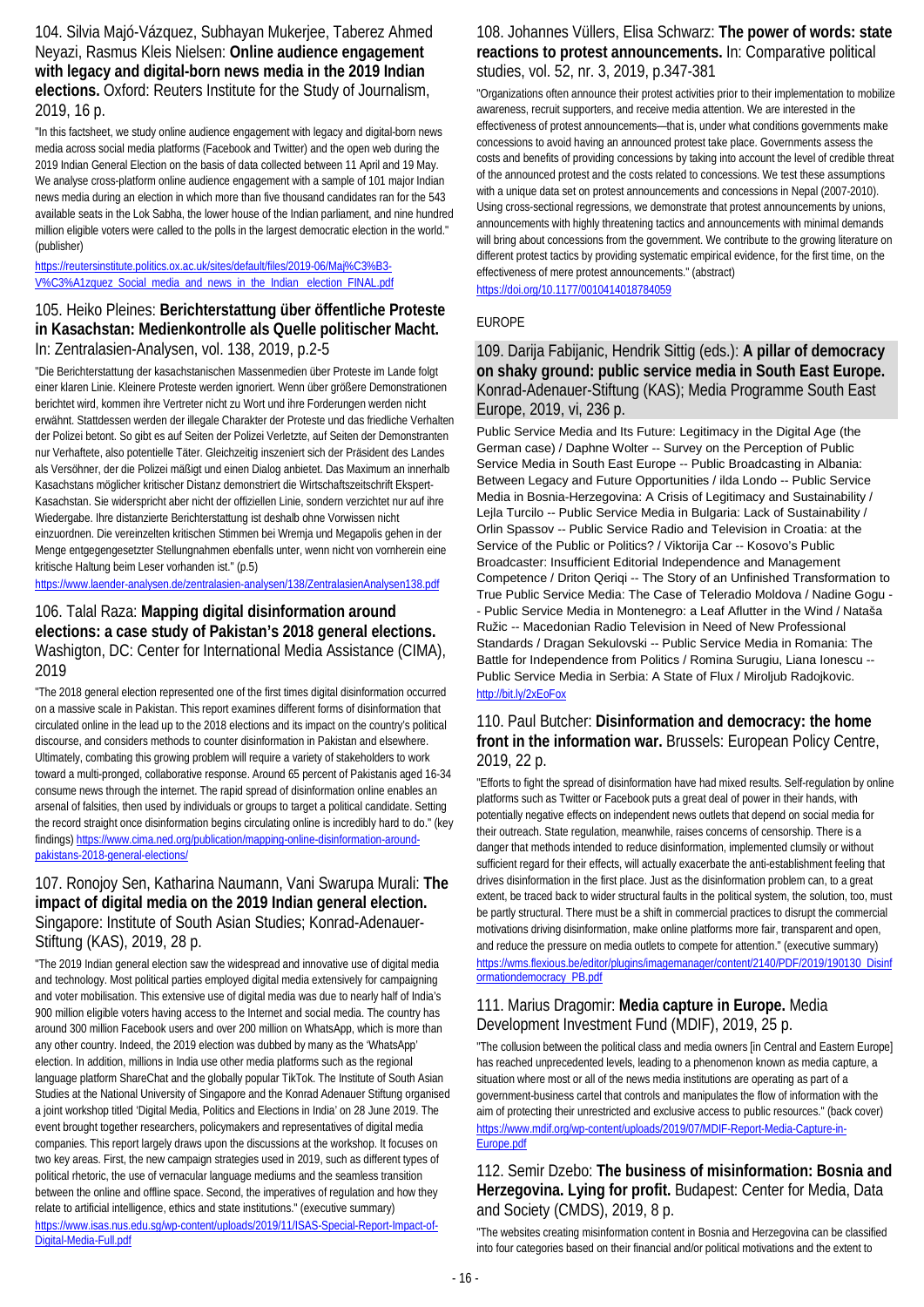### 104. Silvia Majó-Vázquez, Subhayan Mukerjee, Taberez Ahmed Neyazi, Rasmus Kleis Nielsen: **Online audience engagement with legacy and digital-born news media in the 2019 Indian elections.** Oxford: Reuters Institute for the Study of Journalism, 2019, 16 p.

"In this factsheet, we study online audience engagement with legacy and digital-born news media across social media platforms (Facebook and Twitter) and the open web during the 2019 Indian General Election on the basis of data collected between 11 April and 19 May. We analyse cross-platform online audience engagement with a sample of 101 major Indian news media during an election in which more than five thousand candidates ran for the 543 available seats in the Lok Sabha, the lower house of the Indian parliament, and nine hundred million eligible voters were called to the polls in the largest democratic election in the world." (publisher)

https://reutersinstitute.politics.ox.ac.uk/sites/default/files/2019-06/Maj%C3%B3-V%C3%A1zquez_Social_media_and_news_in_the_Indian_election_FINAL.pdf

### 105. Heiko Pleines: **Berichterstattung über öffentliche Proteste in Kasachstan: Medienkontrolle als Quelle politischer Macht.** In: Zentralasien-Analysen, vol. 138, 2019, p.2-5

"Die Berichterstattung der kasachstanischen Massenmedien über Proteste im Lande folgt einer klaren Linie. Kleinere Proteste werden ignoriert. Wenn über größere Demonstrationen berichtet wird, kommen ihre Vertreter nicht zu Wort und ihre Forderungen werden nicht erwähnt. Stattdessen werden der illegale Charakter der Proteste und das friedliche Verhalten der Polizei betont. So gibt es auf Seiten der Polizei Verletzte, auf Seiten der Demonstranten nur Verhaftete, also potentielle Täter. Gleichzeitig inszeniert sich der Präsident des Landes als Versöhner, der die Polizei mäßigt und einen Dialog anbietet. Das Maximum an innerhalb Kasachstans möglicher kritischer Distanz demonstriert die Wirtschaftszeitschrift Ekspert-Kasachstan. Sie widerspricht aber nicht der offiziellen Linie, sondern verzichtet nur auf ihre Wiedergabe. Ihre distanzierte Berichterstattung ist deshalb ohne Vorwissen nicht einzuordnen. Die vereinzelten kritischen Stimmen bei Wremja und Megapolis gehen in der Menge entgegengesetzter Stellungnahmen ebenfalls unter, wenn nicht von vornherein eine kritische Haltung beim Leser vorhanden ist." (p.5)

https://www.laender-analysen.de/zentralasien-analysen/138/ZentralasienAnalysen138.pdf

### 106. Talal Raza: **Mapping digital disinformation around elections: a case study of Pakistan's 2018 general elections.** Washigton, DC: Center for International Media Assistance (CIMA), 2019

"The 2018 general election represented one of the first times digital disinformation occurred on a massive scale in Pakistan. This report examines different forms of disinformation that circulated online in the lead up to the 2018 elections and its impact on the country's political discourse, and considers methods to counter disinformation in Pakistan and elsewhere. Ultimately, combating this growing problem will require a variety of stakeholders to work toward a multi-pronged, collaborative response. Around 65 percent of Pakistanis aged 16-34 consume news through the internet. The rapid spread of disinformation online enables an arsenal of falsities, then used by individuals or groups to target a political candidate. Setting the record straight once disinformation begins circulating online is incredibly hard to do." (key findings) https://www.cima.ned.org/publication/mapping-online-disinformation-around-pakistans-2018-general-elections/

### 107. Ronojoy Sen, Katharina Naumann, Vani Swarupa Murali: **The impact of digital media on the 2019 Indian general election.** Singapore: Institute of South Asian Studies; Konrad-Adenauer-Stiftung (KAS), 2019, 28 p.

"The 2019 Indian general election saw the widespread and innovative use of digital media and technology. Most political parties employed digital media extensively for campaigning and voter mobilisation. This extensive use of digital media was due to nearly half of India's 900 million eligible voters having access to the Internet and social media. The country has around 300 million Facebook users and over 200 million on WhatsApp, which is more than any other country. Indeed, the 2019 election was dubbed by many as the 'WhatsApp' election. In addition, millions in India use other media platforms such as the regional language platform ShareChat and the globally popular TikTok. The Institute of South Asian Studies at the National University of Singapore and the Konrad Adenauer Stiftung organised a joint workshop titled 'Digital Media, Politics and Elections in India' on 28 June 2019. The event brought together researchers, policymakers and representatives of digital media companies. This report largely draws upon the discussions at the workshop. It focuses on two key areas. First, the new campaign strategies used in 2019, such as different types of political rhetoric, the use of vernacular language mediums and the seamless transition between the online and offline space. Second, the imperatives of regulation and how they relate to artificial intelligence, ethics and state institutions." (executive summary)

https://www.isas.nus.edu.sg/wp-content/uploads/2019/11/ISAS-Special-Report-Impact-of-Digital-Media-Full.pdf

### 108. Johannes Vüllers, Elisa Schwarz: **The power of words: state reactions to protest announcements.** In: Comparative political studies, vol. 52, nr. 3, 2019, p.347-381

"Organizations often announce their protest activities prior to their implementation to mobilize awareness, recruit supporters, and receive media attention. We are interested in the effectiveness of protest announcements—that is, under what conditions governments make concessions to avoid having an announced protest take place. Governments assess the costs and benefits of providing concessions by taking into account the level of credible threat of the announced protest and the costs related to concessions. We test these assumptions with a unique data set on protest announcements and concessions in Nepal (2007-2010). Using cross-sectional regressions, we demonstrate that protest announcements by unions, announcements with highly threatening tactics and announcements with minimal demands will bring about concessions from the government. We contribute to the growing literature on different protest tactics by providing systematic empirical evidence, for the first time, on the effectiveness of mere protest announcements." (abstract)

https://doi.org/10.1177/0010414018784059

## EUROPE

### 109. Darija Fabijanic, Hendrik Sittig (eds.): **A pillar of democracy on shaky ground: public service media in South East Europe.** Konrad-Adenauer-Stiftung (KAS); Media Programme South East Europe, 2019, vi, 236 p.

Public Service Media and Its Future: Legitimacy in the Digital Age (the German case) / Daphne Wolter -- Survey on the Perception of Public Service Media in South East Europe -- Public Broadcasting in Albania: Between Legacy and Future Opportunities / ilda Londo -- Public Service Media in Bosnia-Herzegovina: A Crisis of Legitimacy and Sustainability / Lejla Turcilo -- Public Service Media in Bulgaria: Lack of Sustainability / Orlin Spassov -- Public Service Radio and Television in Croatia: at the Service of the Public or Politics? / Viktorija Car -- Kosovo's Public Broadcaster: Insufficient Editorial Independence and Management Competence / Driton Qeriqi -- The Story of an Unfinished Transformation to True Public Service Media: The Case of Teleradio Moldova / Nadine Gogu -- Public Service Media in Montenegro: a Leaf Aflutter in the Wind / Nataša Ružic -- Macedonian Radio Television in Need of New Professional Standards / Dragan Sekulovski -- Public Service Media in Romania: The Battle for Independence from Politics / Romina Surugiu, Liana Ionescu -- Public Service Media in Serbia: A State of Flux / Miroljub Radojkovic.

http://bit.ly/2xEoFox

### 110. Paul Butcher: **Disinformation and democracy: the home front in the information war.** Brussels: European Policy Centre, 2019, 22 p.

"Efforts to fight the spread of disinformation have had mixed results. Self-regulation by online platforms such as Twitter or Facebook puts a great deal of power in their hands, with potentially negative effects on independent news outlets that depend on social media for their outreach. State regulation, meanwhile, raises concerns of censorship. There is a danger that methods intended to reduce disinformation, implemented clumsily or without sufficient regard for their effects, will actually exacerbate the anti-establishment feeling that drives disinformation in the first place. Just as the disinformation problem can, to a great extent, be traced back to wider structural faults in the political system, the solution, too, must be partly structural. There must be a shift in commercial practices to disrupt the commercial motivations driving disinformation, make online platforms more fair, transparent and open, and reduce the pressure on media outlets to compete for attention." (executive summary)

https://wms.flexious.be/editor/plugins/imagemanager/content/2140/PDF/2019/190130_Disinformationdemocracy_PB.pdf

### 111. Marius Dragomir: **Media capture in Europe.** Media Development Investment Fund (MDIF), 2019, 25 p.

"The collusion between the political class and media owners [in Central and Eastern Europe] has reached unprecedented levels, leading to a phenomenon known as media capture, a situation where most or all of the news media institutions are operating as part of a government-business cartel that controls and manipulates the flow of information with the aim of protecting their unrestricted and exclusive access to public resources." (back cover)

https://www.mdif.org/wp-content/uploads/2019/07/MDIF-Report-Media-Capture-in-Europe.pdf

### 112. Semir Dzebo: **The business of misinformation: Bosnia and Herzegovina. Lying for profit.** Budapest: Center for Media, Data and Society (CMDS), 2019, 8 p.

"The websites creating misinformation content in Bosnia and Herzegovina can be classified into four categories based on their financial and/or political motivations and the extent to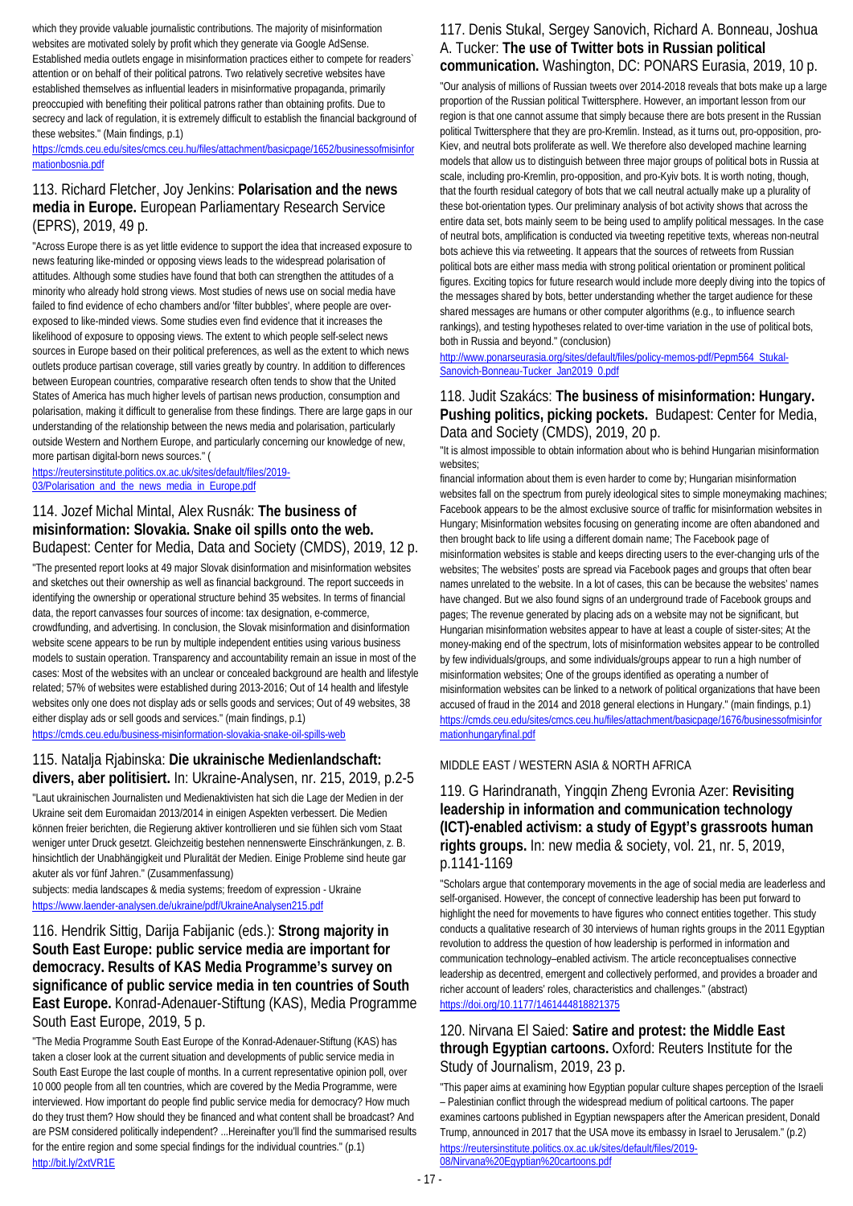which they provide valuable journalistic contributions. The majority of misinformation websites are motivated solely by profit which they generate via Google AdSense. Established media outlets engage in misinformation practices either to compete for readers` attention or on behalf of their political patrons. Two relatively secretive websites have established themselves as influential leaders in misinformative propaganda, primarily preoccupied with benefiting their political patrons rather than obtaining profits. Due to secrecy and lack of regulation, it is extremely difficult to establish the financial background of these websites." (Main findings, p.1)
https://cmds.ceu.edu/sites/cmcs.ceu.hu/files/attachment/basicpage/1652/businessofmisinformationbosnia.pdf

## 113. Richard Fletcher, Joy Jenkins: **Polarisation and the news media in Europe.** European Parliamentary Research Service (EPRS), 2019, 49 p.

"Across Europe there is as yet little evidence to support the idea that increased exposure to news featuring like-minded or opposing views leads to the widespread polarisation of attitudes. Although some studies have found that both can strengthen the attitudes of a minority who already hold strong views. Most studies of news use on social media have failed to find evidence of echo chambers and/or 'filter bubbles', where people are over-exposed to like-minded views. Some studies even find evidence that it increases the likelihood of exposure to opposing views. The extent to which people self-select news sources in Europe based on their political preferences, as well as the extent to which news outlets produce partisan coverage, still varies greatly by country. In addition to differences between European countries, comparative research often tends to show that the United States of America has much higher levels of partisan news production, consumption and polarisation, making it difficult to generalise from these findings. There are large gaps in our understanding of the relationship between the news media and polarisation, particularly outside Western and Northern Europe, and particularly concerning our knowledge of new, more partisan digital-born news sources." (
https://reutersinstitute.politics.ox.ac.uk/sites/default/files/2019-03/Polarisation_and_the_news_media_in_Europe.pdf

## 114. Jozef Michal Mintal, Alex Rusnák: **The business of misinformation: Slovakia. Snake oil spills onto the web.** Budapest: Center for Media, Data and Society (CMDS), 2019, 12 p.

"The presented report looks at 49 major Slovak disinformation and misinformation websites and sketches out their ownership as well as financial background. The report succeeds in identifying the ownership or operational structure behind 35 websites. In terms of financial data, the report canvasses four sources of income: tax designation, e-commerce, crowdfunding, and advertising. In conclusion, the Slovak misinformation and disinformation website scene appears to be run by multiple independent entities using various business models to sustain operation. Transparency and accountability remain an issue in most of the cases: Most of the websites with an unclear or concealed background are health and lifestyle related; 57% of websites were established during 2013-2016; Out of 14 health and lifestyle websites only one does not display ads or sells goods and services; Out of 49 websites, 38 either display ads or sell goods and services." (main findings, p.1)
https://cmds.ceu.edu/business-misinformation-slovakia-snake-oil-spills-web

## 115. Natalja Rjabinska: **Die ukrainische Medienlandschaft: divers, aber politisiert.** In: Ukraine-Analysen, nr. 215, 2019, p.2-5

"Laut ukrainischen Journalisten und Medienaktivisten hat sich die Lage der Medien in der Ukraine seit dem Euromaidan 2013/2014 in einigen Aspekten verbessert. Die Medien können freier berichten, die Regierung aktiver kontrollieren und sie fühlen sich vom Staat weniger unter Druck gesetzt. Gleichzeitig bestehen nennenswerte Einschränkungen, z. B. hinsichtlich der Unabhängigkeit und Pluralität der Medien. Einige Probleme sind heute gar akuter als vor fünf Jahren." (Zusammenfassung)
subjects: media landscapes & media systems; freedom of expression - Ukraine
https://www.laender-analysen.de/ukraine/pdf/UkraineAnalysen215.pdf

## 116. Hendrik Sittig, Darija Fabijanic (eds.): **Strong majority in South East Europe: public service media are important for democracy. Results of KAS Media Programme's survey on significance of public service media in ten countries of South East Europe.** Konrad-Adenauer-Stiftung (KAS), Media Programme South East Europe, 2019, 5 p.

"The Media Programme South East Europe of the Konrad-Adenauer-Stiftung (KAS) has taken a closer look at the current situation and developments of public service media in South East Europe the last couple of months. In a current representative opinion poll, over 10 000 people from all ten countries, which are covered by the Media Programme, were interviewed. How important do people find public service media for democracy? How much do they trust them? How should they be financed and what content shall be broadcast? And are PSM considered politically independent? ...Hereinafter you'll find the summarised results for the entire region and some special findings for the individual countries." (p.1)
http://bit.ly/2xtVR1E

## 117. Denis Stukal, Sergey Sanovich, Richard A. Bonneau, Joshua A. Tucker: **The use of Twitter bots in Russian political communication.** Washington, DC: PONARS Eurasia, 2019, 10 p.

"Our analysis of millions of Russian tweets over 2014-2018 reveals that bots make up a large proportion of the Russian political Twittersphere. However, an important lesson from our region is that one cannot assume that simply because there are bots present in the Russian political Twittersphere that they are pro-Kremlin. Instead, as it turns out, pro-opposition, pro-Kiev, and neutral bots proliferate as well. We therefore also developed machine learning models that allow us to distinguish between three major groups of political bots in Russia at scale, including pro-Kremlin, pro-opposition, and pro-Kyiv bots. It is worth noting, though, that the fourth residual category of bots that we call neutral actually make up a plurality of these bot-orientation types. Our preliminary analysis of bot activity shows that across the entire data set, bots mainly seem to be being used to amplify political messages. In the case of neutral bots, amplification is conducted via tweeting repetitive texts, whereas non-neutral bots achieve this via retweeting. It appears that the sources of retweets from Russian political bots are either mass media with strong political orientation or prominent political figures. Exciting topics for future research would include more deeply diving into the topics of the messages shared by bots, better understanding whether the target audience for these shared messages are humans or other computer algorithms (e.g., to influence search rankings), and testing hypotheses related to over-time variation in the use of political bots, both in Russia and beyond." (conclusion)
http://www.ponarseurasia.org/sites/default/files/policy-memos-pdf/Pepm564_Stukal-Sanovich-Bonneau-Tucker_Jan2019_0.pdf

## 118. Judit Szakács: **The business of misinformation: Hungary. Pushing politics, picking pockets.** Budapest: Center for Media, Data and Society (CMDS), 2019, 20 p.

"It is almost impossible to obtain information about who is behind Hungarian misinformation websites;
financial information about them is even harder to come by; Hungarian misinformation websites fall on the spectrum from purely ideological sites to simple moneymaking machines; Facebook appears to be the almost exclusive source of traffic for misinformation websites in Hungary; Misinformation websites focusing on generating income are often abandoned and then brought back to life using a different domain name; The Facebook page of misinformation websites is stable and keeps directing users to the ever-changing urls of the websites; The websites' posts are spread via Facebook pages and groups that often bear names unrelated to the website. In a lot of cases, this can be because the websites' names have changed. But we also found signs of an underground trade of Facebook groups and pages; The revenue generated by placing ads on a website may not be significant, but Hungarian misinformation websites appear to have at least a couple of sister-sites; At the money-making end of the spectrum, lots of misinformation websites appear to be controlled by few individuals/groups, and some individuals/groups appear to run a high number of misinformation websites; One of the groups identified as operating a number of misinformation websites can be linked to a network of political organizations that have been accused of fraud in the 2014 and 2018 general elections in Hungary." (main findings, p.1)
https://cmds.ceu.edu/sites/cmcs.ceu.hu/files/attachment/basicpage/1676/businessofmisinformationhungaryfinal.pdf

MIDDLE EAST / WESTERN ASIA & NORTH AFRICA

## 119. G Harindranath, Yingqin Zheng Evronia Azer: **Revisiting leadership in information and communication technology (ICT)-enabled activism: a study of Egypt's grassroots human rights groups.** In: new media & society, vol. 21, nr. 5, 2019, p.1141-1169

"Scholars argue that contemporary movements in the age of social media are leaderless and self-organised. However, the concept of connective leadership has been put forward to highlight the need for movements to have figures who connect entities together. This study conducts a qualitative research of 30 interviews of human rights groups in the 2011 Egyptian revolution to address the question of how leadership is performed in information and communication technology–enabled activism. The article reconceptualises connective leadership as decentred, emergent and collectively performed, and provides a broader and richer account of leaders' roles, characteristics and challenges." (abstract)
https://doi.org/10.1177/1461444818821375

## 120. Nirvana El Saied: **Satire and protest: the Middle East through Egyptian cartoons.** Oxford: Reuters Institute for the Study of Journalism, 2019, 23 p.

"This paper aims at examining how Egyptian popular culture shapes perception of the Israeli – Palestinian conflict through the widespread medium of political cartoons. The paper examines cartoons published in Egyptian newspapers after the American president, Donald Trump, announced in 2017 that the USA move its embassy in Israel to Jerusalem." (p.2)
https://reutersinstitute.politics.ox.ac.uk/sites/default/files/2019-08/Nirvana%20Egyptian%20cartoons.pdf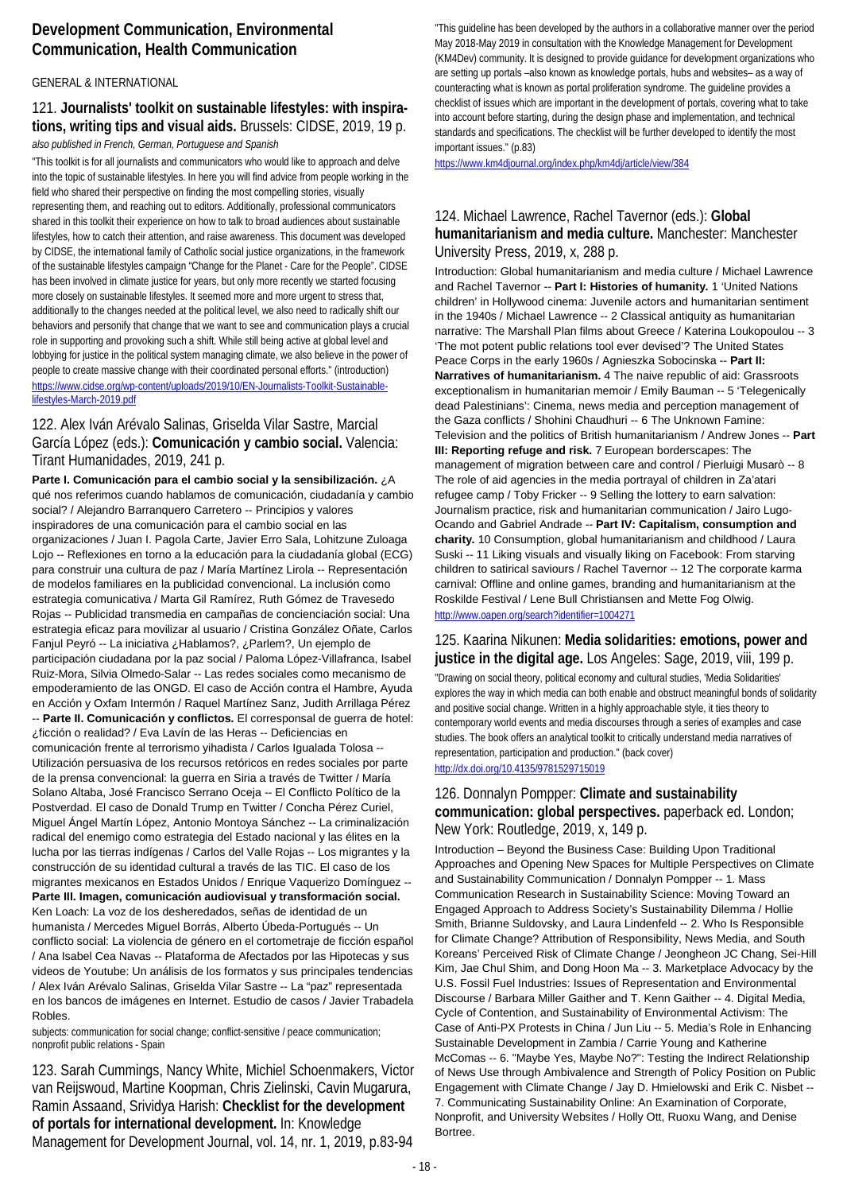## Development Communication, Environmental Communication, Health Communication

GENERAL & INTERNATIONAL

### 121. **Journalists' toolkit on sustainable lifestyles: with inspirations, writing tips and visual aids.** Brussels: CIDSE, 2019, 19 p.

*also published in French, German, Portuguese and Spanish*

"This toolkit is for all journalists and communicators who would like to approach and delve into the topic of sustainable lifestyles. In here you will find advice from people working in the field who shared their perspective on finding the most compelling stories, visually representing them, and reaching out to editors. Additionally, professional communicators shared in this toolkit their experience on how to talk to broad audiences about sustainable lifestyles, how to catch their attention, and raise awareness. This document was developed by CIDSE, the international family of Catholic social justice organizations, in the framework of the sustainable lifestyles campaign "Change for the Planet - Care for the People". CIDSE has been involved in climate justice for years, but only more recently we started focusing more closely on sustainable lifestyles. It seemed more and more urgent to stress that, additionally to the changes needed at the political level, we also need to radically shift our behaviors and personify that change that we want to see and communication plays a crucial role in supporting and provoking such a shift. While still being active at global level and lobbying for justice in the political system managing climate, we also believe in the power of people to create massive change with their coordinated personal efforts." (introduction)

https://www.cidse.org/wp-content/uploads/2019/10/EN-Journalists-Toolkit-Sustainable-lifestyles-March-2019.pdf

### 122. Alex Iván Arévalo Salinas, Griselda Vilar Sastre, Marcial García López (eds.): **Comunicación y cambio social.** Valencia: Tirant Humanidades, 2019, 241 p.

**Parte I. Comunicación para el cambio social y la sensibilización.** ¿A qué nos referimos cuando hablamos de comunicación, ciudadanía y cambio social? / Alejandro Barranquero Carretero -- Principios y valores inspiradores de una comunicación para el cambio social en las organizaciones / Juan I. Pagola Carte, Javier Erro Sala, Lohitzune Zuloaga Lojo -- Reflexiones en torno a la educación para la ciudadanía global (ECG) para construir una cultura de paz / María Martínez Lirola -- Representación de modelos familiares en la publicidad convencional. La inclusión como estrategia comunicativa / Marta Gil Ramírez, Ruth Gómez de Travesedo Rojas -- Publicidad transmedia en campañas de concienciación social: Una estrategia eficaz para movilizar al usuario / Cristina González Oñate, Carlos Fanjul Peyró -- La iniciativa ¿Hablamos?, ¿Parlem?, Un ejemplo de participación ciudadana por la paz social / Paloma López-Villafranca, Isabel Ruiz-Mora, Silvia Olmedo-Salar -- Las redes sociales como mecanismo de empoderamiento de las ONGD. El caso de Acción contra el Hambre, Ayuda en Acción y Oxfam Intermón / Raquel Martínez Sanz, Judith Arrillaga Pérez -- **Parte II. Comunicación y conflictos.** El corresponsal de guerra de hotel: ¿ficción o realidad? / Eva Lavín de las Heras -- Deficiencias en comunicación frente al terrorismo yihadista / Carlos Igualada Tolosa -- Utilización persuasiva de los recursos retóricos en redes sociales por parte de la prensa convencional: la guerra en Siria a través de Twitter / María Solano Altaba, José Francisco Serrano Oceja -- El Conflicto Político de la Postverdad. El caso de Donald Trump en Twitter / Concha Pérez Curiel, Miguel Ángel Martín López, Antonio Montoya Sánchez -- La criminalización radical del enemigo como estrategia del Estado nacional y las élites en la lucha por las tierras indígenas / Carlos del Valle Rojas -- Los migrantes y la construcción de su identidad cultural a través de las TIC. El caso de los migrantes mexicanos en Estados Unidos / Enrique Vaquerizo Domínguez -- **Parte III. Imagen, comunicación audiovisual y transformación social.** Ken Loach: La voz de los desheredados, señas de identidad de un humanista / Mercedes Miguel Borrás, Alberto Úbeda-Portugués -- Un conflicto social: La violencia de género en el cortometraje de ficción español / Ana Isabel Cea Navas -- Plataforma de Afectados por las Hipotecas y sus videos de Youtube: Un análisis de los formatos y sus principales tendencias / Alex Iván Arévalo Salinas, Griselda Vilar Sastre -- La "paz" representada en los bancos de imágenes en Internet. Estudio de casos / Javier Trabadela Robles.

subjects: communication for social change; conflict-sensitive / peace communication; nonprofit public relations - Spain

### 123. Sarah Cummings, Nancy White, Michiel Schoenmakers, Victor van Reijswoud, Martine Koopman, Chris Zielinski, Cavin Mugarura, Ramin Assaand, Srividya Harish: **Checklist for the development of portals for international development.** In: Knowledge Management for Development Journal, vol. 14, nr. 1, 2019, p.83-94

"This guideline has been developed by the authors in a collaborative manner over the period May 2018-May 2019 in consultation with the Knowledge Management for Development (KM4Dev) community. It is designed to provide guidance for development organizations who are setting up portals –also known as knowledge portals, hubs and websites– as a way of counteracting what is known as portal proliferation syndrome. The guideline provides a checklist of issues which are important in the development of portals, covering what to take into account before starting, during the design phase and implementation, and technical standards and specifications. The checklist will be further developed to identify the most important issues." (p.83)

https://www.km4djournal.org/index.php/km4dj/article/view/384

### 124. Michael Lawrence, Rachel Tavernor (eds.): **Global humanitarianism and media culture.** Manchester: Manchester University Press, 2019, x, 288 p.

Introduction: Global humanitarianism and media culture / Michael Lawrence and Rachel Tavernor -- **Part I: Histories of humanity.** 1 'United Nations children' in Hollywood cinema: Juvenile actors and humanitarian sentiment in the 1940s / Michael Lawrence -- 2 Classical antiquity as humanitarian narrative: The Marshall Plan films about Greece / Katerina Loukopoulou -- 3 'The mot potent public relations tool ever devised'? The United States Peace Corps in the early 1960s / Agnieszka Sobocinska -- **Part II: Narratives of humanitarianism.** 4 The naive republic of aid: Grassroots exceptionalism in humanitarian memoir / Emily Bauman -- 5 'Telegenically dead Palestinians': Cinema, news media and perception management of the Gaza conflicts / Shohini Chaudhuri -- 6 The Unknown Famine: Television and the politics of British humanitarianism / Andrew Jones -- **Part III: Reporting refuge and risk.** 7 European borderscapes: The management of migration between care and control / Pierluigi Musarò -- 8 The role of aid agencies in the media portrayal of children in Za'atari refugee camp / Toby Fricker -- 9 Selling the lottery to earn salvation: Journalism practice, risk and humanitarian communication / Jairo Lugo-Ocando and Gabriel Andrade -- **Part IV: Capitalism, consumption and charity.** 10 Consumption, global humanitarianism and childhood / Laura Suski -- 11 Liking visuals and visually liking on Facebook: From starving children to satirical saviours / Rachel Tavernor -- 12 The corporate karma carnival: Offline and online games, branding and humanitarianism at the Roskilde Festival / Lene Bull Christiansen and Mette Fog Olwig.

http://www.oapen.org/search?identifier=1004271

### 125. Kaarina Nikunen: **Media solidarities: emotions, power and justice in the digital age.** Los Angeles: Sage, 2019, viii, 199 p.

"Drawing on social theory, political economy and cultural studies, 'Media Solidarities' explores the way in which media can both enable and obstruct meaningful bonds of solidarity and positive social change. Written in a highly approachable style, it ties theory to contemporary world events and media discourses through a series of examples and case studies. The book offers an analytical toolkit to critically understand media narratives of representation, participation and production." (back cover)

http://dx.doi.org/10.4135/9781529715019

### 126. Donnalyn Pompper: **Climate and sustainability communication: global perspectives.** paperback ed. London; New York: Routledge, 2019, x, 149 p.

Introduction – Beyond the Business Case: Building Upon Traditional Approaches and Opening New Spaces for Multiple Perspectives on Climate and Sustainability Communication / Donnalyn Pompper -- 1. Mass Communication Research in Sustainability Science: Moving Toward an Engaged Approach to Address Society's Sustainability Dilemma / Hollie Smith, Brianne Suldovsky, and Laura Lindenfeld -- 2. Who Is Responsible for Climate Change? Attribution of Responsibility, News Media, and South Koreans' Perceived Risk of Climate Change / Jeongheon JC Chang, Sei-Hill Kim, Jae Chul Shim, and Dong Hoon Ma -- 3. Marketplace Advocacy by the U.S. Fossil Fuel Industries: Issues of Representation and Environmental Discourse / Barbara Miller Gaither and T. Kenn Gaither -- 4. Digital Media, Cycle of Contention, and Sustainability of Environmental Activism: The Case of Anti-PX Protests in China / Jun Liu -- 5. Media's Role in Enhancing Sustainable Development in Zambia / Carrie Young and Katherine McComas -- 6. "Maybe Yes, Maybe No?": Testing the Indirect Relationship of News Use through Ambivalence and Strength of Policy Position on Public Engagement with Climate Change / Jay D. Hmielowski and Erik C. Nisbet -- 7. Communicating Sustainability Online: An Examination of Corporate, Nonprofit, and University Websites / Holly Ott, Ruoxu Wang, and Denise Bortree.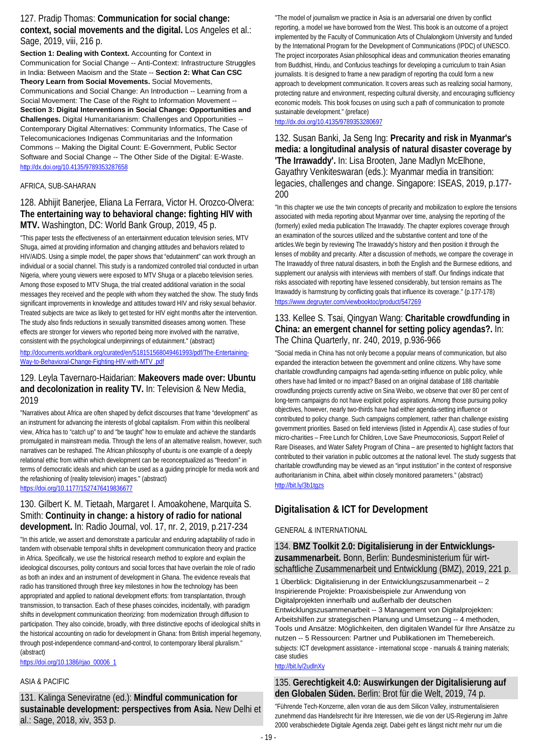127. Pradip Thomas: **Communication for social change: context, social movements and the digital.** Los Angeles et al.: Sage, 2019, viii, 216 p.

**Section 1: Dealing with Context.** Accounting for Context in Communication for Social Change -- Anti-Context: Infrastructure Struggles in India: Between Maoism and the State -- **Section 2: What Can CSC Theory Learn from Social Movements.** Social Movements, Communications and Social Change: An Introduction -- Learning from a Social Movement: The Case of the Right to Information Movement -- **Section 3: Digital Interventions in Social Change: Opportunities and Challenges.** Digital Humanitarianism: Challenges and Opportunities -- Contemporary Digital Alternatives: Community Informatics, The Case of Telecomunicaciones Indigenas Communitarias and the Information Commons -- Making the Digital Count: E-Government, Public Sector Software and Social Change -- The Other Side of the Digital: E-Waste.
http://dx.doi.org/10.4135/9789353287658

AFRICA, SUB-SAHARAN

128. Abhijit Banerjee, Eliana La Ferrara, Victor H. Orozco-Olvera: **The entertaining way to behavioral change: fighting HIV with MTV.** Washington, DC: World Bank Group, 2019, 45 p.

"This paper tests the effectiveness of an entertainment education television series, MTV Shuga, aimed at providing information and changing attitudes and behaviors related to HIV/AIDS. Using a simple model, the paper shows that "edutainment" can work through an individual or a social channel. This study is a randomized controlled trial conducted in urban Nigeria, where young viewers were exposed to MTV Shuga or a placebo television series. Among those exposed to MTV Shuga, the trial created additional variation in the social messages they received and the people with whom they watched the show. The study finds significant improvements in knowledge and attitudes toward HIV and risky sexual behavior. Treated subjects are twice as likely to get tested for HIV eight months after the intervention. The study also finds reductions in sexually transmitted diseases among women. These effects are stronger for viewers who reported being more involved with the narrative, consistent with the psychological underpinnings of edutainment." (abstract)

http://documents.worldbank.org/curated/en/518151568049461993/pdf/The-Entertaining-Way-to-Behavioral-Change-Fighting-HIV-with-MTV .pdf

129. Leyla Tavernaro-Haidarian: **Makeovers made over: Ubuntu and decolonization in reality TV.** In: Television & New Media, 2019

"Narratives about Africa are often shaped by deficit discourses that frame "development" as an instrument for advancing the interests of global capitalism. From within this neoliberal view, Africa has to "catch up" to and "be taught" how to emulate and achieve the standards promulgated in mainstream media. Through the lens of an alternative realism, however, such narratives can be reshaped. The African philosophy of ubuntu is one example of a deeply relational ethic from within which development can be reconceptualized as "freedom" in terms of democratic ideals and which can be used as a guiding principle for media work and the refashioning of (reality television) images." (abstract)
https://doi.org/10.1177/1527476419836677

130. Gilbert K. M. Tietaah, Margaret I. Amoakohene, Marquita S. Smith: **Continuity in change: a history of radio for national development.** In: Radio Journal, vol. 17, nr. 2, 2019, p.217-234

"In this article, we assert and demonstrate a particular and enduring adaptability of radio in tandem with observable temporal shifts in development communication theory and practice in Africa. Specifically, we use the historical research method to explore and explain the ideological discourses, polity contours and social forces that have overlain the role of radio as both an index and an instrument of development in Ghana. The evidence reveals that radio has transitioned through three key milestones in how the technology has been appropriated and applied to national development efforts: from transplantation, through transmission, to transaction. Each of these phases coincides, incidentally, with paradigm shifts in development communication theorizing: from modernization through diffusion to participation. They also coincide, broadly, with three distinctive epochs of ideological shifts in the historical accounting on radio for development in Ghana: from British imperial hegemony, through post-independence command-and-control, to contemporary liberal pluralism." (abstract)
https://doi.org/10.1386/rjao_00006_1

ASIA & PACIFIC

131. Kalinga Seneviratne (ed.): **Mindful communication for sustainable development: perspectives from Asia.** New Delhi et al.: Sage, 2018, xiv, 353 p.

"The model of journalism we practice in Asia is an adversarial one driven by conflict reporting, a model we have borrowed from the West. This book is an outcome of a project implemented by the Faculty of Communication Arts of Chulalongkorn University and funded by the International Program for the Development of Communications (IPDC) of UNESCO. The project incorporates Asian philosophical ideas and communication theories emanating from Buddhist, Hindu, and Confucius teachings for developing a curriculum to train Asian journalists. It is designed to frame a new paradigm of reporting tha could form a new approach to development communication. It covers areas such as realizing social harmony, protecting nature and environment, respecting cultural diversity, and encouraging sufficiency economic models. This book focuses on using such a path of communication to promote sustainable development." (preface)
http://dx.doi.org/10.4135/9789353280697

132. Susan Banki, Ja Seng Ing: **Precarity and risk in Myanmar's media: a longitudinal analysis of natural disaster coverage by 'The Irrawaddy'.** In: Lisa Brooten, Jane Madlyn McElhone, Gayathry Venkiteswaran (eds.): Myanmar media in transition: legacies, challenges and change. Singapore: ISEAS, 2019, p.177-200

"In this chapter we use the twin concepts of precarity and mobilization to explore the tensions associated with media reporting about Myanmar over time, analysing the reporting of the (formerly) exiled media publication The Irrawaddy. The chapter explores coverage through an examination of the sources utilized and the substantive content and tone of the articles.We begin by reviewing The Irrawaddy's history and then position it through the lenses of mobility and precarity. After a discussion of methods, we compare the coverage in The Irrawaddy of three natural disasters, in both the English and the Burmese editions, and supplement our analysis with interviews with members of staff. Our findings indicate that risks associated with reporting have lessened considerably, but tension remains as The Irrawaddy is harmstrung by conflicting goals that influence its coverage." (p.177-178)
https://www.degruyter.com/viewbooktoc/product/547269

133. Kellee S. Tsai, Qingyan Wang: **Charitable crowdfunding in China: an emergent channel for setting policy agendas?.** In: The China Quarterly, nr. 240, 2019, p.936-966

"Social media in China has not only become a popular means of communication, but also expanded the interaction between the government and online citizens. Why have some charitable crowdfunding campaigns had agenda-setting influence on public policy, while others have had limited or no impact? Based on an original database of 188 charitable crowdfunding projects currently active on Sina Weibo, we observe that over 80 per cent of long-term campaigns do not have explicit policy aspirations. Among those pursuing policy objectives, however, nearly two-thirds have had either agenda-setting influence or contributed to policy change. Such campaigns complement, rather than challenge existing government priorities. Based on field interviews (listed in Appendix A), case studies of four micro-charities – Free Lunch for Children, Love Save Pneumoconiosis, Support Relief of Rare Diseases, and Water Safety Program of China – are presented to highlight factors that contributed to their variation in public outcomes at the national level. The study suggests that charitable crowdfunding may be viewed as an "input institution" in the context of responsive authoritarianism in China, albeit within closely monitored parameters." (abstract)
http://bit.ly/3b1tqzs

## Digitalisation & ICT for Development

GENERAL & INTERNATIONAL

134. **BMZ Toolkit 2.0: Digitalisierung in der Entwicklungszusammenarbeit.** Bonn, Berlin: Bundesministerium für wirtschaftliche Zusammenarbeit und Entwicklung (BMZ), 2019, 221 p.

1 Überblick: Digitalisierung in der Entwicklungszusammenarbeit -- 2 Inspirierende Projekte: Proaxisbeispiele zur Anwendung von Digitalprojekten innerhalb und außerhalb der deutschen Entwicklungszusammenarbeit -- 3 Management von Digitalprojekten: Arbeitshilfen zur strategischen Planung und Umsetzung -- 4 methoden, Tools und Ansätze: Möglichkeiten, den digitalen Wandel für Ihre Ansätze zu nutzen -- 5 Ressourcen: Partner und Publikationen im Themebereich.
subjects: ICT development assistance - international scope - manuals & training materials; case studies
http://bit.ly/2udlnXy

135. **Gerechtigkeit 4.0: Auswirkungen der Digitalisierung auf den Globalen Süden.** Berlin: Brot für die Welt, 2019, 74 p.

"Führende Tech-Konzerne, allen voran die aus dem Silicon Valley, instrumentalisieren zunehmend das Handelsrecht für ihre Interessen, wie die von der US-Regierung im Jahre 2000 verabschiedete Digitale Agenda zeigt. Dabei geht es längst nicht mehr nur um die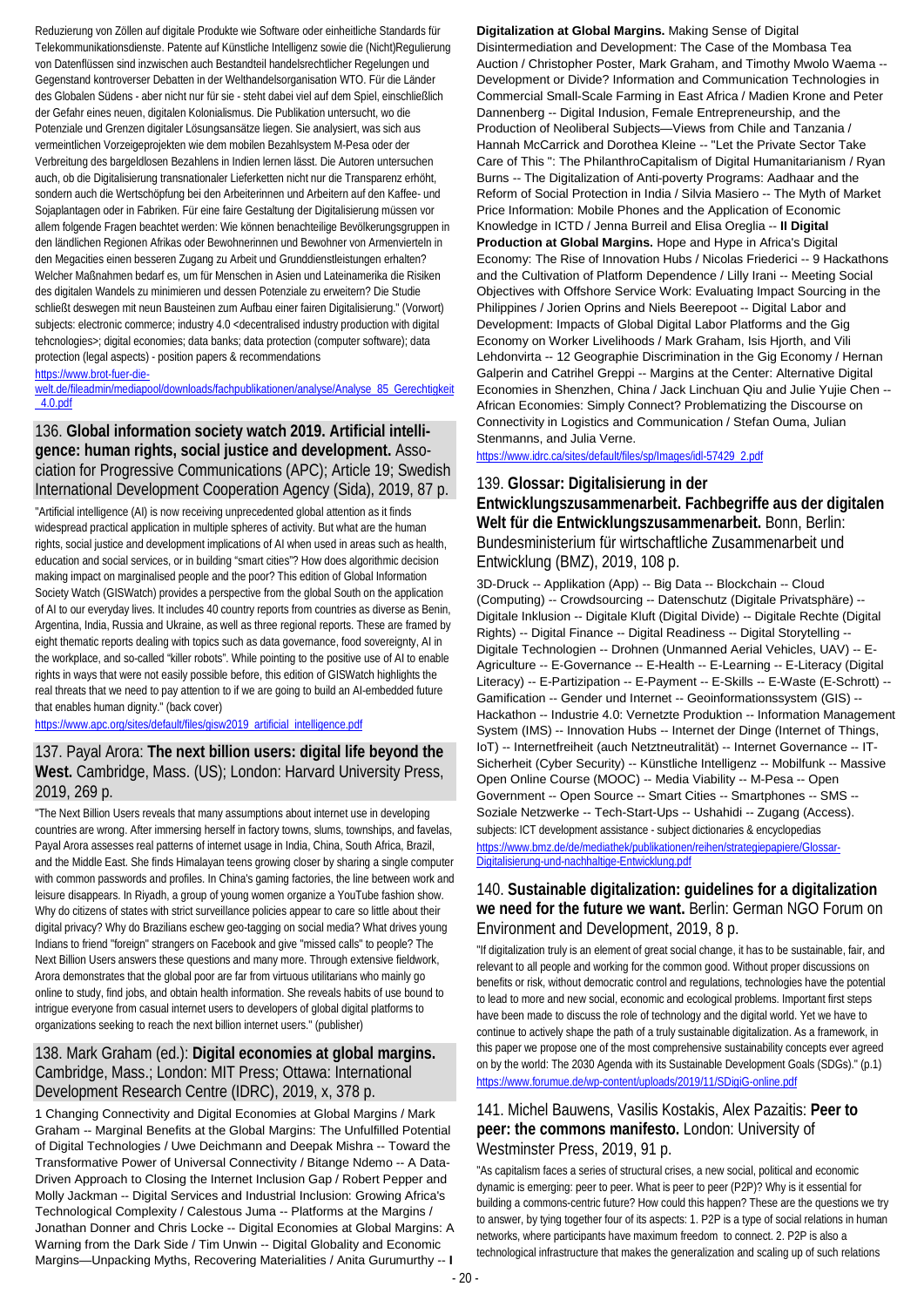Reduzierung von Zöllen auf digitale Produkte wie Software oder einheitliche Standards für Telekommunikationsdienste. Patente auf Künstliche Intelligenz sowie die (Nicht)Regulierung von Datenflüssen sind inzwischen auch Bestandteil handelsrechtlicher Regelungen und Gegenstand kontroverser Debatten in der Welthandelsorganisation WTO. Für die Länder des Globalen Südens - aber nicht nur für sie - steht dabei viel auf dem Spiel, einschließlich der Gefahr eines neuen, digitalen Kolonialismus. Die Publikation untersucht, wo die Potenziale und Grenzen digitaler Lösungsansätze liegen. Sie analysiert, was sich aus vermeintlichen Vorzeigeprojekten wie dem mobilen Bezahlsystem M-Pesa oder der Verbreitung des bargeldlosen Bezahlens in Indien lernen lässt. Die Autoren untersuchen auch, ob die Digitalisierung transnationaler Lieferketten nicht nur die Transparenz erhöht, sondern auch die Wertschöpfung bei den Arbeiterinnen und Arbeitern auf den Kaffee- und Sojaplantagen oder in Fabriken. Für eine faire Gestaltung der Digitalisierung müssen vor allem folgende Fragen beachtet werden: Wie können benachteiligte Bevölkerungsgruppen in den ländlichen Regionen Afrikas oder Bewohnerinnen und Bewohner von Armenvierteln in den Megacities einen besseren Zugang zu Arbeit und Grunddienstleistungen erhalten? Welcher Maßnahmen bedarf es, um für Menschen in Asien und Lateinamerika die Risiken des digitalen Wandels zu minimieren und dessen Potenziale zu erweitern? Die Studie schließt deswegen mit neun Bausteinen zum Aufbau einer fairen Digitalisierung." (Vorwort)
subjects: electronic commerce; industry 4.0 <decentralised industry production with digital tehcnologies>; digital economies; data banks; data protection (computer software); data protection (legal aspects) - position papers & recommendations
https://www.brot-fuer-die-welt.de/fileadmin/mediapool/downloads/fachpublikationen/analyse/Analyse_85_Gerechtigkeit_4.0.pdf

## 136. **Global information society watch 2019. Artificial intelligence: human rights, social justice and development.** Association for Progressive Communications (APC); Article 19; Swedish International Development Cooperation Agency (Sida), 2019, 87 p.

"Artificial intelligence (AI) is now receiving unprecedented global attention as it finds widespread practical application in multiple spheres of activity. But what are the human rights, social justice and development implications of AI when used in areas such as health, education and social services, or in building "smart cities"? How does algorithmic decision making impact on marginalised people and the poor? This edition of Global Information Society Watch (GISWatch) provides a perspective from the global South on the application of AI to our everyday lives. It includes 40 country reports from countries as diverse as Benin, Argentina, India, Russia and Ukraine, as well as three regional reports. These are framed by eight thematic reports dealing with topics such as data governance, food sovereignty, AI in the workplace, and so-called "killer robots". While pointing to the positive use of AI to enable rights in ways that were not easily possible before, this edition of GISWatch highlights the real threats that we need to pay attention to if we are going to build an AI-embedded future that enables human dignity." (back cover)
https://www.apc.org/sites/default/files/gisw2019_artificial_intelligence.pdf

## 137. Payal Arora: **The next billion users: digital life beyond the West.** Cambridge, Mass. (US); London: Harvard University Press, 2019, 269 p.

"The Next Billion Users reveals that many assumptions about internet use in developing countries are wrong. After immersing herself in factory towns, slums, townships, and favelas, Payal Arora assesses real patterns of internet usage in India, China, South Africa, Brazil, and the Middle East. She finds Himalayan teens growing closer by sharing a single computer with common passwords and profiles. In China's gaming factories, the line between work and leisure disappears. In Riyadh, a group of young women organize a YouTube fashion show. Why do citizens of states with strict surveillance policies appear to care so little about their digital privacy? Why do Brazilians eschew geo-tagging on social media? What drives young Indians to friend "foreign" strangers on Facebook and give "missed calls" to people? The Next Billion Users answers these questions and many more. Through extensive fieldwork, Arora demonstrates that the global poor are far from virtuous utilitarians who mainly go online to study, find jobs, and obtain health information. She reveals habits of use bound to intrigue everyone from casual internet users to developers of global digital platforms to organizations seeking to reach the next billion internet users." (publisher)

## 138. Mark Graham (ed.): **Digital economies at global margins.** Cambridge, Mass.; London: MIT Press; Ottawa: International Development Research Centre (IDRC), 2019, x, 378 p.

1 Changing Connectivity and Digital Economies at Global Margins / Mark Graham -- Marginal Benefits at the Global Margins: The Unfulfilled Potential of Digital Technologies / Uwe Deichmann and Deepak Mishra -- Toward the Transformative Power of Universal Connectivity / Bitange Ndemo -- A Data-Driven Approach to Closing the Internet Inclusion Gap / Robert Pepper and Molly Jackman -- Digital Services and Industrial Inclusion: Growing Africa's Technological Complexity / Calestous Juma -- Platforms at the Margins / Jonathan Donner and Chris Locke -- Digital Economies at Global Margins: A Warning from the Dark Side / Tim Unwin -- Digital Globality and Economic Margins—Unpacking Myths, Recovering Materialities / Anita Gurumurthy -- **I Digitalization at Global Margins.** Making Sense of Digital Disintermediation and Development: The Case of the Mombasa Tea Auction / Christopher Poster, Mark Graham, and Timothy Mwolo Waema -- Development or Divide? Information and Communication Technologies in Commercial Small-Scale Farming in East Africa / Madien Krone and Peter Dannenberg -- Digital Indusion, Female Entrepreneurship, and the Production of Neoliberal Subjects—Views from Chile and Tanzania / Hannah McCarrick and Dorothea Kleine -- "Let the Private Sector Take Care of This ": The PhilanthroCapitalism of Digital Humanitarianism / Ryan Burns -- The Digitalization of Anti-poverty Programs: Aadhaar and the Reform of Social Protection in India / Silvia Masiero -- The Myth of Market Price Information: Mobile Phones and the Application of Economic Knowledge in ICTD / Jenna Burreil and Elisa Oreglia -- **II Digital Production at Global Margins.** Hope and Hype in Africa's Digital Economy: The Rise of Innovation Hubs / Nicolas Friederici -- 9 Hackathons and the Cultivation of Platform Dependence / Lilly Irani -- Meeting Social Objectives with Offshore Service Work: Evaluating Impact Sourcing in the Philippines / Jorien Oprins and Niels Beerepoot -- Digital Labor and Development: Impacts of Global Digital Labor Platforms and the Gig Economy on Worker Livelihoods / Mark Graham, Isis Hjorth, and Vili Lehdonvirta -- 12 Geographie Discrimination in the Gig Economy / Hernan Galperin and Catrihel Greppi -- Margins at the Center: Alternative Digital Economies in Shenzhen, China / Jack Linchuan Qiu and Julie Yujie Chen -- African Economies: Simply Connect? Problematizing the Discourse on Connectivity in Logistics and Communication / Stefan Ouma, Julian Stenmanns, and Julia Verne.
https://www.idrc.ca/sites/default/files/sp/Images/idl-57429_2.pdf

## 139. **Glossar: Digitalisierung in der Entwicklungszusammenarbeit. Fachbegriffe aus der digitalen Welt für die Entwicklungszusammenarbeit.** Bonn, Berlin: Bundesministerium für wirtschaftliche Zusammenarbeit und Entwicklung (BMZ), 2019, 108 p.

3D-Druck -- Applikation (App) -- Big Data -- Blockchain -- Cloud (Computing) -- Crowdsourcing -- Datenschutz (Digitale Privatsphäre) -- Digitale Inklusion -- Digitale Kluft (Digital Divide) -- Digitale Rechte (Digital Rights) -- Digital Finance -- Digital Readiness -- Digital Storytelling -- Digitale Technologien -- Drohnen (Unmanned Aerial Vehicles, UAV) -- E-Agriculture -- E-Governance -- E-Health -- E-Learning -- E-Literacy (Digital Literacy) -- E-Partizipation -- E-Payment -- E-Skills -- E-Waste (E-Schrott) -- Gamification -- Gender und Internet -- Geoinformationssystem (GIS) -- Hackathon -- Industrie 4.0: Vernetzte Produktion -- Information Management System (IMS) -- Innovation Hubs -- Internet der Dinge (Internet of Things, IoT) -- Internetfreiheit (auch Netztneutralität) -- Internet Governance -- IT-Sicherheit (Cyber Security) -- Künstliche Intelligenz -- Mobilfunk -- Massive Open Online Course (MOOC) -- Media Viability -- M-Pesa -- Open Government -- Open Source -- Smart Cities -- Smartphones -- SMS -- Soziale Netzwerke -- Tech-Start-Ups -- Ushahidi -- Zugang (Access).
subjects: ICT development assistance - subject dictionaries & encyclopedias
https://www.bmz.de/de/mediathek/publikationen/reihen/strategiepapiere/Glossar-Digitalisierung-und-nachhaltige-Entwicklung.pdf

## 140. **Sustainable digitalization: guidelines for a digitalization we need for the future we want.** Berlin: German NGO Forum on Environment and Development, 2019, 8 p.

"If digitalization truly is an element of great social change, it has to be sustainable, fair, and relevant to all people and working for the common good. Without proper discussions on benefits or risk, without democratic control and regulations, technologies have the potential to lead to more and new social, economic and ecological problems. Important first steps have been made to discuss the role of technology and the digital world. Yet we have to continue to actively shape the path of a truly sustainable digitalization. As a framework, in this paper we propose one of the most comprehensive sustainability concepts ever agreed on by the world: The 2030 Agenda with its Sustainable Development Goals (SDGs)." (p.1)
https://www.forumue.de/wp-content/uploads/2019/11/SDigiG-online.pdf

## 141. Michel Bauwens, Vasilis Kostakis, Alex Pazaitis: **Peer to peer: the commons manifesto.** London: University of Westminster Press, 2019, 91 p.

"As capitalism faces a series of structural crises, a new social, political and economic dynamic is emerging: peer to peer. What is peer to peer (P2P)? Why is it essential for building a commons-centric future? How could this happen? These are the questions we try to answer, by tying together four of its aspects: 1. P2P is a type of social relations in human networks, where participants have maximum freedom to connect. 2. P2P is also a technological infrastructure that makes the generalization and scaling up of such relations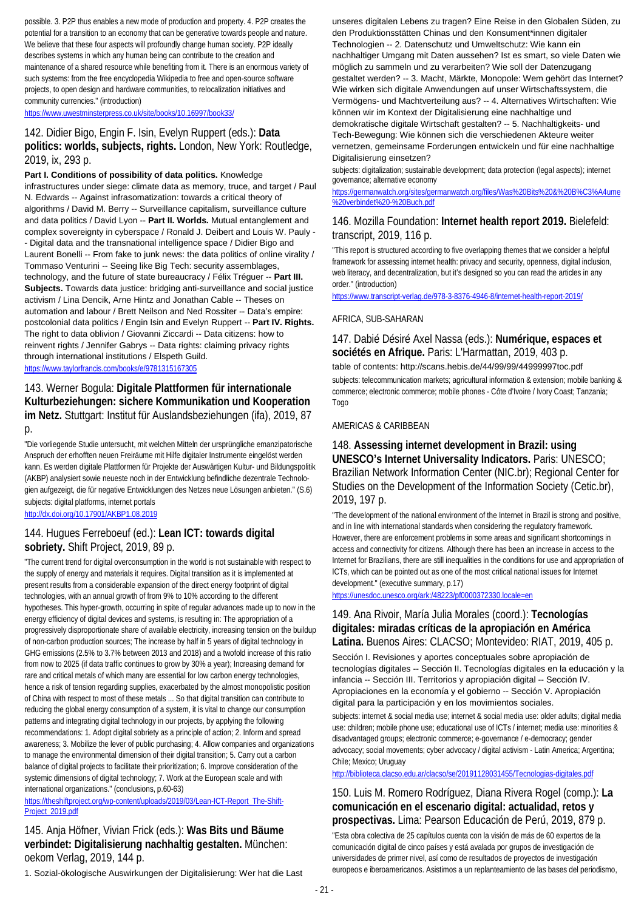possible. 3. P2P thus enables a new mode of production and property. 4. P2P creates the potential for a transition to an economy that can be generative towards people and nature. We believe that these four aspects will profoundly change human society. P2P ideally describes systems in which any human being can contribute to the creation and maintenance of a shared resource while benefiting from it. There is an enormous variety of such systems: from the free encyclopedia Wikipedia to free and open-source software projects, to open design and hardware communities, to relocalization initiatives and community currencies." (introduction)

https://www.uwestminsterpress.co.uk/site/books/10.16997/book33/

## 142. Didier Bigo, Engin F. Isin, Evelyn Ruppert (eds.): **Data politics: worlds, subjects, rights.** London, New York: Routledge, 2019, ix, 293 p.

**Part I. Conditions of possibility of data politics.** Knowledge infrastructures under siege: climate data as memory, truce, and target / Paul N. Edwards -- Against infrasomatization: towards a critical theory of algorithms / David M. Berry -- Surveillance capitalism, surveillance culture and data politics / David Lyon -- **Part II. Worlds.** Mutual entanglement and complex sovereignty in cyberspace / Ronald J. Deibert and Louis W. Pauly -- Digital data and the transnational intelligence space / Didier Bigo and Laurent Bonelli -- From fake to junk news: the data politics of online virality / Tommaso Venturini -- Seeing like Big Tech: security assemblages, technology, and the future of state bureaucracy / Félix Tréguer -- **Part III. Subjects.** Towards data justice: bridging anti-surveillance and social justice activism / Lina Dencik, Arne Hintz and Jonathan Cable -- Theses on automation and labour / Brett Neilson and Ned Rossiter -- Data's empire: postcolonial data politics / Engin Isin and Evelyn Ruppert -- **Part IV. Rights.** The right to data oblivion / Giovanni Ziccardi -- Data citizens: how to reinvent rights / Jennifer Gabrys -- Data rights: claiming privacy rights through international institutions / Elspeth Guild.

https://www.taylorfrancis.com/books/e/9781315167305

## 143. Werner Bogula: **Digitale Plattformen für internationale Kulturbeziehungen: sichere Kommunikation und Kooperation im Netz.** Stuttgart: Institut für Auslandsbeziehungen (ifa), 2019, 87 p.

"Die vorliegende Studie untersucht, mit welchen Mitteln der ursprüngliche emanzipatorische Anspruch der erhofften neuen Freiräume mit Hilfe digitaler Instrumente eingelöst werden kann. Es werden digitale Plattformen für Projekte der Auswärtigen Kultur- und Bildungspolitik (AKBP) analysiert sowie neueste noch in der Entwicklung befindliche dezentrale Technologien aufgezeigt, die für negative Entwicklungen des Netzes neue Lösungen anbieten." (S.6)

subjects: digital platforms, internet portals

http://dx.doi.org/10.17901/AKBP1.08.2019

## 144. Hugues Ferreboeuf (ed.): **Lean ICT: towards digital sobriety.** Shift Project, 2019, 89 p.

"The current trend for digital overconsumption in the world is not sustainable with respect to the supply of energy and materials it requires. Digital transition as it is implemented at present results from a considerable expansion of the direct energy footprint of digital technologies, with an annual growth of from 9% to 10% according to the different hypotheses. This hyper-growth, occurring in spite of regular advances made up to now in the energy efficiency of digital devices and systems, is resulting in: The appropriation of a progressively disproportionate share of available electricity, increasing tension on the buildup of non-carbon production sources; The increase by half in 5 years of digital technology in GHG emissions (2.5% to 3.7% between 2013 and 2018) and a twofold increase of this ratio from now to 2025 (if data traffic continues to grow by 30% a year); Increasing demand for rare and critical metals of which many are essential for low carbon energy technologies, hence a risk of tension regarding supplies, exacerbated by the almost monopolistic position of China with respect to most of these metals ... So that digital transition can contribute to reducing the global energy consumption of a system, it is vital to change our consumption patterns and integrating digital technology in our projects, by applying the following recommendations: 1. Adopt digital sobriety as a principle of action; 2. Inform and spread awareness; 3. Mobilize the lever of public purchasing; 4. Allow companies and organizations to manage the environmental dimension of their digital transition; 5. Carry out a carbon balance of digital projects to facilitate their prioritization; 6. Improve consideration of the systemic dimensions of digital technology; 7. Work at the European scale and with international organizations." (conclusions, p.60-63)

https://theshiftproject.org/wp-content/uploads/2019/03/Lean-ICT-Report_The-Shift-Project_2019.pdf

## 145. Anja Höfner, Vivian Frick (eds.): **Was Bits und Bäume verbindet: Digitalisierung nachhaltig gestalten.** München: oekom Verlag, 2019, 144 p.

1. Sozial-ökologische Auswirkungen der Digitalisierung: Wer hat die Last unseres digitalen Lebens zu tragen? Eine Reise in den Globalen Süden, zu den Produktionsstätten Chinas und den Konsument*innen digitaler Technologien -- 2. Datenschutz und Umweltschutz: Wie kann ein nachhaltiger Umgang mit Daten aussehen? Ist es smart, so viele Daten wie möglich zu sammeln und zu verarbeiten? Wie soll der Datenzugang gestaltet werden? -- 3. Macht, Märkte, Monopole: Wem gehört das Internet? Wie wirken sich digitale Anwendungen auf unser Wirtschaftssystem, die Vermögens- und Machtverteilung aus? -- 4. Alternatives Wirtschaften: Wie können wir im Kontext der Digitalisierung eine nachhaltige und demokratische digitale Wirtschaft gestalten? -- 5. Nachhaltigkeits- und Tech-Bewegung: Wie können sich die verschiedenen Akteure weiter vernetzen, gemeinsame Forderungen entwickeln und für eine nachhaltige Digitalisierung einsetzen?

subjects: digitalization; sustainable development; data protection (legal aspects); internet governance; alternative economy

https://germanwatch.org/sites/germanwatch.org/files/Was%20Bits%20&%20B%C3%A4ume%20verbindet%20-%20Buch.pdf

## 146. Mozilla Foundation: **Internet health report 2019.** Bielefeld: transcript, 2019, 116 p.

"This report is structured according to five overlapping themes that we consider a helpful framework for assessing internet health: privacy and security, openness, digital inclusion, web literacy, and decentralization, but it's designed so you can read the articles in any order." (introduction)

https://www.transcript-verlag.de/978-3-8376-4946-8/internet-health-report-2019/

### AFRICA, SUB-SAHARAN

## 147. Dabié Désiré Axel Nassa (eds.): **Numérique, espaces et sociétés en Afrique.** Paris: L'Harmattan, 2019, 403 p.

table of contents: http://scans.hebis.de/44/99/99/44999997toc.pdf

subjects: telecommunication markets; agricultural information & extension; mobile banking & commerce; electronic commerce; mobile phones - Côte d'Ivoire / Ivory Coast; Tanzania; Togo

### AMERICAS & CARIBBEAN

## 148. **Assessing internet development in Brazil: using UNESCO's Internet Universality Indicators.** Paris: UNESCO; Brazilian Network Information Center (NIC.br); Regional Center for Studies on the Development of the Information Society (Cetic.br), 2019, 197 p.

"The development of the national environment of the Internet in Brazil is strong and positive, and in line with international standards when considering the regulatory framework. However, there are enforcement problems in some areas and significant shortcomings in access and connectivity for citizens. Although there has been an increase in access to the Internet for Brazilians, there are still inequalities in the conditions for use and appropriation of ICTs, which can be pointed out as one of the most critical national issues for Internet development." (executive summary, p.17)

https://unesdoc.unesco.org/ark:/48223/pf0000372330.locale=en

## 149. Ana Rivoir, María Julia Morales (coord.): **Tecnologías digitales: miradas críticas de la apropiación en América Latina.** Buenos Aires: CLACSO; Montevideo: RIAT, 2019, 405 p.

Sección I. Revisiones y aportes conceptuales sobre apropiación de tecnologías digitales -- Sección II. Tecnologías digitales en la educación y la infancia -- Sección III. Territorios y apropiación digital -- Sección IV. Apropiaciones en la economía y el gobierno -- Sección V. Apropiación digital para la participación y en los movimientos sociales.

subjects: internet & social media use; internet & social media use: older adults; digital media use: children; mobile phone use; educational use of ICTs / internet; media use: minorities & disadvantaged groups; electronic commerce; e-governance / e-democracy; gender advocacy; social movements; cyber advocacy / digital activism - Latin America; Argentina; Chile; Mexico; Uruguay

http://biblioteca.clacso.edu.ar/clacso/se/20191128031455/Tecnologias-digitales.pdf

## 150. Luis M. Romero Rodríguez, Diana Rivera Rogel (comp.): **La comunicación en el escenario digital: actualidad, retos y prospectivas.** Lima: Pearson Educación de Perú, 2019, 879 p.

"Esta obra colectiva de 25 capítulos cuenta con la visión de más de 60 expertos de la comunicación digital de cinco países y está avalada por grupos de investigación de universidades de primer nivel, así como de resultados de proyectos de investigación europeos e iberoamericanos. Asistimos a un replanteamiento de las bases del periodismo,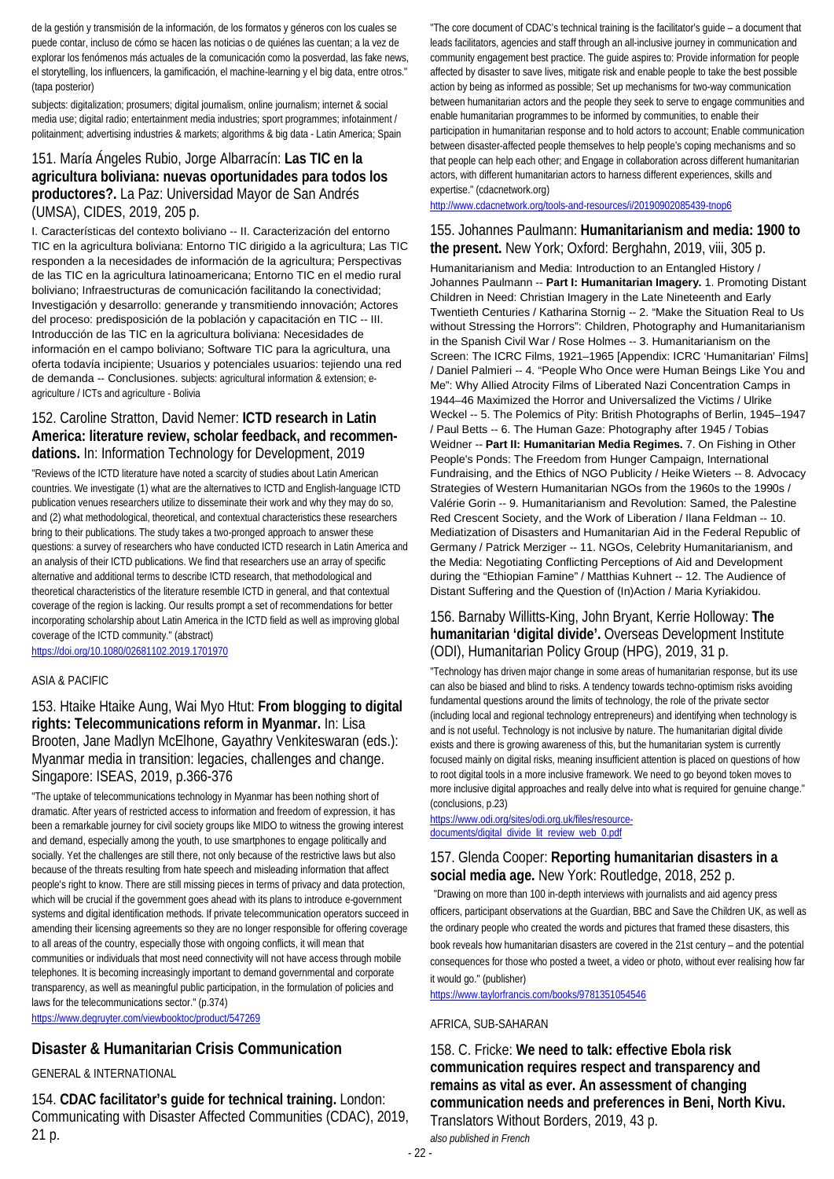de la gestión y transmisión de la información, de los formatos y géneros con los cuales se puede contar, incluso de cómo se hacen las noticias o de quiénes las cuentan; a la vez de explorar los fenómenos más actuales de la comunicación como la posverdad, las fake news, el storytelling, los influencers, la gamificación, el machine-learning y el big data, entre otros." (tapa posterior)

subjects: digitalization; prosumers; digital journalism, online journalism; internet & social media use; digital radio; entertainment media industries; sport programmes; infotainment / politainment; advertising industries & markets; algorithms & big data - Latin America; Spain

### 151. María Ángeles Rubio, Jorge Albarracín: **Las TIC en la agricultura boliviana: nuevas oportunidades para todos los productores?.** La Paz: Universidad Mayor de San Andrés (UMSA), CIDES, 2019, 205 p.

I. Características del contexto boliviano -- II. Caracterización del entorno TIC en la agricultura boliviana: Entorno TIC dirigido a la agricultura; Las TIC responden a la necesidades de información de la agricultura; Perspectivas de las TIC en la agricultura latinoamericana; Entorno TIC en el medio rural boliviano; Infraestructuras de comunicación facilitando la conectividad; Investigación y desarrollo: generande y transmitiendo innovación; Actores del proceso: predisposición de la población y capacitación en TIC -- III. Introducción de las TIC en la agricultura boliviana: Necesidades de información en el campo boliviano; Software TIC para la agricultura, una oferta todavía incipiente; Usuarios y potenciales usuarios: tejiendo una red de demanda -- Conclusiones. subjects: agricultural information & extension; e-agriculture / ICTs and agriculture - Bolivia

### 152. Caroline Stratton, David Nemer: **ICTD research in Latin America: literature review, scholar feedback, and recommendations.** In: Information Technology for Development, 2019

"Reviews of the ICTD literature have noted a scarcity of studies about Latin American countries. We investigate (1) what are the alternatives to ICTD and English-language ICTD publication venues researchers utilize to disseminate their work and why they may do so, and (2) what methodological, theoretical, and contextual characteristics these researchers bring to their publications. The study takes a two-pronged approach to answer these questions: a survey of researchers who have conducted ICTD research in Latin America and an analysis of their ICTD publications. We find that researchers use an array of specific alternative and additional terms to describe ICTD research, that methodological and theoretical characteristics of the literature resemble ICTD in general, and that contextual coverage of the region is lacking. Our results prompt a set of recommendations for better incorporating scholarship about Latin America in the ICTD field as well as improving global coverage of the ICTD community." (abstract)

https://doi.org/10.1080/02681102.2019.1701970

ASIA & PACIFIC

### 153. Htaike Htaike Aung, Wai Myo Htut: **From blogging to digital rights: Telecommunications reform in Myanmar.** In: Lisa Brooten, Jane Madlyn McElhone, Gayathry Venkiteswaran (eds.): Myanmar media in transition: legacies, challenges and change. Singapore: ISEAS, 2019, p.366-376

"The uptake of telecommunications technology in Myanmar has been nothing short of dramatic. After years of restricted access to information and freedom of expression, it has been a remarkable journey for civil society groups like MIDO to witness the growing interest and demand, especially among the youth, to use smartphones to engage politically and socially. Yet the challenges are still there, not only because of the restrictive laws but also because of the threats resulting from hate speech and misleading information that affect people's right to know. There are still missing pieces in terms of privacy and data protection, which will be crucial if the government goes ahead with its plans to introduce e-government systems and digital identification methods. If private telecommunication operators succeed in amending their licensing agreements so they are no longer responsible for offering coverage to all areas of the country, especially those with ongoing conflicts, it will mean that communities or individuals that most need connectivity will not have access through mobile telephones. It is becoming increasingly important to demand governmental and corporate transparency, as well as meaningful public participation, in the formulation of policies and laws for the telecommunications sector." (p.374)

https://www.degruyter.com/viewbooktoc/product/547269

## Disaster & Humanitarian Crisis Communication

GENERAL & INTERNATIONAL

### 154. **CDAC facilitator's guide for technical training.** London: Communicating with Disaster Affected Communities (CDAC), 2019, 21 p.

"The core document of CDAC's technical training is the facilitator's guide – a document that leads facilitators, agencies and staff through an all-inclusive journey in communication and community engagement best practice. The guide aspires to: Provide information for people affected by disaster to save lives, mitigate risk and enable people to take the best possible action by being as informed as possible; Set up mechanisms for two-way communication between humanitarian actors and the people they seek to serve to engage communities and enable humanitarian programmes to be informed by communities, to enable their participation in humanitarian response and to hold actors to account; Enable communication between disaster-affected people themselves to help people's coping mechanisms and so that people can help each other; and Engage in collaboration across different humanitarian actors, with different humanitarian actors to harness different experiences, skills and expertise." (cdacnetwork.org)

http://www.cdacnetwork.org/tools-and-resources/i/20190902085439-tnop6

### 155. Johannes Paulmann: **Humanitarianism and media: 1900 to the present.** New York; Oxford: Berghahn, 2019, viii, 305 p.

Humanitarianism and Media: Introduction to an Entangled History / Johannes Paulmann -- **Part I: Humanitarian Imagery.** 1. Promoting Distant Children in Need: Christian Imagery in the Late Nineteenth and Early Twentieth Centuries / Katharina Stornig -- 2. "Make the Situation Real to Us without Stressing the Horrors": Children, Photography and Humanitarianism in the Spanish Civil War / Rose Holmes -- 3. Humanitarianism on the Screen: The ICRC Films, 1921–1965 [Appendix: ICRC 'Humanitarian' Films] / Daniel Palmieri -- 4. "People Who Once were Human Beings Like You and Me": Why Allied Atrocity Films of Liberated Nazi Concentration Camps in 1944–46 Maximized the Horror and Universalized the Victims / Ulrike Weckel -- 5. The Polemics of Pity: British Photographs of Berlin, 1945–1947 / Paul Betts -- 6. The Human Gaze: Photography after 1945 / Tobias Weidner -- **Part II: Humanitarian Media Regimes.** 7. On Fishing in Other People's Ponds: The Freedom from Hunger Campaign, International Fundraising, and the Ethics of NGO Publicity / Heike Wieters -- 8. Advocacy Strategies of Western Humanitarian NGOs from the 1960s to the 1990s / Valérie Gorin -- 9. Humanitarianism and Revolution: Samed, the Palestine Red Crescent Society, and the Work of Liberation / Ilana Feldman -- 10. Mediatization of Disasters and Humanitarian Aid in the Federal Republic of Germany / Patrick Merziger -- 11. NGOs, Celebrity Humanitarianism, and the Media: Negotiating Conflicting Perceptions of Aid and Development during the "Ethiopian Famine" / Matthias Kuhnert -- 12. The Audience of Distant Suffering and the Question of (In)Action / Maria Kyriakidou.

### 156. Barnaby Willitts-King, John Bryant, Kerrie Holloway: **The humanitarian 'digital divide'.** Overseas Development Institute (ODI), Humanitarian Policy Group (HPG), 2019, 31 p.

"Technology has driven major change in some areas of humanitarian response, but its use can also be biased and blind to risks. A tendency towards techno-optimism risks avoiding fundamental questions around the limits of technology, the role of the private sector (including local and regional technology entrepreneurs) and identifying when technology is and is not useful. Technology is not inclusive by nature. The humanitarian digital divide exists and there is growing awareness of this, but the humanitarian system is currently focused mainly on digital risks, meaning insufficient attention is placed on questions of how to root digital tools in a more inclusive framework. We need to go beyond token moves to more inclusive digital approaches and really delve into what is required for genuine change." (conclusions, p.23)

https://www.odi.org/sites/odi.org.uk/files/resource-documents/digital_divide_lit_review_web_0.pdf

### 157. Glenda Cooper: **Reporting humanitarian disasters in a social media age.** New York: Routledge, 2018, 252 p.

"Drawing on more than 100 in-depth interviews with journalists and aid agency press officers, participant observations at the Guardian, BBC and Save the Children UK, as well as the ordinary people who created the words and pictures that framed these disasters, this book reveals how humanitarian disasters are covered in the 21st century – and the potential consequences for those who posted a tweet, a video or photo, without ever realising how far it would go." (publisher)

https://www.taylorfrancis.com/books/9781351054546

AFRICA, SUB-SAHARAN

### 158. C. Fricke: **We need to talk: effective Ebola risk communication requires respect and transparency and remains as vital as ever. An assessment of changing communication needs and preferences in Beni, North Kivu.** Translators Without Borders, 2019, 43 p.

*also published in French*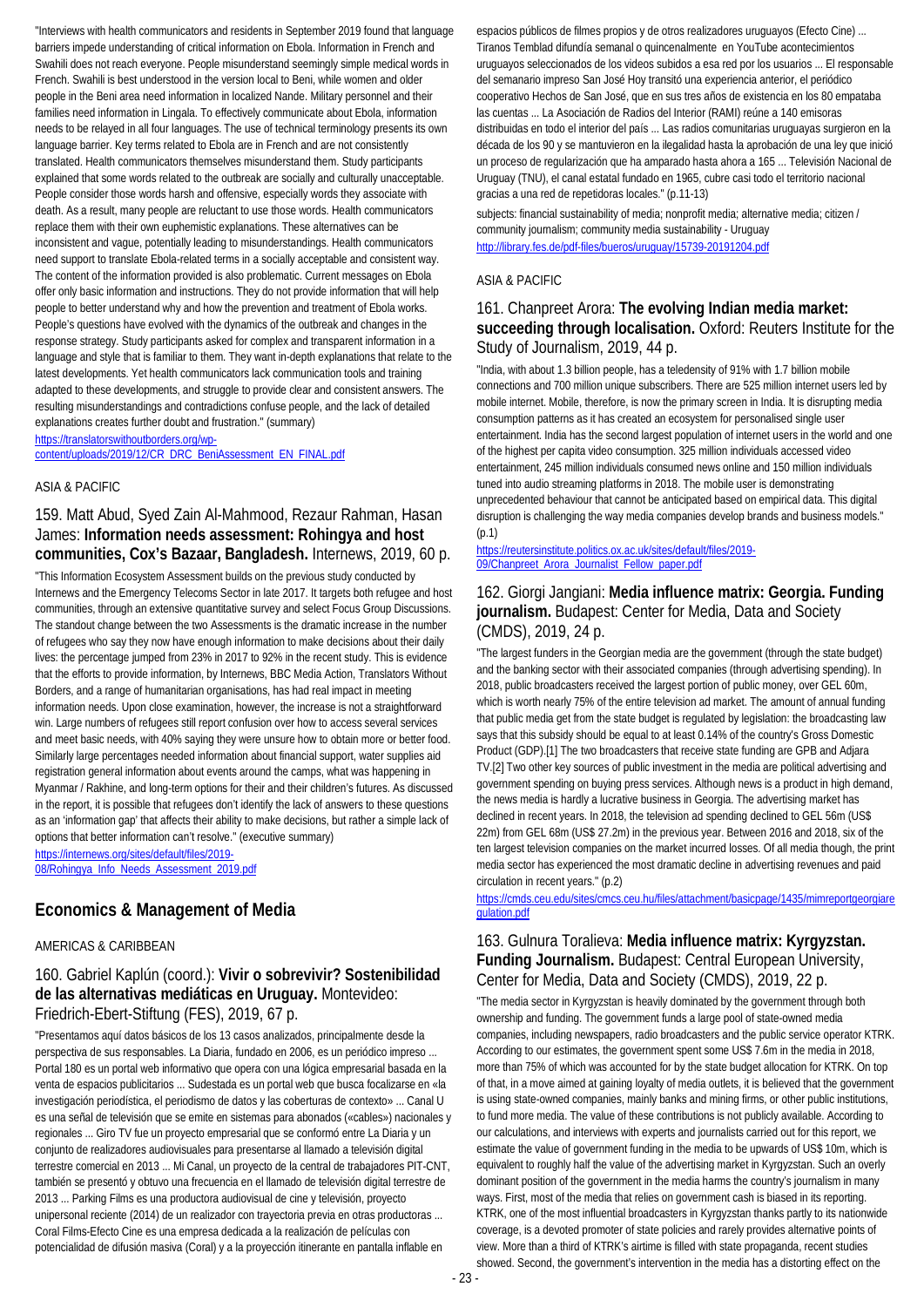"Interviews with health communicators and residents in September 2019 found that language barriers impede understanding of critical information on Ebola. Information in French and Swahili does not reach everyone. People misunderstand seemingly simple medical words in French. Swahili is best understood in the version local to Beni, while women and older people in the Beni area need information in localized Nande. Military personnel and their families need information in Lingala. To effectively communicate about Ebola, information needs to be relayed in all four languages. The use of technical terminology presents its own language barrier. Key terms related to Ebola are in French and are not consistently translated. Health communicators themselves misunderstand them. Study participants explained that some words related to the outbreak are socially and culturally unacceptable. People consider those words harsh and offensive, especially words they associate with death. As a result, many people are reluctant to use those words. Health communicators replace them with their own euphemistic explanations. These alternatives can be inconsistent and vague, potentially leading to misunderstandings. Health communicators need support to translate Ebola-related terms in a socially acceptable and consistent way. The content of the information provided is also problematic. Current messages on Ebola offer only basic information and instructions. They do not provide information that will help people to better understand why and how the prevention and treatment of Ebola works. People's questions have evolved with the dynamics of the outbreak and changes in the response strategy. Study participants asked for complex and transparent information in a language and style that is familiar to them. They want in-depth explanations that relate to the latest developments. Yet health communicators lack communication tools and training adapted to these developments, and struggle to provide clear and consistent answers. The resulting misunderstandings and contradictions confuse people, and the lack of detailed explanations creates further doubt and frustration." (summary)

https://translatorswithoutborders.org/wp-content/uploads/2019/12/CR_DRC_BeniAssessment_EN_FINAL.pdf

ASIA & PACIFIC

### 159. Matt Abud, Syed Zain Al-Mahmood, Rezaur Rahman, Hasan James: **Information needs assessment: Rohingya and host communities, Cox's Bazaar, Bangladesh.** Internews, 2019, 60 p.

"This Information Ecosystem Assessment builds on the previous study conducted by Internews and the Emergency Telecoms Sector in late 2017. It targets both refugee and host communities, through an extensive quantitative survey and select Focus Group Discussions. The standout change between the two Assessments is the dramatic increase in the number of refugees who say they now have enough information to make decisions about their daily lives: the percentage jumped from 23% in 2017 to 92% in the recent study. This is evidence that the efforts to provide information, by Internews, BBC Media Action, Translators Without Borders, and a range of humanitarian organisations, has had real impact in meeting information needs. Upon close examination, however, the increase is not a straightforward win. Large numbers of refugees still report confusion over how to access several services and meet basic needs, with 40% saying they were unsure how to obtain more or better food. Similarly large percentages needed information about financial support, water supplies aid registration general information about events around the camps, what was happening in Myanmar / Rakhine, and long-term options for their and their children's futures. As discussed in the report, it is possible that refugees don't identify the lack of answers to these questions as an 'information gap' that affects their ability to make decisions, but rather a simple lack of options that better information can't resolve." (executive summary)

https://internews.org/sites/default/files/2019-08/Rohingya_Info_Needs_Assessment_2019.pdf

## Economics & Management of Media

AMERICAS & CARIBBEAN

### 160. Gabriel Kaplún (coord.): **Vivir o sobrevivir? Sostenibilidad de las alternativas mediáticas en Uruguay.** Montevideo: Friedrich-Ebert-Stiftung (FES), 2019, 67 p.

"Presentamos aquí datos básicos de los 13 casos analizados, principalmente desde la perspectiva de sus responsables. La Diaria, fundado en 2006, es un periódico impreso ... Portal 180 es un portal web informativo que opera con una lógica empresarial basada en la venta de espacios publicitarios ... Sudestada es un portal web que busca focalizarse en «la investigación periodística, el periodismo de datos y las coberturas de contexto» ... Canal U es una señal de televisión que se emite en sistemas para abonados («cables») nacionales y regionales ... Giro TV fue un proyecto empresarial que se conformó entre La Diaria y un conjunto de realizadores audiovisuales para presentarse al llamado a televisión digital terrestre comercial en 2013 ... Mi Canal, un proyecto de la central de trabajadores PIT-CNT, también se presentó y obtuvo una frecuencia en el llamado de televisión digital terrestre de 2013 ... Parking Films es una productora audiovisual de cine y televisión, proyecto unipersonal reciente (2014) de un realizador con trayectoria previa en otras productoras ... Coral Films-Efecto Cine es una empresa dedicada a la realización de películas con potencialidad de difusión masiva (Coral) y a la proyección itinerante en pantalla inflable en espacios públicos de filmes propios y de otros realizadores uruguayos (Efecto Cine) ... Tiranos Temblad difundía semanal o quincenalmente en YouTube acontecimientos uruguayos seleccionados de los videos subidos a esa red por los usuarios ... El responsable del semanario impreso San José Hoy transitó una experiencia anterior, el periódico cooperativo Hechos de San José, que en sus tres años de existencia en los 80 empataba las cuentas ... La Asociación de Radios del Interior (RAMI) reúne a 140 emisoras distribuidas en todo el interior del país ... Las radios comunitarias uruguayas surgieron en la década de los 90 y se mantuvieron en la ilegalidad hasta la aprobación de una ley que inició un proceso de regularización que ha amparado hasta ahora a 165 ... Televisión Nacional de Uruguay (TNU), el canal estatal fundado en 1965, cubre casi todo el territorio nacional gracias a una red de repetidoras locales." (p.11-13)

subjects: financial sustainability of media; nonprofit media; alternative media; citizen / community journalism; community media sustainability - Uruguay

http://library.fes.de/pdf-files/bueros/uruguay/15739-20191204.pdf

ASIA & PACIFIC

### 161. Chanpreet Arora: **The evolving Indian media market: succeeding through localisation.** Oxford: Reuters Institute for the Study of Journalism, 2019, 44 p.

"India, with about 1.3 billion people, has a teledensity of 91% with 1.7 billion mobile connections and 700 million unique subscribers. There are 525 million internet users led by mobile internet. Mobile, therefore, is now the primary screen in India. It is disrupting media consumption patterns as it has created an ecosystem for personalised single user entertainment. India has the second largest population of internet users in the world and one of the highest per capita video consumption. 325 million individuals accessed video entertainment, 245 million individuals consumed news online and 150 million individuals tuned into audio streaming platforms in 2018. The mobile user is demonstrating unprecedented behaviour that cannot be anticipated based on empirical data. This digital disruption is challenging the way media companies develop brands and business models." (p.1)

https://reutersinstitute.politics.ox.ac.uk/sites/default/files/2019-09/Chanpreet_Arora_Journalist_Fellow_paper.pdf

### 162. Giorgi Jangiani: **Media influence matrix: Georgia. Funding journalism.** Budapest: Center for Media, Data and Society (CMDS), 2019, 24 p.

"The largest funders in the Georgian media are the government (through the state budget) and the banking sector with their associated companies (through advertising spending). In 2018, public broadcasters received the largest portion of public money, over GEL 60m, which is worth nearly 75% of the entire television ad market. The amount of annual funding that public media get from the state budget is regulated by legislation: the broadcasting law says that this subsidy should be equal to at least 0.14% of the country's Gross Domestic Product (GDP).[1] The two broadcasters that receive state funding are GPB and Adjara TV.[2] Two other key sources of public investment in the media are political advertising and government spending on buying press services. Although news is a product in high demand, the news media is hardly a lucrative business in Georgia. The advertising market has declined in recent years. In 2018, the television ad spending declined to GEL 56m (US$ 22m) from GEL 68m (US$ 27.2m) in the previous year. Between 2016 and 2018, six of the ten largest television companies on the market incurred losses. Of all media though, the print media sector has experienced the most dramatic decline in advertising revenues and paid circulation in recent years." (p.2)

https://cmds.ceu.edu/sites/cmcs.ceu.hu/files/attachment/basicpage/1435/mimreportgeorgiaregulation.pdf

### 163. Gulnura Toralieva: **Media influence matrix: Kyrgyzstan. Funding Journalism.** Budapest: Central European University, Center for Media, Data and Society (CMDS), 2019, 22 p.

"The media sector in Kyrgyzstan is heavily dominated by the government through both ownership and funding. The government funds a large pool of state-owned media companies, including newspapers, radio broadcasters and the public service operator KTRK. According to our estimates, the government spent some US$ 7.6m in the media in 2018, more than 75% of which was accounted for by the state budget allocation for KTRK. On top of that, in a move aimed at gaining loyalty of media outlets, it is believed that the government is using state-owned companies, mainly banks and mining firms, or other public institutions, to fund more media. The value of these contributions is not publicly available. According to our calculations, and interviews with experts and journalists carried out for this report, we estimate the value of government funding in the media to be upwards of US$ 10m, which is equivalent to roughly half the value of the advertising market in Kyrgyzstan. Such an overly dominant position of the government in the media harms the country's journalism in many ways. First, most of the media that relies on government cash is biased in its reporting. KTRK, one of the most influential broadcasters in Kyrgyzstan thanks partly to its nationwide coverage, is a devoted promoter of state policies and rarely provides alternative points of view. More than a third of KTRK's airtime is filled with state propaganda, recent studies showed. Second, the government's intervention in the media has a distorting effect on the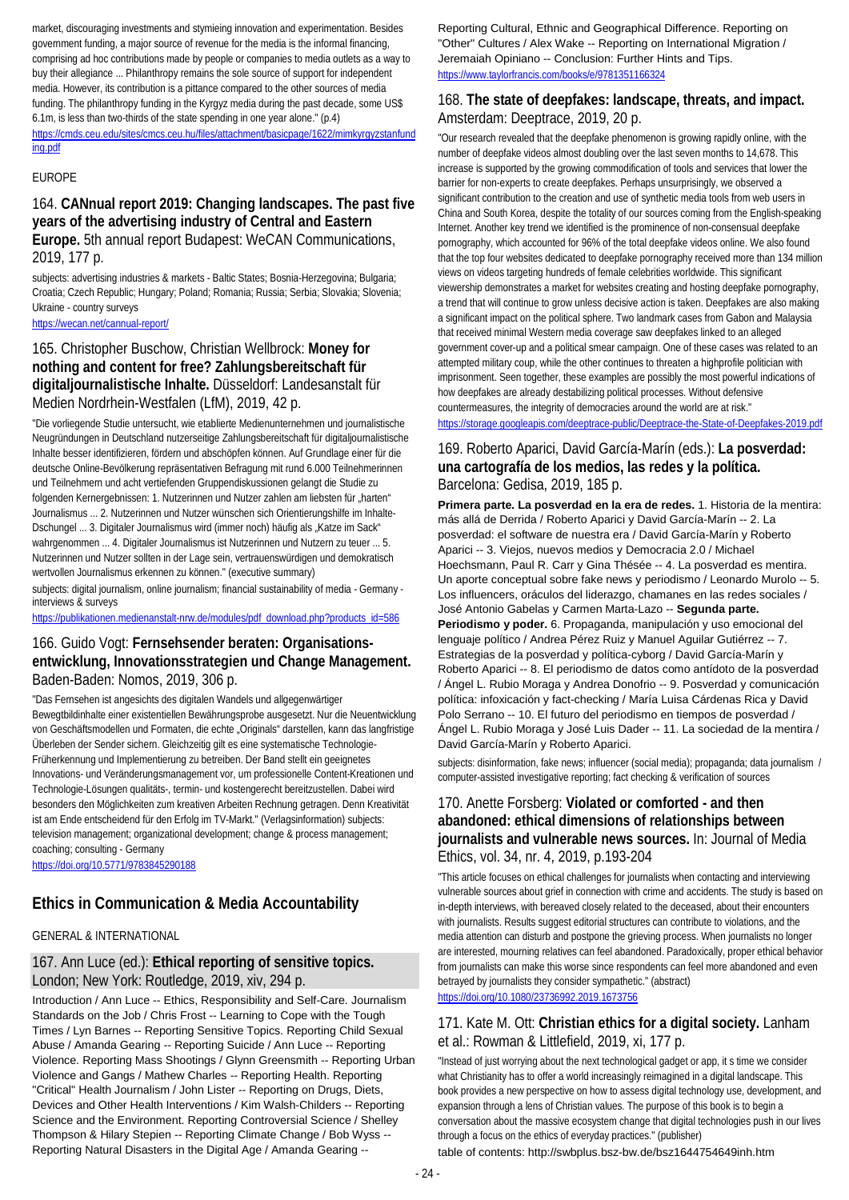market, discouraging investments and stymieing innovation and experimentation. Besides government funding, a major source of revenue for the media is the informal financing, comprising ad hoc contributions made by people or companies to media outlets as a way to buy their allegiance ... Philanthropy remains the sole source of support for independent media. However, its contribution is a pittance compared to the other sources of media funding. The philanthropy funding in the Kyrgyz media during the past decade, some US$ 6.1m, is less than two-thirds of the state spending in one year alone." (p.4)

https://cmds.ceu.edu/sites/cmcs.ceu.hu/files/attachment/basicpage/1622/mimkyrgyzstanfunding.pdf

EUROPE

### 164. **CANnual report 2019: Changing landscapes. The past five years of the advertising industry of Central and Eastern Europe.** 5th annual report Budapest: WeCAN Communications, 2019, 177 p.

subjects: advertising industries & markets - Baltic States; Bosnia-Herzegovina; Bulgaria; Croatia; Czech Republic; Hungary; Poland; Romania; Russia; Serbia; Slovakia; Slovenia; Ukraine - country surveys

https://wecan.net/cannual-report/

### 165. Christopher Buschow, Christian Wellbrock: **Money for nothing and content for free? Zahlungsbereitschaft für digitaljournalistische Inhalte.** Düsseldorf: Landesanstalt für Medien Nordrhein-Westfalen (LfM), 2019, 42 p.

"Die vorliegende Studie untersucht, wie etablierte Medienunternehmen und journalistische Neugründungen in Deutschland nutzerseitige Zahlungsbereitschaft für digitaljournalistische Inhalte besser identifizieren, fördern und abschöpfen können. Auf Grundlage einer für die deutsche Online-Bevölkerung repräsentativen Befragung mit rund 6.000 Teilnehmerinnen und Teilnehmern und acht vertiefenden Gruppendiskussionen gelangt die Studie zu folgenden Kernergebnissen: 1. Nutzerinnen und Nutzer zahlen am liebsten für „harten" Journalismus ... 2. Nutzerinnen und Nutzer wünschen sich Orientierungshilfe im Inhalte-Dschungel ... 3. Digitaler Journalismus wird (immer noch) häufig als „Katze im Sack" wahrgenommen ... 4. Digitaler Journalismus ist Nutzerinnen und Nutzern zu teuer ... 5. Nutzerinnen und Nutzer sollten in der Lage sein, vertrauenswürdigen und demokratisch wertvollen Journalismus erkennen zu können." (executive summary)

subjects: digital journalism, online journalism; financial sustainability of media - Germany - interviews & surveys

https://publikationen.medienanstalt-nrw.de/modules/pdf_download.php?products_id=586

### 166. Guido Vogt: **Fernsehsender beraten: Organisations-entwicklung, Innovationsstrategien und Change Management.** Baden-Baden: Nomos, 2019, 306 p.

"Das Fernsehen ist angesichts des digitalen Wandels und allgegenwärtiger Bewegtbildinhalte einer existentiellen Bewährungsprobe ausgesetzt. Nur die Neuentwicklung von Geschäftsmodellen und Formaten, die echte „Originals" darstellen, kann das langfristige Überleben der Sender sichern. Gleichzeitig gilt es eine systematische Technologie-Früherkennung und Implementierung zu betreiben. Der Band stellt ein geeignetes Innovations- und Veränderungsmanagement vor, um professionelle Content-Kreationen und Technologie-Lösungen qualitäts-, termin- und kostengerecht bereitzustellen. Dabei wird besonders den Möglichkeiten zum kreativen Arbeiten Rechnung getragen. Denn Kreativität ist am Ende entscheidend für den Erfolg im TV-Markt." (Verlagsinformation) subjects: television management; organizational development; change & process management; coaching; consulting - Germany

https://doi.org/10.5771/9783845290188

## Ethics in Communication & Media Accountability

GENERAL & INTERNATIONAL

### 167. Ann Luce (ed.): **Ethical reporting of sensitive topics.** London; New York: Routledge, 2019, xiv, 294 p.

Introduction / Ann Luce -- Ethics, Responsibility and Self-Care. Journalism Standards on the Job / Chris Frost -- Learning to Cope with the Tough Times / Lyn Barnes -- Reporting Sensitive Topics. Reporting Child Sexual Abuse / Amanda Gearing -- Reporting Suicide / Ann Luce -- Reporting Violence. Reporting Mass Shootings / Glynn Greensmith -- Reporting Urban Violence and Gangs / Mathew Charles -- Reporting Health. Reporting "Critical" Health Journalism / John Lister -- Reporting on Drugs, Diets, Devices and Other Health Interventions / Kim Walsh-Childers -- Reporting Science and the Environment. Reporting Controversial Science / Shelley Thompson & Hilary Stepien -- Reporting Climate Change / Bob Wyss -- Reporting Natural Disasters in the Digital Age / Amanda Gearing -- Reporting Cultural, Ethnic and Geographical Difference. Reporting on "Other" Cultures / Alex Wake -- Reporting on International Migration / Jeremaiah Opiniano -- Conclusion: Further Hints and Tips.

https://www.taylorfrancis.com/books/e/9781351166324

### 168. **The state of deepfakes: landscape, threats, and impact.** Amsterdam: Deeptrace, 2019, 20 p.

"Our research revealed that the deepfake phenomenon is growing rapidly online, with the number of deepfake videos almost doubling over the last seven months to 14,678. This increase is supported by the growing commodification of tools and services that lower the barrier for non-experts to create deepfakes. Perhaps unsurprisingly, we observed a significant contribution to the creation and use of synthetic media tools from web users in China and South Korea, despite the totality of our sources coming from the English-speaking Internet. Another key trend we identified is the prominence of non-consensual deepfake pornography, which accounted for 96% of the total deepfake videos online. We also found that the top four websites dedicated to deepfake pornography received more than 134 million views on videos targeting hundreds of female celebrities worldwide. This significant viewership demonstrates a market for websites creating and hosting deepfake pornography, a trend that will continue to grow unless decisive action is taken. Deepfakes are also making a significant impact on the political sphere. Two landmark cases from Gabon and Malaysia that received minimal Western media coverage saw deepfakes linked to an alleged government cover-up and a political smear campaign. One of these cases was related to an attempted military coup, while the other continues to threaten a highprofile politician with imprisonment. Seen together, these examples are possibly the most powerful indications of how deepfakes are already destabilizing political processes. Without defensive countermeasures, the integrity of democracies around the world are at risk."

https://storage.googleapis.com/deeptrace-public/Deeptrace-the-State-of-Deepfakes-2019.pdf

### 169. Roberto Aparici, David García-Marín (eds.): **La posverdad: una cartografía de los medios, las redes y la política.** Barcelona: Gedisa, 2019, 185 p.

**Primera parte. La posverdad en la era de redes.** 1. Historia de la mentira: más allá de Derrida / Roberto Aparici y David García-Marín -- 2. La posverdad: el software de nuestra era / David García-Marín y Roberto Aparici -- 3. Viejos, nuevos medios y Democracia 2.0 / Michael Hoechsmann, Paul R. Carr y Gina Thésée -- 4. La posverdad es mentira. Un aporte conceptual sobre fake news y periodismo / Leonardo Murolo -- 5. Los influencers, oráculos del liderazgo, chamanes en las redes sociales / José Antonio Gabelas y Carmen Marta-Lazo -- **Segunda parte. Periodismo y poder.** 6. Propaganda, manipulación y uso emocional del lenguaje político / Andrea Pérez Ruiz y Manuel Aguilar Gutiérrez -- 7. Estrategias de la posverdad y política-cyborg / David García-Marín y Roberto Aparici -- 8. El periodismo de datos como antídoto de la posverdad / Ángel L. Rubio Moraga y Andrea Donofrio -- 9. Posverdad y comunicación política: infoxicación y fact-checking / María Luisa Cárdenas Rica y David Polo Serrano -- 10. El futuro del periodismo en tiempos de posverdad / Ángel L. Rubio Moraga y José Luis Dader -- 11. La sociedad de la mentira / David García-Marín y Roberto Aparici.

subjects: disinformation, fake news; influencer (social media); propaganda; data journalism / computer-assisted investigative reporting; fact checking & verification of sources

### 170. Anette Forsberg: **Violated or comforted - and then abandoned: ethical dimensions of relationships between journalists and vulnerable news sources.** In: Journal of Media Ethics, vol. 34, nr. 4, 2019, p.193-204

"This article focuses on ethical challenges for journalists when contacting and interviewing vulnerable sources about grief in connection with crime and accidents. The study is based on in-depth interviews, with bereaved closely related to the deceased, about their encounters with journalists. Results suggest editorial structures can contribute to violations, and the media attention can disturb and postpone the grieving process. When journalists no longer are interested, mourning relatives can feel abandoned. Paradoxically, proper ethical behavior from journalists can make this worse since respondents can feel more abandoned and even betrayed by journalists they consider sympathetic." (abstract)

https://doi.org/10.1080/23736992.2019.1673756

### 171. Kate M. Ott: **Christian ethics for a digital society.** Lanham et al.: Rowman & Littlefield, 2019, xi, 177 p.

"Instead of just worrying about the next technological gadget or app, it s time we consider what Christianity has to offer a world increasingly reimagined in a digital landscape. This book provides a new perspective on how to assess digital technology use, development, and expansion through a lens of Christian values. The purpose of this book is to begin a conversation about the massive ecosystem change that digital technologies push in our lives through a focus on the ethics of everyday practices." (publisher)

table of contents: http://swbplus.bsz-bw.de/bsz1644754649inh.htm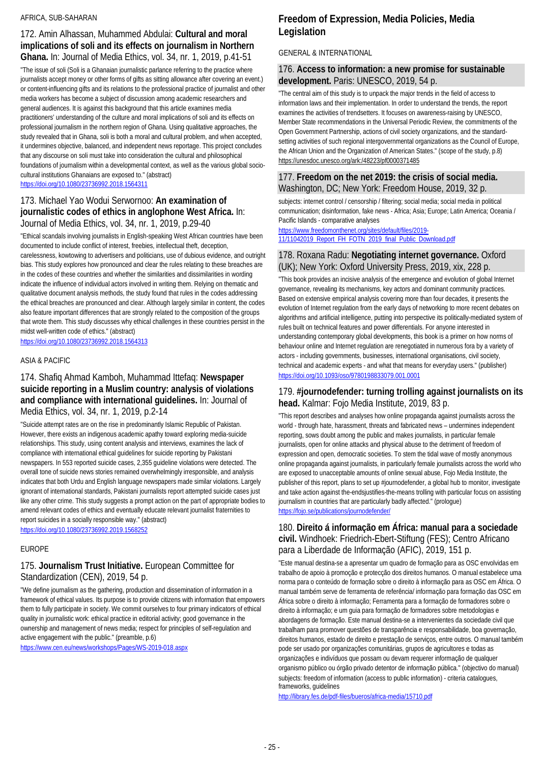AFRICA, SUB-SAHARAN

### 172. Amin Alhassan, Muhammed Abdulai: **Cultural and moral implications of soli and its effects on journalism in Northern Ghana.** In: Journal of Media Ethics, vol. 34, nr. 1, 2019, p.41-51

"The issue of soli (Soli is a Ghanaian journalistic parlance referring to the practice where journalists accept money or other forms of gifts as sitting allowance after covering an event.) or content-influencing gifts and its relations to the professional practice of journalist and other media workers has become a subject of discussion among academic researchers and general audiences. It is against this background that this article examines media practitioners' understanding of the culture and moral implications of soli and its effects on professional journalism in the northern region of Ghana. Using qualitative approaches, the study revealed that in Ghana, soli is both a moral and cultural problem, and when accepted, it undermines objective, balanced, and independent news reportage. This project concludes that any discourse on soli must take into consideration the cultural and philosophical foundations of journalism within a developmental context, as well as the various global socio-cultural institutions Ghanaians are exposed to." (abstract)
https://doi.org/10.1080/23736992.2018.1564311

### 173. Michael Yao Wodui Serwornoo: **An examination of journalistic codes of ethics in anglophone West Africa.** In: Journal of Media Ethics, vol. 34, nr. 1, 2019, p.29-40

"Ethical scandals involving journalists in English-speaking West African countries have been documented to include conflict of interest, freebies, intellectual theft, deception, carelessness, kowtowing to advertisers and politicians, use of dubious evidence, and outright bias. This study explores how pronounced and clear the rules relating to these breaches are in the codes of these countries and whether the similarities and dissimilarities in wording indicate the influence of individual actors involved in writing them. Relying on thematic and qualitative document analysis methods, the study found that rules in the codes addressing the ethical breaches are pronounced and clear. Although largely similar in content, the codes also feature important differences that are strongly related to the composition of the groups that wrote them. This study discusses why ethical challenges in these countries persist in the midst well-written code of ethics." (abstract)
https://doi.org/10.1080/23736992.2018.1564313

ASIA & PACIFIC

### 174. Shafiq Ahmad Kamboh, Muhammad Ittefaq: **Newspaper suicide reporting in a Muslim country: analysis of violations and compliance with international guidelines.** In: Journal of Media Ethics, vol. 34, nr. 1, 2019, p.2-14

"Suicide attempt rates are on the rise in predominantly Islamic Republic of Pakistan. However, there exists an indigenous academic apathy toward exploring media-suicide relationships. This study, using content analysis and interviews, examines the lack of compliance with international ethical guidelines for suicide reporting by Pakistani newspapers. In 553 reported suicide cases, 2,355 guideline violations were detected. The overall tone of suicide news stories remained overwhelmingly irresponsible, and analysis indicates that both Urdu and English language newspapers made similar violations. Largely ignorant of international standards, Pakistani journalists report attempted suicide cases just like any other crime. This study suggests a prompt action on the part of appropriate bodies to amend relevant codes of ethics and eventually educate relevant journalist fraternities to report suicides in a socially responsible way." (abstract)
https://doi.org/10.1080/23736992.2019.1568252

EUROPE

### 175. **Journalism Trust Initiative.** European Committee for Standardization (CEN), 2019, 54 p.

"We define journalism as the gathering, production and dissemination of information in a framework of ethical values. Its purpose is to provide citizens with information that empowers them to fully participate in society. We commit ourselves to four primary indicators of ethical quality in journalistic work: ethical practice in editorial activity; good governance in the ownership and management of news media; respect for principles of self-regulation and active engagement with the public." (preamble, p.6)
https://www.cen.eu/news/workshops/Pages/WS-2019-018.aspx

## Freedom of Expression, Media Policies, Media Legislation

GENERAL & INTERNATIONAL

### 176. **Access to information: a new promise for sustainable development.** Paris: UNESCO, 2019, 54 p.

"The central aim of this study is to unpack the major trends in the field of access to information laws and their implementation. In order to understand the trends, the report examines the activities of trendsetters. It focuses on awareness-raising by UNESCO, Member State recommendations in the Universal Periodic Review, the commitments of the Open Government Partnership, actions of civil society organizations, and the standard-setting activities of such regional intergovernmental organizations as the Council of Europe, the African Union and the Organization of American States." (scope of the study, p.8)
https://unesdoc.unesco.org/ark:/48223/pf0000371485

### 177. **Freedom on the net 2019: the crisis of social media.** Washington, DC; New York: Freedom House, 2019, 32 p.

subjects: internet control / censorship / filtering; social media; social media in political communication; disinformation, fake news - Africa; Asia; Europe; Latin America; Oceania / Pacific Islands - comparative analyses
https://www.freedomonthenet.org/sites/default/files/2019-11/11042019_Report_FH_FOTN_2019_final_Public_Download.pdf

### 178. Roxana Radu: **Negotiating internet governance.** Oxford (UK); New York: Oxford University Press, 2019, xix, 228 p.

"This book provides an incisive analysis of the emergence and evolution of global Internet governance, revealing its mechanisms, key actors and dominant community practices. Based on extensive empirical analysis covering more than four decades, it presents the evolution of Internet regulation from the early days of networking to more recent debates on algorithms and artificial intelligence, putting into perspective its politically-mediated system of rules built on technical features and power differentials. For anyone interested in understanding contemporary global developments, this book is a primer on how norms of behaviour online and Internet regulation are renegotiated in numerous fora by a variety of actors - including governments, businesses, international organisations, civil society, technical and academic experts - and what that means for everyday users." (publisher)
https://doi.org/10.1093/oso/9780198833079.001.0001

### 179. **#journodefender: turning trolling against journalists on its head.** Kalmar: Fojo Media Institute, 2019, 83 p.

"This report describes and analyses how online propaganda against journalists across the world - through hate, harassment, threats and fabricated news – undermines independent reporting, sows doubt among the public and makes journalists, in particular female journalists, open for online attacks and physical abuse to the detriment of freedom of expression and open, democratic societies. To stem the tidal wave of mostly anonymous online propaganda against journalists, in particularly female journalists across the world who are exposed to unacceptable amounts of online sexual abuse, Fojo Media Institute, the publisher of this report, plans to set up #journodefender, a global hub to monitor, investigate and take action against the-endsjustifies-the-means trolling with particular focus on assisting journalism in countries that are particularly badly affected." (prologue)
https://fojo.se/publications/journodefender/

### 180. **Direito á informação em África: manual para a sociedade civil.** Windhoek: Friedrich-Ebert-Stiftung (FES); Centro Africano para a Liberdade de Informação (AFIC), 2019, 151 p.

"Este manual destina-se a apresentar um quadro de formação para as OSC envolvidas em trabalho de apoio à promoção e protecção dos direitos humanos. O manual estabelece uma norma para o conteúdo de formação sobre o direito à informação para as OSC em África. O manual também serve de ferramenta de referência/ informação para formação das OSC em África sobre o direito à informação; Ferramenta para a formação de formadores sobre o direito à informação; e um guia para formação de formadores sobre metodologias e abordagens de formação. Este manual destina-se a intervenientes da sociedade civil que trabalham para promover questões de transparência e responsabilidade, boa governação, direitos humanos, estado de direito e prestação de serviços, entre outros. O manual também pode ser usado por organizações comunitárias, grupos de agricultores e todas as organizações e indivíduos que possam ou devam requerer informação de qualquer organismo público ou órgão privado detentor de informação pública." (objectivo do manual)
subjects: freedom of information (access to public information) - criteria catalogues, frameworks, guidelines
http://library.fes.de/pdf-files/bueros/africa-media/15710.pdf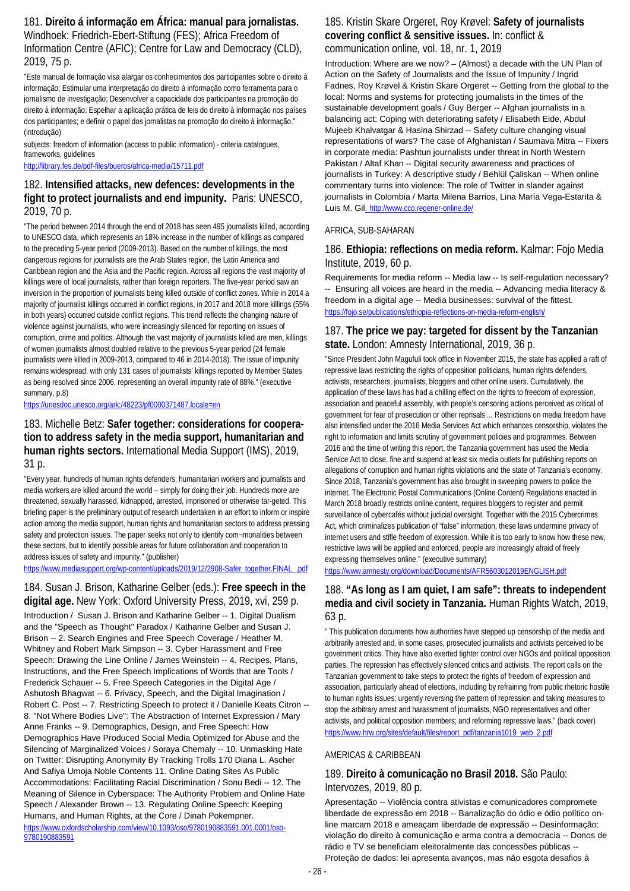181. **Direito á informação em África: manual para jornalistas.** Windhoek: Friedrich-Ebert-Stiftung (FES); Africa Freedom of Information Centre (AFIC); Centre for Law and Democracy (CLD), 2019, 75 p.

"Este manual de formação visa alargar os conhecimentos dos participantes sobre o direito à informação; Estimular uma interpretação do direito à informação como ferramenta para o jornalismo de investigação; Desenvolver a capacidade dos participantes na promoção do direito à informação; Espelhar a aplicação prática de leis do direito à informação nos países dos participantes; e definir o papel dos jornalistas na promoção do direito à informação." (introdução)

subjects: freedom of information (access to public information) - criteria catalogues, frameworks, guidelines

http://library.fes.de/pdf-files/bueros/africa-media/15711.pdf

182. **Intensified attacks, new defences: developments in the fight to protect journalists and end impunity.** Paris: UNESCO, 2019, 70 p.

"The period between 2014 through the end of 2018 has seen 495 journalists killed, according to UNESCO data, which represents an 18% increase in the number of killings as compared to the preceding 5-year period (2009-2013). Based on the number of killings, the most dangerous regions for journalists are the Arab States region, the Latin America and Caribbean region and the Asia and the Pacific region. Across all regions the vast majority of killings were of local journalists, rather than foreign reporters. The five-year period saw an inversion in the proportion of journalists being killed outside of conflict zones. While in 2014 a majority of journalist killings occurred in conflict regions, in 2017 and 2018 more killings (55% in both years) occurred outside conflict regions. This trend reflects the changing nature of violence against journalists, who were increasingly silenced for reporting on issues of corruption, crime and politics. Although the vast majority of journalists killed are men, killings of women journalists almost doubled relative to the previous 5-year period (24 female journalists were killed in 2009-2013, compared to 46 in 2014-2018). The issue of impunity remains widespread, with only 131 cases of journalists' killings reported by Member States as being resolved since 2006, representing an overall impunity rate of 88%." (executive summary, p.8)

https://unesdoc.unesco.org/ark:/48223/pf0000371487.locale=en

183. Michelle Betz: **Safer together: considerations for cooperation to address safety in the media support, humanitarian and human rights sectors.** International Media Support (IMS), 2019, 31 p.

"Every year, hundreds of human rights defenders, humanitarian workers and journalists and media workers are killed around the world – simply for doing their job. Hundreds more are threatened, sexually harassed, kidnapped, arrested, imprisoned or otherwise tar-geted. This briefing paper is the preliminary output of research undertaken in an effort to inform or inspire action among the media support, human rights and humanitarian sectors to address pressing safety and protection issues. The paper seeks not only to identify com¬monalities between these sectors, but to identify possible areas for future collaboration and cooperation to address issues of safety and impunity." (publisher)

https://www.mediasupport.org/wp-content/uploads/2019/12/2908-Safer_together.FINAL_.pdf

184. Susan J. Brison, Katharine Gelber (eds.): **Free speech in the digital age.** New York: Oxford University Press, 2019, xvi, 259 p.

Introduction / Susan J. Brison and Katharine Gelber -- 1. Digital Dualism and the "Speech as Thought" Paradox / Katharine Gelber and Susan J. Brison -- 2. Search Engines and Free Speech Coverage / Heather M. Whitney and Robert Mark Simpson -- 3. Cyber Harassment and Free Speech: Drawing the Line Online / James Weinstein -- 4. Recipes, Plans, Instructions, and the Free Speech Implications of Words that are Tools / Frederick Schauer -- 5. Free Speech Categories in the Digital Age / Ashutosh Bhagwat -- 6. Privacy, Speech, and the Digital Imagination / Robert C. Post -- 7. Restricting Speech to protect it / Danielle Keats Citron -- 8. "Not Where Bodies Live": The Abstraction of Internet Expression / Mary Anne Franks -- 9. Demographics, Design, and Free Speech: How Demographics Have Produced Social Media Optimized for Abuse and the Silencing of Marginalized Voices / Soraya Chemaly -- 10. Unmasking Hate on Twitter: Disrupting Anonymity By Tracking Trolls 170 Diana L. Ascher And Safiya Umoja Noble Contents 11. Online Dating Sites As Public Accommodations: Facilitating Racial Discrimination / Sonu Bedi -- 12. The Meaning of Silence in Cyberspace: The Authority Problem and Online Hate Speech / Alexander Brown -- 13. Regulating Online Speech: Keeping Humans, and Human Rights, at the Core / Dinah Pokempner.

https://www.oxfordscholarship.com/view/10.1093/oso/9780190883591.001.0001/oso-9780190883591

185. Kristin Skare Orgeret, Roy Krøvel: **Safety of journalists covering conflict & sensitive issues.** In: conflict & communication online, vol. 18, nr. 1, 2019

Introduction: Where are we now? – (Almost) a decade with the UN Plan of Action on the Safety of Journalists and the Issue of Impunity / Ingrid Fadnes, Roy Krøvel & Kristin Skare Orgeret -- Getting from the global to the local: Norms and systems for protecting journalists in the times of the sustainable development goals / Guy Berger -- Afghan journalists in a balancing act: Coping with deteriorating safety / Elisabeth Eide, Abdul Mujeeb Khalvatgar & Hasina Shirzad -- Safety culture changing visual representations of wars? The case of Afghanistan / Saumava Mitra -- Fixers in corporate media: Pashtun journalists under threat in North Western Pakistan / Altaf Khan -- Digital security awareness and practices of journalists in Turkey: A descriptive study / Behlül Çaliskan -- When online commentary turns into violence: The role of Twitter in slander against journalists in Colombia / Marta Milena Barrios, Lina María Vega-Estarita & Luis M. Gil. http://www.cco.regener-online.de/

## AFRICA, SUB-SAHARAN

186. **Ethiopia: reflections on media reform.** Kalmar: Fojo Media Institute, 2019, 60 p.

Requirements for media reform -- Media law -- Is self-regulation necessary? -- Ensuring all voices are heard in the media -- Advancing media literacy & freedom in a digital age -- Media businesses: survival of the fittest.

https://fojo.se/publications/ethiopia-reflections-on-media-reform-english/

187. **The price we pay: targeted for dissent by the Tanzanian state.** London: Amnesty International, 2019, 36 p.

"Since President John Magufuli took office in November 2015, the state has applied a raft of repressive laws restricting the rights of opposition politicians, human rights defenders, activists, researchers, journalists, bloggers and other online users. Cumulatively, the application of these laws has had a chilling effect on the rights to freedom of expression, association and peaceful assembly, with people's censoring actions perceived as critical of government for fear of prosecution or other reprisals ... Restrictions on media freedom have also intensified under the 2016 Media Services Act which enhances censorship, violates the right to information and limits scrutiny of government policies and programmes. Between 2016 and the time of writing this report, the Tanzania government has used the Media Service Act to close, fine and suspend at least six media outlets for publishing reports on allegations of corruption and human rights violations and the state of Tanzania's economy. Since 2018, Tanzania's government has also brought in sweeping powers to police the internet. The Electronic Postal Communications (Online Content) Regulations enacted in March 2018 broadly restricts online content, requires bloggers to register and permit surveillance of cybercafés without judicial oversight. Together with the 2015 Cybercrimes Act, which criminalizes publication of "false" information, these laws undermine privacy of internet users and stifle freedom of expression. While it is too early to know how these new, restrictive laws will be applied and enforced, people are increasingly afraid of freely expressing themselves online." (executive summary)

https://www.amnesty.org/download/Documents/AFR5603012019ENGLISH.pdf

188. **"As long as I am quiet, I am safe": threats to independent media and civil society in Tanzania.** Human Rights Watch, 2019, 63 p.

" This publication documents how authorities have stepped up censorship of the media and arbitrarily arrested and, in some cases, prosecuted journalists and activists perceived to be government critics. They have also exerted tighter control over NGOs and political opposition parties. The repression has effectively silenced critics and activists. The report calls on the Tanzanian government to take steps to protect the rights of freedom of expression and association, particularly ahead of elections, including by refraining from public rhetoric hostile to human rights issues; urgently reversing the pattern of repression and taking measures to stop the arbitrary arrest and harassment of journalists, NGO representatives and other activists, and political opposition members; and reforming repressive laws." (back cover)

https://www.hrw.org/sites/default/files/report_pdf/tanzania1019_web_2.pdf

## AMERICAS & CARIBBEAN

189. **Direito à comunicação no Brasil 2018.** São Paulo: Intervozes, 2019, 80 p.

Apresentação -- Violência contra ativistas e comunicadores compromete liberdade de expressão em 2018 -- Banalização do ódio e ódio político on-line marcam 2018 e ameaçam liberdade de expressão -- Desinformação: violação do direito à comunicação e arma contra a democracia -- Donos de rádio e TV se beneficiam eleitoralmente das concessões públicas -- Proteção de dados: lei apresenta avanços, mas não esgota desafios à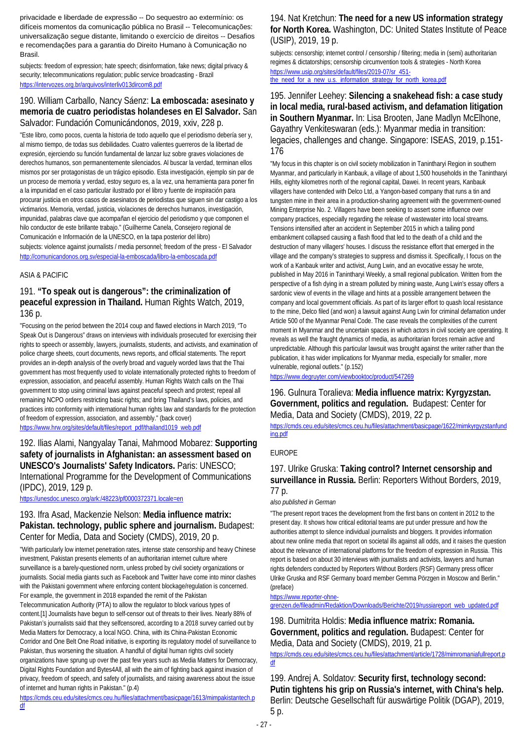privacidade e liberdade de expressão -- Do sequestro ao extermínio: os difíceis momentos da comunicação pública no Brasil -- Telecomunicações: universalização segue distante, limitando o exercício de direitos -- Desafios e recomendações para a garantia do Direito Humano à Comunicação no Brasil.

subjects: freedom of expression; hate speech; disinformation, fake news; digital privacy & security; telecommunications regulation; public service broadcasting - Brazil
https://intervozes.org.br/arquivos/interliv013dircom8.pdf

## 190. William Carballo, Nancy Sáenz: **La emboscada: asesinato y memoria de cuatro periodistas holandeses en El Salvador.** San Salvador: Fundación Comunicándonos, 2019, xxiv, 228 p.

"Este libro, como pocos, cuenta la historia de todo aquello que el periodismo debería ser y, al mismo tiempo, de todas sus debilidades. Cuatro valientes guerreros de la libertad de expresión, ejerciendo su función fundamental de lanzar luz sobre graves violaciones de derechos humanos, son permanentemente silenciados. Al buscar la verdad, terminan ellos mismos por ser protagonistas de un trágico episodio. Esta investigación, ejemplo sin par de un proceso de memoria y verdad, estoy seguro es, a la vez, una herramienta para poner fin a la impunidad en el caso particular ilustrado por el libro y fuente de inspiración para procurar justicia en otros casos de asesinatos de periodistas que siguen sin dar castigo a los victimarios. Memoria, verdad, justicia, violaciones de derechos humanos, investigación, impunidad, palabras clave que acompañan el ejercicio del periodismo y que componen el hilo conductor de este brillante trabajo." (Guilherme Canela, Consejero regional de Comunicación e Información de la UNESCO, en la tapa posterior del libro)
subjects: violence against journalists / media personnel; freedom of the press - El Salvador
http://comunicandonos.org.sv/especial-la-emboscada/libro-la-emboscada.pdf

ASIA & PACIFIC

## 191. **"To speak out is dangerous": the criminalization of peaceful expression in Thailand.** Human Rights Watch, 2019, 136 p.

"Focusing on the period between the 2014 coup and flawed elections in March 2019, "To Speak Out is Dangerous" draws on interviews with individuals prosecuted for exercising their rights to speech or assembly, lawyers, journalists, students, and activists, and examination of police charge sheets, court documents, news reports, and official statements. The report provides an in-depth analysis of the overly broad and vaguely worded laws that the Thai government has most frequently used to violate internationally protected rights to freedom of expression, association, and peaceful assembly. Human Rights Watch calls on the Thai government to stop using criminal laws against peaceful speech and protest; repeal all remaining NCPO orders restricting basic rights; and bring Thailand's laws, policies, and practices into conformity with international human rights law and standards for the protection of freedom of expression, association, and assembly." (back cover)
https://www.hrw.org/sites/default/files/report_pdf/thailand1019_web.pdf

## 192. Ilias Alami, Nangyalay Tanai, Mahmood Mobarez: **Supporting safety of journalists in Afghanistan: an assessment based on UNESCO's Journalists' Safety Indicators.** Paris: UNESCO; International Programme for the Development of Communications (IPDC), 2019, 129 p.

https://unesdoc.unesco.org/ark:/48223/pf0000372371.locale=en

## 193. Ifra Asad, Mackenzie Nelson: **Media influence matrix: Pakistan. technology, public sphere and journalism.** Budapest: Center for Media, Data and Society (CMDS), 2019, 20 p.

"With particularly low internet penetration rates, intense state censorship and heavy Chinese investment, Pakistan presents elements of an authoritarian internet culture where surveillance is a barely-questioned norm, unless probed by civil society organizations or journalists. Social media giants such as Facebook and Twitter have come into minor clashes with the Pakistani government where enforcing content blockage/regulation is concerned. For example, the government in 2018 expanded the remit of the Pakistan Telecommunication Authority (PTA) to allow the regulator to block various types of content.[1] Journalists have begun to self-censor out of threats to their lives. Nearly 88% of Pakistan's journalists said that they selfcensored, according to a 2018 survey carried out by Media Matters for Democracy, a local NGO. China, with its China-Pakistan Economic Corridor and One Belt One Road initiative, is exporting its regulatory model of surveillance to Pakistan, thus worsening the situation. A handful of digital human rights civil society organizations have sprung up over the past few years such as Media Matters for Democracy, Digital Rights Foundation and Bytes4All, all with the aim of fighting back against invasion of privacy, freedom of speech, and safety of journalists, and raising awareness about the issue of internet and human rights in Pakistan." (p.4)
https://cmds.ceu.edu/sites/cmcs.ceu.hu/files/attachment/basicpage/1613/mimpakistantech.pdf

## 194. Nat Kretchun: **The need for a new US information strategy for North Korea.** Washington, DC: United States Institute of Peace (USIP), 2019, 19 p.

subjects: censorship; internet control / censorship / filtering; media in (semi) authoritarian regimes & dictatorships; censorship circumvention tools & strategies - North Korea
https://www.usip.org/sites/default/files/2019-07/sr_451-the_need_for_a_new_u.s._information_strategy_for_north_korea.pdf

## 195. Jennifer Leehey: **Silencing a snakehead fish: a case study in local media, rural-based activism, and defamation litigation in Southern Myanmar.** In: Lisa Brooten, Jane Madlyn McElhone, Gayathry Venkiteswaran (eds.): Myanmar media in transition: legacies, challenges and change. Singapore: ISEAS, 2019, p.151-176

"My focus in this chapter is on civil society mobilization in Tanintharyi Region in southern Myanmar, and particularly in Kanbauk, a village of about 1,500 households in the Tanintharyi Hills, eighty kilometres north of the regional capital, Dawei. In recent years, Kanbauk villagers have contended with Delco Ltd, a Yangon-based company that runs a tin and tungsten mine in their area in a production-sharing agreement with the government-owned Mining Enterprise No. 2. Villagers have been seeking to assert some influence over company practices, especially regarding the release of wastewater into local streams. Tensions intensified after an accident in September 2015 in which a tailing pond embankment collapsed causing a flash flood that led to the death of a child and the destruction of many villagers' houses. I discuss the resistance effort that emerged in the village and the company's strategies to suppress and dismiss it. Specifically, I focus on the work of a Kanbauk writer and activist, Aung Lwin, and an evocative essay he wrote, published in May 2016 in Tanintharyi Weekly, a small regional publication. Written from the perspective of a fish dying in a stream polluted by mining waste, Aung Lwin's essay offers a sardonic view of events in the village and hints at a possible arrangement between the company and local government officials. As part of its larger effort to quash local resistance to the mine, Delco filed (and won) a lawsuit against Aung Lwin for criminal defamation under Article 500 of the Myanmar Penal Code. The case reveals the complexities of the current moment in Myanmar and the uncertain spaces in which actors in civil society are operating. It reveals as well the fraught dynamics of media, as authoritarian forces remain active and unpredictable. Although this particular lawsuit was brought against the writer rather than the publication, it has wider implications for Myanmar media, especially for smaller, more vulnerable, regional outlets." (p.152)
https://www.degruyter.com/viewbooktoc/product/547269

## 196. Gulnura Toralieva: **Media influence matrix: Kyrgyzstan. Government, politics and regulation.** Budapest: Center for Media, Data and Society (CMDS), 2019, 22 p.

https://cmds.ceu.edu/sites/cmcs.ceu.hu/files/attachment/basicpage/1622/mimkyrgyzstanfunding.pdf

EUROPE

## 197. Ulrike Gruska: **Taking control? Internet censorship and surveillance in Russia.** Berlin: Reporters Without Borders, 2019, 77 p.

*also published in German*

"The present report traces the development from the first bans on content in 2012 to the present day. It shows how critical editorial teams are put under pressure and how the authorities attempt to silence individual journalists and bloggers. It provides information about new online media that report on societal ills against all odds, and it raises the question about the relevance of international platforms for the freedom of expression in Russia. This report is based on about 30 interviews with journalists and activists, lawyers and human rights defenders conducted by Reporters Without Borders (RSF) Germany press officer Ulrike Gruska and RSF Germany board member Gemma Pörzgen in Moscow and Berlin." (preface)
https://www.reporter-ohne-grenzen.de/fileadmin/Redaktion/Downloads/Berichte/2019/russiareport_web_updated.pdf

## 198. Dumitrita Holdis: **Media influence matrix: Romania. Government, politics and regulation.** Budapest: Center for Media, Data and Society (CMDS), 2019, 21 p.

https://cmds.ceu.edu/sites/cmcs.ceu.hu/files/attachment/article/1728/mimromaniafullreport.pdf

## 199. Andrej A. Soldatov: **Security first, technology second: Putin tightens his grip on Russia's internet, with China's help.** Berlin: Deutsche Gesellschaft für auswärtige Politik (DGAP), 2019, 5 p.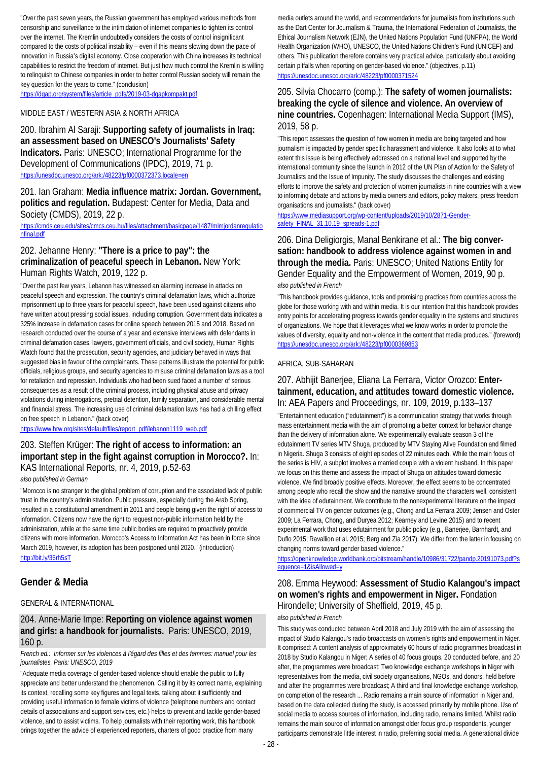"Over the past seven years, the Russian government has employed various methods from censorship and surveillance to the intimidation of internet companies to tighten its control over the internet. The Kremlin undoubtedly considers the costs of control insignificant compared to the costs of political instability – even if this means slowing down the pace of innovation in Russia's digital economy. Close cooperation with China increases its technical capabilities to restrict the freedom of internet. But just how much control the Kremlin is willing to relinquish to Chinese companies in order to better control Russian society will remain the key question for the years to come." (conclusion)
https://dgap.org/system/files/article_pdfs/2019-03-dgapkompakt.pdf

MIDDLE EAST / WESTERN ASIA & NORTH AFRICA

### 200. Ibrahim Al Saraji: **Supporting safety of journalists in Iraq: an assessment based on UNESCO's Journalists' Safety Indicators.** Paris: UNESCO; International Programme for the Development of Communications (IPDC), 2019, 71 p.

https://unesdoc.unesco.org/ark:/48223/pf0000372373.locale=en

### 201. Ian Graham: **Media influence matrix: Jordan. Government, politics and regulation.** Budapest: Center for Media, Data and Society (CMDS), 2019, 22 p.

https://cmds.ceu.edu/sites/cmcs.ceu.hu/files/attachment/basicpage/1487/mimjordanregulationfinal.pdf

### 202. Jehanne Henry: **"There is a price to pay": the criminalization of peaceful speech in Lebanon.** New York: Human Rights Watch, 2019, 122 p.

"Over the past few years, Lebanon has witnessed an alarming increase in attacks on peaceful speech and expression. The country's criminal defamation laws, which authorize imprisonment up to three years for peaceful speech, have been used against citizens who have written about pressing social issues, including corruption. Government data indicates a 325% increase in defamation cases for online speech between 2015 and 2018. Based on research conducted over the course of a year and extensive interviews with defendants in criminal defamation cases, lawyers, government officials, and civil society, Human Rights Watch found that the prosecution, security agencies, and judiciary behaved in ways that suggested bias in favour of the complainants. These patterns illustrate the potential for public officials, religious groups, and security agencies to misuse criminal defamation laws as a tool for retaliation and repression. Individuals who had been sued faced a number of serious consequences as a result of the criminal process, including physical abuse and privacy violations during interrogations, pretrial detention, family separation, and considerable mental and financial stress. The increasing use of criminal defamation laws has had a chilling effect on free speech in Lebanon." (back cover)
https://www.hrw.org/sites/default/files/report_pdf/lebanon1119_web.pdf

### 203. Steffen Krüger: **The right of access to information: an important step in the fight against corruption in Morocco?.** In: KAS International Reports, nr. 4, 2019, p.52-63

*also published in German*

"Morocco is no stranger to the global problem of corruption and the associated lack of public trust in the country's administration. Public pressure, especially during the Arab Spring, resulted in a constitutional amendment in 2011 and people being given the right of access to information. Citizens now have the right to request non-public information held by the administration, while at the same time public bodies are required to proactively provide citizens with more information. Morocco's Access to Information Act has been in force since March 2019, however, its adoption has been postponed until 2020." (introduction)
http://bit.ly/36rh5sT

## Gender & Media

GENERAL & INTERNATIONAL

### 204. Anne-Marie Impe: **Reporting on violence against women and girls: a handbook for journalists.** Paris: UNESCO, 2019, 160 p.

*French ed.: Informer sur les violences à l'égard des filles et des femmes: manuel pour les journalistes. Paris: UNESCO, 2019*

"Adequate media coverage of gender-based violence should enable the public to fully appreciate and better understand the phenomenon. Calling it by its correct name, explaining its context, recalling some key figures and legal texts, talking about it sufficiently and providing useful information to female victims of violence (telephone numbers and contact details of associations and support services, etc.) helps to prevent and tackle gender-based violence, and to assist victims. To help journalists with their reporting work, this handbook brings together the advice of experienced reporters, charters of good practice from many media outlets around the world, and recommendations for journalists from institutions such as the Dart Center for Journalism & Trauma, the International Federation of Journalists, the Ethical Journalism Network (EJN), the United Nations Population Fund (UNFPA), the World Health Organization (WHO), UNESCO, the United Nations Children's Fund (UNICEF) and others. This publication therefore contains very practical advice, particularly about avoiding certain pitfalls when reporting on gender-based violence." (objectives, p.11)
https://unesdoc.unesco.org/ark:/48223/pf0000371524

### 205. Silvia Chocarro (comp.): **The safety of women journalists: breaking the cycle of silence and violence. An overview of nine countries.** Copenhagen: International Media Support (IMS), 2019, 58 p.

"This report assesses the question of how women in media are being targeted and how journalism is impacted by gender specific harassment and violence. It also looks at to what extent this issue is being effectively addressed on a national level and supported by the international community since the launch in 2012 of the UN Plan of Action for the Safety of Journalists and the Issue of Impunity. The study discusses the challenges and existing efforts to improve the safety and protection of women journalists in nine countries with a view to informing debate and actions by media owners and editors, policy makers, press freedom organisations and journalists." (back cover)
https://www.mediasupport.org/wp-content/uploads/2019/10/2871-Gender-safety_FINAL_31.10.19_spreads-1.pdf

### 206. Dina Deligiorgis, Manal Benkirane et al.: **The big conversation: handbook to address violence against women in and through the media.** Paris: UNESCO; United Nations Entity for Gender Equality and the Empowerment of Women, 2019, 90 p.

*also published in French*

"This handbook provides guidance, tools and promising practices from countries across the globe for those working with and within media. It is our intention that this handbook provides entry points for accelerating progress towards gender equality in the systems and structures of organizations. We hope that it leverages what we know works in order to promote the values of diversity, equality and non-violence in the content that media produces." (foreword)
https://unesdoc.unesco.org/ark:/48223/pf0000369853

AFRICA, SUB-SAHARAN

### 207. Abhijit Banerjee, Eliana La Ferrara, Victor Orozco: **Entertainment, education, and attitudes toward domestic violence.** In: AEA Papers and Proceedings, nr. 109, 2019, p.133–137

"Entertainment education ("edutainment") is a communication strategy that works through mass entertainment media with the aim of promoting a better context for behavior change than the delivery of information alone. We experimentally evaluate season 3 of the edutainment TV series MTV Shuga, produced by MTV Staying Alive Foundation and filmed in Nigeria. Shuga 3 consists of eight episodes of 22 minutes each. While the main focus of the series is HIV, a subplot involves a married couple with a violent husband. In this paper we focus on this theme and assess the impact of Shuga on attitudes toward domestic violence. We find broadly positive effects. Moreover, the effect seems to be concentrated among people who recall the show and the narrative around the characters well, consistent with the idea of edutainment. We contribute to the nonexperimental literature on the impact of commercial TV on gender outcomes (e.g., Chong and La Ferrara 2009; Jensen and Oster 2009; La Ferrara, Chong, and Duryea 2012; Kearney and Levine 2015) and to recent experimental work that uses edutainment for public policy (e.g., Banerjee, Barnhardt, and Duflo 2015; Ravallion et al. 2015; Berg and Zia 2017). We differ from the latter in focusing on changing norms toward gender based violence."
https://openknowledge.worldbank.org/bitstream/handle/10986/31722/pandp.20191073.pdf?sequence=1&isAllowed=y

### 208. Emma Heywood: **Assessment of Studio Kalangou's impact on women's rights and empowerment in Niger.** Fondation Hirondelle; University of Sheffield, 2019, 45 p.

*also published in French*

This study was conducted between April 2018 and July 2019 with the aim of assessing the impact of Studio Kalangou's radio broadcasts on women's rights and empowerment in Niger. It comprised: A content analysis of approximately 60 hours of radio programmes broadcast in 2018 by Studio Kalangou in Niger; A series of 40 focus groups, 20 conducted before, and 20 after, the programmes were broadcast; Two knowledge exchange workshops in Niger with representatives from the media, civil society organisations, NGOs, and donors, held before and after the programmes were broadcast; A third and final knowledge exchange workshop, on completion of the research ... Radio remains a main source of information in Niger and, based on the data collected during the study, is accessed primarily by mobile phone. Use of social media to access sources of information, including radio, remains limited. Whilst radio remains the main source of information amongst older focus group respondents, younger participants demonstrate little interest in radio, preferring social media. A generational divide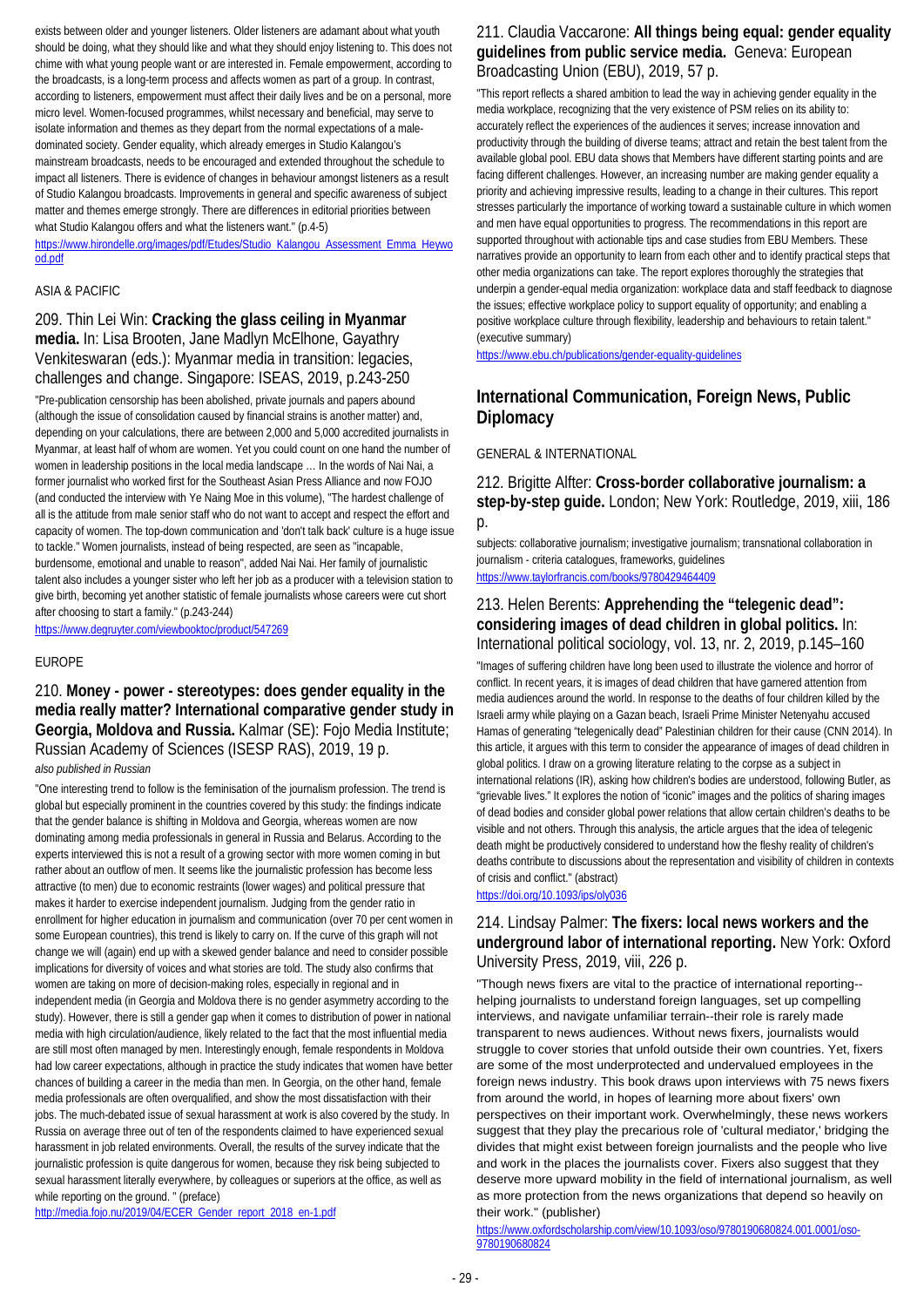exists between older and younger listeners. Older listeners are adamant about what youth should be doing, what they should like and what they should enjoy listening to. This does not chime with what young people want or are interested in. Female empowerment, according to the broadcasts, is a long-term process and affects women as part of a group. In contrast, according to listeners, empowerment must affect their daily lives and be on a personal, more micro level. Women-focused programmes, whilst necessary and beneficial, may serve to isolate information and themes as they depart from the normal expectations of a male-dominated society. Gender equality, which already emerges in Studio Kalangou's mainstream broadcasts, needs to be encouraged and extended throughout the schedule to impact all listeners. There is evidence of changes in behaviour amongst listeners as a result of Studio Kalangou broadcasts. Improvements in general and specific awareness of subject matter and themes emerge strongly. There are differences in editorial priorities between what Studio Kalangou offers and what the listeners want." (p.4-5)

https://www.hirondelle.org/images/pdf/Etudes/Studio_Kalangou_Assessment_Emma_Heywood.pdf

ASIA & PACIFIC

### 209. Thin Lei Win: **Cracking the glass ceiling in Myanmar media.** In: Lisa Brooten, Jane Madlyn McElhone, Gayathry Venkiteswaran (eds.): Myanmar media in transition: legacies, challenges and change. Singapore: ISEAS, 2019, p.243-250

"Pre-publication censorship has been abolished, private journals and papers abound (although the issue of consolidation caused by financial strains is another matter) and, depending on your calculations, there are between 2,000 and 5,000 accredited journalists in Myanmar, at least half of whom are women. Yet you could count on one hand the number of women in leadership positions in the local media landscape … In the words of Nai Nai, a former journalist who worked first for the Southeast Asian Press Alliance and now FOJO (and conducted the interview with Ye Naing Moe in this volume), "The hardest challenge of all is the attitude from male senior staff who do not want to accept and respect the effort and capacity of women. The top-down communication and 'don't talk back' culture is a huge issue to tackle." Women journalists, instead of being respected, are seen as "incapable, burdensome, emotional and unable to reason", added Nai Nai. Her family of journalistic talent also includes a younger sister who left her job as a producer with a television station to give birth, becoming yet another statistic of female journalists whose careers were cut short after choosing to start a family." (p.243-244)

https://www.degruyter.com/viewbooktoc/product/547269

EUROPE

### 210. **Money - power - stereotypes: does gender equality in the media really matter? International comparative gender study in Georgia, Moldova and Russia.** Kalmar (SE): Fojo Media Institute; Russian Academy of Sciences (ISESP RAS), 2019, 19 p.

*also published in Russian*

"One interesting trend to follow is the feminisation of the journalism profession. The trend is global but especially prominent in the countries covered by this study: the findings indicate that the gender balance is shifting in Moldova and Georgia, whereas women are now dominating among media professionals in general in Russia and Belarus. According to the experts interviewed this is not a result of a growing sector with more women coming in but rather about an outflow of men. It seems like the journalistic profession has become less attractive (to men) due to economic restraints (lower wages) and political pressure that makes it harder to exercise independent journalism. Judging from the gender ratio in enrollment for higher education in journalism and communication (over 70 per cent women in some European countries), this trend is likely to carry on. If the curve of this graph will not change we will (again) end up with a skewed gender balance and need to consider possible implications for diversity of voices and what stories are told. The study also confirms that women are taking on more of decision-making roles, especially in regional and in independent media (in Georgia and Moldova there is no gender asymmetry according to the study). However, there is still a gender gap when it comes to distribution of power in national media with high circulation/audience, likely related to the fact that the most influential media are still most often managed by men. Interestingly enough, female respondents in Moldova had low career expectations, although in practice the study indicates that women have better chances of building a career in the media than men. In Georgia, on the other hand, female media professionals are often overqualified, and show the most dissatisfaction with their jobs. The much-debated issue of sexual harassment at work is also covered by the study. In Russia on average three out of ten of the respondents claimed to have experienced sexual harassment in job related environments. Overall, the results of the survey indicate that the journalistic profession is quite dangerous for women, because they risk being subjected to sexual harassment literally everywhere, by colleagues or superiors at the office, as well as while reporting on the ground. " (preface)

http://media.fojo.nu/2019/04/ECER_Gender_report_2018_en-1.pdf

### 211. Claudia Vaccarone: **All things being equal: gender equality guidelines from public service media.** Geneva: European Broadcasting Union (EBU), 2019, 57 p.

"This report reflects a shared ambition to lead the way in achieving gender equality in the media workplace, recognizing that the very existence of PSM relies on its ability to: accurately reflect the experiences of the audiences it serves; increase innovation and productivity through the building of diverse teams; attract and retain the best talent from the available global pool. EBU data shows that Members have different starting points and are facing different challenges. However, an increasing number are making gender equality a priority and achieving impressive results, leading to a change in their cultures. This report stresses particularly the importance of working toward a sustainable culture in which women and men have equal opportunities to progress. The recommendations in this report are supported throughout with actionable tips and case studies from EBU Members. These narratives provide an opportunity to learn from each other and to identify practical steps that other media organizations can take. The report explores thoroughly the strategies that underpin a gender-equal media organization: workplace data and staff feedback to diagnose the issues; effective workplace policy to support equality of opportunity; and enabling a positive workplace culture through flexibility, leadership and behaviours to retain talent." (executive summary)

https://www.ebu.ch/publications/gender-equality-guidelines

## International Communication, Foreign News, Public Diplomacy

GENERAL & INTERNATIONAL

### 212. Brigitte Alfter: **Cross-border collaborative journalism: a step-by-step guide.** London; New York: Routledge, 2019, xiii, 186 p.

subjects: collaborative journalism; investigative journalism; transnational collaboration in journalism - criteria catalogues, frameworks, guidelines

https://www.taylorfrancis.com/books/9780429464409

### 213. Helen Berents: **Apprehending the "telegenic dead": considering images of dead children in global politics.** In: International political sociology, vol. 13, nr. 2, 2019, p.145–160

"Images of suffering children have long been used to illustrate the violence and horror of conflict. In recent years, it is images of dead children that have garnered attention from media audiences around the world. In response to the deaths of four children killed by the Israeli army while playing on a Gazan beach, Israeli Prime Minister Netenyahu accused Hamas of generating "telegenically dead" Palestinian children for their cause (CNN 2014). In this article, it argues with this term to consider the appearance of images of dead children in global politics. I draw on a growing literature relating to the corpse as a subject in international relations (IR), asking how children's bodies are understood, following Butler, as "grievable lives." It explores the notion of "iconic" images and the politics of sharing images of dead bodies and consider global power relations that allow certain children's deaths to be visible and not others. Through this analysis, the article argues that the idea of telegenic death might be productively considered to understand how the fleshy reality of children's deaths contribute to discussions about the representation and visibility of children in contexts of crisis and conflict." (abstract)

https://doi.org/10.1093/ips/oly036

### 214. Lindsay Palmer: **The fixers: local news workers and the underground labor of international reporting.** New York: Oxford University Press, 2019, viii, 226 p.

"Though news fixers are vital to the practice of international reporting--helping journalists to understand foreign languages, set up compelling interviews, and navigate unfamiliar terrain--their role is rarely made transparent to news audiences. Without news fixers, journalists would struggle to cover stories that unfold outside their own countries. Yet, fixers are some of the most underprotected and undervalued employees in the foreign news industry. This book draws upon interviews with 75 news fixers from around the world, in hopes of learning more about fixers' own perspectives on their important work. Overwhelmingly, these news workers suggest that they play the precarious role of 'cultural mediator,' bridging the divides that might exist between foreign journalists and the people who live and work in the places the journalists cover. Fixers also suggest that they deserve more upward mobility in the field of international journalism, as well as more protection from the news organizations that depend so heavily on their work." (publisher)

https://www.oxfordscholarship.com/view/10.1093/oso/9780190680824.001.0001/oso-9780190680824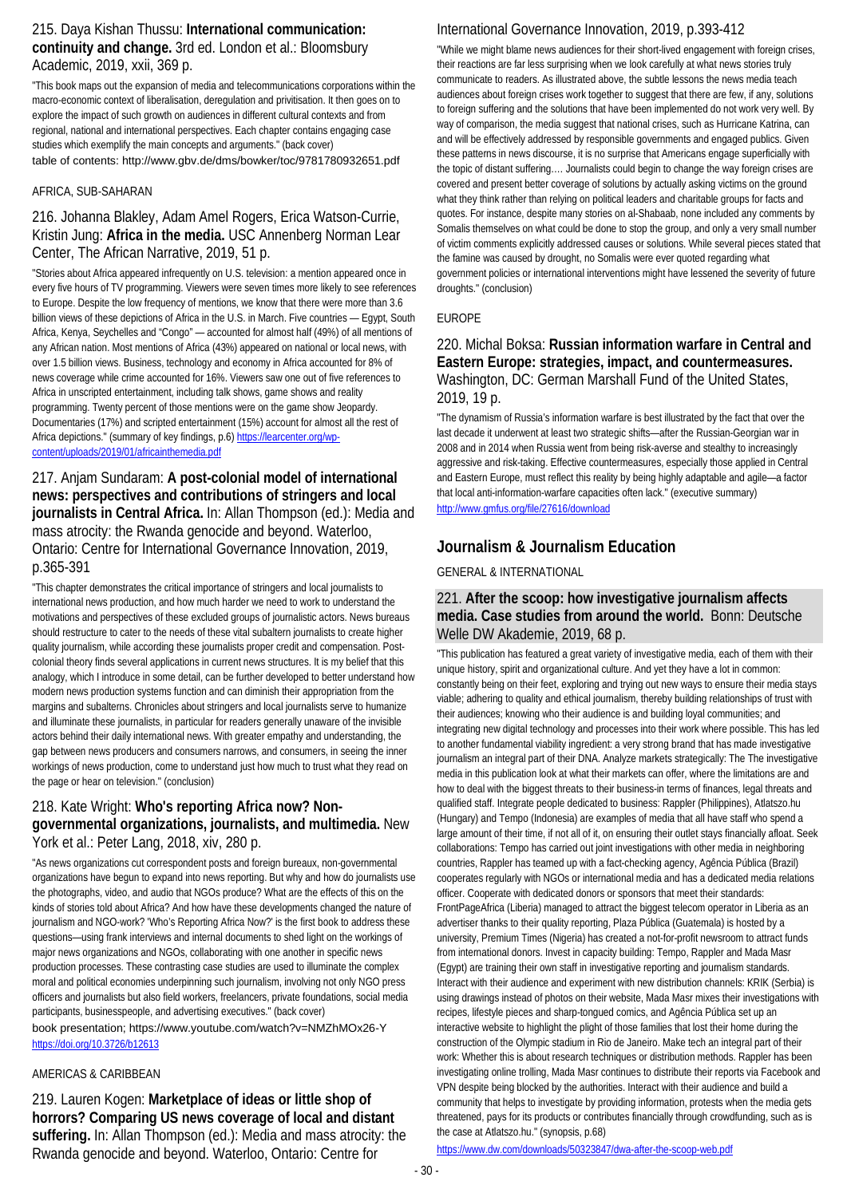## 215. Daya Kishan Thussu: **International communication: continuity and change.** 3rd ed. London et al.: Bloomsbury Academic, 2019, xxii, 369 p.

"This book maps out the expansion of media and telecommunications corporations within the macro-economic context of liberalisation, deregulation and privitisation. It then goes on to explore the impact of such growth on audiences in different cultural contexts and from regional, national and international perspectives. Each chapter contains engaging case studies which exemplify the main concepts and arguments." (back cover)
table of contents: http://www.gbv.de/dms/bowker/toc/9781780932651.pdf

AFRICA, SUB-SAHARAN

## 216. Johanna Blakley, Adam Amel Rogers, Erica Watson-Currie, Kristin Jung: **Africa in the media.** USC Annenberg Norman Lear Center, The African Narrative, 2019, 51 p.

"Stories about Africa appeared infrequently on U.S. television: a mention appeared once in every five hours of TV programming. Viewers were seven times more likely to see references to Europe. Despite the low frequency of mentions, we know that there were more than 3.6 billion views of these depictions of Africa in the U.S. in March. Five countries — Egypt, South Africa, Kenya, Seychelles and "Congo" — accounted for almost half (49%) of all mentions of any African nation. Most mentions of Africa (43%) appeared on national or local news, with over 1.5 billion views. Business, technology and economy in Africa accounted for 8% of news coverage while crime accounted for 16%. Viewers saw one out of five references to Africa in unscripted entertainment, including talk shows, game shows and reality programming. Twenty percent of those mentions were on the game show Jeopardy. Documentaries (17%) and scripted entertainment (15%) account for almost all the rest of Africa depictions." (summary of key findings, p.6) https://learcenter.org/wp-content/uploads/2019/01/africainthemedia.pdf

## 217. Anjam Sundaram: **A post-colonial model of international news: perspectives and contributions of stringers and local journalists in Central Africa.** In: Allan Thompson (ed.): Media and mass atrocity: the Rwanda genocide and beyond. Waterloo, Ontario: Centre for International Governance Innovation, 2019, p.365-391

"This chapter demonstrates the critical importance of stringers and local journalists to international news production, and how much harder we need to work to understand the motivations and perspectives of these excluded groups of journalistic actors. News bureaus should restructure to cater to the needs of these vital subaltern journalists to create higher quality journalism, while according these journalists proper credit and compensation. Post-colonial theory finds several applications in current news structures. It is my belief that this analogy, which I introduce in some detail, can be further developed to better understand how modern news production systems function and can diminish their appropriation from the margins and subalterns. Chronicles about stringers and local journalists serve to humanize and illuminate these journalists, in particular for readers generally unaware of the invisible actors behind their daily international news. With greater empathy and understanding, the gap between news producers and consumers narrows, and consumers, in seeing the inner workings of news production, come to understand just how much to trust what they read on the page or hear on television." (conclusion)

## 218. Kate Wright: **Who's reporting Africa now? Non-governmental organizations, journalists, and multimedia.** New York et al.: Peter Lang, 2018, xiv, 280 p.

"As news organizations cut correspondent posts and foreign bureaux, non-governmental organizations have begun to expand into news reporting. But why and how do journalists use the photographs, video, and audio that NGOs produce? What are the effects of this on the kinds of stories told about Africa? And how have these developments changed the nature of journalism and NGO-work? 'Who's Reporting Africa Now?' is the first book to address these questions—using frank interviews and internal documents to shed light on the workings of major news organizations and NGOs, collaborating with one another in specific news production processes. These contrasting case studies are used to illuminate the complex moral and political economies underpinning such journalism, involving not only NGO press officers and journalists but also field workers, freelancers, private foundations, social media participants, businesspeople, and advertising executives." (back cover)
book presentation; https://www.youtube.com/watch?v=NMZhMOx26-Y
https://doi.org/10.3726/b12613

AMERICAS & CARIBBEAN

## 219. Lauren Kogen: **Marketplace of ideas or little shop of horrors? Comparing US news coverage of local and distant suffering.** In: Allan Thompson (ed.): Media and mass atrocity: the Rwanda genocide and beyond. Waterloo, Ontario: Centre for International Governance Innovation, 2019, p.393-412

"While we might blame news audiences for their short-lived engagement with foreign crises, their reactions are far less surprising when we look carefully at what news stories truly communicate to readers. As illustrated above, the subtle lessons the news media teach audiences about foreign crises work together to suggest that there are few, if any, solutions to foreign suffering and the solutions that have been implemented do not work very well. By way of comparison, the media suggest that national crises, such as Hurricane Katrina, can and will be effectively addressed by responsible governments and engaged publics. Given these patterns in news discourse, it is no surprise that Americans engage superficially with the topic of distant suffering.… Journalists could begin to change the way foreign crises are covered and present better coverage of solutions by actually asking victims on the ground what they think rather than relying on political leaders and charitable groups for facts and quotes. For instance, despite many stories on al-Shabaab, none included any comments by Somalis themselves on what could be done to stop the group, and only a very small number of victim comments explicitly addressed causes or solutions. While several pieces stated that the famine was caused by drought, no Somalis were ever quoted regarding what government policies or international interventions might have lessened the severity of future droughts." (conclusion)

EUROPE

## 220. Michal Boksa: **Russian information warfare in Central and Eastern Europe: strategies, impact, and countermeasures.** Washington, DC: German Marshall Fund of the United States, 2019, 19 p.

"The dynamism of Russia's information warfare is best illustrated by the fact that over the last decade it underwent at least two strategic shifts—after the Russian-Georgian war in 2008 and in 2014 when Russia went from being risk-averse and stealthy to increasingly aggressive and risk-taking. Effective countermeasures, especially those applied in Central and Eastern Europe, must reflect this reality by being highly adaptable and agile—a factor that local anti-information-warfare capacities often lack." (executive summary)
http://www.gmfus.org/file/27616/download

# Journalism & Journalism Education

GENERAL & INTERNATIONAL

## 221. **After the scoop: how investigative journalism affects media. Case studies from around the world.** Bonn: Deutsche Welle DW Akademie, 2019, 68 p.

"This publication has featured a great variety of investigative media, each of them with their unique history, spirit and organizational culture. And yet they have a lot in common: constantly being on their feet, exploring and trying out new ways to ensure their media stays viable; adhering to quality and ethical journalism, thereby building relationships of trust with their audiences; knowing who their audience is and building loyal communities; and integrating new digital technology and processes into their work where possible. This has led to another fundamental viability ingredient: a very strong brand that has made investigative journalism an integral part of their DNA. Analyze markets strategically: The The investigative media in this publication look at what their markets can offer, where the limitations are and how to deal with the biggest threats to their business-in terms of finances, legal threats and qualified staff. Integrate people dedicated to business: Rappler (Philippines), Atlatszo.hu (Hungary) and Tempo (Indonesia) are examples of media that all have staff who spend a large amount of their time, if not all of it, on ensuring their outlet stays financially afloat. Seek collaborations: Tempo has carried out joint investigations with other media in neighboring countries, Rappler has teamed up with a fact-checking agency, Agência Pública (Brazil) cooperates regularly with NGOs or international media and has a dedicated media relations officer. Cooperate with dedicated donors or sponsors that meet their standards: FrontPageAfrica (Liberia) managed to attract the biggest telecom operator in Liberia as an advertiser thanks to their quality reporting, Plaza Pública (Guatemala) is hosted by a university, Premium Times (Nigeria) has created a not-for-profit newsroom to attract funds from international donors. Invest in capacity building: Tempo, Rappler and Mada Masr (Egypt) are training their own staff in investigative reporting and journalism standards. Interact with their audience and experiment with new distribution channels: KRIK (Serbia) is using drawings instead of photos on their website, Mada Masr mixes their investigations with recipes, lifestyle pieces and sharp-tongued comics, and Agência Pública set up an interactive website to highlight the plight of those families that lost their home during the construction of the Olympic stadium in Rio de Janeiro. Make tech an integral part of their work: Whether this is about research techniques or distribution methods. Rappler has been investigating online trolling, Mada Masr continues to distribute their reports via Facebook and VPN despite being blocked by the authorities. Interact with their audience and build a community that helps to investigate by providing information, protests when the media gets threatened, pays for its products or contributes financially through crowdfunding, such as is the case at Atlatszo.hu." (synopsis, p.68)
https://www.dw.com/downloads/50323847/dwa-after-the-scoop-web.pdf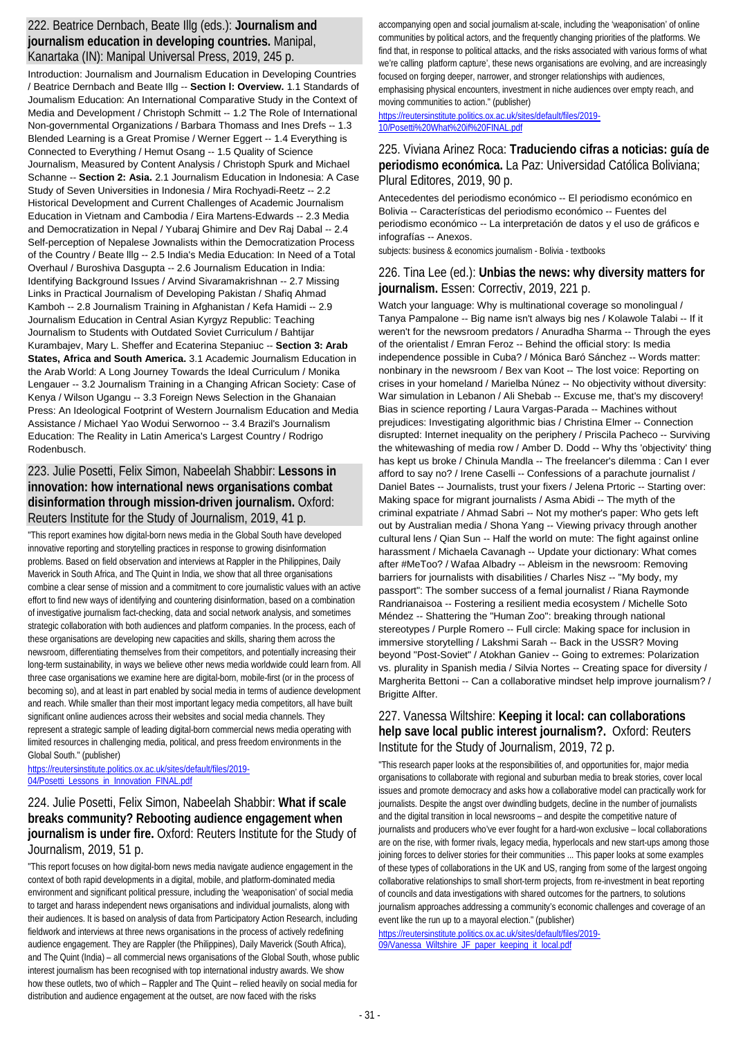## 222. Beatrice Dernbach, Beate Illg (eds.): **Journalism and journalism education in developing countries.** Manipal, Kanartaka (IN): Manipal Universal Press, 2019, 245 p.

Introduction: Journalism and Journalism Education in Developing Countries / Beatrice Dernbach and Beate Illg -- **Section I: Overview.** 1.1 Standards of Joumalism Education: An International Comparative Study in the Context of Media and Development / Christoph Schmitt -- 1.2 The Role of International Non-governmental Organizations / Barbara Thomass and Ines Drefs -- 1.3 Blended Learning is a Great Promise / Werner Eggert -- 1.4 Everything is Connected to Everything / Hemut Osang -- 1.5 Quality of Science Journalism, Measured by Content Analysis / Christoph Spurk and Michael Schanne -- **Section 2: Asia.** 2.1 Journalism Education in Indonesia: A Case Study of Seven Universities in Indonesia / Mira Rochyadi-Reetz -- 2.2 Historical Development and Current Challenges of Academic Journalism Education in Vietnam and Cambodia / Eira Martens-Edwards -- 2.3 Media and Democratization in Nepal / Yubaraj Ghimire and Dev Raj Dabal -- 2.4 Self-perception of Nepalese Jownalists within the Democratization Process of the Country / Beate lllg -- 2.5 India's Media Education: In Need of a Total Overhaul / Buroshiva Dasgupta -- 2.6 Journalism Education in India: Identifying Background Issues / Arvind Sivaramakrishnan -- 2.7 Missing Links in Practical Journalism of Developing Pakistan / Shafiq Ahmad Kamboh -- 2.8 Journalism Training in Afghanistan / Kefa Hamidi -- 2.9 Journalism Education in Central Asian Kyrgyz Republic: Teaching Journalism to Students with Outdated Soviet Curriculum / Bahtijar Kurambajev, Mary L. Sheffer and Ecaterina Stepaniuc -- **Section 3: Arab States, Africa and South America.** 3.1 Academic Journalism Education in the Arab World: A Long Journey Towards the Ideal Curriculum / Monika Lengauer -- 3.2 Journalism Training in a Changing African Society: Case of Kenya / Wilson Ugangu -- 3.3 Foreign News Selection in the Ghanaian Press: An Ideological Footprint of Western Journalism Education and Media Assistance / Michael Yao Wodui Serwornoo -- 3.4 Brazil's Journalism Education: The Reality in Latin America's Largest Country / Rodrigo Rodenbusch.

## 223. Julie Posetti, Felix Simon, Nabeelah Shabbir: **Lessons in innovation: how international news organisations combat disinformation through mission-driven journalism.** Oxford: Reuters Institute for the Study of Journalism, 2019, 41 p.

"This report examines how digital-born news media in the Global South have developed innovative reporting and storytelling practices in response to growing disinformation problems. Based on field observation and interviews at Rappler in the Philippines, Daily Maverick in South Africa, and The Quint in India, we show that all three organisations combine a clear sense of mission and a commitment to core journalistic values with an active effort to find new ways of identifying and countering disinformation, based on a combination of investigative journalism fact-checking, data and social network analysis, and sometimes strategic collaboration with both audiences and platform companies. In the process, each of these organisations are developing new capacities and skills, sharing them across the newsroom, differentiating themselves from their competitors, and potentially increasing their long-term sustainability, in ways we believe other news media worldwide could learn from. All three case organisations we examine here are digital-born, mobile-first (or in the process of becoming so), and at least in part enabled by social media in terms of audience development and reach. While smaller than their most important legacy media competitors, all have built significant online audiences across their websites and social media channels. They represent a strategic sample of leading digital-born commercial news media operating with limited resources in challenging media, political, and press freedom environments in the Global South." (publisher)

https://reutersinstitute.politics.ox.ac.uk/sites/default/files/2019-04/Posetti_Lessons_in_Innovation_FINAL.pdf

## 224. Julie Posetti, Felix Simon, Nabeelah Shabbir: **What if scale breaks community? Rebooting audience engagement when journalism is under fire.** Oxford: Reuters Institute for the Study of Journalism, 2019, 51 p.

"This report focuses on how digital-born news media navigate audience engagement in the context of both rapid developments in a digital, mobile, and platform-dominated media environment and significant political pressure, including the 'weaponisation' of social media to target and harass independent news organisations and individual journalists, along with their audiences. It is based on analysis of data from Participatory Action Research, including fieldwork and interviews at three news organisations in the process of actively redefining audience engagement. They are Rappler (the Philippines), Daily Maverick (South Africa), and The Quint (India) – all commercial news organisations of the Global South, whose public interest journalism has been recognised with top international industry awards. We show how these outlets, two of which – Rappler and The Quint – relied heavily on social media for distribution and audience engagement at the outset, are now faced with the risks accompanying open and social journalism at-scale, including the 'weaponisation' of online communities by political actors, and the frequently changing priorities of the platforms. We find that, in response to political attacks, and the risks associated with various forms of what we're calling platform capture', these news organisations are evolving, and are increasingly focused on forging deeper, narrower, and stronger relationships with audiences, emphasising physical encounters, investment in niche audiences over empty reach, and moving communities to action." (publisher)

https://reutersinstitute.politics.ox.ac.uk/sites/default/files/2019-10/Posetti%20What%20if%20FINAL.pdf

## 225. Viviana Arinez Roca: **Traduciendo cifras a noticias: guía de periodismo económica.** La Paz: Universidad Católica Boliviana; Plural Editores, 2019, 90 p.

Antecedentes del periodismo económico -- El periodismo económico en Bolivia -- Características del periodismo económico -- Fuentes del periodismo económico -- La interpretación de datos y el uso de gráficos e infografías -- Anexos.

subjects: business & economics journalism - Bolivia - textbooks

## 226. Tina Lee (ed.): **Unbias the news: why diversity matters for journalism.** Essen: Correctiv, 2019, 221 p.

Watch your language: Why is multinational coverage so monolingual / Tanya Pampalone -- Big name isn't always big nes / Kolawole Talabi -- If it weren't for the newsroom predators / Anuradha Sharma -- Through the eyes of the orientalist / Emran Feroz -- Behind the official story: Is media independence possible in Cuba? / Mónica Baró Sánchez -- Words matter: nonbinary in the newsroom / Bex van Koot -- The lost voice: Reporting on crises in your homeland / Marielba Núnez -- No objectivity without diversity: War simulation in Lebanon / Ali Shebab -- Excuse me, that's my discovery! Bias in science reporting / Laura Vargas-Parada -- Machines without prejudices: Investigating algorithmic bias / Christina Elmer -- Connection disrupted: Internet inequality on the periphery / Priscila Pacheco -- Surviving the whitewashing of media row / Amber D. Dodd -- Why ths 'objectivity' thing has kept us broke / Chinula Mandla -- The freelancer's dilemma : Can I ever afford to say no? / Irene Caselli -- Confessions of a parachute journalist / Daniel Bates -- Journalists, trust your fixers / Jelena Prtoric -- Starting over: Making space for migrant journalists / Asma Abidi -- The myth of the criminal expatriate / Ahmad Sabri -- Not my mother's paper: Who gets left out by Australian media / Shona Yang -- Viewing privacy through another cultural lens / Qian Sun -- Half the world on mute: The fight against online harassment / Michaela Cavanagh -- Update your dictionary: What comes after #MeToo? / Wafaa Albadry -- Ableism in the newsroom: Removing barriers for journalists with disabilities / Charles Nisz -- "My body, my passport": The somber success of a femal journalist / Riana Raymonde Randrianaisoa -- Fostering a resilient media ecosystem / Michelle Soto Méndez -- Shattering the "Human Zoo": breaking through national stereotypes / Purple Romero -- Full circle: Making space for inclusion in immersive storytelling / Lakshmi Sarah -- Back in the USSR? Moving beyond "Post-Soviet" / Atokhan Ganiev -- Going to extremes: Polarization vs. plurality in Spanish media / Silvia Nortes -- Creating space for diversity / Margherita Bettoni -- Can a collaborative mindset help improve journalism? / Brigitte Alfter.

## 227. Vanessa Wiltshire: **Keeping it local: can collaborations help save local public interest journalism?.** Oxford: Reuters Institute for the Study of Journalism, 2019, 72 p.

"This research paper looks at the responsibilities of, and opportunities for, major media organisations to collaborate with regional and suburban media to break stories, cover local issues and promote democracy and asks how a collaborative model can practically work for journalists. Despite the angst over dwindling budgets, decline in the number of journalists and the digital transition in local newsrooms – and despite the competitive nature of journalists and producers who've ever fought for a hard-won exclusive – local collaborations are on the rise, with former rivals, legacy media, hyperlocals and new start-ups among those joining forces to deliver stories for their communities ... This paper looks at some examples of these types of collaborations in the UK and US, ranging from some of the largest ongoing collaborative relationships to small short-term projects, from re-investment in beat reporting of councils and data investigations with shared outcomes for the partners, to solutions journalism approaches addressing a community's economic challenges and coverage of an event like the run up to a mayoral election." (publisher)

https://reutersinstitute.politics.ox.ac.uk/sites/default/files/2019-09/Vanessa_Wiltshire_JF_paper_keeping_it_local.pdf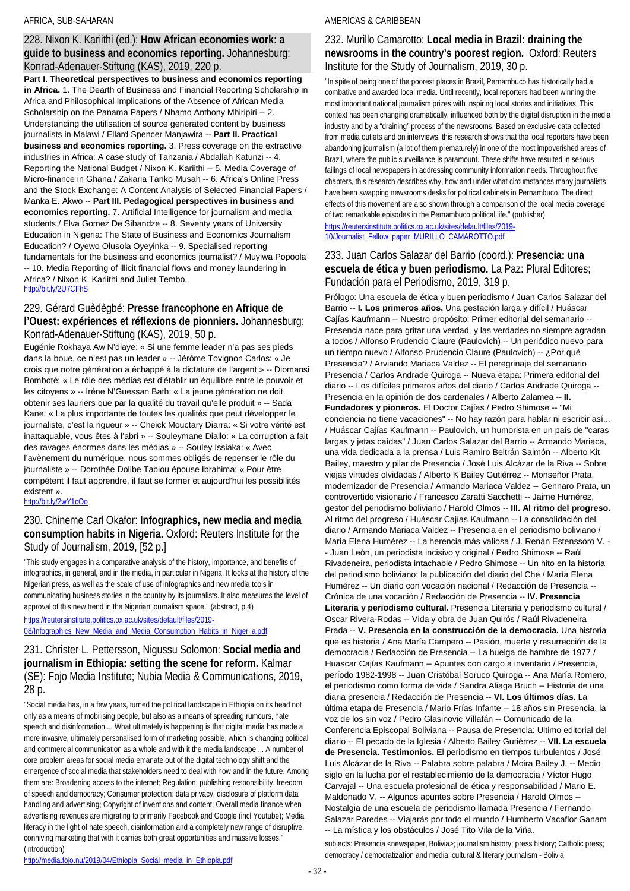AFRICA, SUB-SAHARAN

## 228. Nixon K. Kariithi (ed.): **How African economies work: a guide to business and economics reporting.** Johannesburg: Konrad-Adenauer-Stiftung (KAS), 2019, 220 p.

**Part I. Theoretical perspectives to business and economics reporting in Africa.** 1. The Dearth of Business and Financial Reporting Scholarship in Africa and Philosophical Implications of the Absence of African Media Scholarship on the Panama Papers / Nhamo Anthony Mhiripiri -- 2. Understanding the utilisation of source generated content by business journalists in Malawi / Ellard Spencer Manjawira -- **Part II. Practical business and economics reporting.** 3. Press coverage on the extractive industries in Africa: A case study of Tanzania / Abdallah Katunzi -- 4. Reporting the National Budget / Nixon K. Kariithi -- 5. Media Coverage of Micro-finance in Ghana / Zakaria Tanko Musah -- 6. Africa's Online Press and the Stock Exchange: A Content Analysis of Selected Financial Papers / Manka E. Akwo -- **Part III. Pedagogical perspectives in business and economics reporting.** 7. Artificial Intelligence for journalism and media students / Elva Gomez De Sibandze -- 8. Seventy years of University Education in Nigeria: The State of Business and Economics Journalism Education? / Oyewo Olusola Oyeyinka -- 9. Specialised reporting fundamentals for the business and economics journalist? / Muyiwa Popoola -- 10. Media Reporting of illicit financial flows and money laundering in Africa? / Nixon K. Kariithi and Juliet Tembo.

http://bit.ly/2U7CFhS

## 229. Gérard Guèdègbé: **Presse francophone en Afrique de l'Ouest: expériences et réflexions de pionniers.** Johannesburg: Konrad-Adenauer-Stiftung (KAS), 2019, 50 p.

Eugénie Rokhaya Aw N'diaye: « Si une femme leader n'a pas ses pieds dans la boue, ce n'est pas un leader » -- Jérôme Tovignon Carlos: « Je crois que notre génération a échappé à la dictature de l'argent » -- Diomansi Bomboté: « Le rôle des médias est d'établir un équilibre entre le pouvoir et les citoyens » -- Irène N'Guessan Bath: « La jeune génération ne doit obtenir ses lauriers que par la qualité du travail qu'elle produit » -- Sada Kane: « La plus importante de toutes les qualités que peut développer le journaliste, c'est la rigueur » -- Cheick Mouctary Diarra: « Si votre vérité est inattaquable, vous êtes à l'abri » -- Souleymane Diallo: « La corruption a fait des ravages énormes dans les médias » -- Souley Issiaka: « Avec l'avènement du numérique, nous sommes obligés de repenser le rôle du journaliste » -- Dorothée Dolibe Tabiou épouse Ibrahima: « Pour être compétent il faut apprendre, il faut se former et aujourd'hui les possibilités existent ».

http://bit.ly/2wY1cOo

## 230. Chineme Carl Okafor: **Infographics, new media and media consumption habits in Nigeria.** Oxford: Reuters Institute for the Study of Journalism, 2019, [52 p.]

"This study engages in a comparative analysis of the history, importance, and benefits of infographics, in general, and in the media, in particular in Nigeria. It looks at the history of the Nigerian press, as well as the scale of use of infographics and new media tools in communicating business stories in the country by its journalists. It also measures the level of approval of this new trend in the Nigerian journalism space." (abstract, p.4)

https://reutersinstitute.politics.ox.ac.uk/sites/default/files/2019-08/Infographics_New_Media_and_Media_Consumption_Habits_in_Nigeri a.pdf

## 231. Christer L. Pettersson, Nigussu Solomon: **Social media and journalism in Ethiopia: setting the scene for reform.** Kalmar (SE): Fojo Media Institute; Nubia Media & Communications, 2019, 28 p.

"Social media has, in a few years, turned the political landscape in Ethiopia on its head not only as a means of mobilising people, but also as a means of spreading rumours, hate speech and disinformation ... What ultimately is happening is that digital media has made a more invasive, ultimately personalised form of marketing possible, which is changing political and commercial communication as a whole and with it the media landscape ... A number of core problem areas for social media emanate out of the digital technology shift and the emergence of social media that stakeholders need to deal with now and in the future. Among them are: Broadening access to the internet; Regulation: publishing responsibility, freedom of speech and democracy; Consumer protection: data privacy, disclosure of platform data handling and advertising; Copyright of inventions and content; Overall media finance when advertising revenues are migrating to primarily Facebook and Google (incl Youtube); Media literacy in the light of hate speech, disinformation and a completely new range of disruptive, conniving marketing that with it carries both great opportunities and massive losses." (introduction)

http://media.fojo.nu/2019/04/Ethiopia_Social_media_in_Ethiopia.pdf

AMERICAS & CARIBBEAN

## 232. Murillo Camarotto: **Local media in Brazil: draining the newsrooms in the country's poorest region.** Oxford: Reuters Institute for the Study of Journalism, 2019, 30 p.

"In spite of being one of the poorest places in Brazil, Pernambuco has historically had a combative and awarded local media. Until recently, local reporters had been winning the most important national journalism prizes with inspiring local stories and initiatives. This context has been changing dramatically, influenced both by the digital disruption in the media industry and by a "draining" process of the newsrooms. Based on exclusive data collected from media outlets and on interviews, this research shows that the local reporters have been abandoning journalism (a lot of them prematurely) in one of the most impoverished areas of Brazil, where the public surveillance is paramount. These shifts have resulted in serious failings of local newspapers in addressing community information needs. Throughout five chapters, this research describes why, how and under what circumstances many journalists have been swapping newsrooms desks for political cabinets in Pernambuco. The direct effects of this movement are also shown through a comparison of the local media coverage of two remarkable episodes in the Pernambuco political life." (publisher)

https://reutersinstitute.politics.ox.ac.uk/sites/default/files/2019-10/Journalist_Fellow_paper_MURILLO_CAMAROTTO.pdf

## 233. Juan Carlos Salazar del Barrio (coord.): **Presencia: una escuela de ética y buen periodismo.** La Paz: Plural Editores; Fundación para el Periodismo, 2019, 319 p.

Prólogo: Una escuela de ética y buen periodismo / Juan Carlos Salazar del Barrio -- **I. Los primeros años.** Una gestación larga y difícil / Huáscar Cajías Kaufmann -- Nuestro propósito: Primer editorial del semanario -- Presencia nace para gritar una verdad, y las verdades no siempre agradan a todos / Alfonso Prudencio Claure (Paulovich) -- Un periódico nuevo para un tiempo nuevo / Alfonso Prudencio Claure (Paulovich) -- ¿Por qué Presencia? / Arviando Mariaca Valdez -- El peregrinaje del semanario Presencia / Carlos Andrade Quiroga -- Nueva etapa: Primera editorial del diario -- Los difíciles primeros años del diario / Carlos Andrade Quiroga -- Presencia en la opinión de dos cardenales / Alberto Zalamea -- **II. Fundadores y pioneros.** El Doctor Cajías / Pedro Shimose -- "Mi conciencia no tiene vacaciones" -- No hay razón para hablar ni escribir así... / Huáscar Cajías Kaufmann -- Paulovich, un humorista en un país de "caras largas y jetas caídas" / Juan Carlos Salazar del Barrio -- Armando Mariaca, una vida dedicada a la prensa / Luis Ramiro Beltrán Salmón -- Alberto Kit Bailey, maestro y pilar de Presencia / José Luis Alcázar de la Riva -- Sobre viejas virtudes olvidadas / Alberto K Bailey Gutiérrez -- Monseñor Prata, modernizador de Presencia / Armando Mariaca Valdez -- Gennaro Prata, un controvertido visionario / Francesco Zaratti Sacchetti -- Jaime Huméres, gestor del periodismo boliviano / Harold Olmos -- **III. Al ritmo del progreso.** Al ritmo del progreso / Huáscar Cajías Kaufmann -- La consolidación del diario / Armando Mariaca Valdez -- Presencia en el periodismo boliviano / María Elena Huméres -- La herencia más valiosa / J. Renán Estenssoro V. -- Juan León, un periodista incisivo y original / Pedro Shimose -- Raúl Rivadeneira, periodista intachable / Pedro Shimose -- Un hito en la historia del periodismo boliviano: la publicación del diario del Che / María Elena Huméres -- Un diario con vocación nacional / Redacción de Presencia -- Crónica de una vocación / Redacción de Presencia -- **IV. Presencia Literaria y periodismo cultural.** Presencia Literaria y periodismo cultural / Oscar Rivera-Rodas -- Vida y obra de Juan Quirós / Raúl Rivadeneira Prada -- **V. Presencia en la construcción de la democracia.** Una historia que es historia / Ana María Campero -- Pasión, muerte y resurrección de la democracia / Redacción de Presencia -- La huelga de hambre de 1977 / Huascar Cajías Kaufmann -- Apuntes con cargo a inventario / Presencia, período 1982-1998 -- Juan Cristóbal Soruco Quiroga -- Ana María Romero, el periodismo como forma de vida / Sandra Aliaga Bruch -- Historia de una diaria presencia / Redacción de Presencia -- **VI. Los últimos días.** La última etapa de Presencia / Mario Frías Infante -- 18 años sin Presencia, la voz de los sin voz / Pedro Glasinovic Villafán -- Comunicado de la Conferencia Episcopal Boliviana -- Pausa de Presencia: Ultimo editorial del diario -- El pecado de la Iglesia / Alberto Bailey Gutiérrez -- **VII. La escuela de Presencia. Testimonios.** El periodismo en tiempos turbulentos / José Luis Alcázar de la Riva -- Palabra sobre palabra / Moira Bailey J. -- Medio siglo en la lucha por el restablecimiento de la democracia / Víctor Hugo Carvajal -- Una escuela profesional de ética y responsabilidad / Mario E. Maldonado V. -- Algunos apuntes sobre Presencia / Harold Olmos -- Nostalgia de una escuela de periodismo llamada Presencia / Fernando Salazar Paredes -- Viajarás por todo el mundo / Humberto Vacaflor Ganam -- La mística y los obstáculos / José Tito Vila de la Viña.

subjects: Presencia <newspaper, Bolivia>; journalism history; press history; Catholic press; democracy / democratization and media; cultural & literary journalism - Bolivia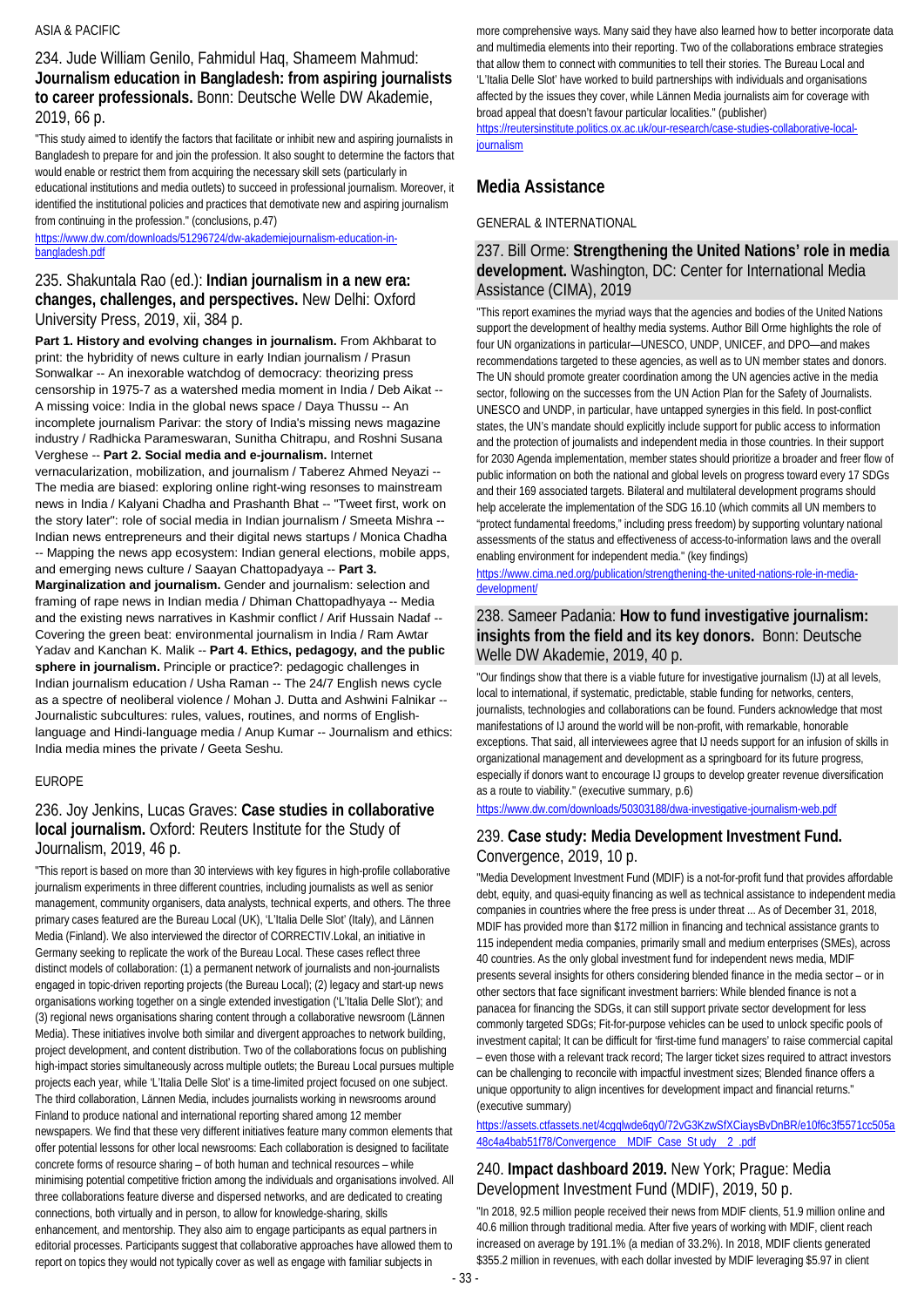ASIA & PACIFIC

### 234. Jude William Genilo, Fahmidul Haq, Shameem Mahmud: **Journalism education in Bangladesh: from aspiring journalists to career professionals.** Bonn: Deutsche Welle DW Akademie, 2019, 66 p.

"This study aimed to identify the factors that facilitate or inhibit new and aspiring journalists in Bangladesh to prepare for and join the profession. It also sought to determine the factors that would enable or restrict them from acquiring the necessary skill sets (particularly in educational institutions and media outlets) to succeed in professional journalism. Moreover, it identified the institutional policies and practices that demotivate new and aspiring journalism from continuing in the profession." (conclusions, p.47)

https://www.dw.com/downloads/51296724/dw-akademiejournalism-education-in-bangladesh.pdf

### 235. Shakuntala Rao (ed.): **Indian journalism in a new era: changes, challenges, and perspectives.** New Delhi: Oxford University Press, 2019, xii, 384 p.

**Part 1. History and evolving changes in journalism.** From Akhbarat to print: the hybridity of news culture in early Indian journalism / Prasun Sonwalkar -- An inexorable watchdog of democracy: theorizing press censorship in 1975-7 as a watershed media moment in India / Deb Aikat -- A missing voice: India in the global news space / Daya Thussu -- An incomplete journalism Parivar: the story of India's missing news magazine industry / Radhicka Parameswaran, Sunitha Chitrapu, and Roshni Susana Verghese -- **Part 2. Social media and e-journalism.** Internet vernacularization, mobilization, and journalism / Taberez Ahmed Neyazi -- The media are biased: exploring online right-wing resonses to mainstream news in India / Kalyani Chadha and Prashanth Bhat -- "Tweet first, work on the story later": role of social media in Indian journalism / Smeeta Mishra -- Indian news entrepreneurs and their digital news startups / Monica Chadha -- Mapping the news app ecosystem: Indian general elections, mobile apps, and emerging news culture / Saayan Chattopadyaya -- **Part 3. Marginalization and journalism.** Gender and journalism: selection and framing of rape news in Indian media / Dhiman Chattopadhyaya -- Media and the existing news narratives in Kashmir conflict / Arif Hussain Nadaf -- Covering the green beat: environmental journalism in India / Ram Awtar Yadav and Kanchan K. Malik -- **Part 4. Ethics, pedagogy, and the public sphere in journalism.** Principle or practice?: pedagogic challenges in Indian journalism education / Usha Raman -- The 24/7 English news cycle as a spectre of neoliberal violence / Mohan J. Dutta and Ashwini Falnikar -- Journalistic subcultures: rules, values, routines, and norms of English-language and Hindi-language media / Anup Kumar -- Journalism and ethics: India media mines the private / Geeta Seshu.

EUROPE

### 236. Joy Jenkins, Lucas Graves: **Case studies in collaborative local journalism.** Oxford: Reuters Institute for the Study of Journalism, 2019, 46 p.

"This report is based on more than 30 interviews with key figures in high-profile collaborative journalism experiments in three different countries, including journalists as well as senior management, community organisers, data analysts, technical experts, and others. The three primary cases featured are the Bureau Local (UK), 'L'Italia Delle Slot' (Italy), and Lännen Media (Finland). We also interviewed the director of CORRECTIV.Lokal, an initiative in Germany seeking to replicate the work of the Bureau Local. These cases reflect three distinct models of collaboration: (1) a permanent network of journalists and non-journalists engaged in topic-driven reporting projects (the Bureau Local); (2) legacy and start-up news organisations working together on a single extended investigation ('L'Italia Delle Slot'); and (3) regional news organisations sharing content through a collaborative newsroom (Lännen Media). These initiatives involve both similar and divergent approaches to network building, project development, and content distribution. Two of the collaborations focus on publishing high-impact stories simultaneously across multiple outlets; the Bureau Local pursues multiple projects each year, while 'L'Italia Delle Slot' is a time-limited project focused on one subject. The third collaboration, Lännen Media, includes journalists working in newsrooms around Finland to produce national and international reporting shared among 12 member newspapers. We find that these very different initiatives feature many common elements that offer potential lessons for other local newsrooms: Each collaboration is designed to facilitate concrete forms of resource sharing – of both human and technical resources – while minimising potential competitive friction among the individuals and organisations involved. All three collaborations feature diverse and dispersed networks, and are dedicated to creating connections, both virtually and in person, to allow for knowledge-sharing, skills enhancement, and mentorship. They also aim to engage participants as equal partners in editorial processes. Participants suggest that collaborative approaches have allowed them to report on topics they would not typically cover as well as engage with familiar subjects in more comprehensive ways. Many said they have also learned how to better incorporate data and multimedia elements into their reporting. Two of the collaborations embrace strategies that allow them to connect with communities to tell their stories. The Bureau Local and 'L'Italia Delle Slot' have worked to build partnerships with individuals and organisations affected by the issues they cover, while Lännen Media journalists aim for coverage with broad appeal that doesn't favour particular localities." (publisher)

https://reutersinstitute.politics.ox.ac.uk/our-research/case-studies-collaborative-local-journalism

## Media Assistance

GENERAL & INTERNATIONAL

### 237. Bill Orme: **Strengthening the United Nations' role in media development.** Washington, DC: Center for International Media Assistance (CIMA), 2019

"This report examines the myriad ways that the agencies and bodies of the United Nations support the development of healthy media systems. Author Bill Orme highlights the role of four UN organizations in particular—UNESCO, UNDP, UNICEF, and DPO—and makes recommendations targeted to these agencies, as well as to UN member states and donors. The UN should promote greater coordination among the UN agencies active in the media sector, following on the successes from the UN Action Plan for the Safety of Journalists. UNESCO and UNDP, in particular, have untapped synergies in this field. In post-conflict states, the UN's mandate should explicitly include support for public access to information and the protection of journalists and independent media in those countries. In their support for 2030 Agenda implementation, member states should prioritize a broader and freer flow of public information on both the national and global levels on progress toward every 17 SDGs and their 169 associated targets. Bilateral and multilateral development programs should help accelerate the implementation of the SDG 16.10 (which commits all UN members to "protect fundamental freedoms," including press freedom) by supporting voluntary national assessments of the status and effectiveness of access-to-information laws and the overall enabling environment for independent media." (key findings)

https://www.cima.ned.org/publication/strengthening-the-united-nations-role-in-media-development/

### 238. Sameer Padania: **How to fund investigative journalism: insights from the field and its key donors.** Bonn: Deutsche Welle DW Akademie, 2019, 40 p.

"Our findings show that there is a viable future for investigative journalism (IJ) at all levels, local to international, if systematic, predictable, stable funding for networks, centers, journalists, technologies and collaborations can be found. Funders acknowledge that most manifestations of IJ around the world will be non-profit, with remarkable, honorable exceptions. That said, all interviewees agree that IJ needs support for an infusion of skills in organizational management and development as a springboard for its future progress, especially if donors want to encourage IJ groups to develop greater revenue diversification as a route to viability." (executive summary, p.6)

https://www.dw.com/downloads/50303188/dwa-investigative-journalism-web.pdf

### 239. **Case study: Media Development Investment Fund.** Convergence, 2019, 10 p.

"Media Development Investment Fund (MDIF) is a not-for-profit fund that provides affordable debt, equity, and quasi-equity financing as well as technical assistance to independent media companies in countries where the free press is under threat ... As of December 31, 2018, MDIF has provided more than \$172 million in financing and technical assistance grants to 115 independent media companies, primarily small and medium enterprises (SMEs), across 40 countries. As the only global investment fund for independent news media, MDIF presents several insights for others considering blended finance in the media sector – or in other sectors that face significant investment barriers: While blended finance is not a panacea for financing the SDGs, it can still support private sector development for less commonly targeted SDGs; Fit-for-purpose vehicles can be used to unlock specific pools of investment capital; It can be difficult for 'first-time fund managers' to raise commercial capital – even those with a relevant track record; The larger ticket sizes required to attract investors can be challenging to reconcile with impactful investment sizes; Blended finance offers a unique opportunity to align incentives for development impact and financial returns." (executive summary)

https://assets.ctfassets.net/4cgqlwde6qy0/72vG3KzwSfXCiaysBvDnBR/e10f6c3f5571cc505a48c4a4bab51f78/Convergence__MDIF_Case_St udy__2_.pdf

### 240. **Impact dashboard 2019.** New York; Prague: Media Development Investment Fund (MDIF), 2019, 50 p.

"In 2018, 92.5 million people received their news from MDIF clients, 51.9 million online and 40.6 million through traditional media. After five years of working with MDIF, client reach increased on average by 191.1% (a median of 33.2%). In 2018, MDIF clients generated \$355.2 million in revenues, with each dollar invested by MDIF leveraging \$5.97 in client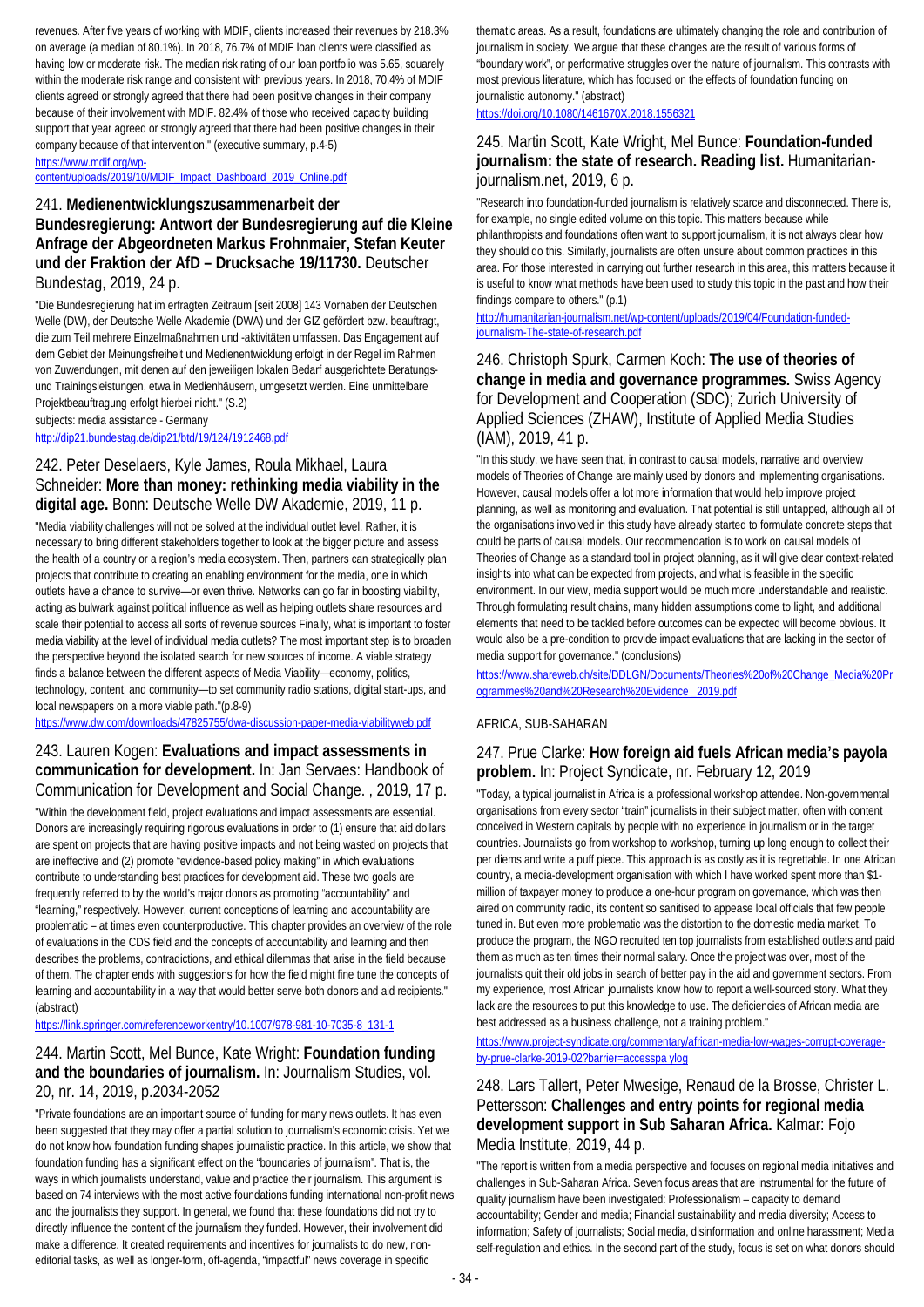revenues. After five years of working with MDIF, clients increased their revenues by 218.3% on average (a median of 80.1%). In 2018, 76.7% of MDIF loan clients were classified as having low or moderate risk. The median risk rating of our loan portfolio was 5.65, squarely within the moderate risk range and consistent with previous years. In 2018, 70.4% of MDIF clients agreed or strongly agreed that there had been positive changes in their company because of their involvement with MDIF. 82.4% of those who received capacity building support that year agreed or strongly agreed that there had been positive changes in their company because of that intervention." (executive summary, p.4-5)

https://www.mdif.org/wp-content/uploads/2019/10/MDIF_Impact_Dashboard_2019_Online.pdf

## 241. **Medienentwicklungszusammenarbeit der Bundesregierung: Antwort der Bundesregierung auf die Kleine Anfrage der Abgeordneten Markus Frohnmaier, Stefan Keuter und der Fraktion der AfD – Drucksache 19/11730.** Deutscher Bundestag, 2019, 24 p.

"Die Bundesregierung hat im erfragten Zeitraum [seit 2008] 143 Vorhaben der Deutschen Welle (DW), der Deutsche Welle Akademie (DWA) und der GIZ gefördert bzw. beauftragt, die zum Teil mehrere Einzelmaßnahmen und -aktivitäten umfassen. Das Engagement auf dem Gebiet der Meinungsfreiheit und Medienentwicklung erfolgt in der Regel im Rahmen von Zuwendungen, mit denen auf den jeweiligen lokalen Bedarf ausgerichtete Beratungs- und Trainingsleistungen, etwa in Medienhäusern, umgesetzt werden. Eine unmittelbare Projektbeauftragung erfolgt hierbei nicht." (S.2)

subjects: media assistance - Germany

http://dip21.bundestag.de/dip21/btd/19/124/1912468.pdf

## 242. Peter Deselaers, Kyle James, Roula Mikhael, Laura Schneider: **More than money: rethinking media viability in the digital age.** Bonn: Deutsche Welle DW Akademie, 2019, 11 p.

"Media viability challenges will not be solved at the individual outlet level. Rather, it is necessary to bring different stakeholders together to look at the bigger picture and assess the health of a country or a region's media ecosystem. Then, partners can strategically plan projects that contribute to creating an enabling environment for the media, one in which outlets have a chance to survive—or even thrive. Networks can go far in boosting viability, acting as bulwark against political influence as well as helping outlets share resources and scale their potential to access all sorts of revenue sources Finally, what is important to foster media viability at the level of individual media outlets? The most important step is to broaden the perspective beyond the isolated search for new sources of income. A viable strategy finds a balance between the different aspects of Media Viability—economy, politics, technology, content, and community—to set community radio stations, digital start-ups, and local newspapers on a more viable path."(p.8-9)

https://www.dw.com/downloads/47825755/dwa-discussion-paper-media-viabilityweb.pdf

## 243. Lauren Kogen: **Evaluations and impact assessments in communication for development.** In: Jan Servaes: Handbook of Communication for Development and Social Change. , 2019, 17 p.

"Within the development field, project evaluations and impact assessments are essential. Donors are increasingly requiring rigorous evaluations in order to (1) ensure that aid dollars are spent on projects that are having positive impacts and not being wasted on projects that are ineffective and (2) promote "evidence-based policy making" in which evaluations contribute to understanding best practices for development aid. These two goals are frequently referred to by the world's major donors as promoting "accountability" and "learning," respectively. However, current conceptions of learning and accountability are problematic – at times even counterproductive. This chapter provides an overview of the role of evaluations in the CDS field and the concepts of accountability and learning and then describes the problems, contradictions, and ethical dilemmas that arise in the field because of them. The chapter ends with suggestions for how the field might fine tune the concepts of learning and accountability in a way that would better serve both donors and aid recipients." (abstract)

https://link.springer.com/referenceworkentry/10.1007/978-981-10-7035-8_131-1

## 244. Martin Scott, Mel Bunce, Kate Wright: **Foundation funding and the boundaries of journalism.** In: Journalism Studies, vol. 20, nr. 14, 2019, p.2034-2052

"Private foundations are an important source of funding for many news outlets. It has even been suggested that they may offer a partial solution to journalism's economic crisis. Yet we do not know how foundation funding shapes journalistic practice. In this article, we show that foundation funding has a significant effect on the "boundaries of journalism". That is, the ways in which journalists understand, value and practice their journalism. This argument is based on 74 interviews with the most active foundations funding international non-profit news and the journalists they support. In general, we found that these foundations did not try to directly influence the content of the journalism they funded. However, their involvement did make a difference. It created requirements and incentives for journalists to do new, non-editorial tasks, as well as longer-form, off-agenda, "impactful" news coverage in specific thematic areas. As a result, foundations are ultimately changing the role and contribution of journalism in society. We argue that these changes are the result of various forms of "boundary work", or performative struggles over the nature of journalism. This contrasts with most previous literature, which has focused on the effects of foundation funding on journalistic autonomy." (abstract)

https://doi.org/10.1080/1461670X.2018.1556321

## 245. Martin Scott, Kate Wright, Mel Bunce: **Foundation-funded journalism: the state of research. Reading list.** Humanitarian-journalism.net, 2019, 6 p.

"Research into foundation-funded journalism is relatively scarce and disconnected. There is, for example, no single edited volume on this topic. This matters because while philanthropists and foundations often want to support journalism, it is not always clear how they should do this. Similarly, journalists are often unsure about common practices in this area. For those interested in carrying out further research in this area, this matters because it is useful to know what methods have been used to study this topic in the past and how their findings compare to others." (p.1)

http://humanitarian-journalism.net/wp-content/uploads/2019/04/Foundation-funded-journalism-The-state-of-research.pdf

## 246. Christoph Spurk, Carmen Koch: **The use of theories of change in media and governance programmes.** Swiss Agency for Development and Cooperation (SDC); Zurich University of Applied Sciences (ZHAW), Institute of Applied Media Studies (IAM), 2019, 41 p.

"In this study, we have seen that, in contrast to causal models, narrative and overview models of Theories of Change are mainly used by donors and implementing organisations. However, causal models offer a lot more information that would help improve project planning, as well as monitoring and evaluation. That potential is still untapped, although all of the organisations involved in this study have already started to formulate concrete steps that could be parts of causal models. Our recommendation is to work on causal models of Theories of Change as a standard tool in project planning, as it will give clear context-related insights into what can be expected from projects, and what is feasible in the specific environment. In our view, media support would be much more understandable and realistic. Through formulating result chains, many hidden assumptions come to light, and additional elements that need to be tackled before outcomes can be expected will become obvious. It would also be a pre-condition to provide impact evaluations that are lacking in the sector of media support for governance." (conclusions)

https://www.shareweb.ch/site/DDLGN/Documents/Theories%20of%20Change_Media%20Programmes%20and%20Research%20Evidence__2019.pdf

AFRICA, SUB-SAHARAN

## 247. Prue Clarke: **How foreign aid fuels African media's payola problem.** In: Project Syndicate, nr. February 12, 2019

"Today, a typical journalist in Africa is a professional workshop attendee. Non-governmental organisations from every sector "train" journalists in their subject matter, often with content conceived in Western capitals by people with no experience in journalism or in the target countries. Journalists go from workshop to workshop, turning up long enough to collect their per diems and write a puff piece. This approach is as costly as it is regrettable. In one African country, a media-development organisation with which I have worked spent more than $1-million of taxpayer money to produce a one-hour program on governance, which was then aired on community radio, its content so sanitised to appease local officials that few people tuned in. But even more problematic was the distortion to the domestic media market. To produce the program, the NGO recruited ten top journalists from established outlets and paid them as much as ten times their normal salary. Once the project was over, most of the journalists quit their old jobs in search of better pay in the aid and government sectors. From my experience, most African journalists know how to report a well-sourced story. What they lack are the resources to put this knowledge to use. The deficiencies of African media are best addressed as a business challenge, not a training problem."

https://www.project-syndicate.org/commentary/african-media-low-wages-corrupt-coverage-by-prue-clarke-2019-02?barrier=accesspa ylog

## 248. Lars Tallert, Peter Mwesige, Renaud de la Brosse, Christer L. Pettersson: **Challenges and entry points for regional media development support in Sub Saharan Africa.** Kalmar: Fojo Media Institute, 2019, 44 p.

"The report is written from a media perspective and focuses on regional media initiatives and challenges in Sub-Saharan Africa. Seven focus areas that are instrumental for the future of quality journalism have been investigated: Professionalism – capacity to demand accountability; Gender and media; Financial sustainability and media diversity; Access to information; Safety of journalists; Social media, disinformation and online harassment; Media self-regulation and ethics. In the second part of the study, focus is set on what donors should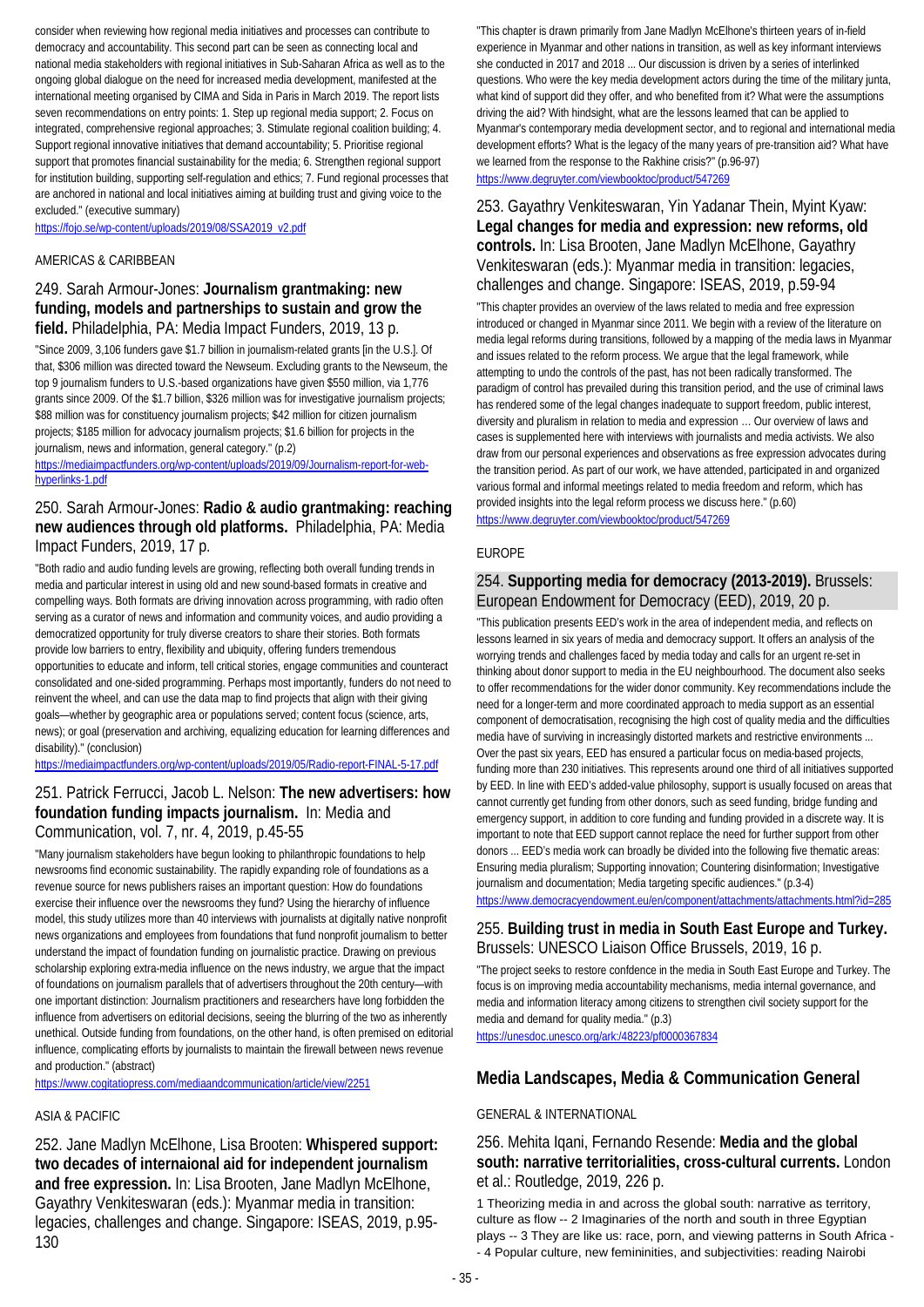consider when reviewing how regional media initiatives and processes can contribute to democracy and accountability. This second part can be seen as connecting local and national media stakeholders with regional initiatives in Sub-Saharan Africa as well as to the ongoing global dialogue on the need for increased media development, manifested at the international meeting organised by CIMA and Sida in Paris in March 2019. The report lists seven recommendations on entry points: 1. Step up regional media support; 2. Focus on integrated, comprehensive regional approaches; 3. Stimulate regional coalition building; 4. Support regional innovative initiatives that demand accountability; 5. Prioritise regional support that promotes financial sustainability for the media; 6. Strengthen regional support for institution building, supporting self-regulation and ethics; 7. Fund regional processes that are anchored in national and local initiatives aiming at building trust and giving voice to the excluded." (executive summary)

https://fojo.se/wp-content/uploads/2019/08/SSA2019_v2.pdf

AMERICAS & CARIBBEAN

### 249. Sarah Armour-Jones: **Journalism grantmaking: new funding, models and partnerships to sustain and grow the field.** Philadelphia, PA: Media Impact Funders, 2019, 13 p.

"Since 2009, 3,106 funders gave $1.7 billion in journalism-related grants [in the U.S.]. Of that, $306 million was directed toward the Newseum. Excluding grants to the Newseum, the top 9 journalism funders to U.S.-based organizations have given $550 million, via 1,776 grants since 2009. Of the $1.7 billion, $326 million was for investigative journalism projects; $88 million was for constituency journalism projects; $42 million for citizen journalism projects; $185 million for advocacy journalism projects; $1.6 billion for projects in the journalism, news and information, general category." (p.2)

https://mediaimpactfunders.org/wp-content/uploads/2019/09/Journalism-report-for-web-hyperlinks-1.pdf

### 250. Sarah Armour-Jones: **Radio & audio grantmaking: reaching new audiences through old platforms.** Philadelphia, PA: Media Impact Funders, 2019, 17 p.

"Both radio and audio funding levels are growing, reflecting both overall funding trends in media and particular interest in using old and new sound-based formats in creative and compelling ways. Both formats are driving innovation across programming, with radio often serving as a curator of news and information and community voices, and audio providing a democratized opportunity for truly diverse creators to share their stories. Both formats provide low barriers to entry, flexibility and ubiquity, offering funders tremendous opportunities to educate and inform, tell critical stories, engage communities and counteract consolidated and one-sided programming. Perhaps most importantly, funders do not need to reinvent the wheel, and can use the data map to find projects that align with their giving goals—whether by geographic area or populations served; content focus (science, arts, news); or goal (preservation and archiving, equalizing education for learning differences and disability)." (conclusion)

https://mediaimpactfunders.org/wp-content/uploads/2019/05/Radio-report-FINAL-5-17.pdf

### 251. Patrick Ferrucci, Jacob L. Nelson: **The new advertisers: how foundation funding impacts journalism.** In: Media and Communication, vol. 7, nr. 4, 2019, p.45-55

"Many journalism stakeholders have begun looking to philanthropic foundations to help newsrooms find economic sustainability. The rapidly expanding role of foundations as a revenue source for news publishers raises an important question: How do foundations exercise their influence over the newsrooms they fund? Using the hierarchy of influence model, this study utilizes more than 40 interviews with journalists at digitally native nonprofit news organizations and employees from foundations that fund nonprofit journalism to better understand the impact of foundation funding on journalistic practice. Drawing on previous scholarship exploring extra-media influence on the news industry, we argue that the impact of foundations on journalism parallels that of advertisers throughout the 20th century—with one important distinction: Journalism practitioners and researchers have long forbidden the influence from advertisers on editorial decisions, seeing the blurring of the two as inherently unethical. Outside funding from foundations, on the other hand, is often premised on editorial influence, complicating efforts by journalists to maintain the firewall between news revenue and production." (abstract)

https://www.cogitatiopress.com/mediaandcommunication/article/view/2251

ASIA & PACIFIC

### 252. Jane Madlyn McElhone, Lisa Brooten: **Whispered support: two decades of internaional aid for independent journalism and free expression.** In: Lisa Brooten, Jane Madlyn McElhone, Gayathry Venkiteswaran (eds.): Myanmar media in transition: legacies, challenges and change. Singapore: ISEAS, 2019, p.95-130

"This chapter is drawn primarily from Jane Madlyn McElhone's thirteen years of in-field experience in Myanmar and other nations in transition, as well as key informant interviews she conducted in 2017 and 2018 ... Our discussion is driven by a series of interlinked questions. Who were the key media development actors during the time of the military junta, what kind of support did they offer, and who benefited from it? What were the assumptions driving the aid? With hindsight, what are the lessons learned that can be applied to Myanmar's contemporary media development sector, and to regional and international media development efforts? What is the legacy of the many years of pre-transition aid? What have we learned from the response to the Rakhine crisis?" (p.96-97)

https://www.degruyter.com/viewbooktoc/product/547269

### 253. Gayathry Venkiteswaran, Yin Yadanar Thein, Myint Kyaw: **Legal changes for media and expression: new reforms, old controls.** In: Lisa Brooten, Jane Madlyn McElhone, Gayathry Venkiteswaran (eds.): Myanmar media in transition: legacies, challenges and change. Singapore: ISEAS, 2019, p.59-94

"This chapter provides an overview of the laws related to media and free expression introduced or changed in Myanmar since 2011. We begin with a review of the literature on media legal reforms during transitions, followed by a mapping of the media laws in Myanmar and issues related to the reform process. We argue that the legal framework, while attempting to undo the controls of the past, has not been radically transformed. The paradigm of control has prevailed during this transition period, and the use of criminal laws has rendered some of the legal changes inadequate to support freedom, public interest, diversity and pluralism in relation to media and expression … Our overview of laws and cases is supplemented here with interviews with journalists and media activists. We also draw from our personal experiences and observations as free expression advocates during the transition period. As part of our work, we have attended, participated in and organized various formal and informal meetings related to media freedom and reform, which has provided insights into the legal reform process we discuss here." (p.60)

https://www.degruyter.com/viewbooktoc/product/547269

EUROPE

### 254. **Supporting media for democracy (2013-2019).** Brussels: European Endowment for Democracy (EED), 2019, 20 p.

"This publication presents EED's work in the area of independent media, and reflects on lessons learned in six years of media and democracy support. It offers an analysis of the worrying trends and challenges faced by media today and calls for an urgent re-set in thinking about donor support to media in the EU neighbourhood. The document also seeks to offer recommendations for the wider donor community. Key recommendations include the need for a longer-term and more coordinated approach to media support as an essential component of democratisation, recognising the high cost of quality media and the difficulties media have of surviving in increasingly distorted markets and restrictive environments ... Over the past six years, EED has ensured a particular focus on media-based projects, funding more than 230 initiatives. This represents around one third of all initiatives supported by EED. In line with EED's added-value philosophy, support is usually focused on areas that cannot currently get funding from other donors, such as seed funding, bridge funding and emergency support, in addition to core funding and funding provided in a discrete way. It is important to note that EED support cannot replace the need for further support from other donors ... EED's media work can broadly be divided into the following five thematic areas: Ensuring media pluralism; Supporting innovation; Countering disinformation; Investigative journalism and documentation; Media targeting specific audiences." (p.3-4)

https://www.democracyendowment.eu/en/component/attachments/attachments.html?id=285

### 255. **Building trust in media in South East Europe and Turkey.** Brussels: UNESCO Liaison Office Brussels, 2019, 16 p.

"The project seeks to restore confdence in the media in South East Europe and Turkey. The focus is on improving media accountability mechanisms, media internal governance, and media and information literacy among citizens to strengthen civil society support for the media and demand for quality media." (p.3)

https://unesdoc.unesco.org/ark:/48223/pf0000367834

## Media Landscapes, Media & Communication General

GENERAL & INTERNATIONAL

### 256. Mehita Iqani, Fernando Resende: **Media and the global south: narrative territorialities, cross-cultural currents.** London et al.: Routledge, 2019, 226 p.

1 Theorizing media in and across the global south: narrative as territory, culture as flow -- 2 Imaginaries of the north and south in three Egyptian plays -- 3 They are like us: race, porn, and viewing patterns in South Africa -- 4 Popular culture, new femininities, and subjectivities: reading Nairobi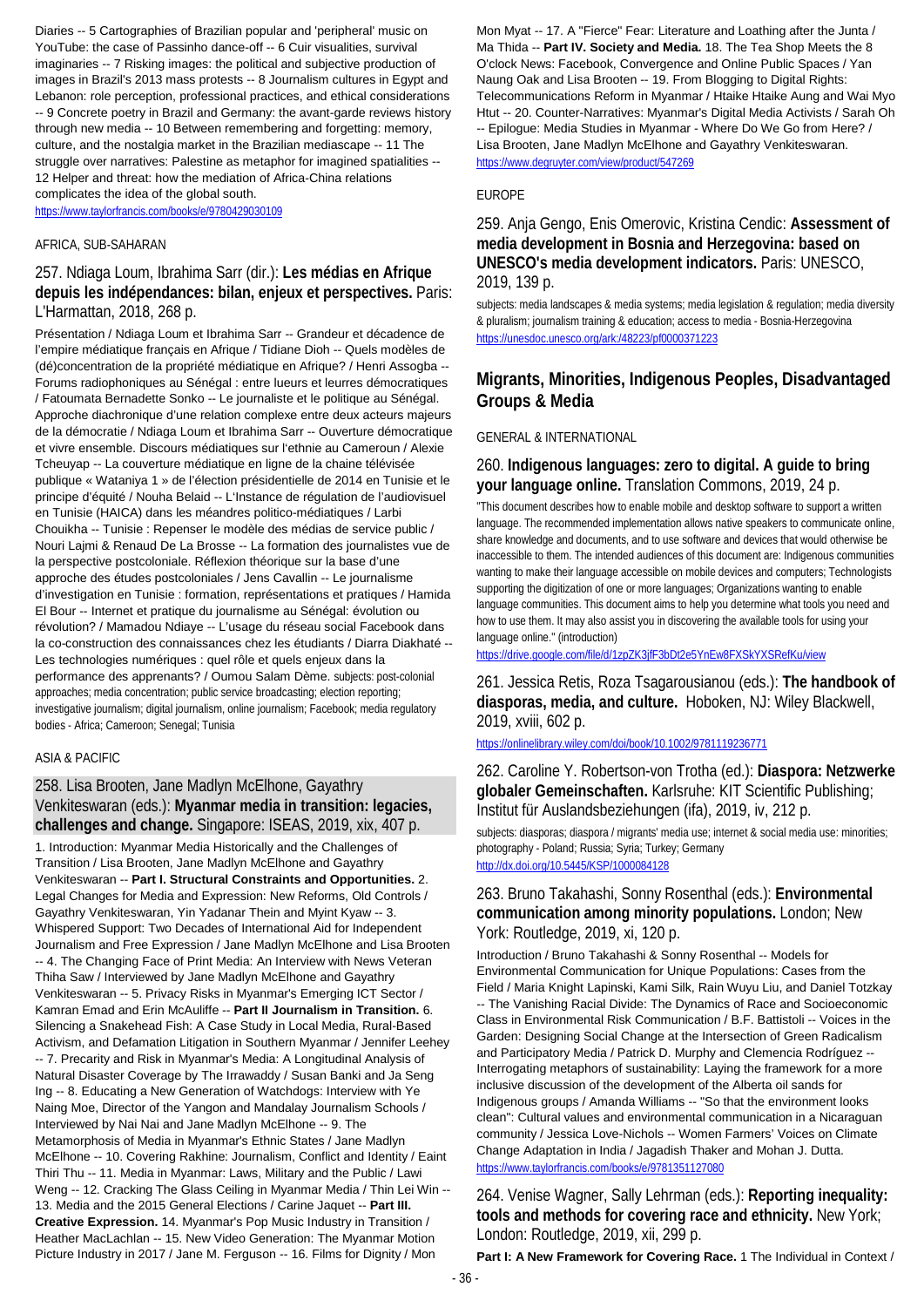Diaries -- 5 Cartographies of Brazilian popular and 'peripheral' music on YouTube: the case of Passinho dance-off -- 6 Cuir visualities, survival imaginaries -- 7 Risking images: the political and subjective production of images in Brazil's 2013 mass protests -- 8 Journalism cultures in Egypt and Lebanon: role perception, professional practices, and ethical considerations -- 9 Concrete poetry in Brazil and Germany: the avant-garde reviews history through new media -- 10 Between remembering and forgetting: memory, culture, and the nostalgia market in the Brazilian mediascape -- 11 The struggle over narratives: Palestine as metaphor for imagined spatialities -- 12 Helper and threat: how the mediation of Africa-China relations complicates the idea of the global south.
https://www.taylorfrancis.com/books/e/9780429030109

AFRICA, SUB-SAHARAN

## 257. Ndiaga Loum, Ibrahima Sarr (dir.): **Les médias en Afrique depuis les indépendances: bilan, enjeux et perspectives.** Paris: L'Harmattan, 2018, 268 p.

Présentation / Ndiaga Loum et Ibrahima Sarr -- Grandeur et décadence de l'empire médiatique français en Afrique / Tidiane Dioh -- Quels modèles de (dé)concentration de la propriété médiatique en Afrique? / Henri Assogba -- Forums radiophoniques au Sénégal : entre lueurs et leurres démocratiques / Fatoumata Bernadette Sonko -- Le journaliste et le politique au Sénégal. Approche diachronique d'une relation complexe entre deux acteurs majeurs de la démocratie / Ndiaga Loum et Ibrahima Sarr -- Ouverture démocratique et vivre ensemble. Discours médiatiques sur l'ethnie au Cameroun / Alexie Tcheuyap -- La couverture médiatique en ligne de la chaine télévisée publique « Wataniya 1 » de l'élection présidentielle de 2014 en Tunisie et le principe d'équité / Nouha Belaid -- L'Instance de régulation de l'audiovisuel en Tunisie (HAICA) dans les méandres politico-médiatiques / Larbi Chouikha -- Tunisie : Repenser le modèle des médias de service public / Nouri Lajmi & Renaud De La Brosse -- La formation des journalistes vue de la perspective postcoloniale. Réflexion théorique sur la base d'une approche des études postcoloniales / Jens Cavallin -- Le journalisme d'investigation en Tunisie : formation, représentations et pratiques / Hamida El Bour -- Internet et pratique du journalisme au Sénégal: évolution ou révolution? / Mamadou Ndiaye -- L'usage du réseau social Facebook dans la co-construction des connaissances chez les étudiants / Diarra Diakhaté -- Les technologies numériques : quel rôle et quels enjeux dans la performance des apprenants? / Oumou Salam Dème. subjects: post-colonial approaches; media concentration; public service broadcasting; election reporting; investigative journalism; digital journalism, online journalism; Facebook; media regulatory bodies - Africa; Cameroun; Senegal; Tunisia

ASIA & PACIFIC

## 258. Lisa Brooten, Jane Madlyn McElhone, Gayathry Venkiteswaran (eds.): **Myanmar media in transition: legacies, challenges and change.** Singapore: ISEAS, 2019, xix, 407 p.

1. Introduction: Myanmar Media Historically and the Challenges of Transition / Lisa Brooten, Jane Madlyn McElhone and Gayathry Venkiteswaran -- **Part I. Structural Constraints and Opportunities.** 2. Legal Changes for Media and Expression: New Reforms, Old Controls / Gayathry Venkiteswaran, Yin Yadanar Thein and Myint Kyaw -- 3. Whispered Support: Two Decades of International Aid for Independent Journalism and Free Expression / Jane Madlyn McElhone and Lisa Brooten -- 4. The Changing Face of Print Media: An Interview with News Veteran Thiha Saw / Interviewed by Jane Madlyn McElhone and Gayathry Venkiteswaran -- 5. Privacy Risks in Myanmar's Emerging ICT Sector / Kamran Emad and Erin McAuliffe -- **Part II Journalism in Transition.** 6. Silencing a Snakehead Fish: A Case Study in Local Media, Rural-Based Activism, and Defamation Litigation in Southern Myanmar / Jennifer Leehey -- 7. Precarity and Risk in Myanmar's Media: A Longitudinal Analysis of Natural Disaster Coverage by The Irrawaddy / Susan Banki and Ja Seng Ing -- 8. Educating a New Generation of Watchdogs: Interview with Ye Naing Moe, Director of the Yangon and Mandalay Journalism Schools / Interviewed by Nai Nai and Jane Madlyn McElhone -- 9. The Metamorphosis of Media in Myanmar's Ethnic States / Jane Madlyn McElhone -- 10. Covering Rakhine: Journalism, Conflict and Identity / Eaint Thiri Thu -- 11. Media in Myanmar: Laws, Military and the Public / Lawi Weng -- 12. Cracking The Glass Ceiling in Myanmar Media / Thin Lei Win -- 13. Media and the 2015 General Elections / Carine Jaquet -- **Part III. Creative Expression.** 14. Myanmar's Pop Music Industry in Transition / Heather MacLachlan -- 15. New Video Generation: The Myanmar Motion Picture Industry in 2017 / Jane M. Ferguson -- 16. Films for Dignity / Mon Myat -- 17. A "Fierce" Fear: Literature and Loathing after the Junta / Ma Thida -- **Part IV. Society and Media.** 18. The Tea Shop Meets the 8 O'clock News: Facebook, Convergence and Online Public Spaces / Yan Naung Oak and Lisa Brooten -- 19. From Blogging to Digital Rights: Telecommunications Reform in Myanmar / Htaike Htaike Aung and Wai Myo Htut -- 20. Counter-Narratives: Myanmar's Digital Media Activists / Sarah Oh -- Epilogue: Media Studies in Myanmar - Where Do We Go from Here? / Lisa Brooten, Jane Madlyn McElhone and Gayathry Venkiteswaran.
https://www.degruyter.com/view/product/547269

EUROPE

## 259. Anja Gengo, Enis Omerovic, Kristina Cendic: **Assessment of media development in Bosnia and Herzegovina: based on UNESCO's media development indicators.** Paris: UNESCO, 2019, 139 p.

subjects: media landscapes & media systems; media legislation & regulation; media diversity & pluralism; journalism training & education; access to media - Bosnia-Herzegovina
https://unesdoc.unesco.org/ark:/48223/pf0000371223

# Migrants, Minorities, Indigenous Peoples, Disadvantaged Groups & Media

GENERAL & INTERNATIONAL

## 260. **Indigenous languages: zero to digital. A guide to bring your language online.** Translation Commons, 2019, 24 p.

"This document describes how to enable mobile and desktop software to support a written language. The recommended implementation allows native speakers to communicate online, share knowledge and documents, and to use software and devices that would otherwise be inaccessible to them. The intended audiences of this document are: Indigenous communities wanting to make their language accessible on mobile devices and computers; Technologists supporting the digitization of one or more languages; Organizations wanting to enable language communities. This document aims to help you determine what tools you need and how to use them. It may also assist you in discovering the available tools for using your language online." (introduction)
https://drive.google.com/file/d/1zpZK3jfF3bDt2e5YnEw8FXSkYXSRefKu/view

## 261. Jessica Retis, Roza Tsagarousianou (eds.): **The handbook of diasporas, media, and culture.** Hoboken, NJ: Wiley Blackwell, 2019, xviii, 602 p.

https://onlinelibrary.wiley.com/doi/book/10.1002/9781119236771

## 262. Caroline Y. Robertson-von Trotha (ed.): **Diaspora: Netzwerke globaler Gemeinschaften.** Karlsruhe: KIT Scientific Publishing; Institut für Auslandsbeziehungen (ifa), 2019, iv, 212 p.

subjects: diasporas; diaspora / migrants' media use; internet & social media use: minorities; photography - Poland; Russia; Syria; Turkey; Germany
http://dx.doi.org/10.5445/KSP/1000084128

## 263. Bruno Takahashi, Sonny Rosenthal (eds.): **Environmental communication among minority populations.** London; New York: Routledge, 2019, xi, 120 p.

Introduction / Bruno Takahashi & Sonny Rosenthal -- Models for Environmental Communication for Unique Populations: Cases from the Field / Maria Knight Lapinski, Kami Silk, Rain Wuyu Liu, and Daniel Totzkay -- The Vanishing Racial Divide: The Dynamics of Race and Socioeconomic Class in Environmental Risk Communication / B.F. Battistoli -- Voices in the Garden: Designing Social Change at the Intersection of Green Radicalism and Participatory Media / Patrick D. Murphy and Clemencia Rodríguez -- Interrogating metaphors of sustainability: Laying the framework for a more inclusive discussion of the development of the Alberta oil sands for Indigenous groups / Amanda Williams -- "So that the environment looks clean": Cultural values and environmental communication in a Nicaraguan community / Jessica Love-Nichols -- Women Farmers' Voices on Climate Change Adaptation in India / Jagadish Thaker and Mohan J. Dutta.
https://www.taylorfrancis.com/books/e/9781351127080

## 264. Venise Wagner, Sally Lehrman (eds.): **Reporting inequality: tools and methods for covering race and ethnicity.** New York; London: Routledge, 2019, xii, 299 p.

**Part I: A New Framework for Covering Race.** 1 The Individual in Context /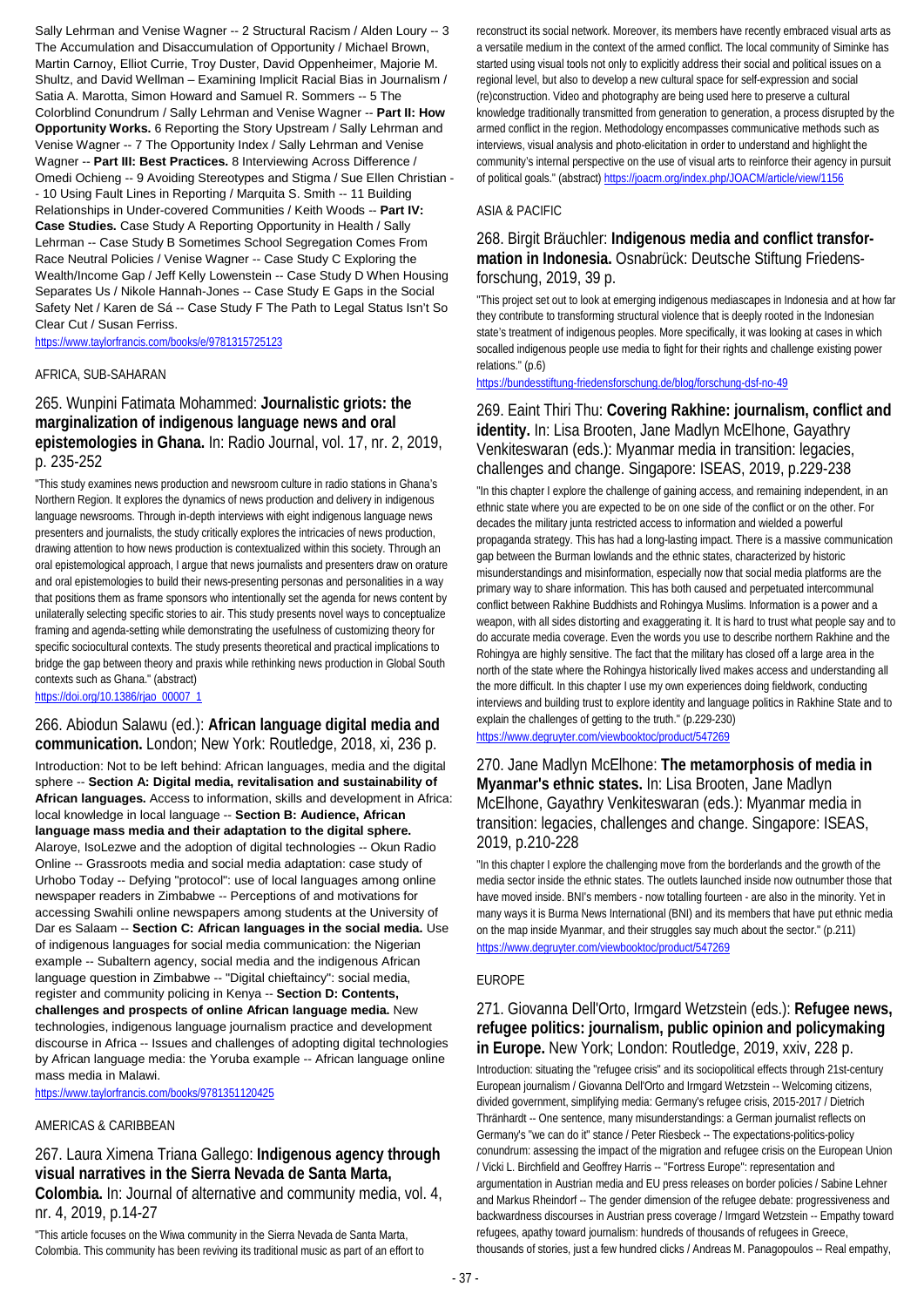Sally Lehrman and Venise Wagner -- 2 Structural Racism / Alden Loury -- 3 The Accumulation and Disaccumulation of Opportunity / Michael Brown, Martin Carnoy, Elliot Currie, Troy Duster, David Oppenheimer, Majorie M. Shultz, and David Wellman – Examining Implicit Racial Bias in Journalism / Satia A. Marotta, Simon Howard and Samuel R. Sommers -- 5 The Colorblind Conundrum / Sally Lehrman and Venise Wagner -- **Part II: How Opportunity Works.** 6 Reporting the Story Upstream / Sally Lehrman and Venise Wagner -- 7 The Opportunity Index / Sally Lehrman and Venise Wagner -- **Part III: Best Practices.** 8 Interviewing Across Difference / Omedi Ochieng -- 9 Avoiding Stereotypes and Stigma / Sue Ellen Christian -- 10 Using Fault Lines in Reporting / Marquita S. Smith -- 11 Building Relationships in Under-covered Communities / Keith Woods -- **Part IV: Case Studies.** Case Study A Reporting Opportunity in Health / Sally Lehrman -- Case Study B Sometimes School Segregation Comes From Race Neutral Policies / Venise Wagner -- Case Study C Exploring the Wealth/Income Gap / Jeff Kelly Lowenstein -- Case Study D When Housing Separates Us / Nikole Hannah-Jones -- Case Study E Gaps in the Social Safety Net / Karen de Sá -- Case Study F The Path to Legal Status Isn't So Clear Cut / Susan Ferriss.

https://www.taylorfrancis.com/books/e/9781315725123

AFRICA, SUB-SAHARAN

### 265. Wunpini Fatimata Mohammed: **Journalistic griots: the marginalization of indigenous language news and oral epistemologies in Ghana.** In: Radio Journal, vol. 17, nr. 2, 2019, p. 235-252

"This study examines news production and newsroom culture in radio stations in Ghana's Northern Region. It explores the dynamics of news production and delivery in indigenous language newsrooms. Through in-depth interviews with eight indigenous language news presenters and journalists, the study critically explores the intricacies of news production, drawing attention to how news production is contextualized within this society. Through an oral epistemological approach, I argue that news journalists and presenters draw on orature and oral epistemologies to build their news-presenting personas and personalities in a way that positions them as frame sponsors who intentionally set the agenda for news content by unilaterally selecting specific stories to air. This study presents novel ways to conceptualize framing and agenda-setting while demonstrating the usefulness of customizing theory for specific sociocultural contexts. The study presents theoretical and practical implications to bridge the gap between theory and praxis while rethinking news production in Global South contexts such as Ghana." (abstract)

https://doi.org/10.1386/rjao_00007_1

### 266. Abiodun Salawu (ed.): **African language digital media and communication.** London; New York: Routledge, 2018, xi, 236 p.

Introduction: Not to be left behind: African languages, media and the digital sphere -- **Section A: Digital media, revitalisation and sustainability of African languages.** Access to information, skills and development in Africa: local knowledge in local language -- **Section B: Audience, African language mass media and their adaptation to the digital sphere.** Alaroye, IsoLezwe and the adoption of digital technologies -- Okun Radio Online -- Grassroots media and social media adaptation: case study of Urhobo Today -- Defying "protocol": use of local languages among online newspaper readers in Zimbabwe -- Perceptions of and motivations for accessing Swahili online newspapers among students at the University of Dar es Salaam -- **Section C: African languages in the social media.** Use of indigenous languages for social media communication: the Nigerian example -- Subaltern agency, social media and the indigenous African language question in Zimbabwe -- "Digital chieftaincy": social media, register and community policing in Kenya -- **Section D: Contents, challenges and prospects of online African language media.** New technologies, indigenous language journalism practice and development discourse in Africa -- Issues and challenges of adopting digital technologies by African language media: the Yoruba example -- African language online mass media in Malawi.

https://www.taylorfrancis.com/books/9781351120425

AMERICAS & CARIBBEAN

### 267. Laura Ximena Triana Gallego: **Indigenous agency through visual narratives in the Sierra Nevada de Santa Marta, Colombia.** In: Journal of alternative and community media, vol. 4, nr. 4, 2019, p.14-27

"This article focuses on the Wiwa community in the Sierra Nevada de Santa Marta, Colombia. This community has been reviving its traditional music as part of an effort to reconstruct its social network. Moreover, its members have recently embraced visual arts as a versatile medium in the context of the armed conflict. The local community of Siminke has started using visual tools not only to explicitly address their social and political issues on a regional level, but also to develop a new cultural space for self-expression and social (re)construction. Video and photography are being used here to preserve a cultural knowledge traditionally transmitted from generation to generation, a process disrupted by the armed conflict in the region. Methodology encompasses communicative methods such as interviews, visual analysis and photo-elicitation in order to understand and highlight the community's internal perspective on the use of visual arts to reinforce their agency in pursuit of political goals." (abstract) https://joacm.org/index.php/JOACM/article/view/1156

ASIA & PACIFIC

### 268. Birgit Bräuchler: **Indigenous media and conflict transformation in Indonesia.** Osnabrück: Deutsche Stiftung Friedensforschung, 2019, 39 p.

"This project set out to look at emerging indigenous mediascapes in Indonesia and at how far they contribute to transforming structural violence that is deeply rooted in the Indonesian state's treatment of indigenous peoples. More specifically, it was looking at cases in which socalled indigenous people use media to fight for their rights and challenge existing power relations." (p.6)

https://bundesstiftung-friedensforschung.de/blog/forschung-dsf-no-49

### 269. Eaint Thiri Thu: **Covering Rakhine: journalism, conflict and identity.** In: Lisa Brooten, Jane Madlyn McElhone, Gayathry Venkiteswaran (eds.): Myanmar media in transition: legacies, challenges and change. Singapore: ISEAS, 2019, p.229-238

"In this chapter I explore the challenge of gaining access, and remaining independent, in an ethnic state where you are expected to be on one side of the conflict or on the other. For decades the military junta restricted access to information and wielded a powerful propaganda strategy. This has had a long-lasting impact. There is a massive communication gap between the Burman lowlands and the ethnic states, characterized by historic misunderstandings and misinformation, especially now that social media platforms are the primary way to share information. This has both caused and perpetuated intercommunal conflict between Rakhine Buddhists and Rohingya Muslims. Information is a power and a weapon, with all sides distorting and exaggerating it. It is hard to trust what people say and to do accurate media coverage. Even the words you use to describe northern Rakhine and the Rohingya are highly sensitive. The fact that the military has closed off a large area in the north of the state where the Rohingya historically lived makes access and understanding all the more difficult. In this chapter I use my own experiences doing fieldwork, conducting interviews and building trust to explore identity and language politics in Rakhine State and to explain the challenges of getting to the truth." (p.229-230)

https://www.degruyter.com/viewbooktoc/product/547269

### 270. Jane Madlyn McElhone: **The metamorphosis of media in Myanmar's ethnic states.** In: Lisa Brooten, Jane Madlyn McElhone, Gayathry Venkiteswaran (eds.): Myanmar media in transition: legacies, challenges and change. Singapore: ISEAS, 2019, p.210-228

"In this chapter I explore the challenging move from the borderlands and the growth of the media sector inside the ethnic states. The outlets launched inside now outnumber those that have moved inside. BNI's members - now totalling fourteen - are also in the minority. Yet in many ways it is Burma News International (BNI) and its members that have put ethnic media on the map inside Myanmar, and their struggles say much about the sector." (p.211)

https://www.degruyter.com/viewbooktoc/product/547269

EUROPE

### 271. Giovanna Dell'Orto, Irmgard Wetzstein (eds.): **Refugee news, refugee politics: journalism, public opinion and policymaking in Europe.** New York; London: Routledge, 2019, xxiv, 228 p.

Introduction: situating the "refugee crisis" and its sociopolitical effects through 21st-century European journalism / Giovanna Dell'Orto and Irmgard Wetzstein -- Welcoming citizens, divided government, simplifying media: Germany's refugee crisis, 2015-2017 / Dietrich Thränhardt -- One sentence, many misunderstandings: a German journalist reflects on Germany's "we can do it" stance / Peter Riesbeck -- The expectations-politics-policy conundrum: assessing the impact of the migration and refugee crisis on the European Union / Vicki L. Birchfield and Geoffrey Harris -- "Fortress Europe": representation and argumentation in Austrian media and EU press releases on border policies / Sabine Lehner and Markus Rheindorf -- The gender dimension of the refugee debate: progressiveness and backwardness discourses in Austrian press coverage / Irmgard Wetzstein -- Empathy toward refugees, apathy toward journalism: hundreds of thousands of refugees in Greece, thousands of stories, just a few hundred clicks / Andreas M. Panagopoulos -- Real empathy,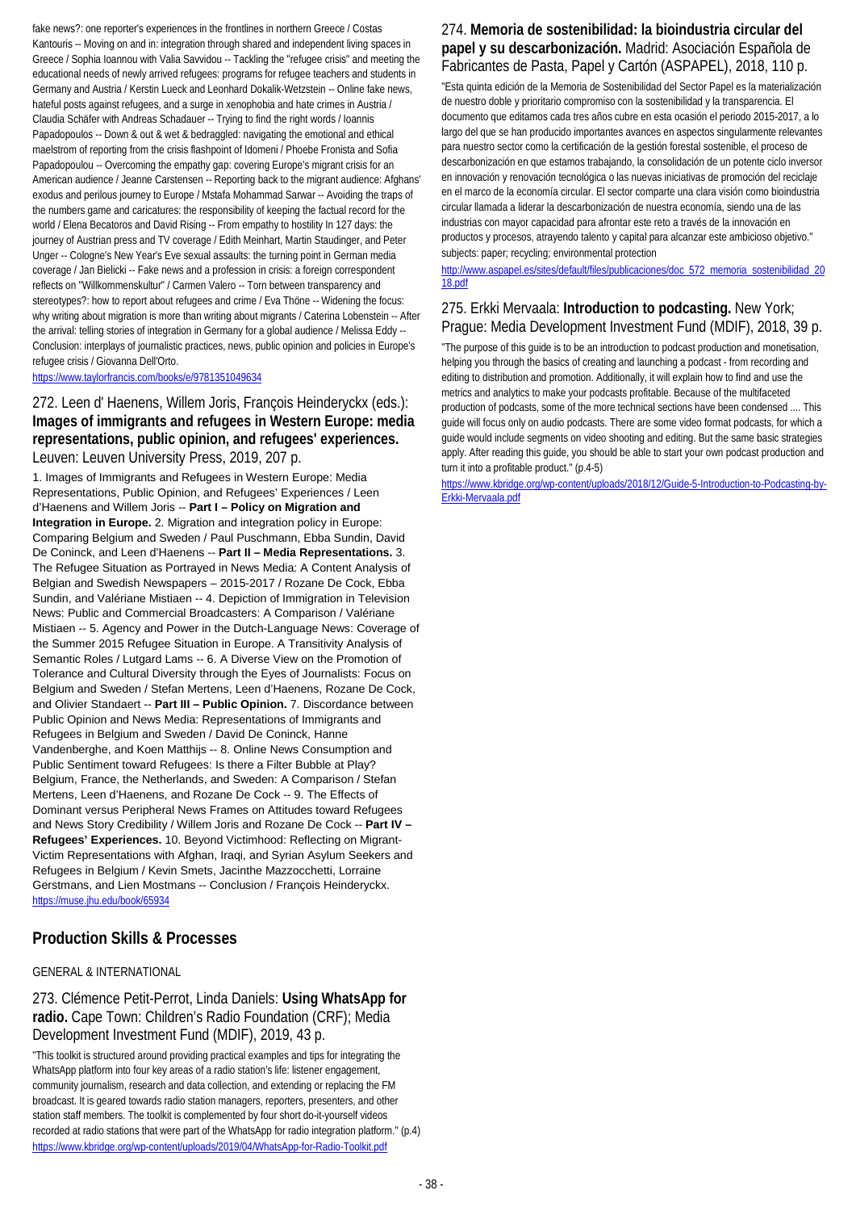fake news?: one reporter's experiences in the frontlines in northern Greece / Costas Kantouris -- Moving on and in: integration through shared and independent living spaces in Greece / Sophia Ioannou with Valia Savvidou -- Tackling the "refugee crisis" and meeting the educational needs of newly arrived refugees: programs for refugee teachers and students in Germany and Austria / Kerstin Lueck and Leonhard Dokalik-Wetzstein -- Online fake news, hateful posts against refugees, and a surge in xenophobia and hate crimes in Austria / Claudia Schäfer with Andreas Schadauer -- Trying to find the right words / Ioannis Papadopoulos -- Down & out & wet & bedraggled: navigating the emotional and ethical maelstrom of reporting from the crisis flashpoint of Idomeni / Phoebe Fronista and Sofia Papadopoulou -- Overcoming the empathy gap: covering Europe's migrant crisis for an American audience / Jeanne Carstensen -- Reporting back to the migrant audience: Afghans' exodus and perilous journey to Europe / Mstafa Mohammad Sarwar -- Avoiding the traps of the numbers game and caricatures: the responsibility of keeping the factual record for the world / Elena Becatoros and David Rising -- From empathy to hostility In 127 days: the journey of Austrian press and TV coverage / Edith Meinhart, Martin Staudinger, and Peter Unger -- Cologne's New Year's Eve sexual assaults: the turning point in German media coverage / Jan Bielicki -- Fake news and a profession in crisis: a foreign correspondent reflects on "Willkommenskultur" / Carmen Valero -- Torn between transparency and stereotypes?: how to report about refugees and crime / Eva Thöne -- Widening the focus: why writing about migration is more than writing about migrants / Caterina Lobenstein -- After the arrival: telling stories of integration in Germany for a global audience / Melissa Eddy -- Conclusion: interplays of journalistic practices, news, public opinion and policies in Europe's refugee crisis / Giovanna Dell'Orto.

https://www.taylorfrancis.com/books/e/9781351049634

## 272. Leen d' Haenens, Willem Joris, François Heinderyckx (eds.): **Images of immigrants and refugees in Western Europe: media representations, public opinion, and refugees' experiences.** Leuven: Leuven University Press, 2019, 207 p.

1. Images of Immigrants and Refugees in Western Europe: Media Representations, Public Opinion, and Refugees' Experiences / Leen d'Haenens and Willem Joris -- **Part I – Policy on Migration and Integration in Europe.** 2. Migration and integration policy in Europe: Comparing Belgium and Sweden / Paul Puschmann, Ebba Sundin, David De Coninck, and Leen d'Haenens -- **Part II – Media Representations.** 3. The Refugee Situation as Portrayed in News Media: A Content Analysis of Belgian and Swedish Newspapers – 2015-2017 / Rozane De Cock, Ebba Sundin, and Valériane Mistiaen -- 4. Depiction of Immigration in Television News: Public and Commercial Broadcasters: A Comparison / Valériane Mistiaen -- 5. Agency and Power in the Dutch-Language News: Coverage of the Summer 2015 Refugee Situation in Europe. A Transitivity Analysis of Semantic Roles / Lutgard Lams -- 6. A Diverse View on the Promotion of Tolerance and Cultural Diversity through the Eyes of Journalists: Focus on Belgium and Sweden / Stefan Mertens, Leen d'Haenens, Rozane De Cock, and Olivier Standaert -- **Part III – Public Opinion.** 7. Discordance between Public Opinion and News Media: Representations of Immigrants and Refugees in Belgium and Sweden / David De Coninck, Hanne Vandenberghe, and Koen Matthijs -- 8. Online News Consumption and Public Sentiment toward Refugees: Is there a Filter Bubble at Play? Belgium, France, the Netherlands, and Sweden: A Comparison / Stefan Mertens, Leen d'Haenens, and Rozane De Cock -- 9. The Effects of Dominant versus Peripheral News Frames on Attitudes toward Refugees and News Story Credibility / Willem Joris and Rozane De Cock -- **Part IV – Refugees' Experiences.** 10. Beyond Victimhood: Reflecting on Migrant-Victim Representations with Afghan, Iraqi, and Syrian Asylum Seekers and Refugees in Belgium / Kevin Smets, Jacinthe Mazzocchetti, Lorraine Gerstmans, and Lien Mostmans -- Conclusion / François Heinderyckx.

https://muse.jhu.edu/book/65934

# Production Skills & Processes

GENERAL & INTERNATIONAL

## 273. Clémence Petit-Perrot, Linda Daniels: **Using WhatsApp for radio.** Cape Town: Children's Radio Foundation (CRF); Media Development Investment Fund (MDIF), 2019, 43 p.

"This toolkit is structured around providing practical examples and tips for integrating the WhatsApp platform into four key areas of a radio station's life: listener engagement, community journalism, research and data collection, and extending or replacing the FM broadcast. It is geared towards radio station managers, reporters, presenters, and other station staff members. The toolkit is complemented by four short do-it-yourself videos recorded at radio stations that were part of the WhatsApp for radio integration platform." (p.4)

https://www.kbridge.org/wp-content/uploads/2019/04/WhatsApp-for-Radio-Toolkit.pdf

## 274. **Memoria de sostenibilidad: la bioindustria circular del papel y su descarbonización.** Madrid: Asociación Española de Fabricantes de Pasta, Papel y Cartón (ASPAPEL), 2018, 110 p.

"Esta quinta edición de la Memoria de Sostenibilidad del Sector Papel es la materialización de nuestro doble y prioritario compromiso con la sostenibilidad y la transparencia. El documento que editamos cada tres años cubre en esta ocasión el periodo 2015-2017, a lo largo del que se han producido importantes avances en aspectos singularmente relevantes para nuestro sector como la certificación de la gestión forestal sostenible, el proceso de descarbonización en que estamos trabajando, la consolidación de un potente ciclo inversor en innovación y renovación tecnológica o las nuevas iniciativas de promoción del reciclaje en el marco de la economía circular. El sector comparte una clara visión como bioindustria circular llamada a liderar la descarbonización de nuestra economía, siendo una de las industrias con mayor capacidad para afrontar este reto a través de la innovación en productos y procesos, atrayendo talento y capital para alcanzar este ambicioso objetivo."

subjects: paper; recycling; environmental protection

http://www.aspapel.es/sites/default/files/publicaciones/doc_572_memoria_sostenibilidad_2018.pdf

## 275. Erkki Mervaala: **Introduction to podcasting.** New York; Prague: Media Development Investment Fund (MDIF), 2018, 39 p.

"The purpose of this guide is to be an introduction to podcast production and monetisation, helping you through the basics of creating and launching a podcast - from recording and editing to distribution and promotion. Additionally, it will explain how to find and use the metrics and analytics to make your podcasts profitable. Because of the multifaceted production of podcasts, some of the more technical sections have been condensed .... This guide will focus only on audio podcasts. There are some video format podcasts, for which a guide would include segments on video shooting and editing. But the same basic strategies apply. After reading this guide, you should be able to start your own podcast production and turn it into a profitable product." (p.4-5)

https://www.kbridge.org/wp-content/uploads/2018/12/Guide-5-Introduction-to-Podcasting-by-Erkki-Mervaala.pdf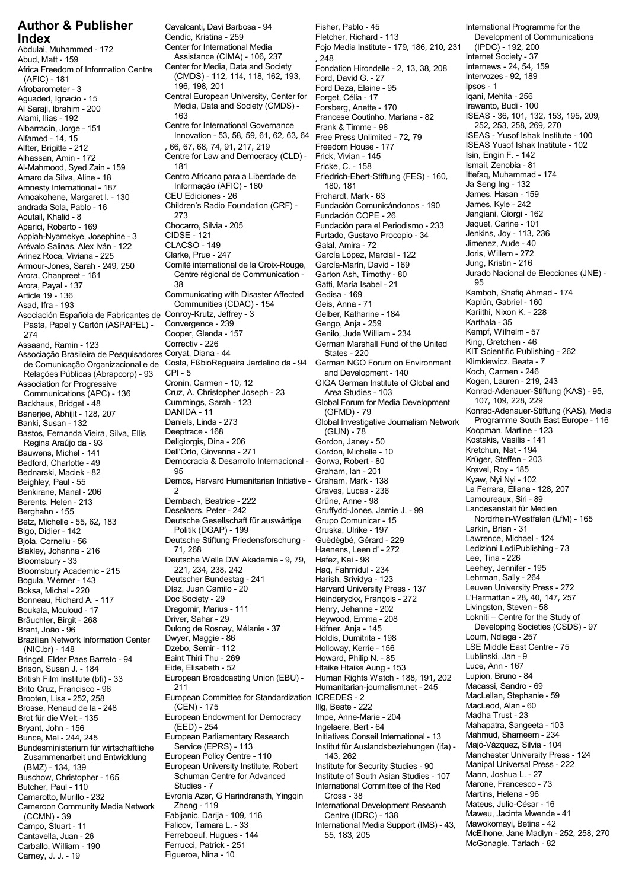# Author & Publisher Index

Abdulai, Muhammed - 172
Abud, Matt - 159
Africa Freedom of Information Centre (AFIC) - 181
Afrobarometer - 3
Aguaded, Ignacio - 15
Al Saraji, Ibrahim - 200
Alami, Ilias - 192
Albarracín, Jorge - 151
Alfamed - 14, 15
Alfter, Brigitte - 212
Alhassan, Amin - 172
Al-Mahmood, Syed Zain - 159
Amaro da Silva, Aline - 18
Amnesty International - 187
Amoakohene, Margaret I. - 130
andrada Sola, Pablo - 16
Aoutail, Khalid - 8
Aparici, Roberto - 169
Appiah-Nyamekye, Josephine - 3
Arévalo Salinas, Alex Iván - 122
Arinez Roca, Viviana - 225
Armour-Jones, Sarah - 249, 250
Arora, Chanpreet - 161
Arora, Payal - 137
Article 19 - 136
Asad, Ifra - 193
Asociación Española de Fabricantes de Pasta, Papel y Cartón (ASPAPEL) - 274
Assaand, Ramin - 123
Associação Brasileira de Pesquisadores de Comunicação Organizacional e de Relações Públicas (Abrapcorp) - 93
Association for Progressive Communications (APC) - 136
Backhaus, Bridget - 48
Banerjee, Abhijit - 128, 207
Banki, Susan - 132
Bastos, Fernanda Vieira, Silva, Ellis Regina Araújo da - 93
Bauwens, Michel - 141
Bedford, Charlotte - 49
Bednarski, Maciek - 82
Beighley, Paul - 55
Benkirane, Manal - 206
Berents, Helen - 213
Berghahn - 155
Betz, Michelle - 55, 62, 183
Bigo, Didier - 142
Bjola, Corneliu - 56
Blakley, Johanna - 216
Bloomsbury - 33
Bloomsbury Academic - 215
Bogula, Werner - 143
Boksa, Michal - 220
Bonneau, Richard A. - 117
Boukala, Mouloud - 17
Bräuchler, Birgit - 268
Brant, João - 96
Brazilian Network Information Center (NIC.br) - 148
Bringel, Elder Paes Barreto - 94
Brison, Susan J. - 184
British Film Institute (bfi) - 33
Brito Cruz, Francisco - 96
Brooten, Lisa - 252, 258
Brosse, Renaud de la - 248
Brot für die Welt - 135
Bryant, John - 156
Bunce, Mel - 244, 245
Bundesministerium für wirtschaftliche Zusammenarbeit und Entwicklung (BMZ) - 134, 139
Buschow, Christopher - 165
Butcher, Paul - 110
Camarotto, Murillo - 232
Cameroon Community Media Network (CCMN) - 39
Campo, Stuart - 11
Cantavella, Juan - 26
Carballo, William - 190
Carney, J. J. - 19
Cavalcanti, Davi Barbosa - 94
Cendic, Kristina - 259
Center for International Media Assistance (CIMA) - 106, 237
Center for Media, Data and Society (CMDS) - 112, 114, 118, 162, 193, 196, 198, 201
Central European University, Center for Media, Data and Society (CMDS) - 163
Centre for International Governance Innovation - 53, 58, 59, 61, 62, 63, 64, 66, 67, 68, 74, 91, 217, 219
Centre for Law and Democracy (CLD) - 181
Centro Africano para a Liberdade de Informação (AFIC) - 180
CEU Ediciones - 26
Children's Radio Foundation (CRF) - 273
Chocarro, Silvia - 205
CIDSE - 121
CLACSO - 149
Clarke, Prue - 247
Comité international de la Croix-Rouge, Centre régional de Communication - 38
Communicating with Disaster Affected Communities (CDAC) - 154
Conroy-Krutz, Jeffrey - 3
Convergence - 239
Cooper, Glenda - 157
Correctiv - 226
Coryat, Diana - 44
Costa, FßbioRegueira Jardelino da - 94
CPI - 5
Cronin, Carmen - 10, 12
Cruz, A. Christopher Joseph - 23
Cummings, Sarah - 123
DANIDA - 11
Daniels, Linda - 273
Deeptrace - 168
Deligiorgis, Dina - 206
Dell'Orto, Giovanna - 271
Democracia & Desarrollo Internacional - 95
Demos, Harvard Humanitarian Initiative - 2
Dernbach, Beatrice - 222
Deselaers, Peter - 242
Deutsche Gesellschaft für auswärtige Politik (DGAP) - 199
Deutsche Stiftung Friedensforschung - 71, 268
Deutsche Welle DW Akademie - 9, 79, 221, 234, 238, 242
Deutscher Bundestag - 241
Díaz, Juan Camilo - 20
Doc Society - 29
Dragomir, Marius - 111
Driver, Sahar - 29
Dulong de Rosnay, Mélanie - 37
Dwyer, Maggie - 86
Dzebo, Semir - 112
Eaint Thiri Thu - 269
Eide, Elisabeth - 52
European Broadcasting Union (EBU) - 211
European Committee for Standardization (CEN) - 175
European Endowment for Democracy (EED) - 254
European Parliamentary Research Service (EPRS) - 113
European Policy Centre - 110
European University Institute, Robert Schuman Centre for Advanced Studies - 7
Evronia Azer, G Harindranath, Yingqin Zheng - 119
Fabijanic, Darija - 109, 116
Falicov, Tamara L. - 33
Ferreboeuf, Hugues - 144
Ferrucci, Patrick - 251
Figueroa, Nina - 10
Fisher, Pablo - 45
Fletcher, Richard - 113
Fojo Media Institute - 179, 186, 210, 231, 248
Fondation Hirondelle - 2, 13, 38, 208
Ford, David G. - 27
Ford Deza, Elaine - 95
Forget, Célia - 17
Forsberg, Anette - 170
Francese Coutinho, Mariana - 82
Frank & Timme - 98
Free Press Unlimited - 72, 79
Freedom House - 177
Frick, Vivian - 145
Fricke, C. - 158
Friedrich-Ebert-Stiftung (FES) - 160, 180, 181
Frohardt, Mark - 63
Fundación Comunicándonos - 190
Fundación COPE - 26
Fundación para el Periodismo - 233
Furtado, Gustavo Procopio - 34
Galal, Amira - 72
García López, Marcial - 122
García-Marín, David - 169
Garton Ash, Timothy - 80
Gatti, María Isabel - 21
Gedisa - 169
Geis, Anna - 71
Gelber, Katharine - 184
Gengo, Anja - 259
Genilo, Jude William - 234
German Marshall Fund of the United States - 220
German NGO Forum on Environment and Development - 140
GIGA German Institute of Global and Area Studies - 103
Global Forum for Media Development (GFMD) - 79
Global Investigative Journalism Network (GIJN) - 78
Gordon, Janey - 50
Gordon, Michelle - 10
Gorwa, Robert - 80
Graham, Ian - 201
Graham, Mark - 138
Graves, Lucas - 236
Grüne, Anne - 98
Gruffydd-Jones, Jamie J. - 99
Grupo Comunicar - 15
Gruska, Ulrike - 197
Guèdègbé, Gérard - 229
Haenens, Leen d' - 272
Hafez, Kai - 98
Haq, Fahmidul - 234
Harish, Srividya - 123
Harvard University Press - 137
Heinderyckx, François - 272
Henry, Jehanne - 202
Heywood, Emma - 208
Höfner, Anja - 145
Holdis, Dumitrita - 198
Holloway, Kerrie - 156
Howard, Philip N. - 85
Htaike Htaike Aung - 153
Human Rights Watch - 188, 191, 202
Humanitarian-journalism.net - 245
ICREDES - 2
Illg, Beate - 222
Impe, Anne-Marie - 204
Ingelaere, Bert - 64
Initiatives Conseil International - 13
Institut für Auslandsbeziehungen (ifa) - 143, 262
Institute for Security Studies - 90
Institute of South Asian Studies - 107
International Committee of the Red Cross - 38
International Development Research Centre (IDRC) - 138
International Media Support (IMS) - 43, 55, 183, 205
International Programme for the Development of Communications (IPDC) - 192, 200
Internet Society - 37
Internews - 24, 54, 159
Intervozes - 92, 189
Ipsos - 1
Iqani, Mehita - 256
Irawanto, Budi - 100
ISEAS - 36, 101, 132, 153, 195, 209, 252, 253, 258, 269, 270
ISEAS - Yusof Ishak Institute - 100
ISEAS Yusof Ishak Institute - 102
Isin, Engin F. - 142
Ismail, Zenobia - 81
Ittefaq, Muhammad - 174
Ja Seng Ing - 132
James, Hasan - 159
James, Kyle - 242
Jangiani, Giorgi - 162
Jaquet, Carine - 101
Jenkins, Joy - 113, 236
Jimenez, Aude - 40
Joris, Willem - 272
Jung, Kristin - 216
Jurado Nacional de Elecciones (JNE) - 95
Kamboh, Shafiq Ahmad - 174
Kaplún, Gabriel - 160
Kariithi, Nixon K. - 228
Karthala - 35
Kempf, Wilhelm - 57
King, Gretchen - 46
KIT Scientific Publishing - 262
Klimkiewicz, Beata - 7
Koch, Carmen - 246
Kogen, Lauren - 219, 243
Konrad-Adenauer-Stiftung (KAS) - 95, 107, 109, 228, 229
Konrad-Adenauer-Stiftung (KAS), Media Programme South East Europe - 116
Koopman, Martine - 123
Kostakis, Vasilis - 141
Kretchun, Nat - 194
Krüger, Steffen - 203
Krøvel, Roy - 185
Kyaw, Nyi Nyi - 102
La Ferrara, Eliana - 128, 207
Lamoureaux, Siri - 89
Landesanstalt für Medien Nordrhein-Westfalen (LfM) - 165
Larkin, Brian - 31
Lawrence, Michael - 124
Ledizioni LediPublishing - 73
Lee, Tina - 226
Leehey, Jennifer - 195
Lehrman, Sally - 264
Leuven University Press - 272
L'Harmattan - 28, 40, 147, 257
Livingston, Steven - 58
Lokniti – Centre for the Study of Developing Societies (CSDS) - 97
Loum, Ndiaga - 257
LSE Middle East Centre - 75
Lublinski, Jan - 9
Luce, Ann - 167
Lupion, Bruno - 84
Macassi, Sandro - 69
MacLellan, Stephanie - 59
MacLeod, Alan - 60
Madha Trust - 23
Mahapatra, Sangeeta - 103
Mahmud, Shameem - 234
Majó-Vázquez, Silvia - 104
Manchester University Press - 124
Manipal Universal Press - 222
Mann, Joshua L. - 27
Marone, Francesco - 73
Martins, Helena - 96
Mateus, Julio-César - 16
Maweu, Jacinta Mwende - 41
Mawokomayi, Betina - 42
McElhone, Jane Madlyn - 252, 258, 270
McGonagle, Tarlach - 82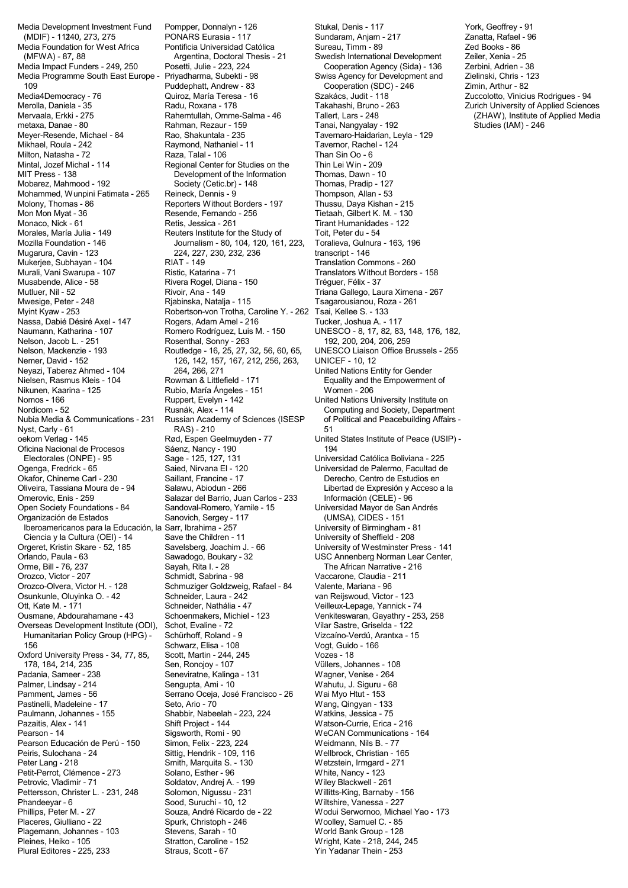Media Development Investment Fund (MDIF) - 11240, 273, 275
Media Foundation for West Africa (MFWA) - 87, 88
Media Impact Funders - 249, 250
Media Programme South East Europe - 109
Media4Democracy - 76
Merolla, Daniela - 35
Mervaala, Erkki - 275
metaxa, Danae - 80
Meyer-Resende, Michael - 84
Mikhael, Roula - 242
Milton, Natasha - 72
Mintal, Jozef Michal - 114
MIT Press - 138
Mobarez, Mahmood - 192
Mohammed, Wunpini Fatimata - 265
Molony, Thomas - 86
Mon Mon Myat - 36
Monaco, Nick - 61
Morales, María Julia - 149
Mozilla Foundation - 146
Mugarura, Cavin - 123
Mukerjee, Subhayan - 104
Murali, Vani Swarupa - 107
Musabende, Alice - 58
Mutluer, Nil - 52
Mwesige, Peter - 248
Myint Kyaw - 253
Nassa, Dabié Désiré Axel - 147
Naumann, Katharina - 107
Nelson, Jacob L. - 251
Nelson, Mackenzie - 193
Nemer, David - 152
Neyazi, Taberez Ahmed - 104
Nielsen, Rasmus Kleis - 104
Nikunen, Kaarina - 125
Nomos - 166
Nordicom - 52
Nubia Media & Communications - 231
Nyst, Carly - 61
oekom Verlag - 145
Oficina Nacional de Procesos Electorales (ONPE) - 95
Ogenga, Fredrick - 65
Okafor, Chineme Carl - 230
Oliveira, Tassiana Moura de - 94
Omerovic, Enis - 259
Open Society Foundations - 84
Organización de Estados Iberoamericanos para la Educación, la Ciencia y la Cultura (OEI) - 14
Orgeret, Kristin Skare - 52, 185
Orlando, Paula - 63
Orme, Bill - 76, 237
Orozco, Victor - 207
Orozco-Olvera, Victor H. - 128
Osunkunle, Oluyinka O. - 42
Ott, Kate M. - 171
Ousmane, Abdourahamane - 43
Overseas Development Institute (ODI), Humanitarian Policy Group (HPG) - 156
Oxford University Press - 34, 77, 85, 178, 184, 214, 235
Padania, Sameer - 238
Palmer, Lindsay - 214
Pamment, James - 56
Pastinelli, Madeleine - 17
Paulmann, Johannes - 155
Pazaitis, Alex - 141
Pearson - 14
Pearson Educación de Perú - 150
Peiris, Sulochana - 24
Peter Lang - 218
Petit-Perrot, Clémence - 273
Petrovic, Vladimir - 71
Pettersson, Christer L. - 231, 248
Phandeeyar - 6
Phillips, Peter M. - 27
Placeres, Giulliano - 22
Plagemann, Johannes - 103
Pleines, Heiko - 105
Plural Editores - 225, 233
Pompper, Donnalyn - 126
PONARS Eurasia - 117
Pontificia Universidad Católica Argentina, Doctoral Thesis - 21
Posetti, Julie - 223, 224
Priyadharma, Subekti - 98
Puddephatt, Andrew - 83
Quiroz, María Teresa - 16
Radu, Roxana - 178
Rahemtullah, Omme-Salma - 46
Rahman, Rezaur - 159
Rao, Shakuntala - 235
Raymond, Nathaniel - 11
Raza, Talal - 106
Regional Center for Studies on the Development of the Information Society (Cetic.br) - 148
Reineck, Dennis - 9
Reporters Without Borders - 197
Resende, Fernando - 256
Retis, Jessica - 261
Reuters Institute for the Study of Journalism - 80, 104, 120, 161, 223, 224, 227, 230, 232, 236
RIAT - 149
Ristic, Katarina - 71
Rivera Rogel, Diana - 150
Rivoir, Ana - 149
Rjabinska, Natalja - 115
Robertson-von Trotha, Caroline Y. - 262
Rogers, Adam Amel - 216
Romero Rodríguez, Luis M. - 150
Rosenthal, Sonny - 263
Routledge - 16, 25, 27, 32, 56, 60, 65, 126, 142, 157, 167, 212, 256, 263, 264, 266, 271
Rowman & Littlefield - 171
Rubio, María Ángeles - 151
Ruppert, Evelyn - 142
Rusnák, Alex - 114
Russian Academy of Sciences (ISESP RAS) - 210
Rød, Espen Geelmuyden - 77
Sáenz, Nancy - 190
Sage - 125, 127, 131
Saied, Nirvana El - 120
Saillant, Francine - 17
Salawu, Abiodun - 266
Salazar del Barrio, Juan Carlos - 233
Sandoval-Romero, Yamile - 15
Sanovich, Sergey - 117
Sarr, Ibrahima - 257
Save the Children - 11
Savelsberg, Joachim J. - 66
Sawadogo, Boukary - 32
Sayah, Rita I. - 28
Schmidt, Sabrina - 98
Schmuziger Goldzweig, Rafael - 84
Schneider, Laura - 242
Schneider, Nathália - 47
Schoenmakers, Michiel - 123
Schot, Evaline - 72
Schürhoff, Roland - 9
Schwarz, Elisa - 108
Scott, Martin - 244, 245
Sen, Ronojoy - 107
Seneviratne, Kalinga - 131
Sengupta, Ami - 10
Serrano Oceja, José Francisco - 26
Seto, Ario - 70
Shabbir, Nabeelah - 223, 224
Shift Project - 144
Sigsworth, Romi - 90
Simon, Felix - 223, 224
Sittig, Hendrik - 109, 116
Smith, Marquita S. - 130
Solano, Esther - 96
Soldatov, Andrej A. - 199
Solomon, Nigussu - 231
Sood, Suruchi - 10, 12
Souza, André Ricardo de - 22
Spurk, Christoph - 246
Stevens, Sarah - 10
Stratton, Caroline - 152
Straus, Scott - 67
Stukal, Denis - 117
Sundaram, Anjam - 217
Sureau, Timm - 89
Swedish International Development Cooperation Agency (Sida) - 136
Swiss Agency for Development and Cooperation (SDC) - 246
Szakács, Judit - 118
Takahashi, Bruno - 263
Tallert, Lars - 248
Tanai, Nangyalay - 192
Tavernaro-Haidarian, Leyla - 129
Tavernor, Rachel - 124
Than Sin Oo - 6
Thin Lei Win - 209
Thomas, Dawn - 10
Thomas, Pradip - 127
Thompson, Allan - 53
Thussu, Daya Kishan - 215
Tietaah, Gilbert K. M. - 130
Tirant Humanidades - 122
Toit, Peter du - 54
Toralieva, Gulnura - 163, 196
transcript - 146
Translation Commons - 260
Translators Without Borders - 158
Tréguer, Félix - 37
Triana Gallego, Laura Ximena - 267
Tsagarousianou, Roza - 261
Tsai, Kellee S. - 133
Tucker, Joshua A. - 117
UNESCO - 8, 17, 82, 83, 148, 176, 182, 192, 200, 204, 206, 259
UNESCO Liaison Office Brussels - 255
UNICEF - 10, 12
United Nations Entity for Gender Equality and the Empowerment of Women - 206
United Nations University Institute on Computing and Society, Department of Political and Peacebuilding Affairs - 51
United States Institute of Peace (USIP) - 194
Universidad Católica Boliviana - 225
Universidad de Palermo, Facultad de Derecho, Centro de Estudios en Libertad de Expresión y Acceso a la Información (CELE) - 96
Universidad Mayor de San Andrés (UMSA), CIDES - 151
University of Birmingham - 81
University of Sheffield - 208
University of Westminster Press - 141
USC Annenberg Norman Lear Center, The African Narrative - 216
Vaccarone, Claudia - 211
Valente, Mariana - 96
van Reijswoud, Victor - 123
Veilleux-Lepage, Yannick - 74
Venkiteswaran, Gayathry - 253, 258
Vilar Sastre, Griselda - 122
Vizcaíno-Verdú, Arantxa - 15
Vogt, Guido - 166
Vozes - 18
Vüllers, Johannes - 108
Wagner, Venise - 264
Wahutu, J. Siguru - 68
Wai Myo Htut - 153
Wang, Qingyan - 133
Watkins, Jessica - 75
Watson-Currie, Erica - 216
WeCAN Communications - 164
Weidmann, Nils B. - 77
Wellbrock, Christian - 165
Wetzstein, Irmgard - 271
White, Nancy - 123
Wiley Blackwell - 261
Willitts-King, Barnaby - 156
Wiltshire, Vanessa - 227
Wodui Serwornoo, Michael Yao - 173
Woolley, Samuel C. - 85
World Bank Group - 128
Wright, Kate - 218, 244, 245
Yin Yadanar Thein - 253
York, Geoffrey - 91
Zanatta, Rafael - 96
Zed Books - 86
Zeiler, Xenia - 25
Zerbini, Adrien - 38
Zielinski, Chris - 123
Zimin, Arthur - 82
Zuccolotto, Vinicius Rodrigues - 94
Zurich University of Applied Sciences (ZHAW), Institute of Applied Media Studies (IAM) - 246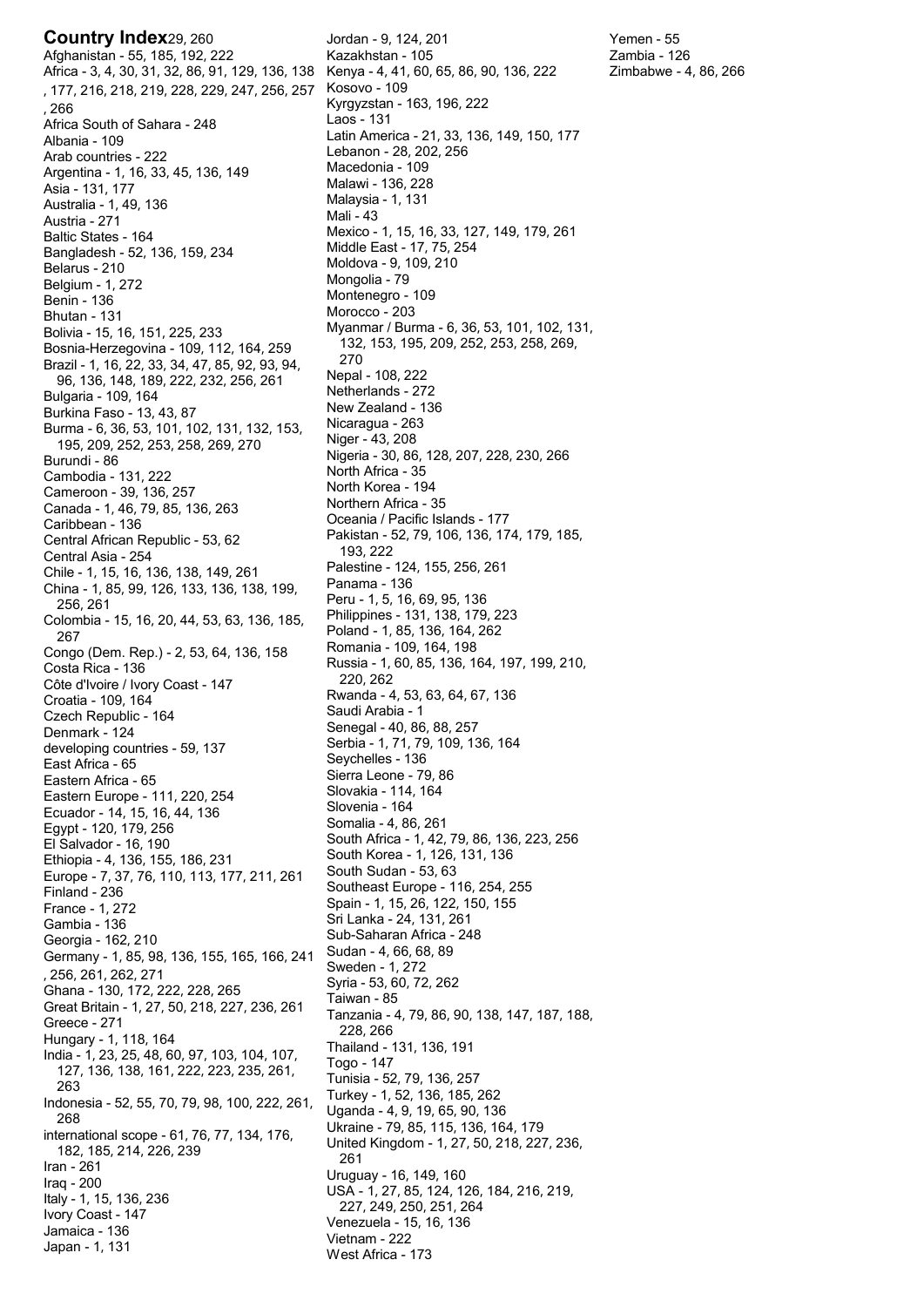# Country Index29, 260

Afghanistan - 55, 185, 192, 222
Africa - 3, 4, 30, 31, 32, 86, 91, 129, 136, 138, 177, 216, 218, 219, 228, 229, 247, 256, 257, 266
Africa South of Sahara - 248
Albania - 109
Arab countries - 222
Argentina - 1, 16, 33, 45, 136, 149
Asia - 131, 177
Australia - 1, 49, 136
Austria - 271
Baltic States - 164
Bangladesh - 52, 136, 159, 234
Belarus - 210
Belgium - 1, 272
Benin - 136
Bhutan - 131
Bolivia - 15, 16, 151, 225, 233
Bosnia-Herzegovina - 109, 112, 164, 259
Brazil - 1, 16, 22, 33, 34, 47, 85, 92, 93, 94, 96, 136, 148, 189, 222, 232, 256, 261
Bulgaria - 109, 164
Burkina Faso - 13, 43, 87
Burma - 6, 36, 53, 101, 102, 131, 132, 153, 195, 209, 252, 253, 258, 269, 270
Burundi - 86
Cambodia - 131, 222
Cameroon - 39, 136, 257
Canada - 1, 46, 79, 85, 136, 263
Caribbean - 136
Central African Republic - 53, 62
Central Asia - 254
Chile - 1, 15, 16, 136, 138, 149, 261
China - 1, 85, 99, 126, 133, 136, 138, 199, 256, 261
Colombia - 15, 16, 20, 44, 53, 63, 136, 185, 267
Congo (Dem. Rep.) - 2, 53, 64, 136, 158
Costa Rica - 136
Côte d'Ivoire / Ivory Coast - 147
Croatia - 109, 164
Czech Republic - 164
Denmark - 124
developing countries - 59, 137
East Africa - 65
Eastern Africa - 65
Eastern Europe - 111, 220, 254
Ecuador - 14, 15, 16, 44, 136
Egypt - 120, 179, 256
El Salvador - 16, 190
Ethiopia - 4, 136, 155, 186, 231
Europe - 7, 37, 76, 110, 113, 177, 211, 261
Finland - 236
France - 1, 272
Gambia - 136
Georgia - 162, 210
Germany - 1, 85, 98, 136, 155, 165, 166, 241, 256, 261, 262, 271
Ghana - 130, 172, 222, 228, 265
Great Britain - 1, 27, 50, 218, 227, 236, 261
Greece - 271
Hungary - 1, 118, 164
India - 1, 23, 25, 48, 60, 97, 103, 104, 107, 127, 136, 138, 161, 222, 223, 235, 261, 263
Indonesia - 52, 55, 70, 79, 98, 100, 222, 261, 268
international scope - 61, 76, 77, 134, 176, 182, 185, 214, 226, 239
Iran - 261
Iraq - 200
Italy - 1, 15, 136, 236
Ivory Coast - 147
Jamaica - 136
Japan - 1, 131
Jordan - 9, 124, 201
Kazakhstan - 105
Kenya - 4, 41, 60, 65, 86, 90, 136, 222
Kosovo - 109
Kyrgyzstan - 163, 196, 222
Laos - 131
Latin America - 21, 33, 136, 149, 150, 177
Lebanon - 28, 202, 256
Macedonia - 109
Malawi - 136, 228
Malaysia - 1, 131
Mali - 43
Mexico - 1, 15, 16, 33, 127, 149, 179, 261
Middle East - 17, 75, 254
Moldova - 9, 109, 210
Mongolia - 79
Montenegro - 109
Morocco - 203
Myanmar / Burma - 6, 36, 53, 101, 102, 131, 132, 153, 195, 209, 252, 253, 258, 269, 270
Nepal - 108, 222
Netherlands - 272
New Zealand - 136
Nicaragua - 263
Niger - 43, 208
Nigeria - 30, 86, 128, 207, 228, 230, 266
North Africa - 35
North Korea - 194
Northern Africa - 35
Oceania / Pacific Islands - 177
Pakistan - 52, 79, 106, 136, 174, 179, 185, 193, 222
Palestine - 124, 155, 256, 261
Panama - 136
Peru - 1, 5, 16, 69, 95, 136
Philippines - 131, 138, 179, 223
Poland - 1, 85, 136, 164, 262
Romania - 109, 164, 198
Russia - 1, 60, 85, 136, 164, 197, 199, 210, 220, 262
Rwanda - 4, 53, 63, 64, 67, 136
Saudi Arabia - 1
Senegal - 40, 86, 88, 257
Serbia - 1, 71, 79, 109, 136, 164
Seychelles - 136
Sierra Leone - 79, 86
Slovakia - 114, 164
Slovenia - 164
Somalia - 4, 86, 261
South Africa - 1, 42, 79, 86, 136, 223, 256
South Korea - 1, 126, 131, 136
South Sudan - 53, 63
Southeast Europe - 116, 254, 255
Spain - 1, 15, 26, 122, 150, 155
Sri Lanka - 24, 131, 261
Sub-Saharan Africa - 248
Sudan - 4, 66, 68, 89
Sweden - 1, 272
Syria - 53, 60, 72, 262
Taiwan - 85
Tanzania - 4, 79, 86, 90, 138, 147, 187, 188, 228, 266
Thailand - 131, 136, 191
Togo - 147
Tunisia - 52, 79, 136, 257
Turkey - 1, 52, 136, 185, 262
Uganda - 4, 9, 19, 65, 90, 136
Ukraine - 79, 85, 115, 136, 164, 179
United Kingdom - 1, 27, 50, 218, 227, 236, 261
Uruguay - 16, 149, 160
USA - 1, 27, 85, 124, 126, 184, 216, 219, 227, 249, 250, 251, 264
Venezuela - 15, 16, 136
Vietnam - 222
West Africa - 173
Yemen - 55
Zambia - 126
Zimbabwe - 4, 86, 266